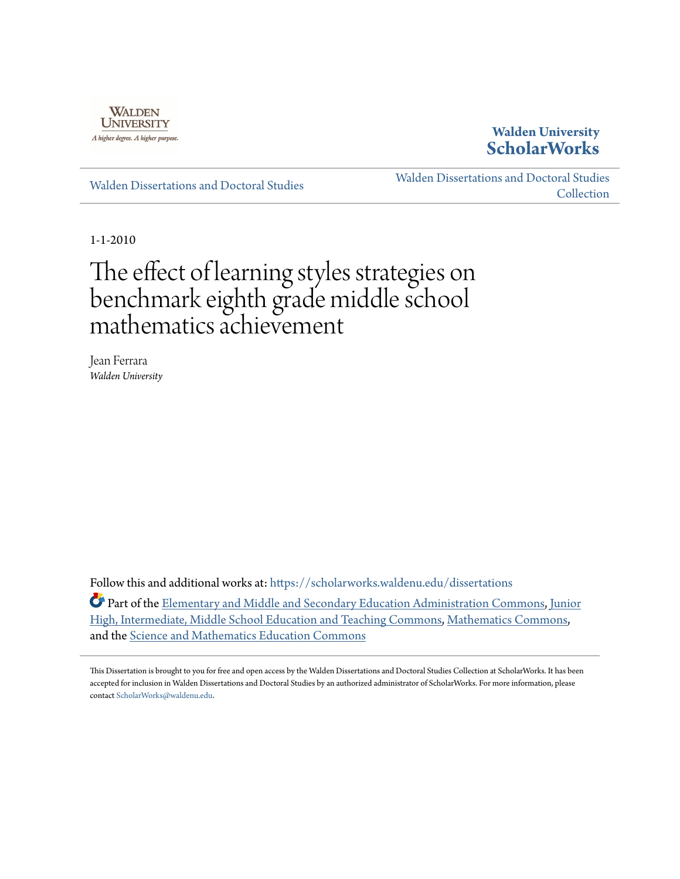Walden University

A higher degree. A higher purpose.

Walden University **ScholarWorks**

Walden Dissertations and Doctoral Studies

Walden Dissertations and Doctoral Studies Collection

1-1-2010

# The effect of learning styles strategies on benchmark eighth grade middle school mathematics achievement

Jean Ferrara
*Walden University*

Follow this and additional works at: https://scholarworks.waldenu.edu/dissertations

Part of the Elementary and Middle and Secondary Education Administration Commons, Junior High, Intermediate, Middle School Education and Teaching Commons, Mathematics Commons, and the Science and Mathematics Education Commons

This Dissertation is brought to you for free and open access by the Walden Dissertations and Doctoral Studies Collection at ScholarWorks. It has been accepted for inclusion in Walden Dissertations and Doctoral Studies by an authorized administrator of ScholarWorks. For more information, please contact ScholarWorks@waldenu.edu.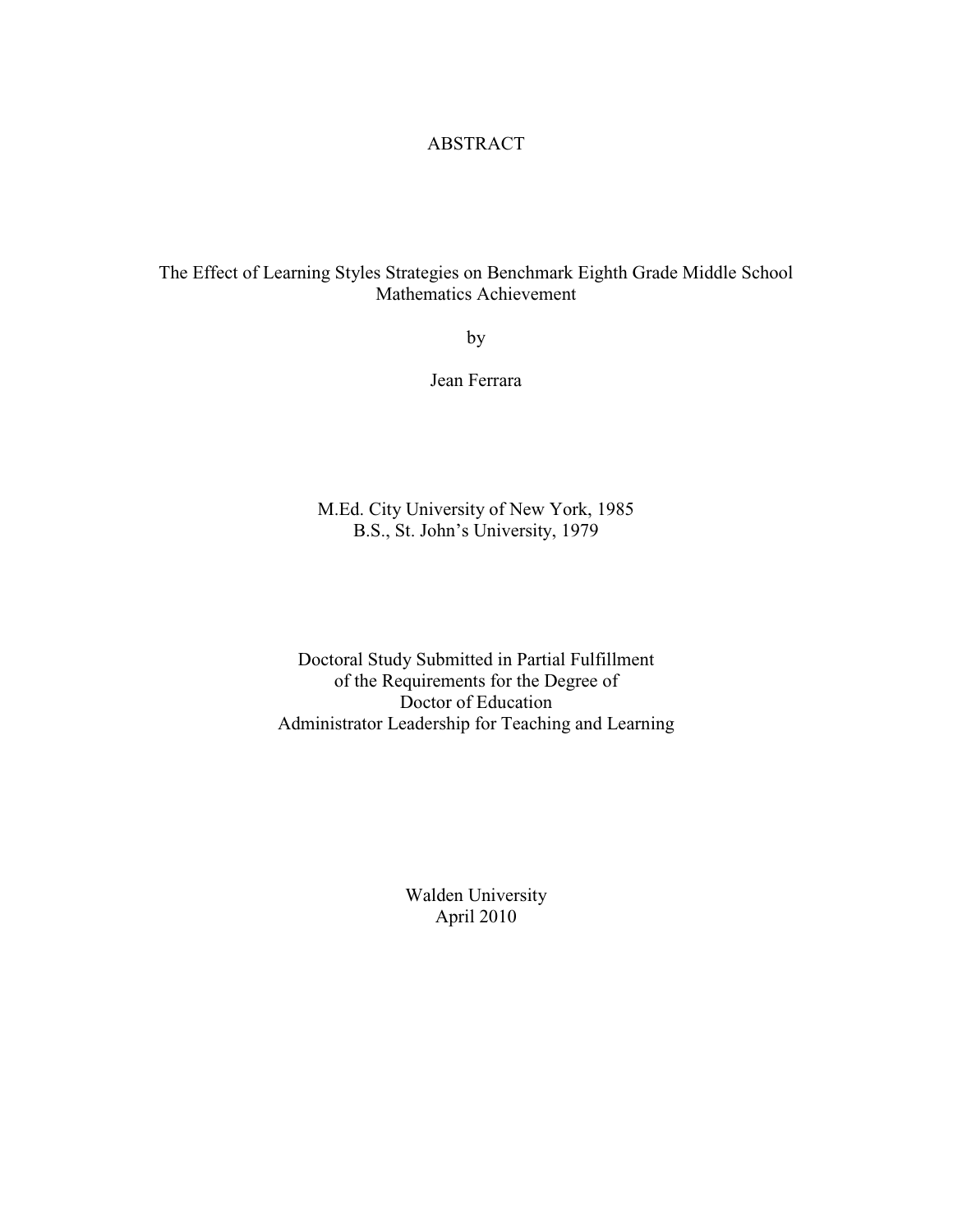# ABSTRACT

The Effect of Learning Styles Strategies on Benchmark Eighth Grade Middle School Mathematics Achievement

by

Jean Ferrara

M.Ed. City University of New York, 1985
B.S., St. John's University, 1979

Doctoral Study Submitted in Partial Fulfillment
of the Requirements for the Degree of
Doctor of Education
Administrator Leadership for Teaching and Learning

Walden University
April 2010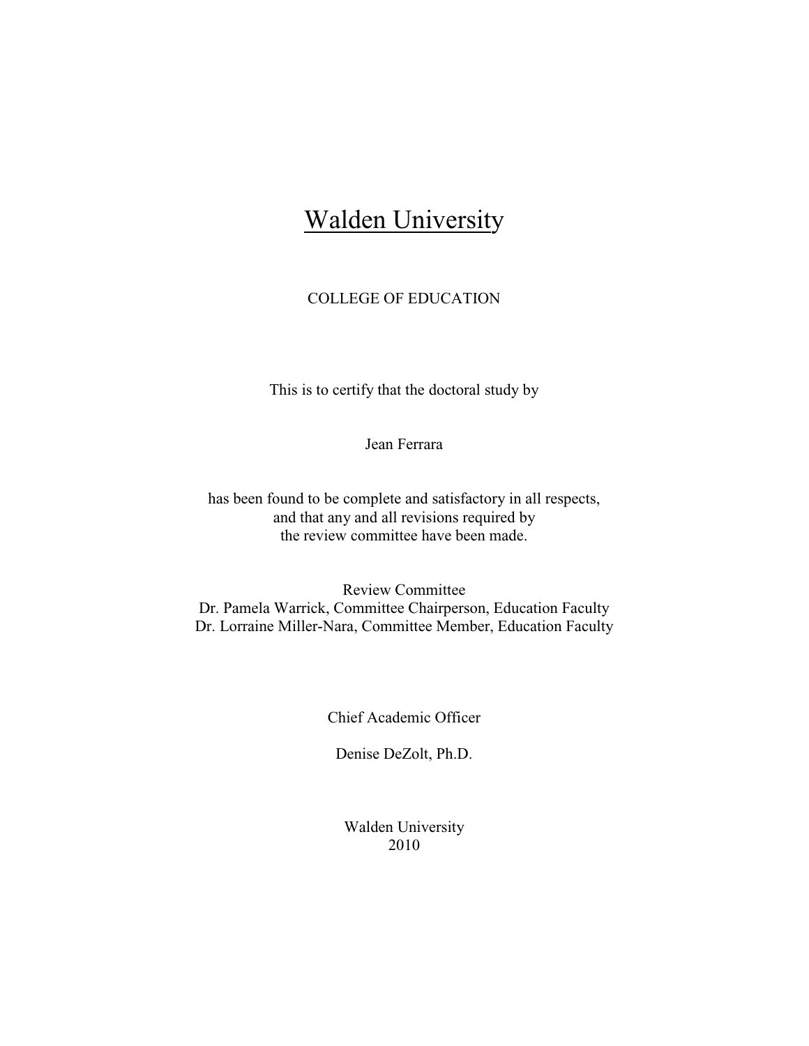# Walden University

COLLEGE OF EDUCATION

This is to certify that the doctoral study by

Jean Ferrara

has been found to be complete and satisfactory in all respects,
and that any and all revisions required by
the review committee have been made.

Review Committee
Dr. Pamela Warrick, Committee Chairperson, Education Faculty
Dr. Lorraine Miller-Nara, Committee Member, Education Faculty

Chief Academic Officer

Denise DeZolt, Ph.D.

Walden University
2010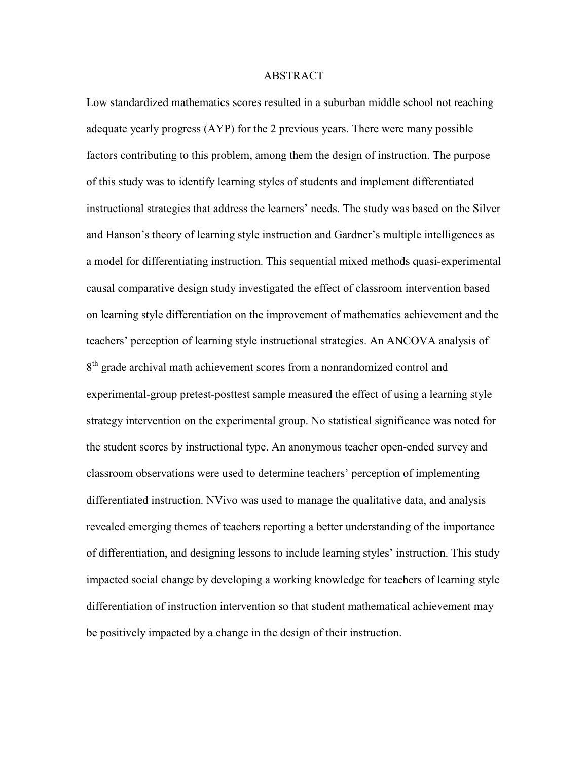# ABSTRACT

Low standardized mathematics scores resulted in a suburban middle school not reaching adequate yearly progress (AYP) for the 2 previous years. There were many possible factors contributing to this problem, among them the design of instruction. The purpose of this study was to identify learning styles of students and implement differentiated instructional strategies that address the learners' needs. The study was based on the Silver and Hanson's theory of learning style instruction and Gardner's multiple intelligences as a model for differentiating instruction. This sequential mixed methods quasi-experimental causal comparative design study investigated the effect of classroom intervention based on learning style differentiation on the improvement of mathematics achievement and the teachers' perception of learning style instructional strategies. An ANCOVA analysis of 8th grade archival math achievement scores from a nonrandomized control and experimental-group pretest-posttest sample measured the effect of using a learning style strategy intervention on the experimental group. No statistical significance was noted for the student scores by instructional type. An anonymous teacher open-ended survey and classroom observations were used to determine teachers' perception of implementing differentiated instruction. NVivo was used to manage the qualitative data, and analysis revealed emerging themes of teachers reporting a better understanding of the importance of differentiation, and designing lessons to include learning styles' instruction. This study impacted social change by developing a working knowledge for teachers of learning style differentiation of instruction intervention so that student mathematical achievement may be positively impacted by a change in the design of their instruction.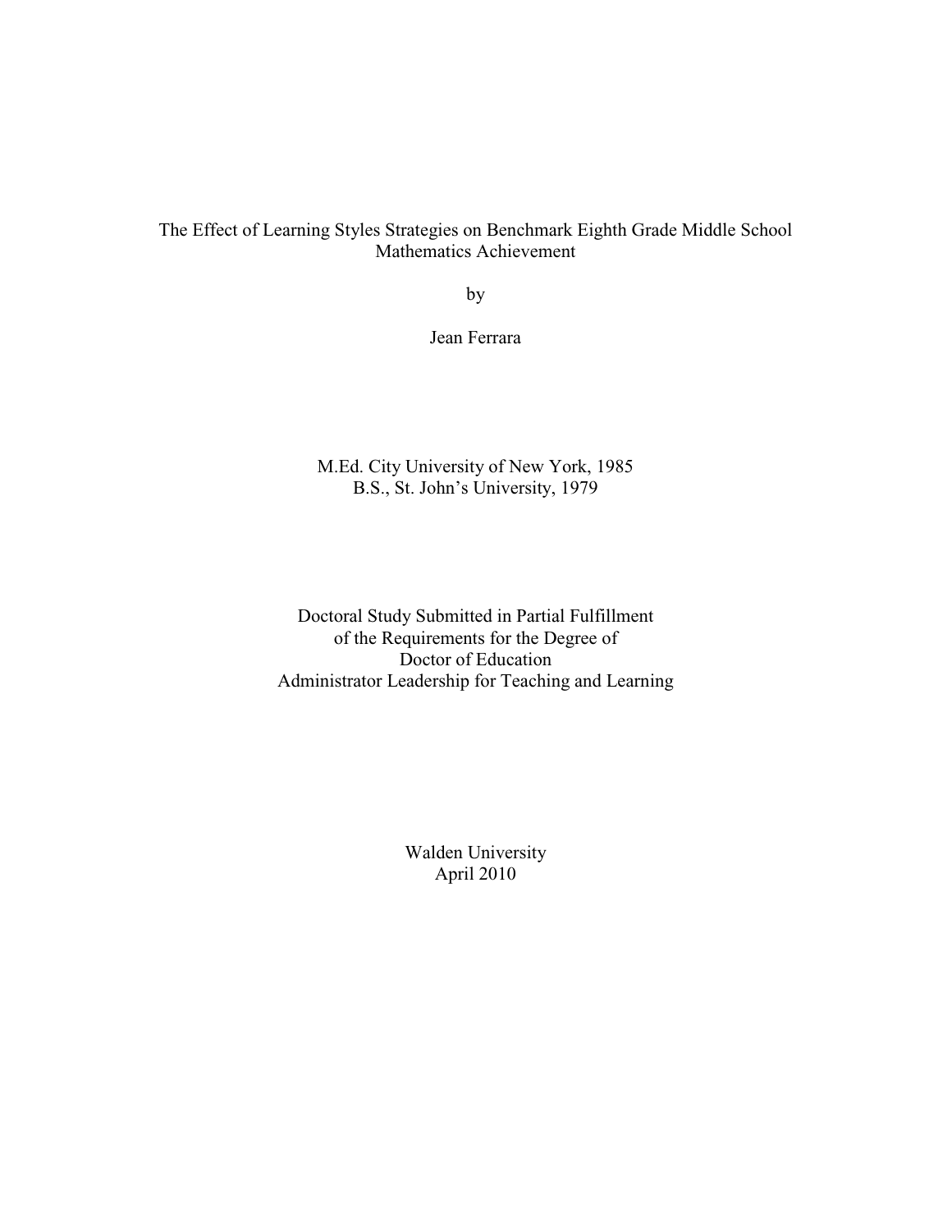The Effect of Learning Styles Strategies on Benchmark Eighth Grade Middle School Mathematics Achievement

by

Jean Ferrara

M.Ed. City University of New York, 1985
B.S., St. John's University, 1979

Doctoral Study Submitted in Partial Fulfillment
of the Requirements for the Degree of
Doctor of Education
Administrator Leadership for Teaching and Learning

Walden University
April 2010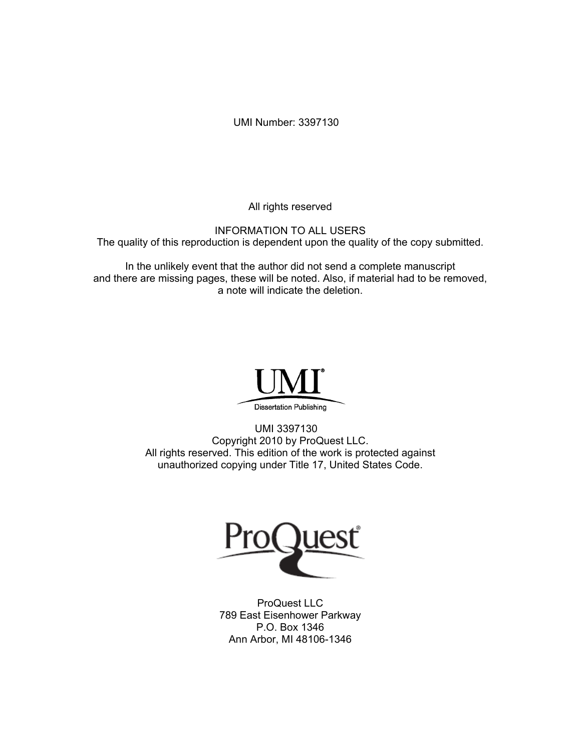UMI Number: 3397130

All rights reserved

INFORMATION TO ALL USERS
The quality of this reproduction is dependent upon the quality of the copy submitted.

In the unlikely event that the author did not send a complete manuscript
and there are missing pages, these will be noted. Also, if material had to be removed,
a note will indicate the deletion.

UMI
Dissertation Publishing

UMI 3397130
Copyright 2010 by ProQuest LLC.
All rights reserved. This edition of the work is protected against
unauthorized copying under Title 17, United States Code.

ProQuest

ProQuest LLC
789 East Eisenhower Parkway
P.O. Box 1346
Ann Arbor, MI 48106-1346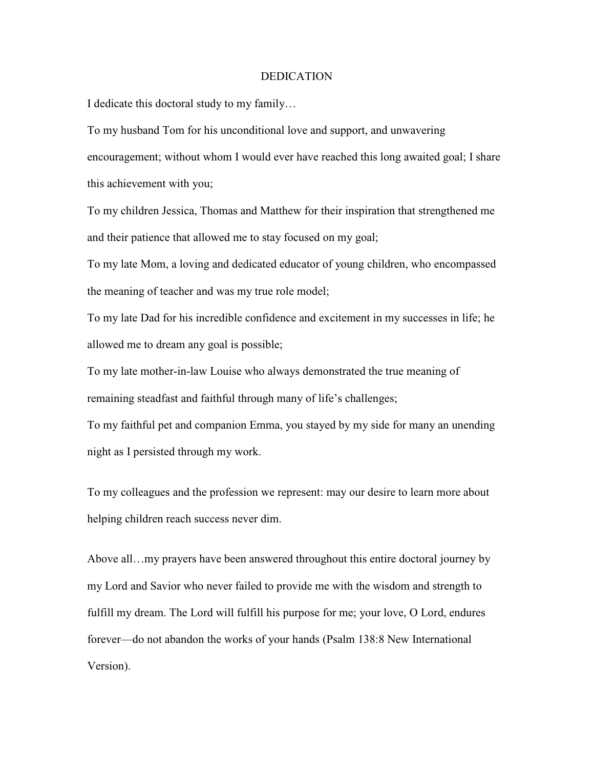# DEDICATION

I dedicate this doctoral study to my family…

To my husband Tom for his unconditional love and support, and unwavering encouragement; without whom I would ever have reached this long awaited goal; I share this achievement with you;

To my children Jessica, Thomas and Matthew for their inspiration that strengthened me and their patience that allowed me to stay focused on my goal;

To my late Mom, a loving and dedicated educator of young children, who encompassed the meaning of teacher and was my true role model;

To my late Dad for his incredible confidence and excitement in my successes in life; he allowed me to dream any goal is possible;

To my late mother-in-law Louise who always demonstrated the true meaning of remaining steadfast and faithful through many of life's challenges;

To my faithful pet and companion Emma, you stayed by my side for many an unending night as I persisted through my work.

To my colleagues and the profession we represent: may our desire to learn more about helping children reach success never dim.

Above all…my prayers have been answered throughout this entire doctoral journey by my Lord and Savior who never failed to provide me with the wisdom and strength to fulfill my dream. The Lord will fulfill his purpose for me; your love, O Lord, endures forever—do not abandon the works of your hands (Psalm 138:8 New International Version).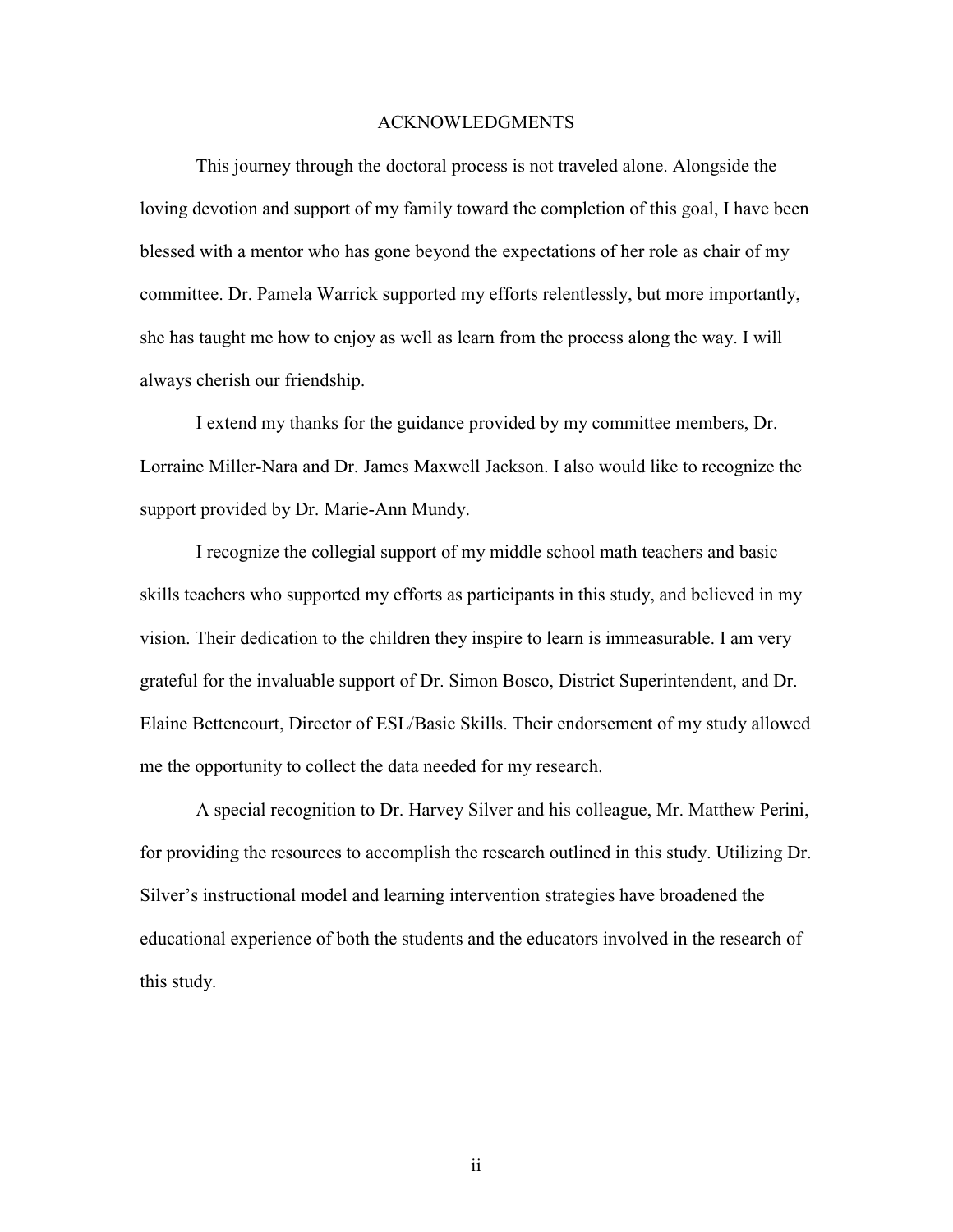# ACKNOWLEDGMENTS

This journey through the doctoral process is not traveled alone. Alongside the loving devotion and support of my family toward the completion of this goal, I have been blessed with a mentor who has gone beyond the expectations of her role as chair of my committee. Dr. Pamela Warrick supported my efforts relentlessly, but more importantly, she has taught me how to enjoy as well as learn from the process along the way. I will always cherish our friendship.

I extend my thanks for the guidance provided by my committee members, Dr. Lorraine Miller-Nara and Dr. James Maxwell Jackson. I also would like to recognize the support provided by Dr. Marie-Ann Mundy.

I recognize the collegial support of my middle school math teachers and basic skills teachers who supported my efforts as participants in this study, and believed in my vision. Their dedication to the children they inspire to learn is immeasurable. I am very grateful for the invaluable support of Dr. Simon Bosco, District Superintendent, and Dr. Elaine Bettencourt, Director of ESL/Basic Skills. Their endorsement of my study allowed me the opportunity to collect the data needed for my research.

A special recognition to Dr. Harvey Silver and his colleague, Mr. Matthew Perini, for providing the resources to accomplish the research outlined in this study. Utilizing Dr. Silver's instructional model and learning intervention strategies have broadened the educational experience of both the students and the educators involved in the research of this study.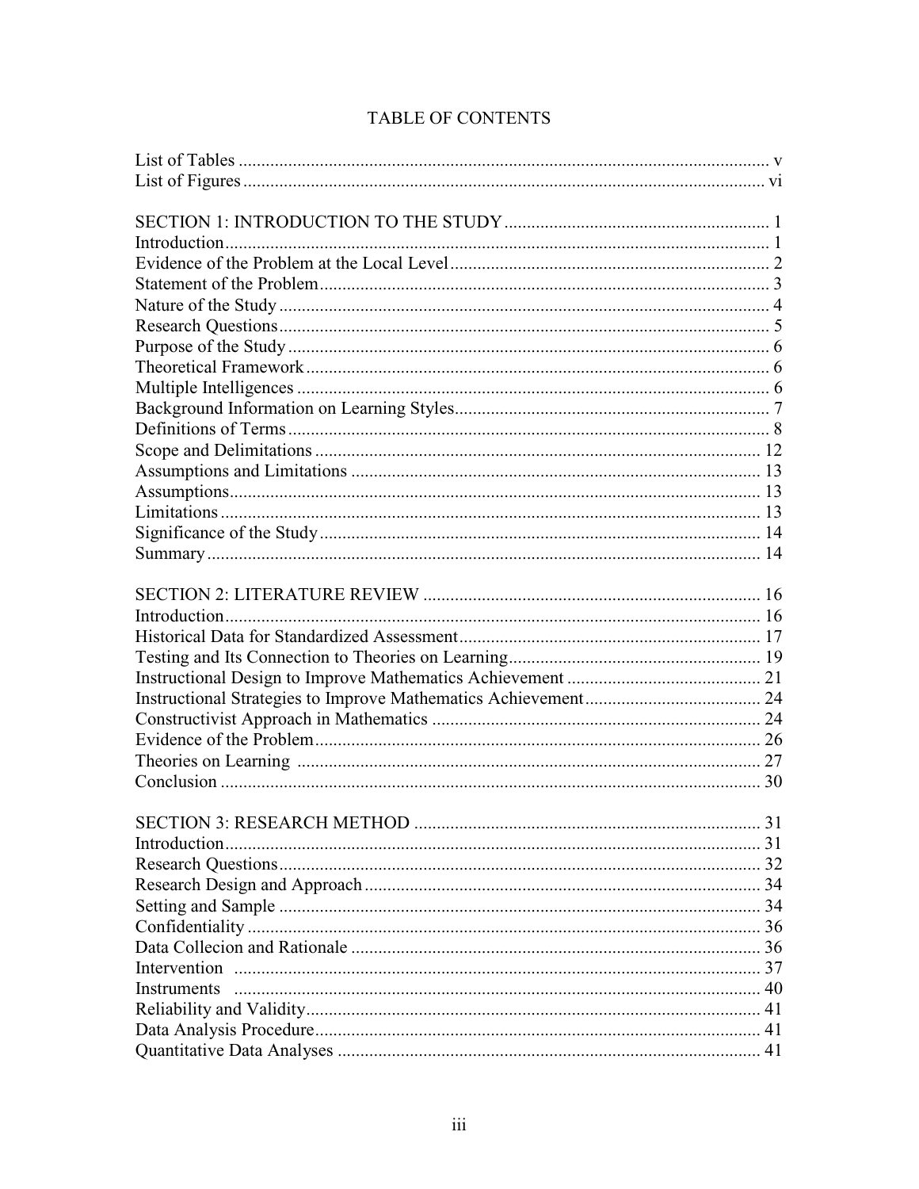# TABLE OF CONTENTS

List of Tables ..................................................................................................... v
List of Figures ................................................................................................... vi

SECTION 1: INTRODUCTION TO THE STUDY .......................................................... 1
Introduction ........................................................................................................ 1
Evidence of the Problem at the Local Level ...................................................... 2
Statement of the Problem ................................................................................... 3
Nature of the Study ............................................................................................ 4
Research Questions ............................................................................................ 5
Purpose of the Study .......................................................................................... 6
Theoretical Framework ...................................................................................... 6
Multiple Intelligences ........................................................................................ 6
Background Information on Learning Styles ..................................................... 7
Definitions of Terms .......................................................................................... 8
Scope and Delimitations .................................................................................. 12
Assumptions and Limitations .......................................................................... 13
Assumptions ..................................................................................................... 13
Limitations ....................................................................................................... 13
Significance of the Study ................................................................................. 14
Summary .......................................................................................................... 14

SECTION 2: LITERATURE REVIEW ........................................................................ 16
Introduction ...................................................................................................... 16
Historical Data for Standardized Assessment .................................................. 17
Testing and Its Connection to Theories on Learning ....................................... 19
Instructional Design to Improve Mathematics Achievement ........................... 21
Instructional Strategies to Improve Mathematics Achievement ....................... 24
Constructivist Approach in Mathematics ........................................................ 24
Evidence of the Problem .................................................................................. 26
Theories on Learning ....................................................................................... 27
Conclusion ....................................................................................................... 30

SECTION 3: RESEARCH METHOD ......................................................................... 31
Introduction ...................................................................................................... 31
Research Questions .......................................................................................... 32
Research Design and Approach ....................................................................... 34
Setting and Sample .......................................................................................... 34
Confidentiality ................................................................................................. 36
Data Collecion and Rationale .......................................................................... 36
Intervention ..................................................................................................... 37
Instruments ...................................................................................................... 40
Reliability and Validity .................................................................................... 41
Data Analysis Procedure .................................................................................. 41
Quantitative Data Analyses ............................................................................. 41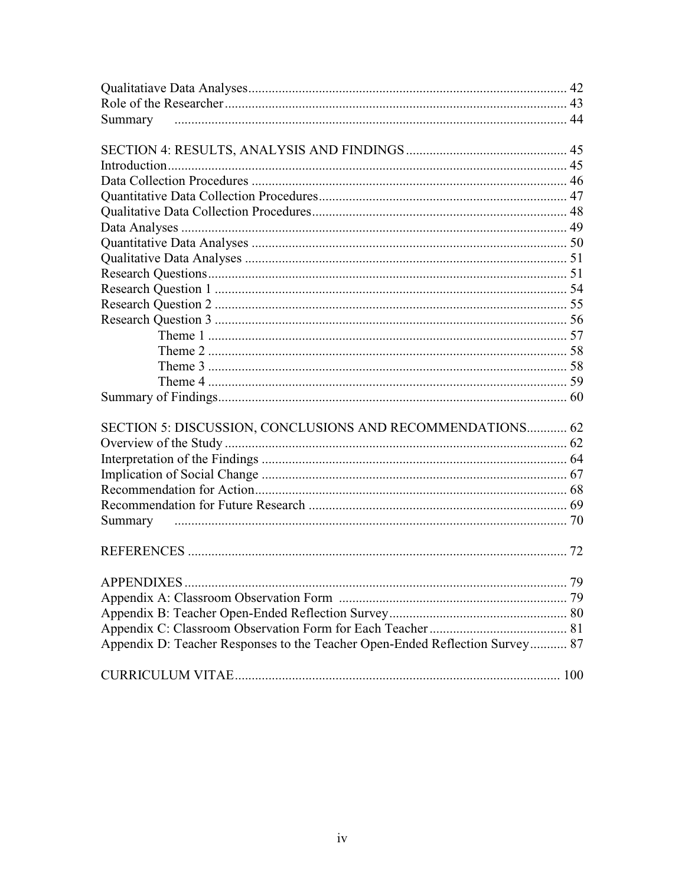Qualitatiave Data Analyses .......... 42
Role of the Researcher .......... 43
Summary .......... 44

SECTION 4: RESULTS, ANALYSIS AND FINDINGS .......... 45
Introduction .......... 45
Data Collection Procedures .......... 46
Quantitative Data Collection Procedures .......... 47
Qualitative Data Collection Procedures .......... 48
Data Analyses .......... 49
Quantitative Data Analyses .......... 50
Qualitative Data Analyses .......... 51
Research Questions .......... 51
Research Question 1 .......... 54
Research Question 2 .......... 55
Research Question 3 .......... 56
    Theme 1 .......... 57
    Theme 2 .......... 58
    Theme 3 .......... 58
    Theme 4 .......... 59
Summary of Findings .......... 60

SECTION 5: DISCUSSION, CONCLUSIONS AND RECOMMENDATIONS .......... 62
Overview of the Study .......... 62
Interpretation of the Findings .......... 64
Implication of Social Change .......... 67
Recommendation for Action .......... 68
Recommendation for Future Research .......... 69
Summary .......... 70

REFERENCES .......... 72

APPENDIXES .......... 79
Appendix A: Classroom Observation Form .......... 79
Appendix B: Teacher Open-Ended Reflection Survey .......... 80
Appendix C: Classroom Observation Form for Each Teacher .......... 81
Appendix D: Teacher Responses to the Teacher Open-Ended Reflection Survey .......... 87

CURRICULUM VITAE .......... 100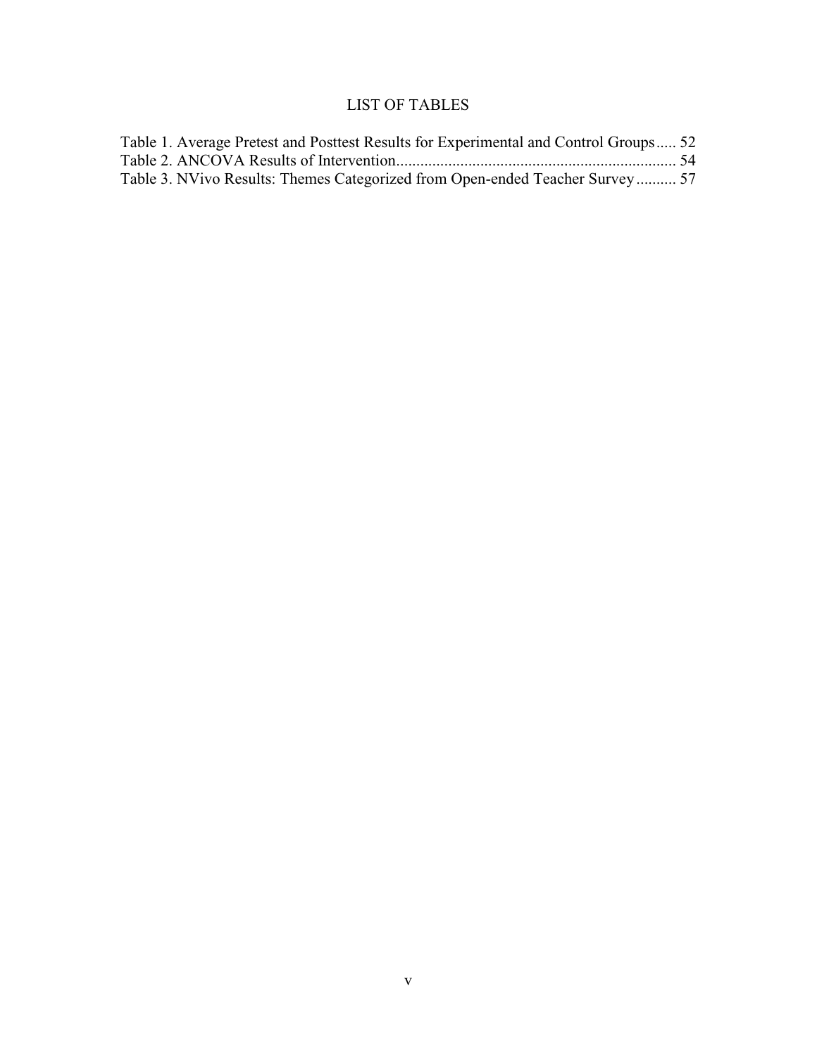# LIST OF TABLES

Table 1. Average Pretest and Posttest Results for Experimental and Control Groups..... 52

Table 2. ANCOVA Results of Intervention..................................................................... 54

Table 3. NVivo Results: Themes Categorized from Open-ended Teacher Survey.......... 57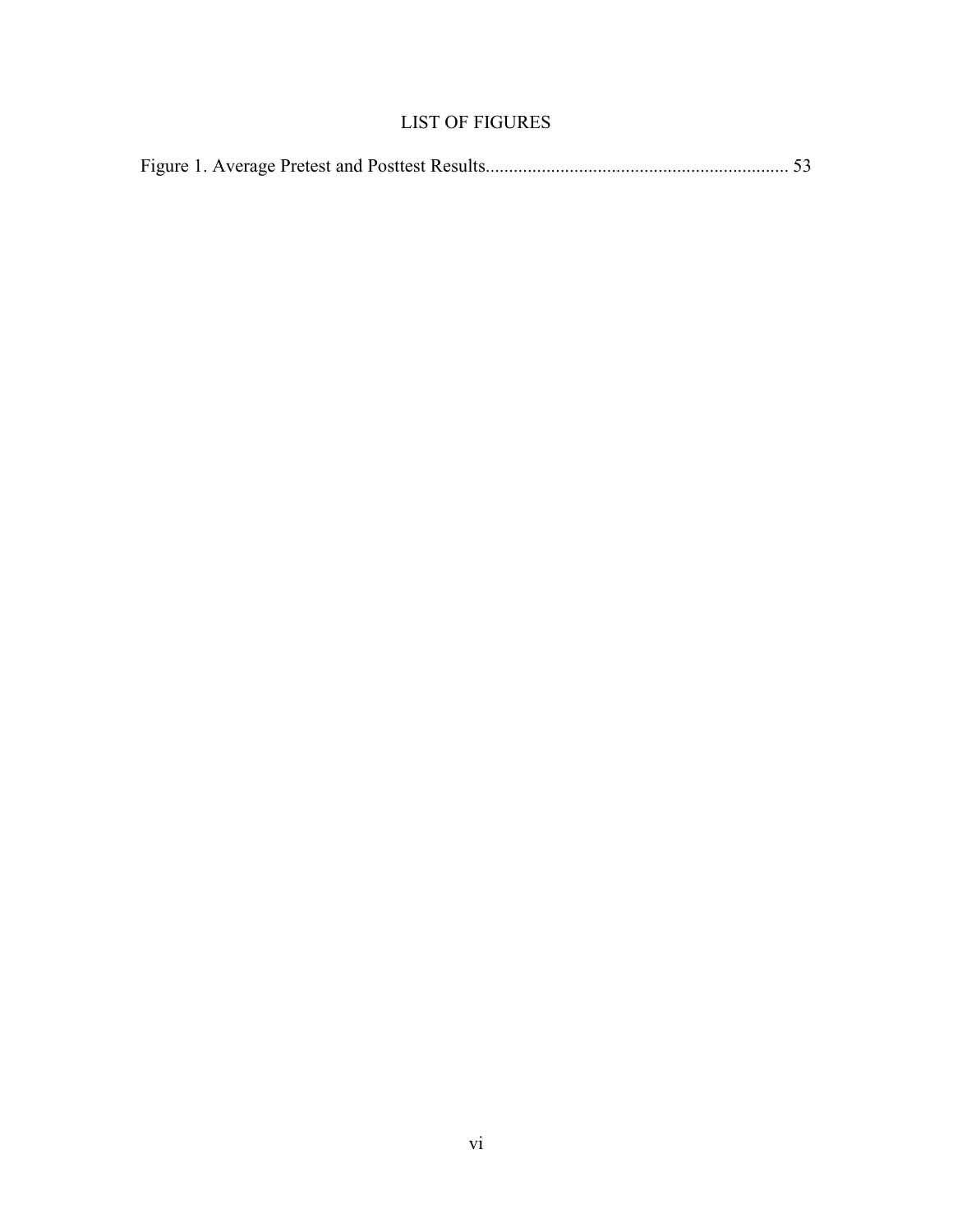# LIST OF FIGURES

Figure 1. Average Pretest and Posttest Results................................................................ 53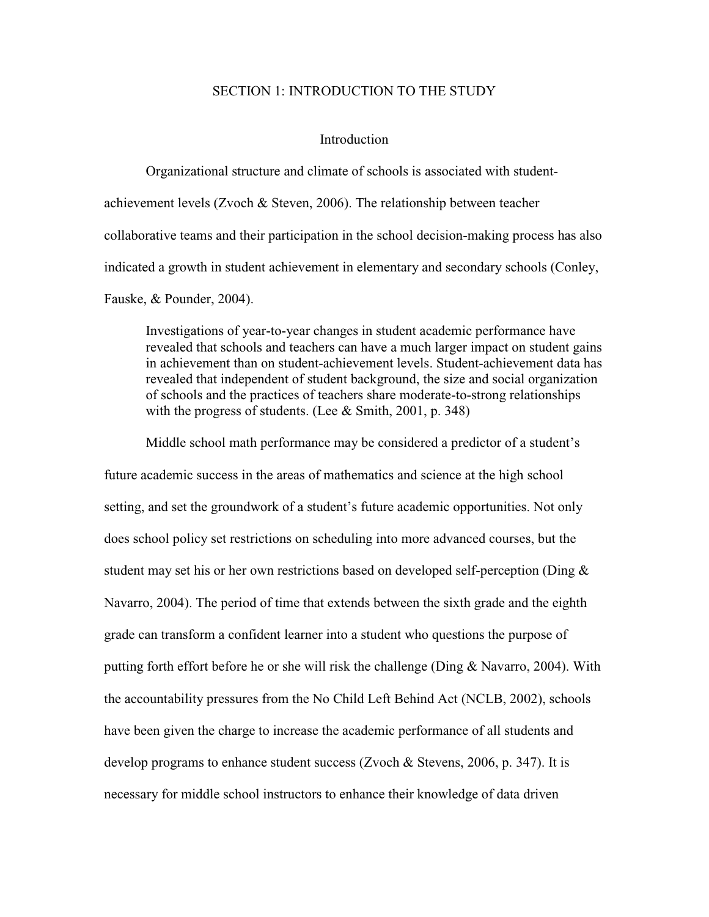# SECTION 1: INTRODUCTION TO THE STUDY

## Introduction

Organizational structure and climate of schools is associated with student-achievement levels (Zvoch & Steven, 2006). The relationship between teacher collaborative teams and their participation in the school decision-making process has also indicated a growth in student achievement in elementary and secondary schools (Conley, Fauske, & Pounder, 2004).

> Investigations of year-to-year changes in student academic performance have revealed that schools and teachers can have a much larger impact on student gains in achievement than on student-achievement levels. Student-achievement data has revealed that independent of student background, the size and social organization of schools and the practices of teachers share moderate-to-strong relationships with the progress of students. (Lee & Smith, 2001, p. 348)

Middle school math performance may be considered a predictor of a student's future academic success in the areas of mathematics and science at the high school setting, and set the groundwork of a student's future academic opportunities. Not only does school policy set restrictions on scheduling into more advanced courses, but the student may set his or her own restrictions based on developed self-perception (Ding & Navarro, 2004). The period of time that extends between the sixth grade and the eighth grade can transform a confident learner into a student who questions the purpose of putting forth effort before he or she will risk the challenge (Ding & Navarro, 2004). With the accountability pressures from the No Child Left Behind Act (NCLB, 2002), schools have been given the charge to increase the academic performance of all students and develop programs to enhance student success (Zvoch & Stevens, 2006, p. 347). It is necessary for middle school instructors to enhance their knowledge of data driven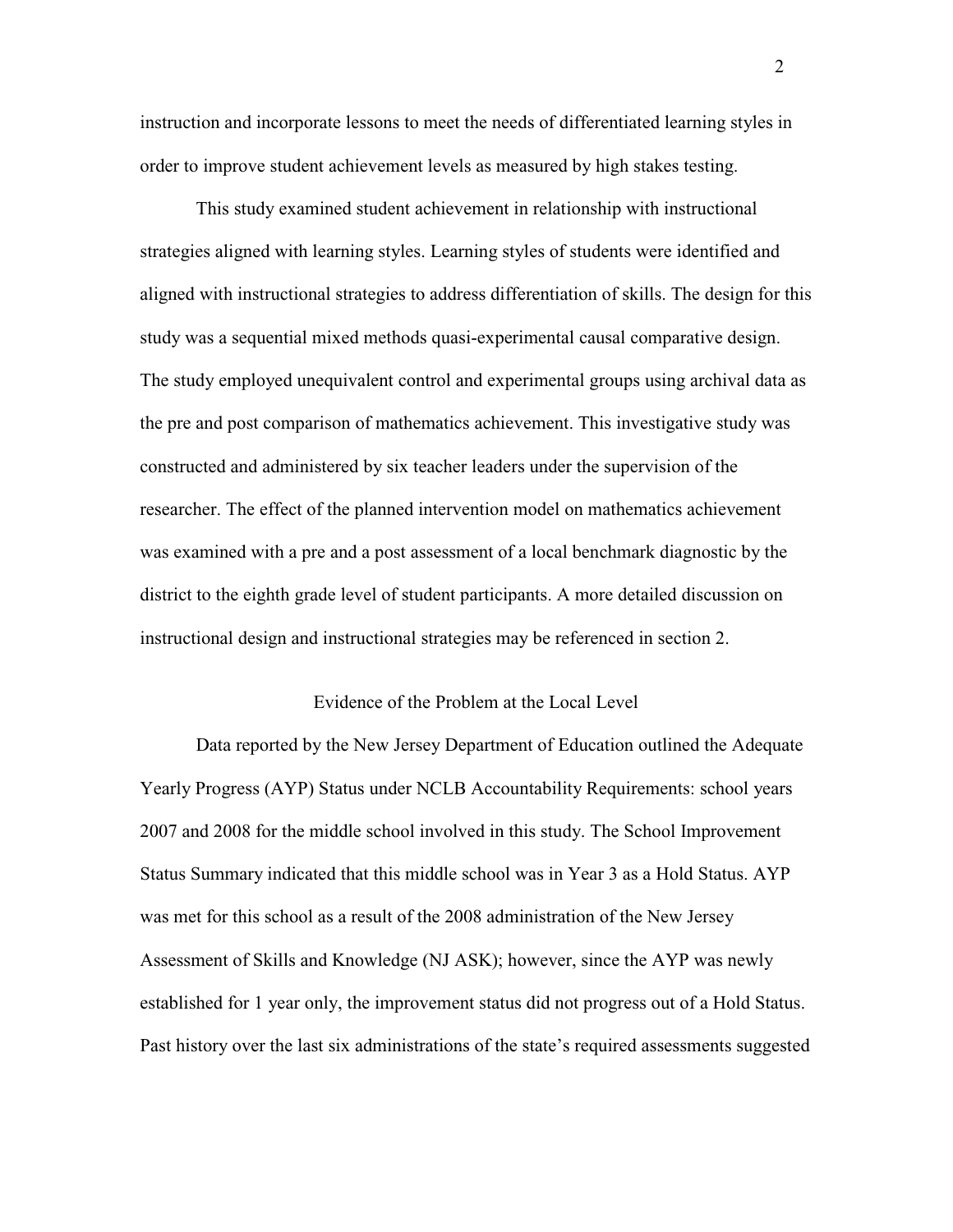instruction and incorporate lessons to meet the needs of differentiated learning styles in order to improve student achievement levels as measured by high stakes testing.

This study examined student achievement in relationship with instructional strategies aligned with learning styles. Learning styles of students were identified and aligned with instructional strategies to address differentiation of skills. The design for this study was a sequential mixed methods quasi-experimental causal comparative design. The study employed unequivalent control and experimental groups using archival data as the pre and post comparison of mathematics achievement. This investigative study was constructed and administered by six teacher leaders under the supervision of the researcher. The effect of the planned intervention model on mathematics achievement was examined with a pre and a post assessment of a local benchmark diagnostic by the district to the eighth grade level of student participants. A more detailed discussion on instructional design and instructional strategies may be referenced in section 2.

## Evidence of the Problem at the Local Level

Data reported by the New Jersey Department of Education outlined the Adequate Yearly Progress (AYP) Status under NCLB Accountability Requirements: school years 2007 and 2008 for the middle school involved in this study. The School Improvement Status Summary indicated that this middle school was in Year 3 as a Hold Status. AYP was met for this school as a result of the 2008 administration of the New Jersey Assessment of Skills and Knowledge (NJ ASK); however, since the AYP was newly established for 1 year only, the improvement status did not progress out of a Hold Status. Past history over the last six administrations of the state's required assessments suggested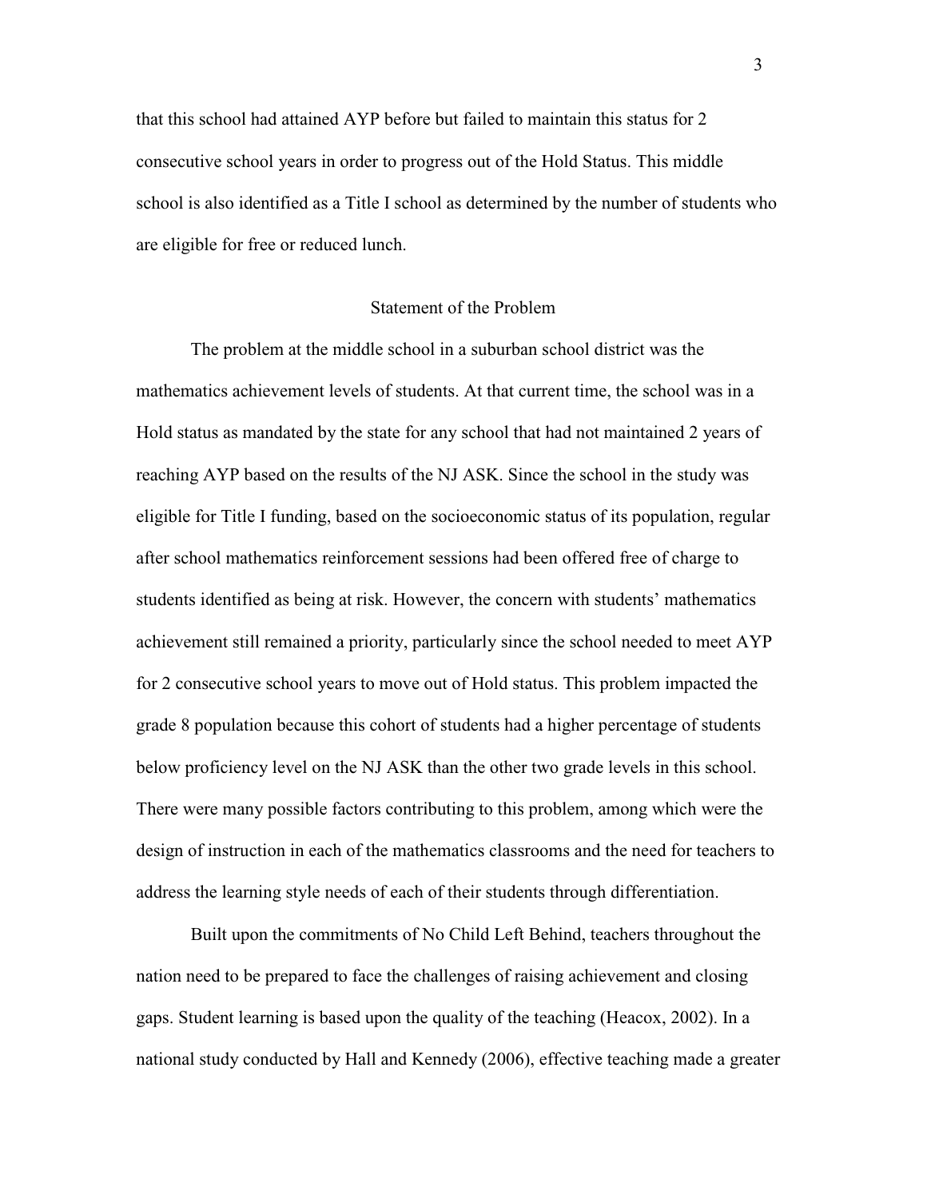that this school had attained AYP before but failed to maintain this status for 2 consecutive school years in order to progress out of the Hold Status. This middle school is also identified as a Title I school as determined by the number of students who are eligible for free or reduced lunch.

## Statement of the Problem

The problem at the middle school in a suburban school district was the mathematics achievement levels of students. At that current time, the school was in a Hold status as mandated by the state for any school that had not maintained 2 years of reaching AYP based on the results of the NJ ASK. Since the school in the study was eligible for Title I funding, based on the socioeconomic status of its population, regular after school mathematics reinforcement sessions had been offered free of charge to students identified as being at risk. However, the concern with students' mathematics achievement still remained a priority, particularly since the school needed to meet AYP for 2 consecutive school years to move out of Hold status. This problem impacted the grade 8 population because this cohort of students had a higher percentage of students below proficiency level on the NJ ASK than the other two grade levels in this school. There were many possible factors contributing to this problem, among which were the design of instruction in each of the mathematics classrooms and the need for teachers to address the learning style needs of each of their students through differentiation.

Built upon the commitments of No Child Left Behind, teachers throughout the nation need to be prepared to face the challenges of raising achievement and closing gaps. Student learning is based upon the quality of the teaching (Heacox, 2002). In a national study conducted by Hall and Kennedy (2006), effective teaching made a greater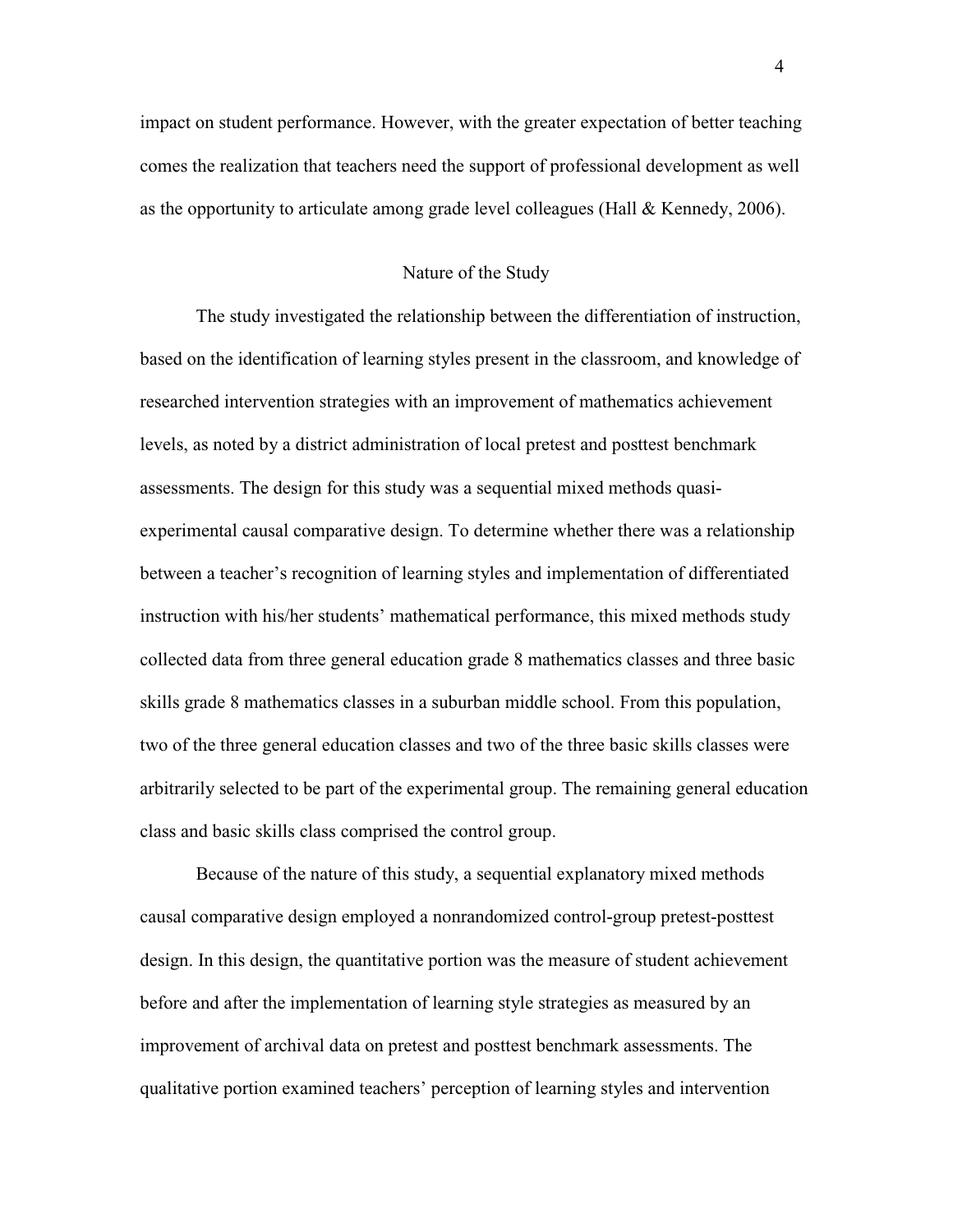impact on student performance. However, with the greater expectation of better teaching comes the realization that teachers need the support of professional development as well as the opportunity to articulate among grade level colleagues (Hall & Kennedy, 2006).

## Nature of the Study

The study investigated the relationship between the differentiation of instruction, based on the identification of learning styles present in the classroom, and knowledge of researched intervention strategies with an improvement of mathematics achievement levels, as noted by a district administration of local pretest and posttest benchmark assessments. The design for this study was a sequential mixed methods quasi-experimental causal comparative design. To determine whether there was a relationship between a teacher's recognition of learning styles and implementation of differentiated instruction with his/her students' mathematical performance, this mixed methods study collected data from three general education grade 8 mathematics classes and three basic skills grade 8 mathematics classes in a suburban middle school. From this population, two of the three general education classes and two of the three basic skills classes were arbitrarily selected to be part of the experimental group. The remaining general education class and basic skills class comprised the control group.

Because of the nature of this study, a sequential explanatory mixed methods causal comparative design employed a nonrandomized control-group pretest-posttest design. In this design, the quantitative portion was the measure of student achievement before and after the implementation of learning style strategies as measured by an improvement of archival data on pretest and posttest benchmark assessments. The qualitative portion examined teachers' perception of learning styles and intervention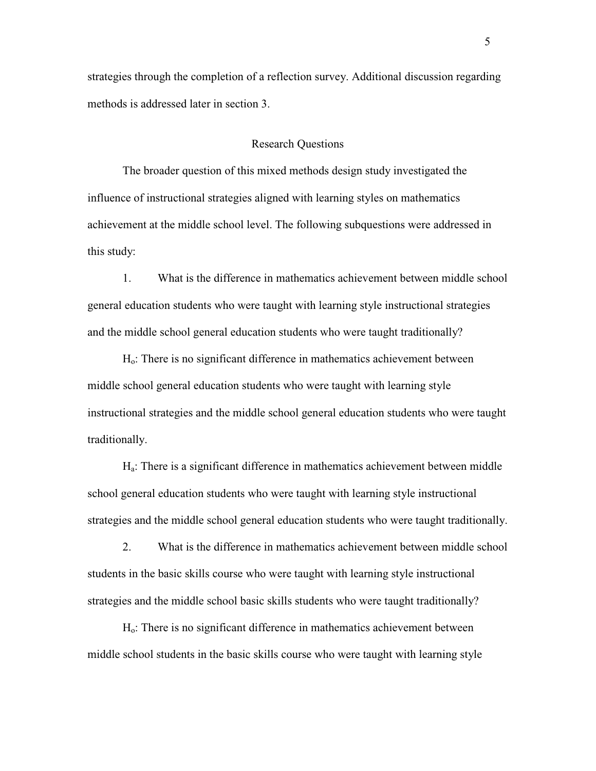strategies through the completion of a reflection survey. Additional discussion regarding methods is addressed later in section 3.

## Research Questions

The broader question of this mixed methods design study investigated the influence of instructional strategies aligned with learning styles on mathematics achievement at the middle school level. The following subquestions were addressed in this study:

1. What is the difference in mathematics achievement between middle school general education students who were taught with learning style instructional strategies and the middle school general education students who were taught traditionally?

$H_o$: There is no significant difference in mathematics achievement between middle school general education students who were taught with learning style instructional strategies and the middle school general education students who were taught traditionally.

$H_a$: There is a significant difference in mathematics achievement between middle school general education students who were taught with learning style instructional strategies and the middle school general education students who were taught traditionally.

2. What is the difference in mathematics achievement between middle school students in the basic skills course who were taught with learning style instructional strategies and the middle school basic skills students who were taught traditionally?

$H_o$: There is no significant difference in mathematics achievement between middle school students in the basic skills course who were taught with learning style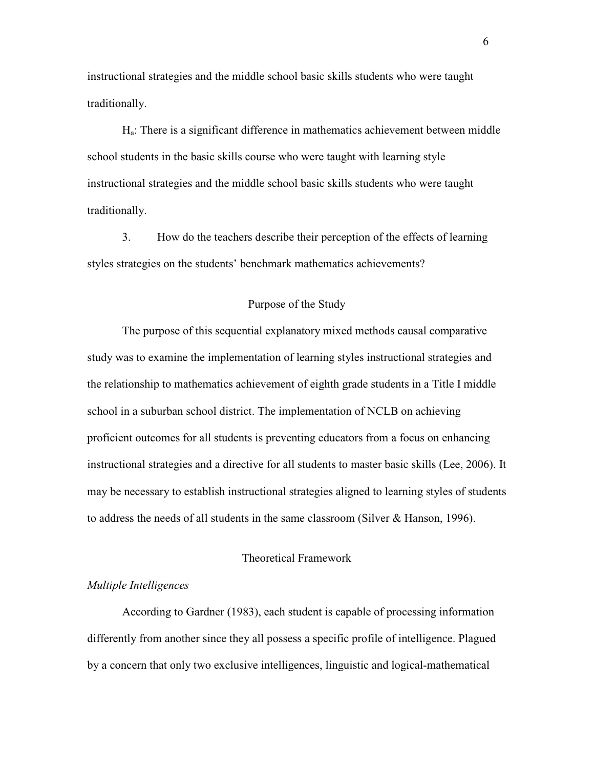instructional strategies and the middle school basic skills students who were taught traditionally.

$H_a$: There is a significant difference in mathematics achievement between middle school students in the basic skills course who were taught with learning style instructional strategies and the middle school basic skills students who were taught traditionally.

3. How do the teachers describe their perception of the effects of learning styles strategies on the students' benchmark mathematics achievements?

## Purpose of the Study

The purpose of this sequential explanatory mixed methods causal comparative study was to examine the implementation of learning styles instructional strategies and the relationship to mathematics achievement of eighth grade students in a Title I middle school in a suburban school district. The implementation of NCLB on achieving proficient outcomes for all students is preventing educators from a focus on enhancing instructional strategies and a directive for all students to master basic skills (Lee, 2006). It may be necessary to establish instructional strategies aligned to learning styles of students to address the needs of all students in the same classroom (Silver & Hanson, 1996).

## Theoretical Framework

### *Multiple Intelligences*

According to Gardner (1983), each student is capable of processing information differently from another since they all possess a specific profile of intelligence. Plagued by a concern that only two exclusive intelligences, linguistic and logical-mathematical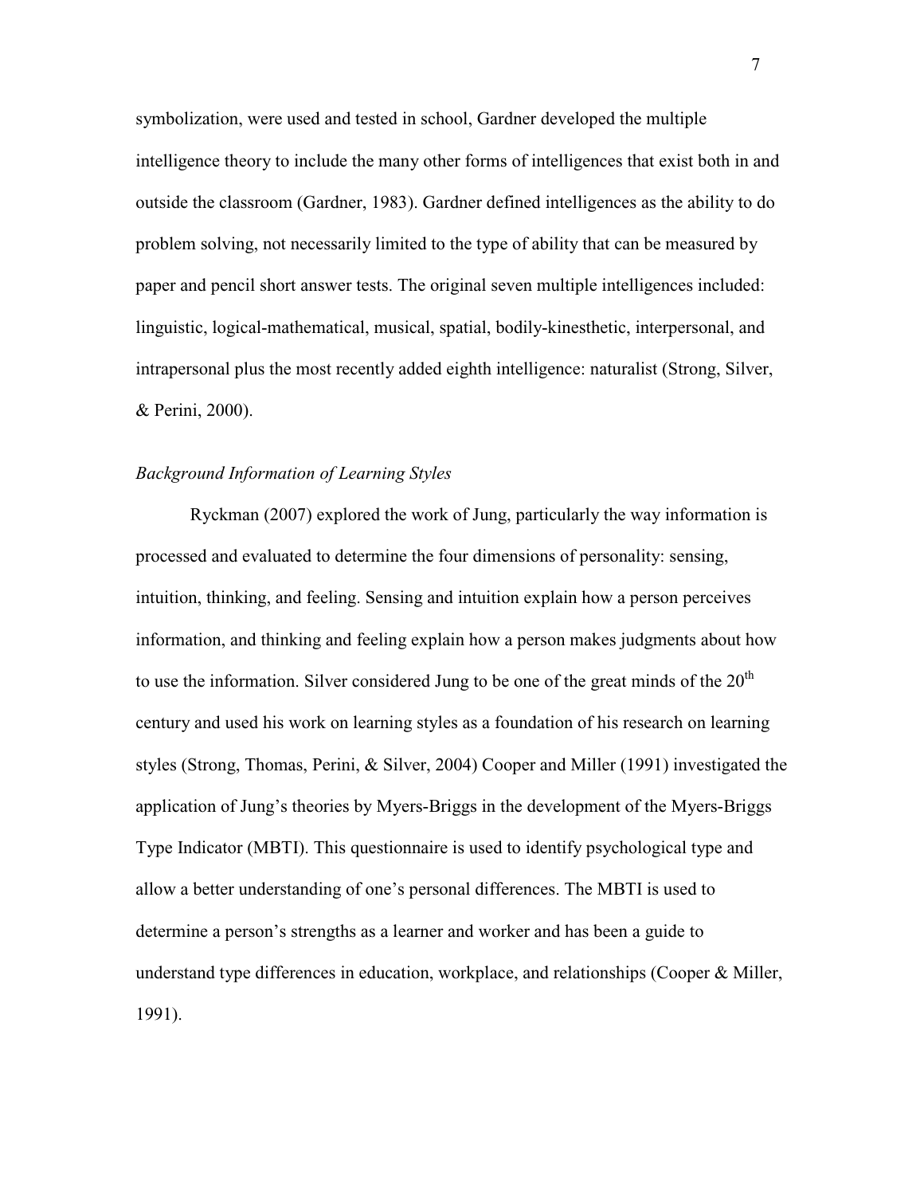symbolization, were used and tested in school, Gardner developed the multiple intelligence theory to include the many other forms of intelligences that exist both in and outside the classroom (Gardner, 1983). Gardner defined intelligences as the ability to do problem solving, not necessarily limited to the type of ability that can be measured by paper and pencil short answer tests. The original seven multiple intelligences included: linguistic, logical-mathematical, musical, spatial, bodily-kinesthetic, interpersonal, and intrapersonal plus the most recently added eighth intelligence: naturalist (Strong, Silver, & Perini, 2000).

*Background Information of Learning Styles*

Ryckman (2007) explored the work of Jung, particularly the way information is processed and evaluated to determine the four dimensions of personality: sensing, intuition, thinking, and feeling. Sensing and intuition explain how a person perceives information, and thinking and feeling explain how a person makes judgments about how to use the information. Silver considered Jung to be one of the great minds of the 20th century and used his work on learning styles as a foundation of his research on learning styles (Strong, Thomas, Perini, & Silver, 2004) Cooper and Miller (1991) investigated the application of Jung's theories by Myers-Briggs in the development of the Myers-Briggs Type Indicator (MBTI). This questionnaire is used to identify psychological type and allow a better understanding of one's personal differences. The MBTI is used to determine a person's strengths as a learner and worker and has been a guide to understand type differences in education, workplace, and relationships (Cooper & Miller, 1991).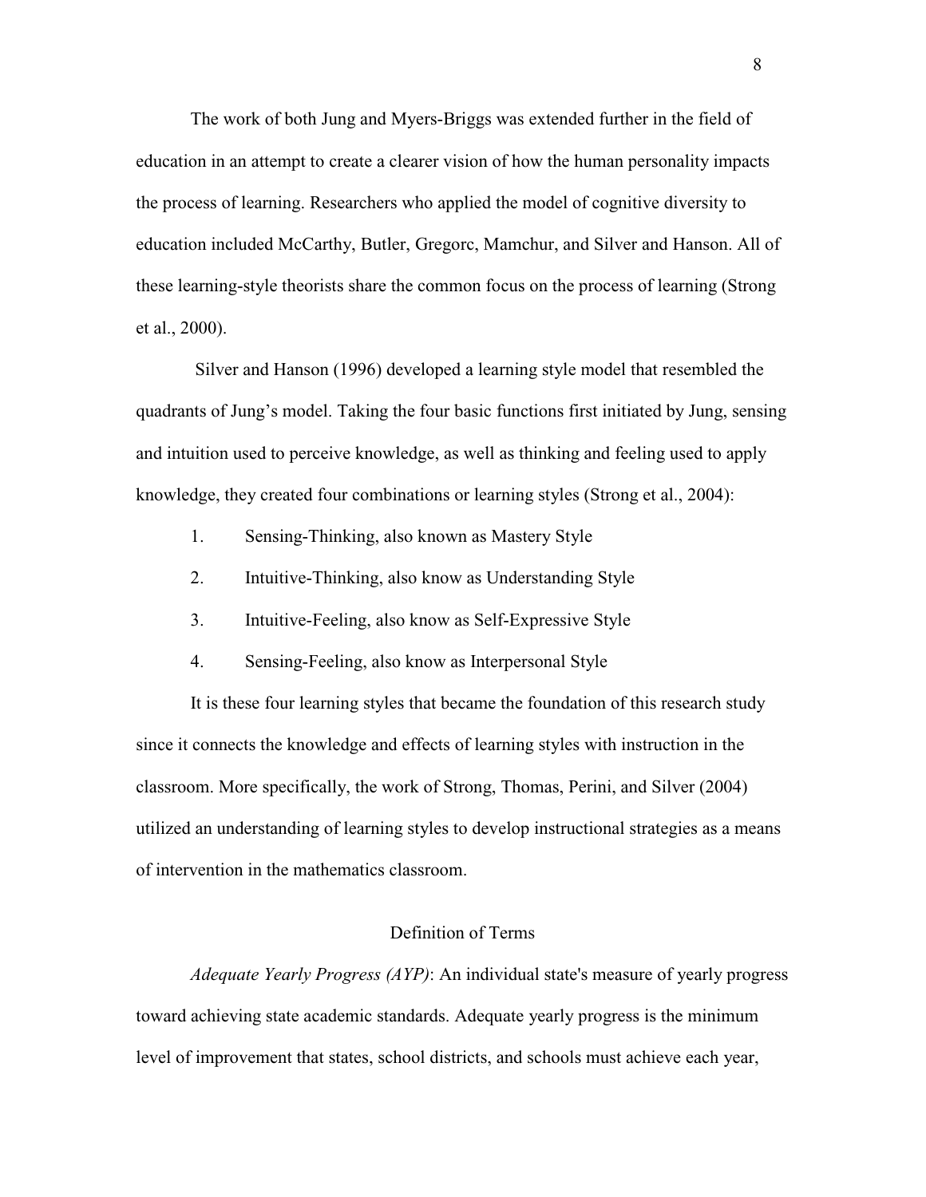The work of both Jung and Myers-Briggs was extended further in the field of education in an attempt to create a clearer vision of how the human personality impacts the process of learning. Researchers who applied the model of cognitive diversity to education included McCarthy, Butler, Gregorc, Mamchur, and Silver and Hanson. All of these learning-style theorists share the common focus on the process of learning (Strong et al., 2000).

Silver and Hanson (1996) developed a learning style model that resembled the quadrants of Jung's model. Taking the four basic functions first initiated by Jung, sensing and intuition used to perceive knowledge, as well as thinking and feeling used to apply knowledge, they created four combinations or learning styles (Strong et al., 2004):

1. Sensing-Thinking, also known as Mastery Style
2. Intuitive-Thinking, also know as Understanding Style
3. Intuitive-Feeling, also know as Self-Expressive Style
4. Sensing-Feeling, also know as Interpersonal Style

It is these four learning styles that became the foundation of this research study since it connects the knowledge and effects of learning styles with instruction in the classroom. More specifically, the work of Strong, Thomas, Perini, and Silver (2004) utilized an understanding of learning styles to develop instructional strategies as a means of intervention in the mathematics classroom.

## Definition of Terms

*Adequate Yearly Progress (AYP)*: An individual state's measure of yearly progress toward achieving state academic standards. Adequate yearly progress is the minimum level of improvement that states, school districts, and schools must achieve each year,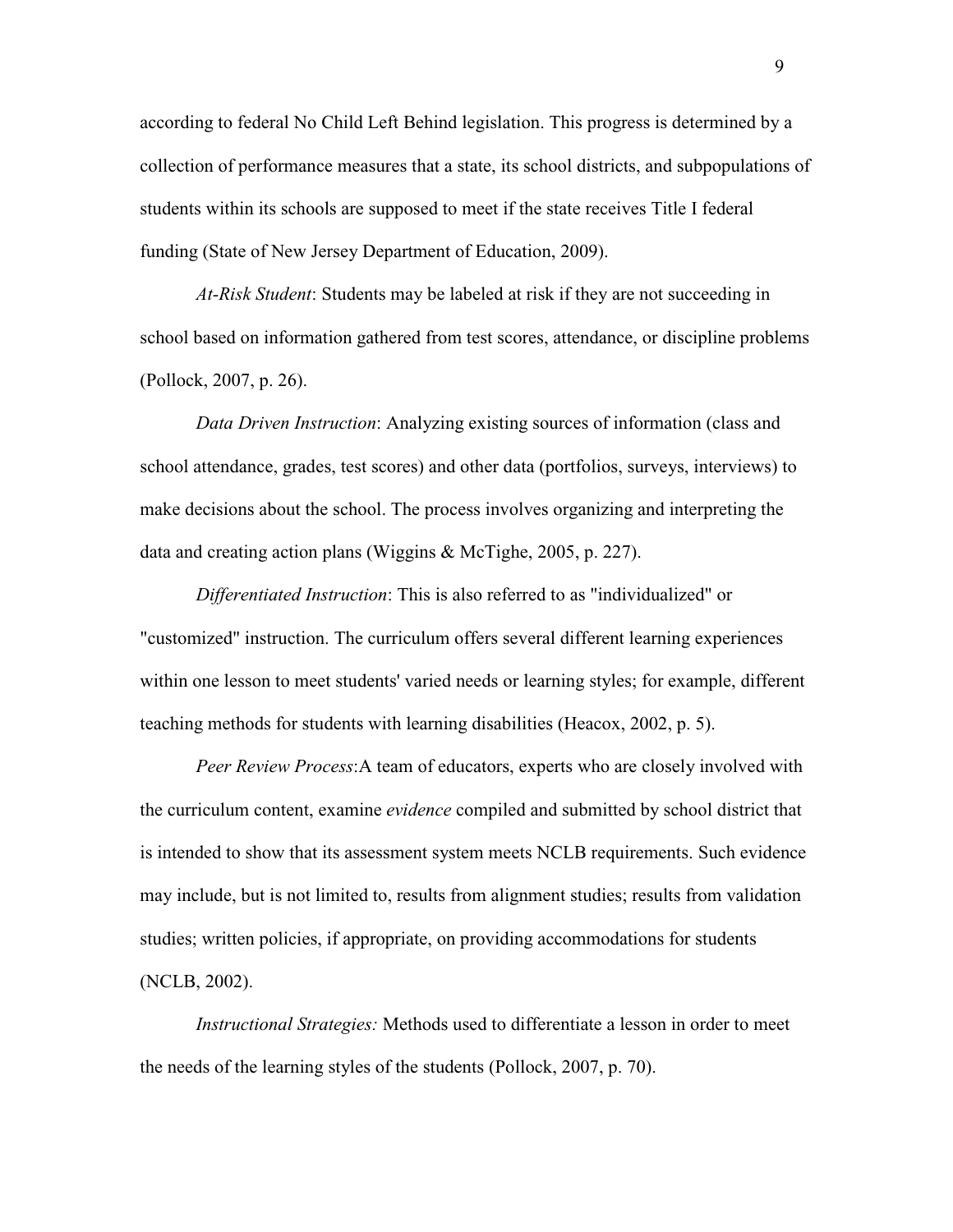according to federal No Child Left Behind legislation. This progress is determined by a collection of performance measures that a state, its school districts, and subpopulations of students within its schools are supposed to meet if the state receives Title I federal funding (State of New Jersey Department of Education, 2009).

*At-Risk Student*: Students may be labeled at risk if they are not succeeding in school based on information gathered from test scores, attendance, or discipline problems (Pollock, 2007, p. 26).

*Data Driven Instruction*: Analyzing existing sources of information (class and school attendance, grades, test scores) and other data (portfolios, surveys, interviews) to make decisions about the school. The process involves organizing and interpreting the data and creating action plans (Wiggins & McTighe, 2005, p. 227).

*Differentiated Instruction*: This is also referred to as "individualized" or "customized" instruction. The curriculum offers several different learning experiences within one lesson to meet students' varied needs or learning styles; for example, different teaching methods for students with learning disabilities (Heacox, 2002, p. 5).

*Peer Review Process*:A team of educators, experts who are closely involved with the curriculum content, examine *evidence* compiled and submitted by school district that is intended to show that its assessment system meets NCLB requirements. Such evidence may include, but is not limited to, results from alignment studies; results from validation studies; written policies, if appropriate, on providing accommodations for students (NCLB, 2002).

*Instructional Strategies:* Methods used to differentiate a lesson in order to meet the needs of the learning styles of the students (Pollock, 2007, p. 70).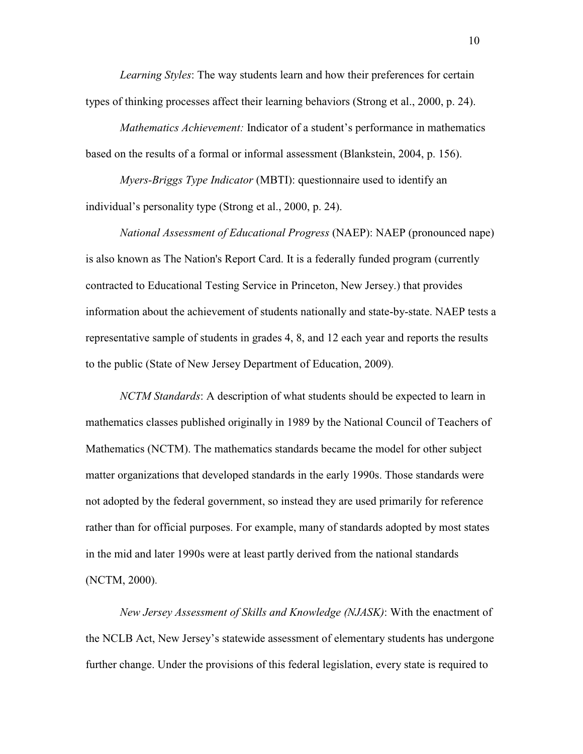*Learning Styles*: The way students learn and how their preferences for certain types of thinking processes affect their learning behaviors (Strong et al., 2000, p. 24).

*Mathematics Achievement:* Indicator of a student's performance in mathematics based on the results of a formal or informal assessment (Blankstein, 2004, p. 156).

*Myers-Briggs Type Indicator* (MBTI): questionnaire used to identify an individual's personality type (Strong et al., 2000, p. 24).

*National Assessment of Educational Progress* (NAEP): NAEP (pronounced nape) is also known as The Nation's Report Card. It is a federally funded program (currently contracted to Educational Testing Service in Princeton, New Jersey.) that provides information about the achievement of students nationally and state-by-state. NAEP tests a representative sample of students in grades 4, 8, and 12 each year and reports the results to the public (State of New Jersey Department of Education, 2009).

*NCTM Standards*: A description of what students should be expected to learn in mathematics classes published originally in 1989 by the National Council of Teachers of Mathematics (NCTM). The mathematics standards became the model for other subject matter organizations that developed standards in the early 1990s. Those standards were not adopted by the federal government, so instead they are used primarily for reference rather than for official purposes. For example, many of standards adopted by most states in the mid and later 1990s were at least partly derived from the national standards (NCTM, 2000).

*New Jersey Assessment of Skills and Knowledge (NJASK)*: With the enactment of the NCLB Act, New Jersey's statewide assessment of elementary students has undergone further change. Under the provisions of this federal legislation, every state is required to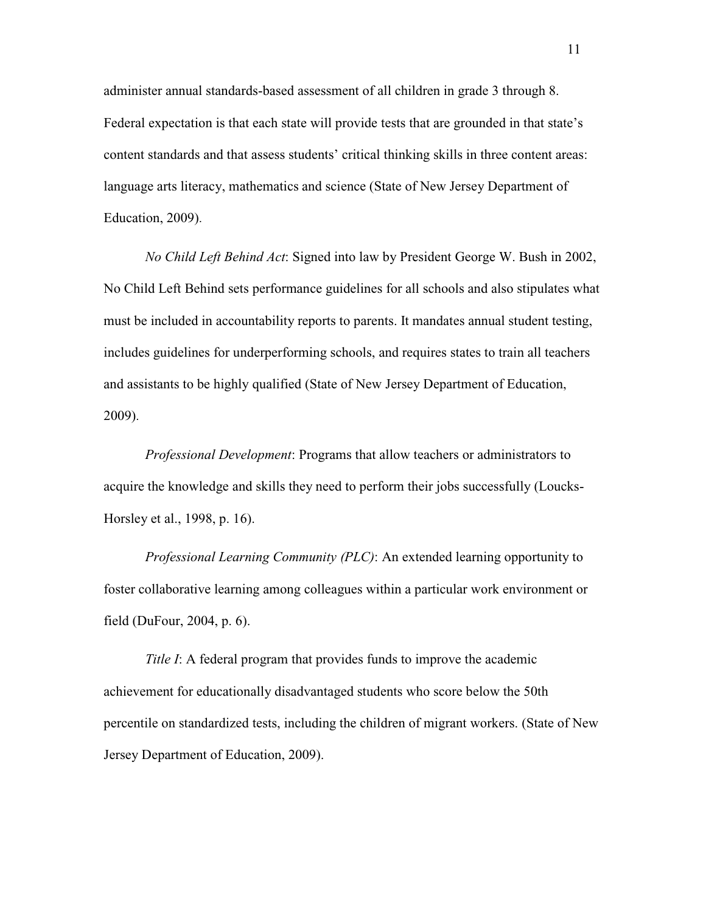administer annual standards-based assessment of all children in grade 3 through 8. Federal expectation is that each state will provide tests that are grounded in that state's content standards and that assess students' critical thinking skills in three content areas: language arts literacy, mathematics and science (State of New Jersey Department of Education, 2009).

*No Child Left Behind Act*: Signed into law by President George W. Bush in 2002, No Child Left Behind sets performance guidelines for all schools and also stipulates what must be included in accountability reports to parents. It mandates annual student testing, includes guidelines for underperforming schools, and requires states to train all teachers and assistants to be highly qualified (State of New Jersey Department of Education, 2009).

*Professional Development*: Programs that allow teachers or administrators to acquire the knowledge and skills they need to perform their jobs successfully (Loucks-Horsley et al., 1998, p. 16).

*Professional Learning Community (PLC)*: An extended learning opportunity to foster collaborative learning among colleagues within a particular work environment or field (DuFour, 2004, p. 6).

*Title I*: A federal program that provides funds to improve the academic achievement for educationally disadvantaged students who score below the 50th percentile on standardized tests, including the children of migrant workers. (State of New Jersey Department of Education, 2009).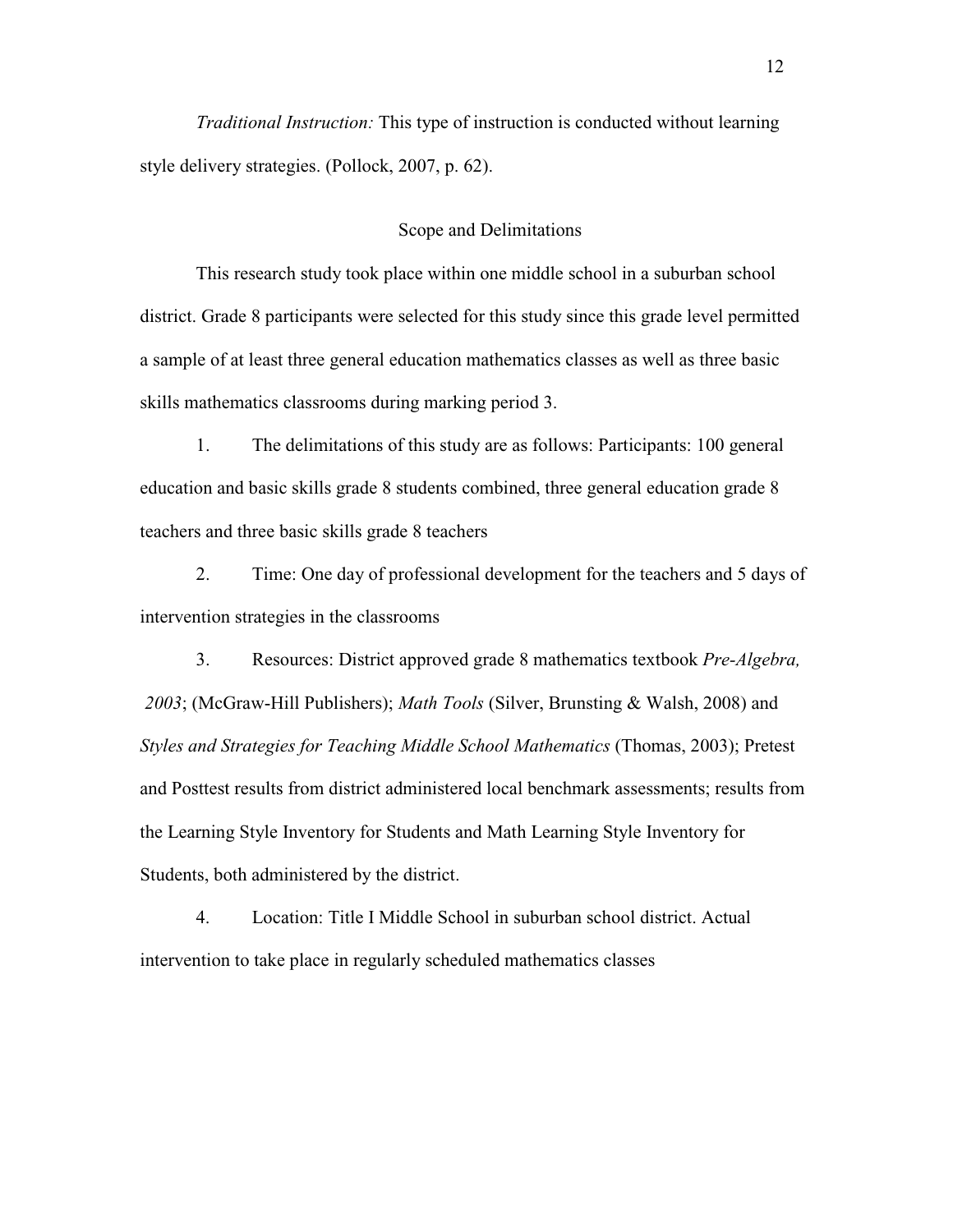*Traditional Instruction:* This type of instruction is conducted without learning style delivery strategies. (Pollock, 2007, p. 62).

## Scope and Delimitations

This research study took place within one middle school in a suburban school district. Grade 8 participants were selected for this study since this grade level permitted a sample of at least three general education mathematics classes as well as three basic skills mathematics classrooms during marking period 3.

1. The delimitations of this study are as follows: Participants: 100 general education and basic skills grade 8 students combined, three general education grade 8 teachers and three basic skills grade 8 teachers

2. Time: One day of professional development for the teachers and 5 days of intervention strategies in the classrooms

3. Resources: District approved grade 8 mathematics textbook *Pre-Algebra, 2003*; (McGraw-Hill Publishers); *Math Tools* (Silver, Brunsting & Walsh, 2008) and *Styles and Strategies for Teaching Middle School Mathematics* (Thomas, 2003); Pretest and Posttest results from district administered local benchmark assessments; results from the Learning Style Inventory for Students and Math Learning Style Inventory for Students, both administered by the district.

4. Location: Title I Middle School in suburban school district. Actual intervention to take place in regularly scheduled mathematics classes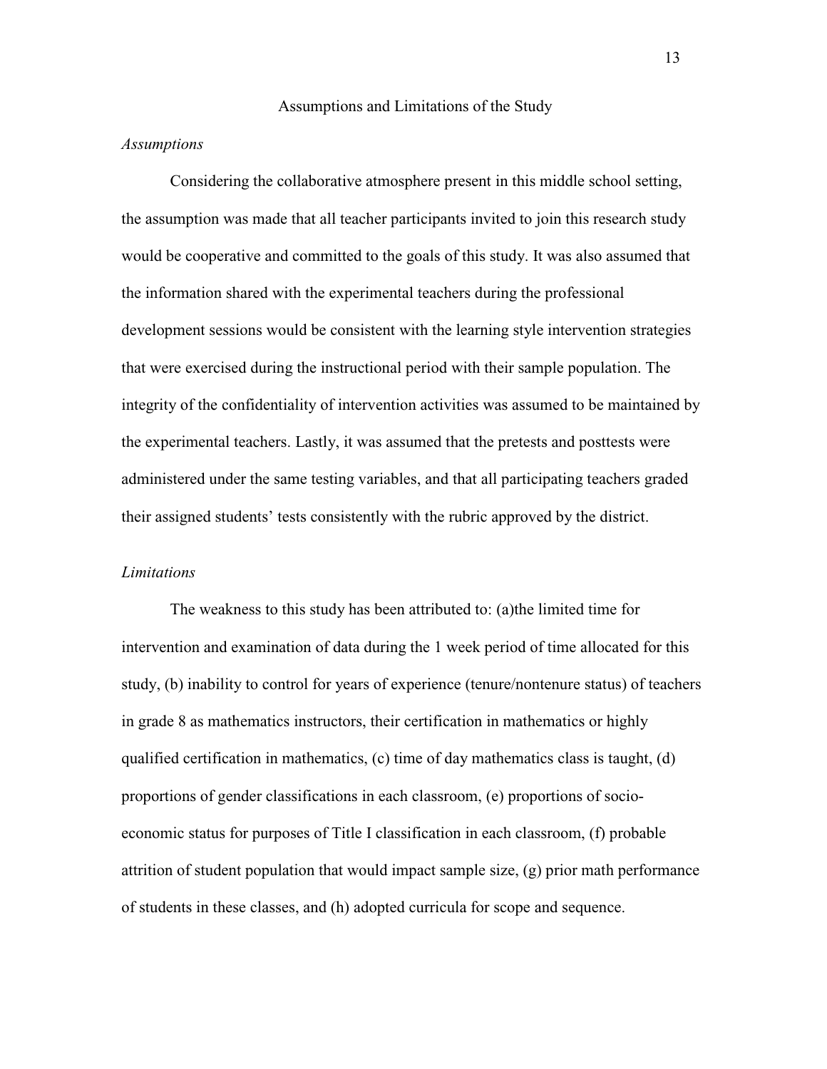## Assumptions and Limitations of the Study

### *Assumptions*

Considering the collaborative atmosphere present in this middle school setting, the assumption was made that all teacher participants invited to join this research study would be cooperative and committed to the goals of this study. It was also assumed that the information shared with the experimental teachers during the professional development sessions would be consistent with the learning style intervention strategies that were exercised during the instructional period with their sample population. The integrity of the confidentiality of intervention activities was assumed to be maintained by the experimental teachers. Lastly, it was assumed that the pretests and posttests were administered under the same testing variables, and that all participating teachers graded their assigned students' tests consistently with the rubric approved by the district.

### *Limitations*

The weakness to this study has been attributed to: (a)the limited time for intervention and examination of data during the 1 week period of time allocated for this study, (b) inability to control for years of experience (tenure/nontenure status) of teachers in grade 8 as mathematics instructors, their certification in mathematics or highly qualified certification in mathematics, (c) time of day mathematics class is taught, (d) proportions of gender classifications in each classroom, (e) proportions of socio-economic status for purposes of Title I classification in each classroom, (f) probable attrition of student population that would impact sample size, (g) prior math performance of students in these classes, and (h) adopted curricula for scope and sequence.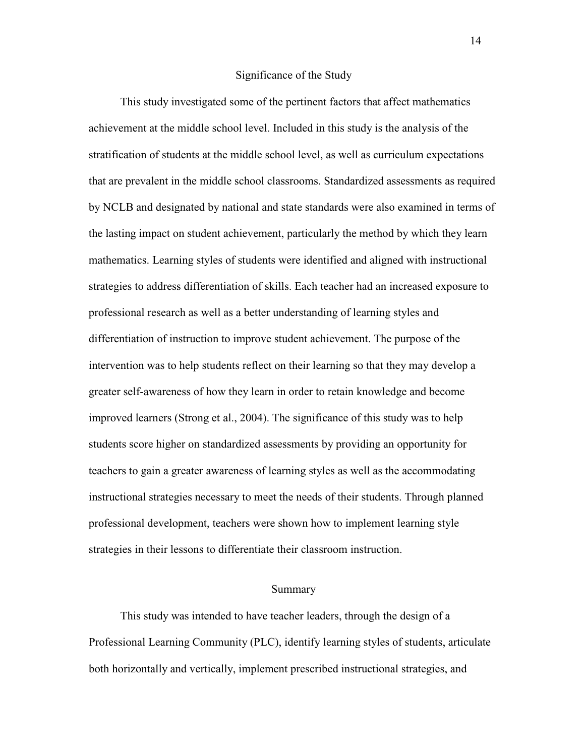## Significance of the Study

This study investigated some of the pertinent factors that affect mathematics achievement at the middle school level. Included in this study is the analysis of the stratification of students at the middle school level, as well as curriculum expectations that are prevalent in the middle school classrooms. Standardized assessments as required by NCLB and designated by national and state standards were also examined in terms of the lasting impact on student achievement, particularly the method by which they learn mathematics. Learning styles of students were identified and aligned with instructional strategies to address differentiation of skills. Each teacher had an increased exposure to professional research as well as a better understanding of learning styles and differentiation of instruction to improve student achievement. The purpose of the intervention was to help students reflect on their learning so that they may develop a greater self-awareness of how they learn in order to retain knowledge and become improved learners (Strong et al., 2004). The significance of this study was to help students score higher on standardized assessments by providing an opportunity for teachers to gain a greater awareness of learning styles as well as the accommodating instructional strategies necessary to meet the needs of their students. Through planned professional development, teachers were shown how to implement learning style strategies in their lessons to differentiate their classroom instruction.

## Summary

This study was intended to have teacher leaders, through the design of a Professional Learning Community (PLC), identify learning styles of students, articulate both horizontally and vertically, implement prescribed instructional strategies, and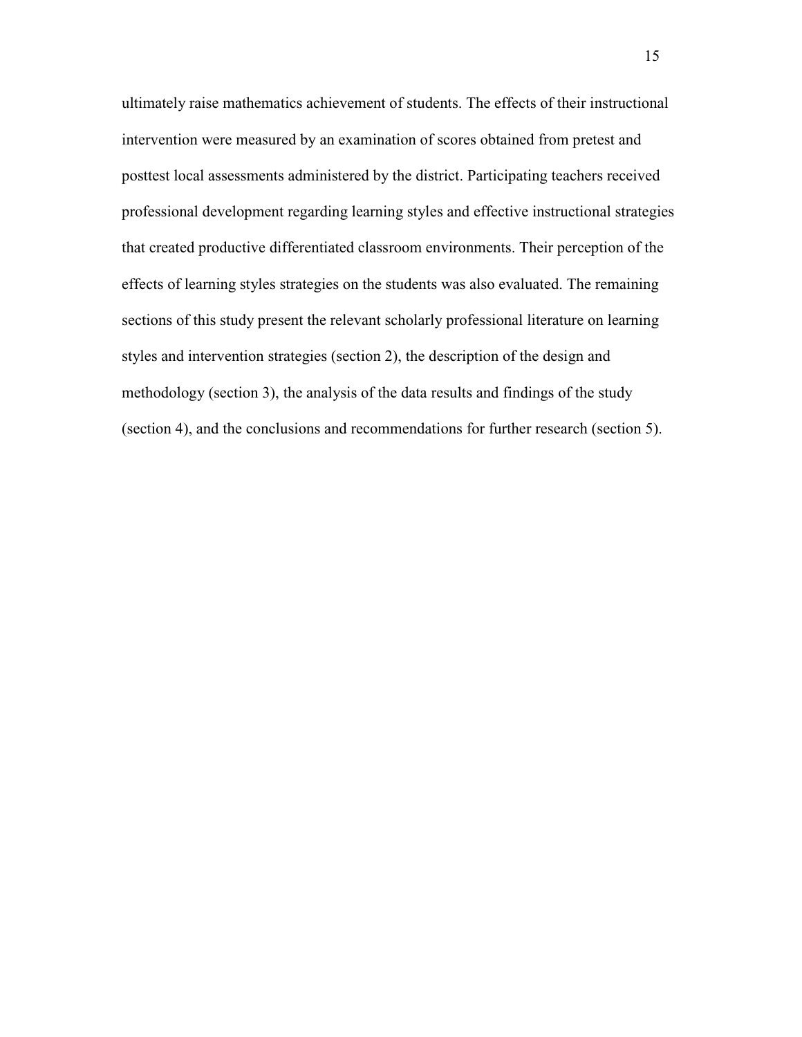ultimately raise mathematics achievement of students. The effects of their instructional intervention were measured by an examination of scores obtained from pretest and posttest local assessments administered by the district. Participating teachers received professional development regarding learning styles and effective instructional strategies that created productive differentiated classroom environments. Their perception of the effects of learning styles strategies on the students was also evaluated. The remaining sections of this study present the relevant scholarly professional literature on learning styles and intervention strategies (section 2), the description of the design and methodology (section 3), the analysis of the data results and findings of the study (section 4), and the conclusions and recommendations for further research (section 5).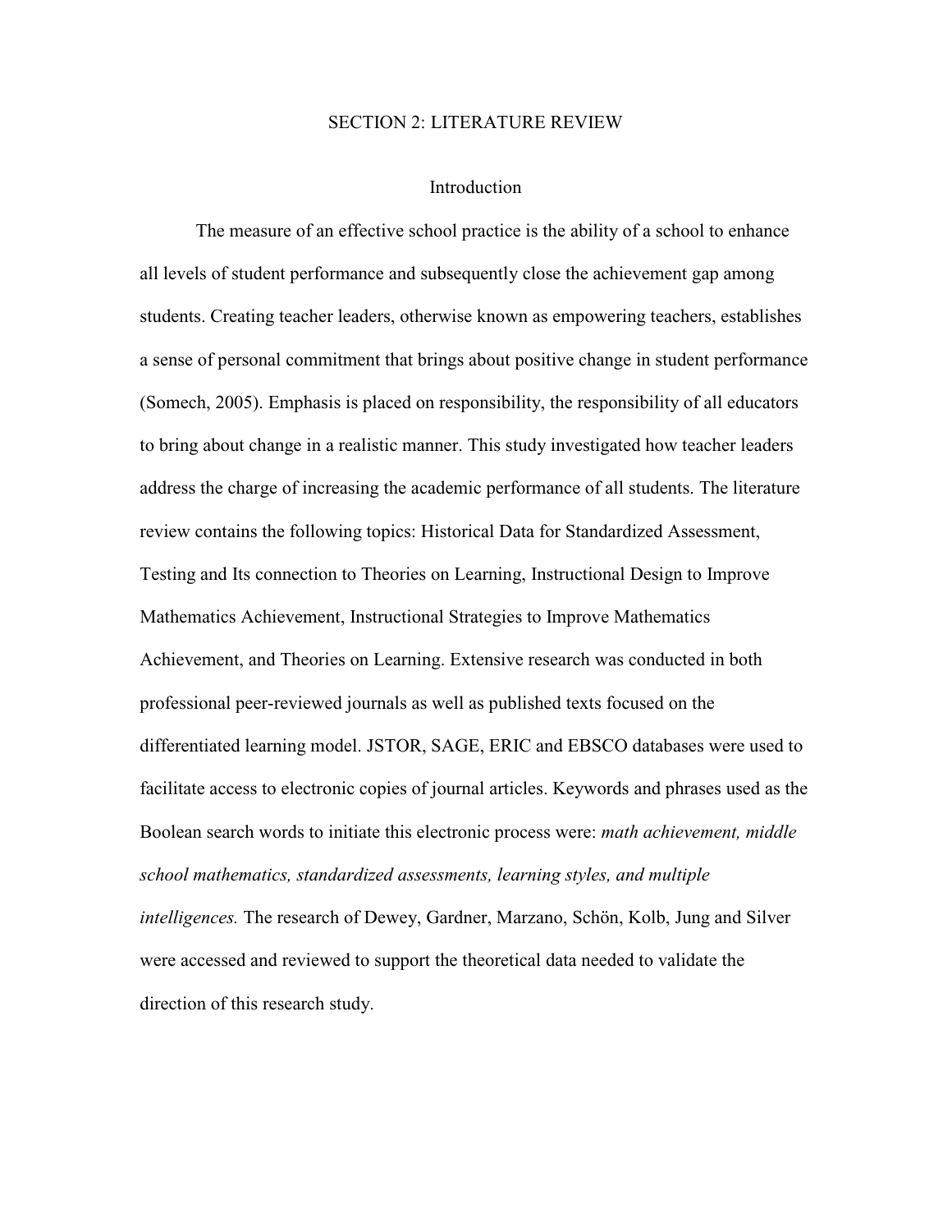# SECTION 2: LITERATURE REVIEW

## Introduction

The measure of an effective school practice is the ability of a school to enhance all levels of student performance and subsequently close the achievement gap among students. Creating teacher leaders, otherwise known as empowering teachers, establishes a sense of personal commitment that brings about positive change in student performance (Somech, 2005). Emphasis is placed on responsibility, the responsibility of all educators to bring about change in a realistic manner. This study investigated how teacher leaders address the charge of increasing the academic performance of all students. The literature review contains the following topics: Historical Data for Standardized Assessment, Testing and Its connection to Theories on Learning, Instructional Design to Improve Mathematics Achievement, Instructional Strategies to Improve Mathematics Achievement, and Theories on Learning. Extensive research was conducted in both professional peer-reviewed journals as well as published texts focused on the differentiated learning model. JSTOR, SAGE, ERIC and EBSCO databases were used to facilitate access to electronic copies of journal articles. Keywords and phrases used as the Boolean search words to initiate this electronic process were: *math achievement, middle school mathematics, standardized assessments, learning styles, and multiple intelligences.* The research of Dewey, Gardner, Marzano, Schön, Kolb, Jung and Silver were accessed and reviewed to support the theoretical data needed to validate the direction of this research study.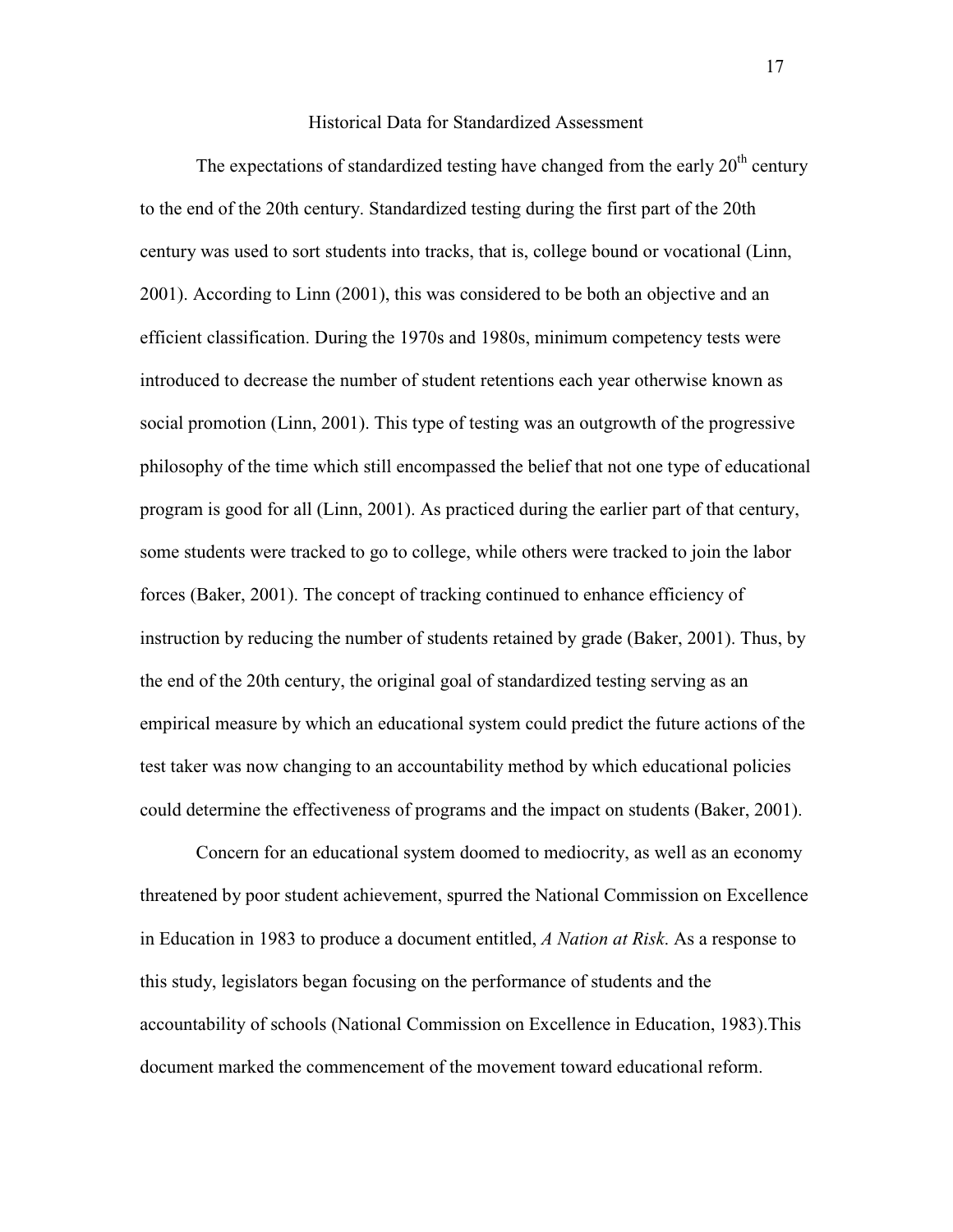## Historical Data for Standardized Assessment

The expectations of standardized testing have changed from the early 20th century to the end of the 20th century. Standardized testing during the first part of the 20th century was used to sort students into tracks, that is, college bound or vocational (Linn, 2001). According to Linn (2001), this was considered to be both an objective and an efficient classification. During the 1970s and 1980s, minimum competency tests were introduced to decrease the number of student retentions each year otherwise known as social promotion (Linn, 2001). This type of testing was an outgrowth of the progressive philosophy of the time which still encompassed the belief that not one type of educational program is good for all (Linn, 2001). As practiced during the earlier part of that century, some students were tracked to go to college, while others were tracked to join the labor forces (Baker, 2001). The concept of tracking continued to enhance efficiency of instruction by reducing the number of students retained by grade (Baker, 2001). Thus, by the end of the 20th century, the original goal of standardized testing serving as an empirical measure by which an educational system could predict the future actions of the test taker was now changing to an accountability method by which educational policies could determine the effectiveness of programs and the impact on students (Baker, 2001).

Concern for an educational system doomed to mediocrity, as well as an economy threatened by poor student achievement, spurred the National Commission on Excellence in Education in 1983 to produce a document entitled, *A Nation at Risk*. As a response to this study, legislators began focusing on the performance of students and the accountability of schools (National Commission on Excellence in Education, 1983).This document marked the commencement of the movement toward educational reform.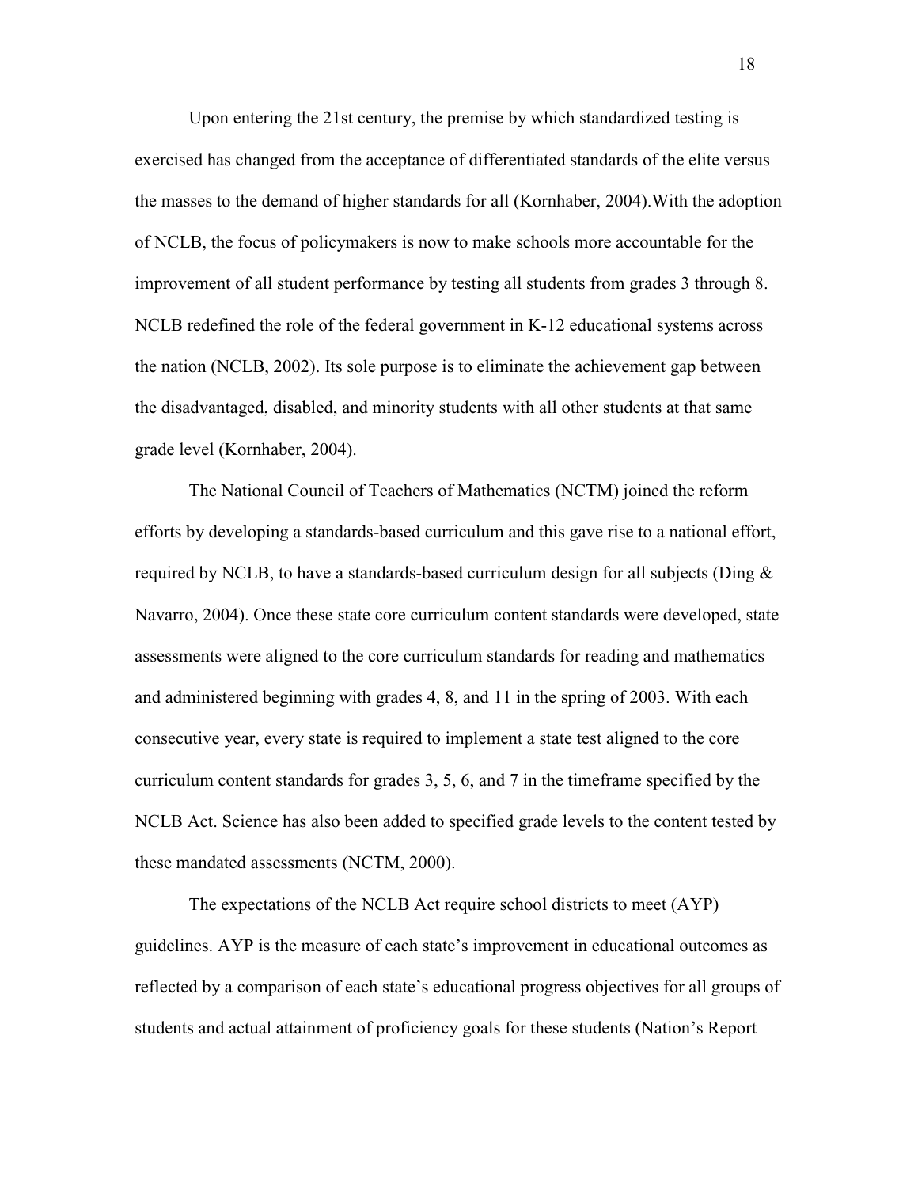Upon entering the 21st century, the premise by which standardized testing is exercised has changed from the acceptance of differentiated standards of the elite versus the masses to the demand of higher standards for all (Kornhaber, 2004).With the adoption of NCLB, the focus of policymakers is now to make schools more accountable for the improvement of all student performance by testing all students from grades 3 through 8. NCLB redefined the role of the federal government in K-12 educational systems across the nation (NCLB, 2002). Its sole purpose is to eliminate the achievement gap between the disadvantaged, disabled, and minority students with all other students at that same grade level (Kornhaber, 2004).

The National Council of Teachers of Mathematics (NCTM) joined the reform efforts by developing a standards-based curriculum and this gave rise to a national effort, required by NCLB, to have a standards-based curriculum design for all subjects (Ding & Navarro, 2004). Once these state core curriculum content standards were developed, state assessments were aligned to the core curriculum standards for reading and mathematics and administered beginning with grades 4, 8, and 11 in the spring of 2003. With each consecutive year, every state is required to implement a state test aligned to the core curriculum content standards for grades 3, 5, 6, and 7 in the timeframe specified by the NCLB Act. Science has also been added to specified grade levels to the content tested by these mandated assessments (NCTM, 2000).

The expectations of the NCLB Act require school districts to meet (AYP) guidelines. AYP is the measure of each state's improvement in educational outcomes as reflected by a comparison of each state's educational progress objectives for all groups of students and actual attainment of proficiency goals for these students (Nation's Report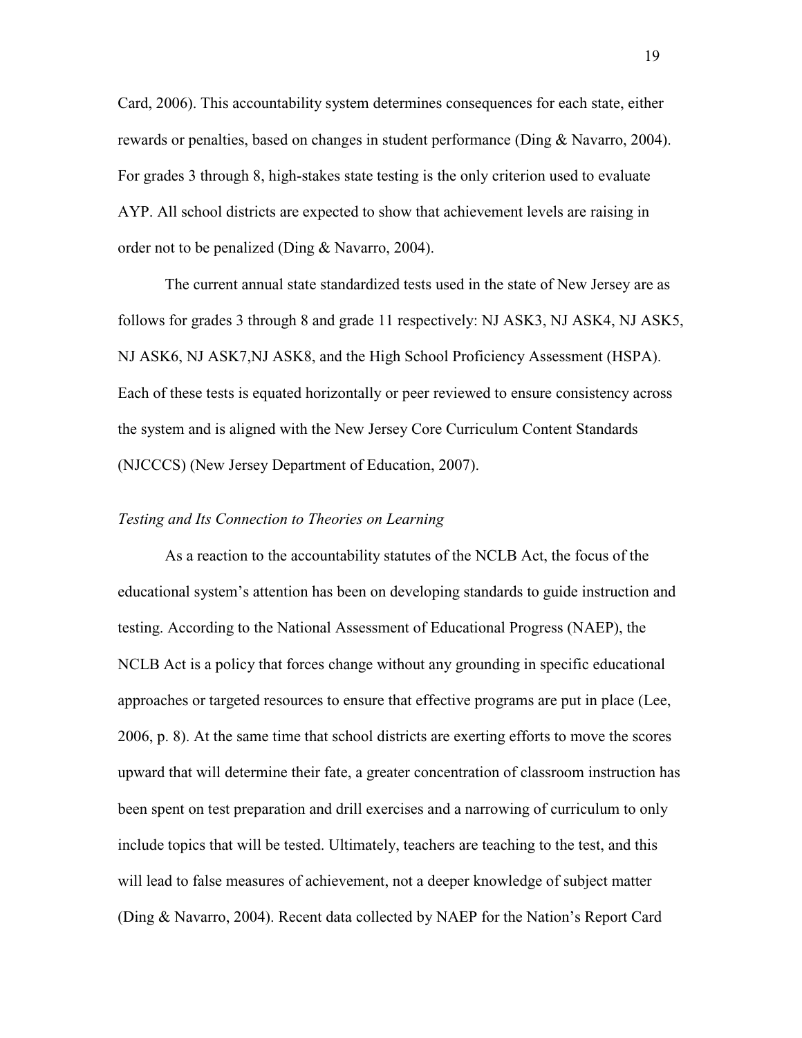Card, 2006). This accountability system determines consequences for each state, either rewards or penalties, based on changes in student performance (Ding & Navarro, 2004). For grades 3 through 8, high-stakes state testing is the only criterion used to evaluate AYP. All school districts are expected to show that achievement levels are raising in order not to be penalized (Ding & Navarro, 2004).

The current annual state standardized tests used in the state of New Jersey are as follows for grades 3 through 8 and grade 11 respectively: NJ ASK3, NJ ASK4, NJ ASK5, NJ ASK6, NJ ASK7,NJ ASK8, and the High School Proficiency Assessment (HSPA). Each of these tests is equated horizontally or peer reviewed to ensure consistency across the system and is aligned with the New Jersey Core Curriculum Content Standards (NJCCCS) (New Jersey Department of Education, 2007).

### *Testing and Its Connection to Theories on Learning*

As a reaction to the accountability statutes of the NCLB Act, the focus of the educational system's attention has been on developing standards to guide instruction and testing. According to the National Assessment of Educational Progress (NAEP), the NCLB Act is a policy that forces change without any grounding in specific educational approaches or targeted resources to ensure that effective programs are put in place (Lee, 2006, p. 8). At the same time that school districts are exerting efforts to move the scores upward that will determine their fate, a greater concentration of classroom instruction has been spent on test preparation and drill exercises and a narrowing of curriculum to only include topics that will be tested. Ultimately, teachers are teaching to the test, and this will lead to false measures of achievement, not a deeper knowledge of subject matter (Ding & Navarro, 2004). Recent data collected by NAEP for the Nation's Report Card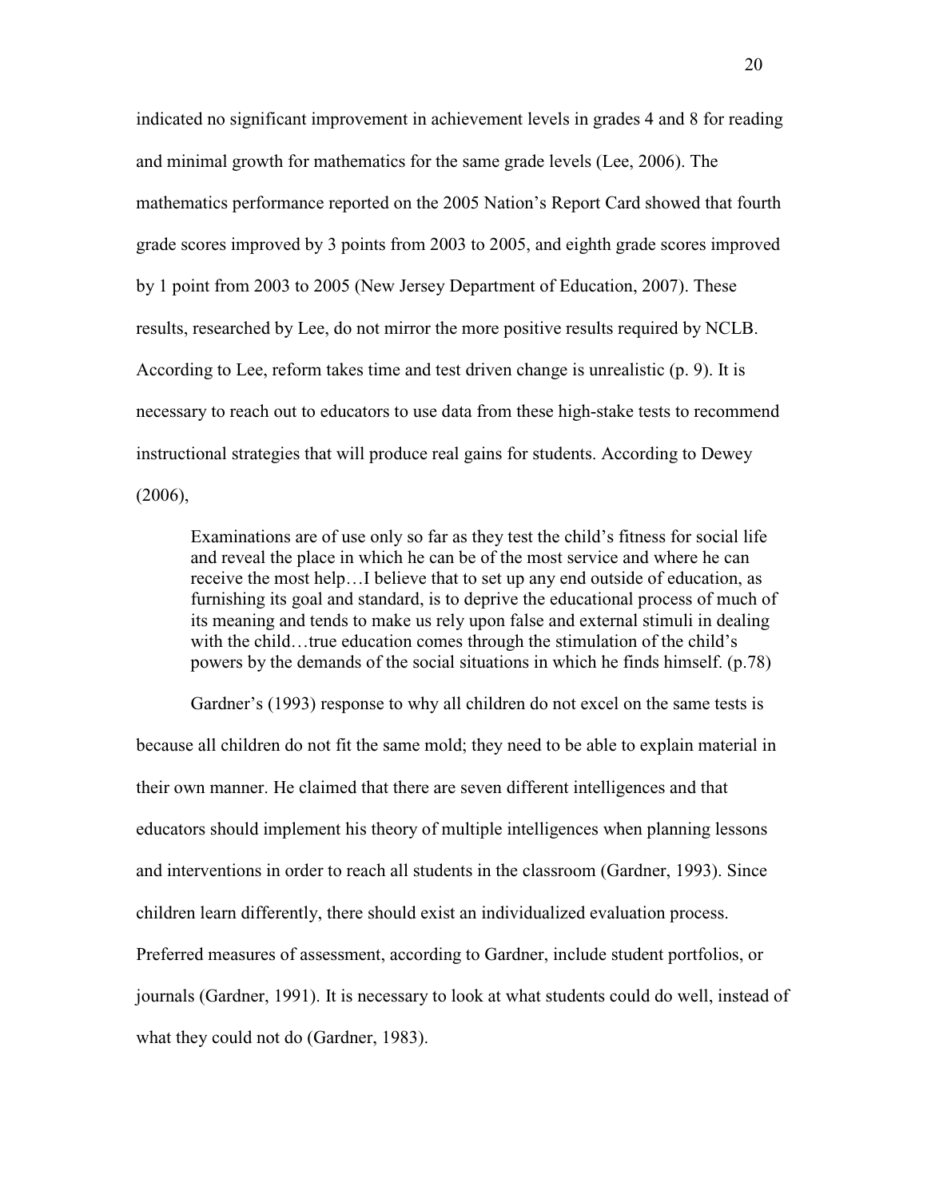indicated no significant improvement in achievement levels in grades 4 and 8 for reading and minimal growth for mathematics for the same grade levels (Lee, 2006). The mathematics performance reported on the 2005 Nation's Report Card showed that fourth grade scores improved by 3 points from 2003 to 2005, and eighth grade scores improved by 1 point from 2003 to 2005 (New Jersey Department of Education, 2007). These results, researched by Lee, do not mirror the more positive results required by NCLB. According to Lee, reform takes time and test driven change is unrealistic (p. 9). It is necessary to reach out to educators to use data from these high-stake tests to recommend instructional strategies that will produce real gains for students. According to Dewey (2006),

> Examinations are of use only so far as they test the child's fitness for social life and reveal the place in which he can be of the most service and where he can receive the most help…I believe that to set up any end outside of education, as furnishing its goal and standard, is to deprive the educational process of much of its meaning and tends to make us rely upon false and external stimuli in dealing with the child…true education comes through the stimulation of the child's powers by the demands of the social situations in which he finds himself. (p.78)

Gardner's (1993) response to why all children do not excel on the same tests is because all children do not fit the same mold; they need to be able to explain material in their own manner. He claimed that there are seven different intelligences and that educators should implement his theory of multiple intelligences when planning lessons and interventions in order to reach all students in the classroom (Gardner, 1993). Since children learn differently, there should exist an individualized evaluation process. Preferred measures of assessment, according to Gardner, include student portfolios, or journals (Gardner, 1991). It is necessary to look at what students could do well, instead of what they could not do (Gardner, 1983).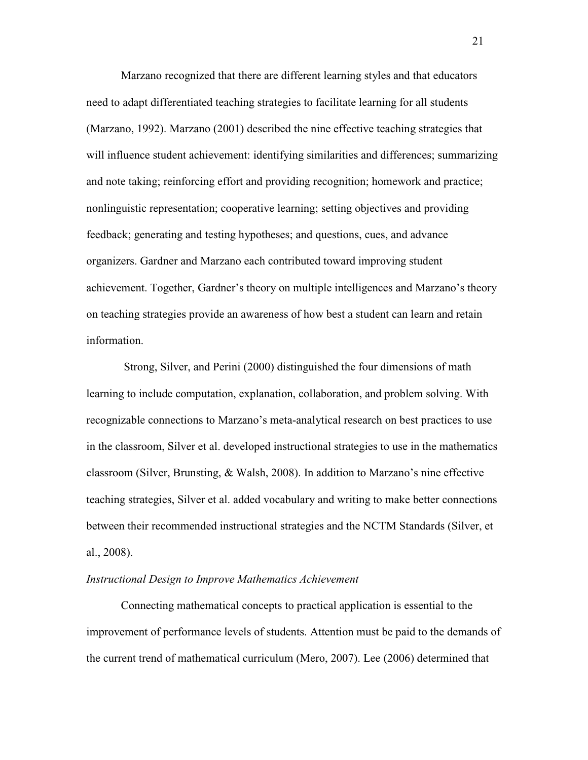Marzano recognized that there are different learning styles and that educators need to adapt differentiated teaching strategies to facilitate learning for all students (Marzano, 1992). Marzano (2001) described the nine effective teaching strategies that will influence student achievement: identifying similarities and differences; summarizing and note taking; reinforcing effort and providing recognition; homework and practice; nonlinguistic representation; cooperative learning; setting objectives and providing feedback; generating and testing hypotheses; and questions, cues, and advance organizers. Gardner and Marzano each contributed toward improving student achievement. Together, Gardner's theory on multiple intelligences and Marzano's theory on teaching strategies provide an awareness of how best a student can learn and retain information.

Strong, Silver, and Perini (2000) distinguished the four dimensions of math learning to include computation, explanation, collaboration, and problem solving. With recognizable connections to Marzano's meta-analytical research on best practices to use in the classroom, Silver et al. developed instructional strategies to use in the mathematics classroom (Silver, Brunsting, & Walsh, 2008). In addition to Marzano's nine effective teaching strategies, Silver et al. added vocabulary and writing to make better connections between their recommended instructional strategies and the NCTM Standards (Silver, et al., 2008).

*Instructional Design to Improve Mathematics Achievement*

Connecting mathematical concepts to practical application is essential to the improvement of performance levels of students. Attention must be paid to the demands of the current trend of mathematical curriculum (Mero, 2007). Lee (2006) determined that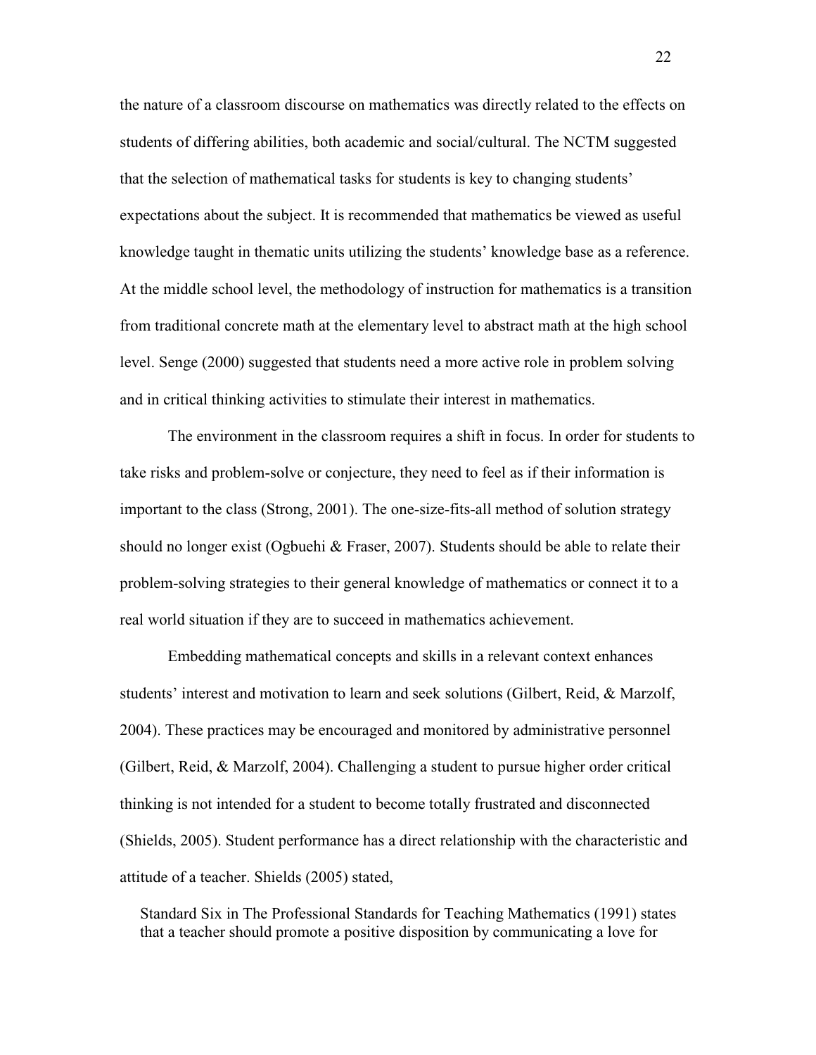the nature of a classroom discourse on mathematics was directly related to the effects on students of differing abilities, both academic and social/cultural. The NCTM suggested that the selection of mathematical tasks for students is key to changing students' expectations about the subject. It is recommended that mathematics be viewed as useful knowledge taught in thematic units utilizing the students' knowledge base as a reference. At the middle school level, the methodology of instruction for mathematics is a transition from traditional concrete math at the elementary level to abstract math at the high school level. Senge (2000) suggested that students need a more active role in problem solving and in critical thinking activities to stimulate their interest in mathematics.

The environment in the classroom requires a shift in focus. In order for students to take risks and problem-solve or conjecture, they need to feel as if their information is important to the class (Strong, 2001). The one-size-fits-all method of solution strategy should no longer exist (Ogbuehi & Fraser, 2007). Students should be able to relate their problem-solving strategies to their general knowledge of mathematics or connect it to a real world situation if they are to succeed in mathematics achievement.

Embedding mathematical concepts and skills in a relevant context enhances students' interest and motivation to learn and seek solutions (Gilbert, Reid, & Marzolf, 2004). These practices may be encouraged and monitored by administrative personnel (Gilbert, Reid, & Marzolf, 2004). Challenging a student to pursue higher order critical thinking is not intended for a student to become totally frustrated and disconnected (Shields, 2005). Student performance has a direct relationship with the characteristic and attitude of a teacher. Shields (2005) stated,

> Standard Six in The Professional Standards for Teaching Mathematics (1991) states that a teacher should promote a positive disposition by communicating a love for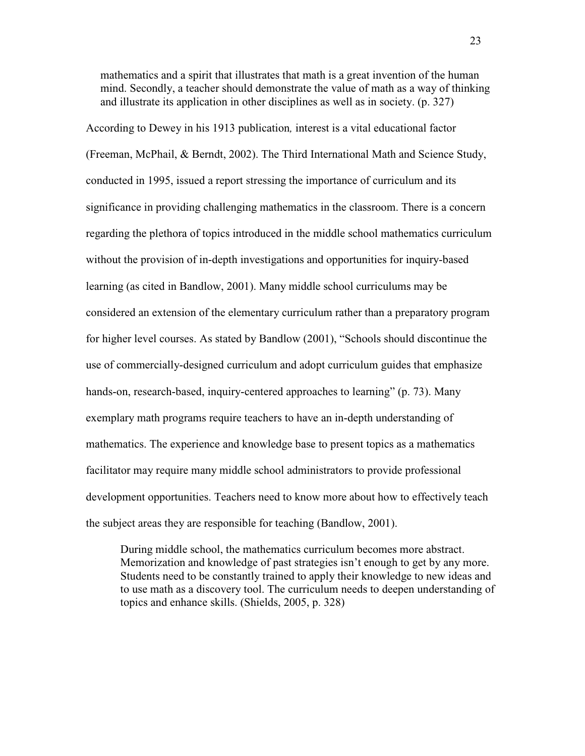> mathematics and a spirit that illustrates that math is a great invention of the human mind. Secondly, a teacher should demonstrate the value of math as a way of thinking and illustrate its application in other disciplines as well as in society. (p. 327)

According to Dewey in his 1913 publication*,* interest is a vital educational factor (Freeman, McPhail, & Berndt, 2002). The Third International Math and Science Study, conducted in 1995, issued a report stressing the importance of curriculum and its significance in providing challenging mathematics in the classroom. There is a concern regarding the plethora of topics introduced in the middle school mathematics curriculum without the provision of in-depth investigations and opportunities for inquiry-based learning (as cited in Bandlow, 2001). Many middle school curriculums may be considered an extension of the elementary curriculum rather than a preparatory program for higher level courses. As stated by Bandlow (2001), "Schools should discontinue the use of commercially-designed curriculum and adopt curriculum guides that emphasize hands-on, research-based, inquiry-centered approaches to learning" (p. 73). Many exemplary math programs require teachers to have an in-depth understanding of mathematics. The experience and knowledge base to present topics as a mathematics facilitator may require many middle school administrators to provide professional development opportunities. Teachers need to know more about how to effectively teach the subject areas they are responsible for teaching (Bandlow, 2001).

> During middle school, the mathematics curriculum becomes more abstract. Memorization and knowledge of past strategies isn't enough to get by any more. Students need to be constantly trained to apply their knowledge to new ideas and to use math as a discovery tool. The curriculum needs to deepen understanding of topics and enhance skills. (Shields, 2005, p. 328)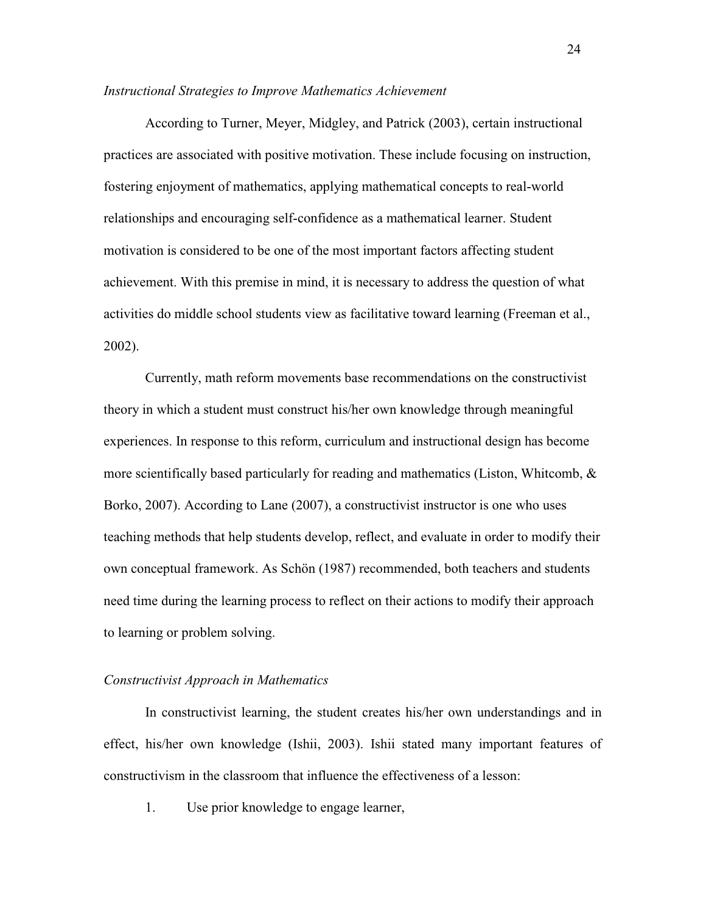*Instructional Strategies to Improve Mathematics Achievement*

According to Turner, Meyer, Midgley, and Patrick (2003), certain instructional practices are associated with positive motivation. These include focusing on instruction, fostering enjoyment of mathematics, applying mathematical concepts to real-world relationships and encouraging self-confidence as a mathematical learner. Student motivation is considered to be one of the most important factors affecting student achievement. With this premise in mind, it is necessary to address the question of what activities do middle school students view as facilitative toward learning (Freeman et al., 2002).

Currently, math reform movements base recommendations on the constructivist theory in which a student must construct his/her own knowledge through meaningful experiences. In response to this reform, curriculum and instructional design has become more scientifically based particularly for reading and mathematics (Liston, Whitcomb, & Borko, 2007). According to Lane (2007), a constructivist instructor is one who uses teaching methods that help students develop, reflect, and evaluate in order to modify their own conceptual framework. As Schön (1987) recommended, both teachers and students need time during the learning process to reflect on their actions to modify their approach to learning or problem solving.

*Constructivist Approach in Mathematics*

In constructivist learning, the student creates his/her own understandings and in effect, his/her own knowledge (Ishii, 2003). Ishii stated many important features of constructivism in the classroom that influence the effectiveness of a lesson:

1. Use prior knowledge to engage learner,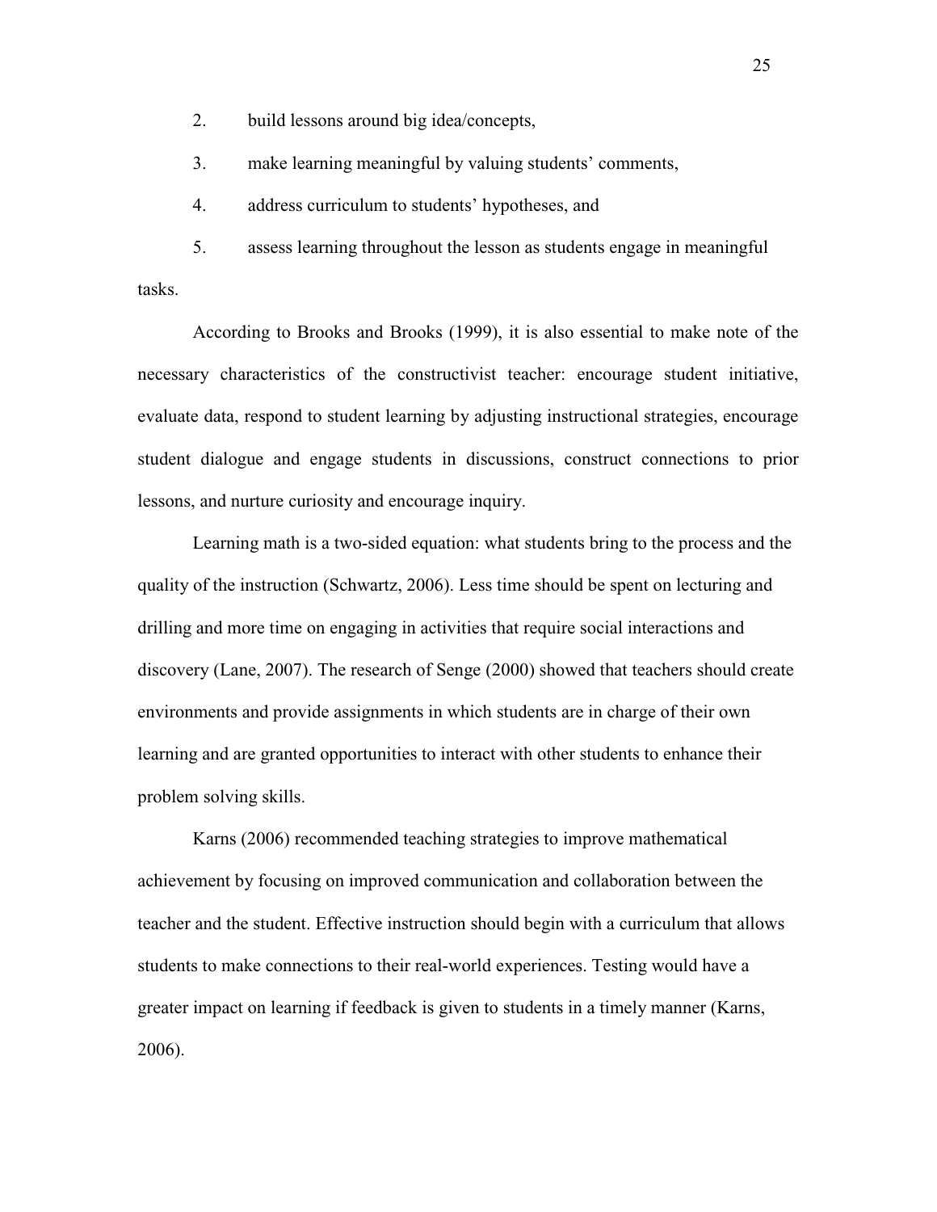2. build lessons around big idea/concepts,
3. make learning meaningful by valuing students' comments,
4. address curriculum to students' hypotheses, and
5. assess learning throughout the lesson as students engage in meaningful tasks.

According to Brooks and Brooks (1999), it is also essential to make note of the necessary characteristics of the constructivist teacher: encourage student initiative, evaluate data, respond to student learning by adjusting instructional strategies, encourage student dialogue and engage students in discussions, construct connections to prior lessons, and nurture curiosity and encourage inquiry.

Learning math is a two-sided equation: what students bring to the process and the quality of the instruction (Schwartz, 2006). Less time should be spent on lecturing and drilling and more time on engaging in activities that require social interactions and discovery (Lane, 2007). The research of Senge (2000) showed that teachers should create environments and provide assignments in which students are in charge of their own learning and are granted opportunities to interact with other students to enhance their problem solving skills.

Karns (2006) recommended teaching strategies to improve mathematical achievement by focusing on improved communication and collaboration between the teacher and the student. Effective instruction should begin with a curriculum that allows students to make connections to their real-world experiences. Testing would have a greater impact on learning if feedback is given to students in a timely manner (Karns, 2006).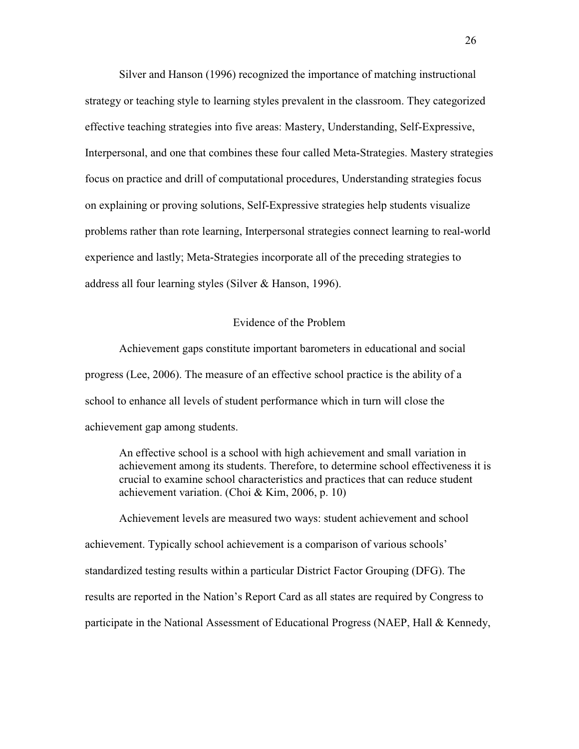Silver and Hanson (1996) recognized the importance of matching instructional strategy or teaching style to learning styles prevalent in the classroom. They categorized effective teaching strategies into five areas: Mastery, Understanding, Self-Expressive, Interpersonal, and one that combines these four called Meta-Strategies. Mastery strategies focus on practice and drill of computational procedures, Understanding strategies focus on explaining or proving solutions, Self-Expressive strategies help students visualize problems rather than rote learning, Interpersonal strategies connect learning to real-world experience and lastly; Meta-Strategies incorporate all of the preceding strategies to address all four learning styles (Silver & Hanson, 1996).

## Evidence of the Problem

Achievement gaps constitute important barometers in educational and social progress (Lee, 2006). The measure of an effective school practice is the ability of a school to enhance all levels of student performance which in turn will close the achievement gap among students.

> An effective school is a school with high achievement and small variation in achievement among its students. Therefore, to determine school effectiveness it is crucial to examine school characteristics and practices that can reduce student achievement variation. (Choi & Kim, 2006, p. 10)

Achievement levels are measured two ways: student achievement and school achievement. Typically school achievement is a comparison of various schools' standardized testing results within a particular District Factor Grouping (DFG). The results are reported in the Nation's Report Card as all states are required by Congress to participate in the National Assessment of Educational Progress (NAEP, Hall & Kennedy,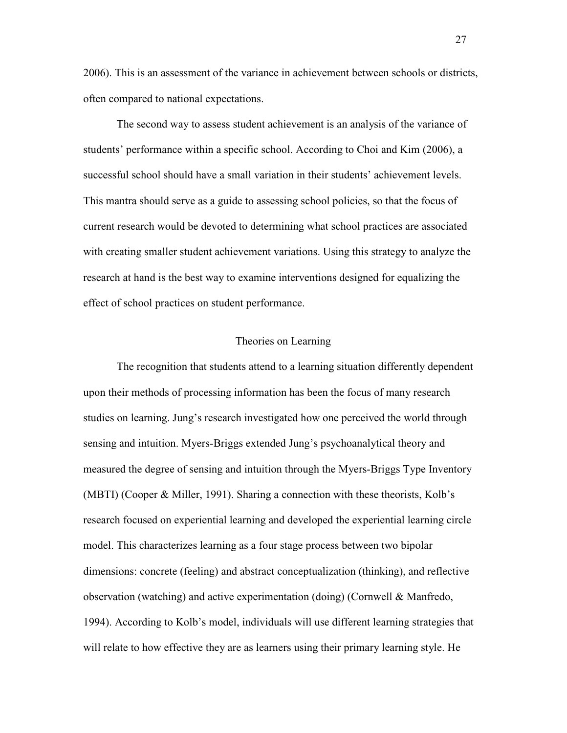2006). This is an assessment of the variance in achievement between schools or districts, often compared to national expectations.

The second way to assess student achievement is an analysis of the variance of students' performance within a specific school. According to Choi and Kim (2006), a successful school should have a small variation in their students' achievement levels. This mantra should serve as a guide to assessing school policies, so that the focus of current research would be devoted to determining what school practices are associated with creating smaller student achievement variations. Using this strategy to analyze the research at hand is the best way to examine interventions designed for equalizing the effect of school practices on student performance.

## Theories on Learning

The recognition that students attend to a learning situation differently dependent upon their methods of processing information has been the focus of many research studies on learning. Jung's research investigated how one perceived the world through sensing and intuition. Myers-Briggs extended Jung's psychoanalytical theory and measured the degree of sensing and intuition through the Myers-Briggs Type Inventory (MBTI) (Cooper & Miller, 1991). Sharing a connection with these theorists, Kolb's research focused on experiential learning and developed the experiential learning circle model. This characterizes learning as a four stage process between two bipolar dimensions: concrete (feeling) and abstract conceptualization (thinking), and reflective observation (watching) and active experimentation (doing) (Cornwell & Manfredo, 1994). According to Kolb's model, individuals will use different learning strategies that will relate to how effective they are as learners using their primary learning style. He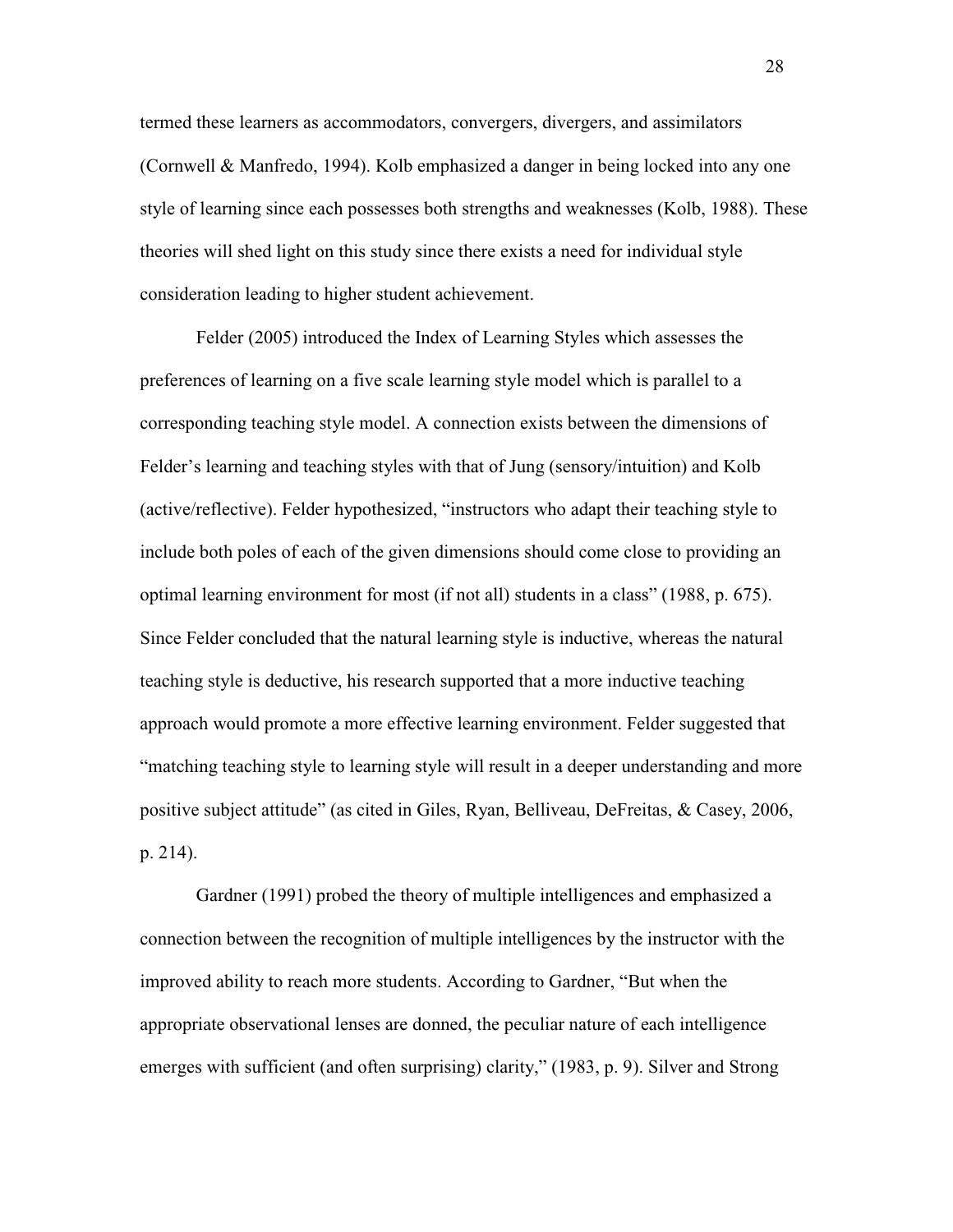termed these learners as accommodators, convergers, divergers, and assimilators (Cornwell & Manfredo, 1994). Kolb emphasized a danger in being locked into any one style of learning since each possesses both strengths and weaknesses (Kolb, 1988). These theories will shed light on this study since there exists a need for individual style consideration leading to higher student achievement.

Felder (2005) introduced the Index of Learning Styles which assesses the preferences of learning on a five scale learning style model which is parallel to a corresponding teaching style model. A connection exists between the dimensions of Felder's learning and teaching styles with that of Jung (sensory/intuition) and Kolb (active/reflective). Felder hypothesized, "instructors who adapt their teaching style to include both poles of each of the given dimensions should come close to providing an optimal learning environment for most (if not all) students in a class" (1988, p. 675). Since Felder concluded that the natural learning style is inductive, whereas the natural teaching style is deductive, his research supported that a more inductive teaching approach would promote a more effective learning environment. Felder suggested that "matching teaching style to learning style will result in a deeper understanding and more positive subject attitude" (as cited in Giles, Ryan, Belliveau, DeFreitas, & Casey, 2006, p. 214).

Gardner (1991) probed the theory of multiple intelligences and emphasized a connection between the recognition of multiple intelligences by the instructor with the improved ability to reach more students. According to Gardner, "But when the appropriate observational lenses are donned, the peculiar nature of each intelligence emerges with sufficient (and often surprising) clarity," (1983, p. 9). Silver and Strong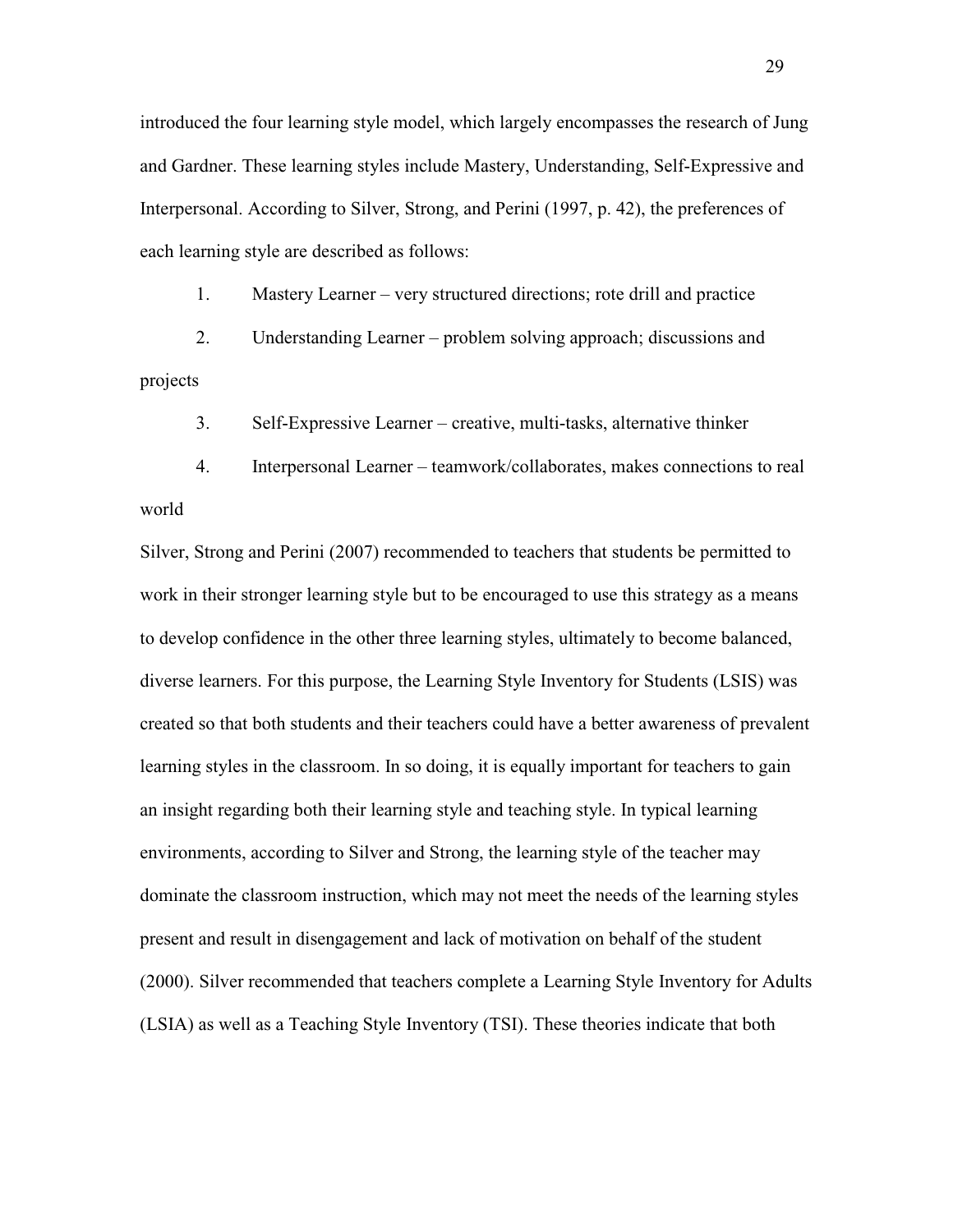introduced the four learning style model, which largely encompasses the research of Jung and Gardner. These learning styles include Mastery, Understanding, Self-Expressive and Interpersonal. According to Silver, Strong, and Perini (1997, p. 42), the preferences of each learning style are described as follows:

1. Mastery Learner – very structured directions; rote drill and practice
2. Understanding Learner – problem solving approach; discussions and projects
3. Self-Expressive Learner – creative, multi-tasks, alternative thinker
4. Interpersonal Learner – teamwork/collaborates, makes connections to real world

Silver, Strong and Perini (2007) recommended to teachers that students be permitted to work in their stronger learning style but to be encouraged to use this strategy as a means to develop confidence in the other three learning styles, ultimately to become balanced, diverse learners. For this purpose, the Learning Style Inventory for Students (LSIS) was created so that both students and their teachers could have a better awareness of prevalent learning styles in the classroom. In so doing, it is equally important for teachers to gain an insight regarding both their learning style and teaching style. In typical learning environments, according to Silver and Strong, the learning style of the teacher may dominate the classroom instruction, which may not meet the needs of the learning styles present and result in disengagement and lack of motivation on behalf of the student (2000). Silver recommended that teachers complete a Learning Style Inventory for Adults (LSIA) as well as a Teaching Style Inventory (TSI). These theories indicate that both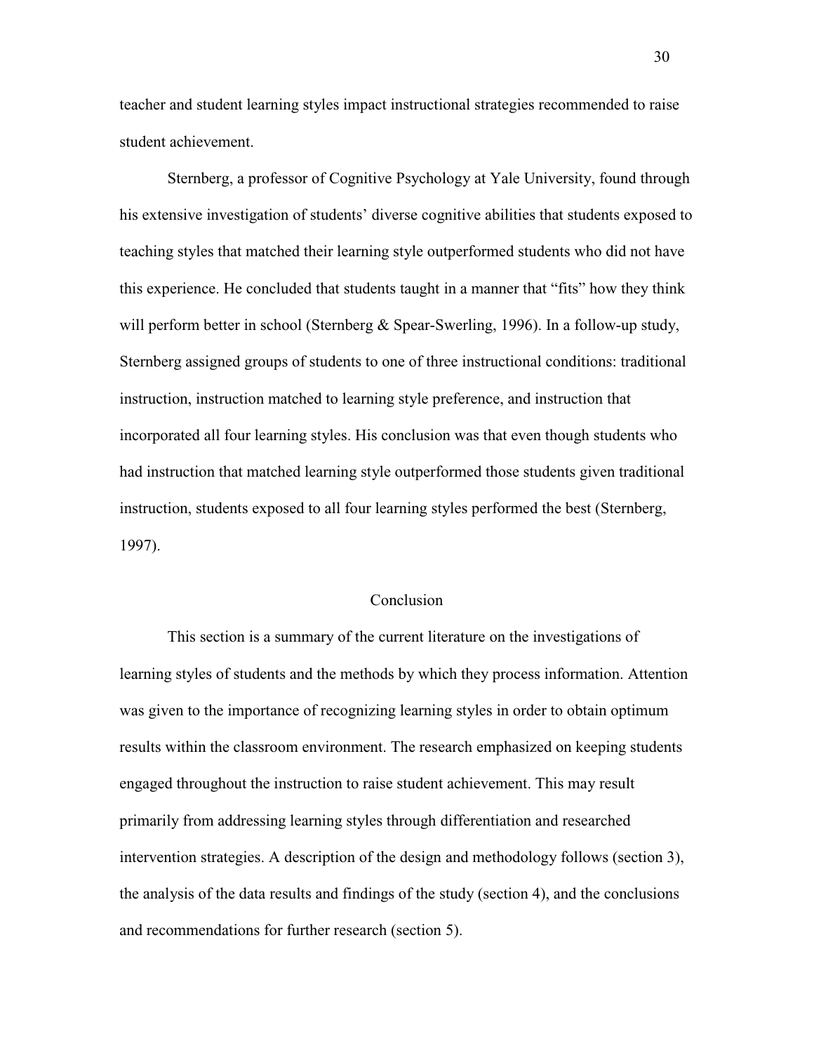teacher and student learning styles impact instructional strategies recommended to raise student achievement.

Sternberg, a professor of Cognitive Psychology at Yale University, found through his extensive investigation of students' diverse cognitive abilities that students exposed to teaching styles that matched their learning style outperformed students who did not have this experience. He concluded that students taught in a manner that "fits" how they think will perform better in school (Sternberg & Spear-Swerling, 1996). In a follow-up study, Sternberg assigned groups of students to one of three instructional conditions: traditional instruction, instruction matched to learning style preference, and instruction that incorporated all four learning styles. His conclusion was that even though students who had instruction that matched learning style outperformed those students given traditional instruction, students exposed to all four learning styles performed the best (Sternberg, 1997).

## Conclusion

This section is a summary of the current literature on the investigations of learning styles of students and the methods by which they process information. Attention was given to the importance of recognizing learning styles in order to obtain optimum results within the classroom environment. The research emphasized on keeping students engaged throughout the instruction to raise student achievement. This may result primarily from addressing learning styles through differentiation and researched intervention strategies. A description of the design and methodology follows (section 3), the analysis of the data results and findings of the study (section 4), and the conclusions and recommendations for further research (section 5).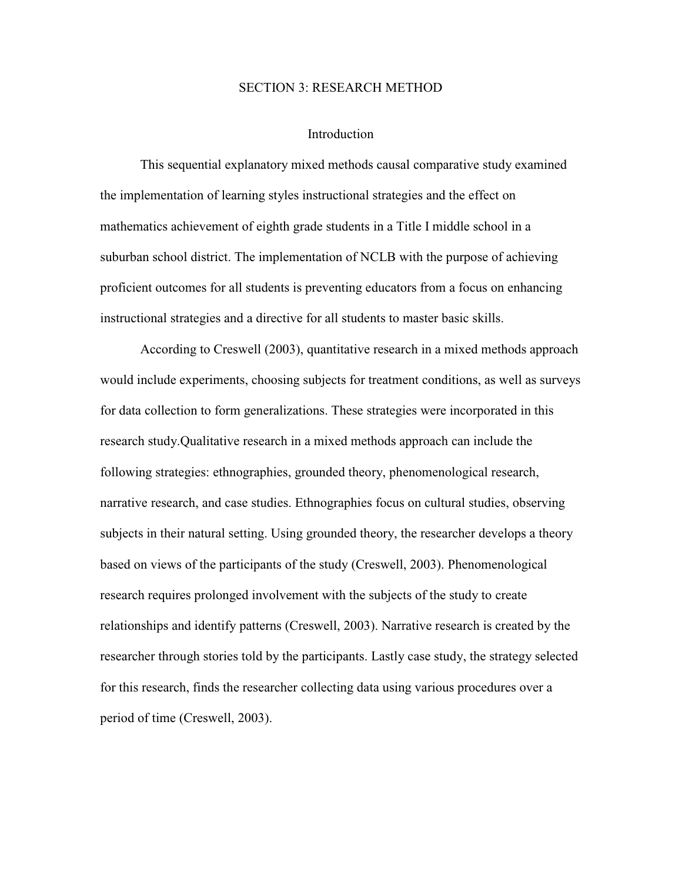# SECTION 3: RESEARCH METHOD

## Introduction

This sequential explanatory mixed methods causal comparative study examined the implementation of learning styles instructional strategies and the effect on mathematics achievement of eighth grade students in a Title I middle school in a suburban school district. The implementation of NCLB with the purpose of achieving proficient outcomes for all students is preventing educators from a focus on enhancing instructional strategies and a directive for all students to master basic skills.

According to Creswell (2003), quantitative research in a mixed methods approach would include experiments, choosing subjects for treatment conditions, as well as surveys for data collection to form generalizations. These strategies were incorporated in this research study.Qualitative research in a mixed methods approach can include the following strategies: ethnographies, grounded theory, phenomenological research, narrative research, and case studies. Ethnographies focus on cultural studies, observing subjects in their natural setting. Using grounded theory, the researcher develops a theory based on views of the participants of the study (Creswell, 2003). Phenomenological research requires prolonged involvement with the subjects of the study to create relationships and identify patterns (Creswell, 2003). Narrative research is created by the researcher through stories told by the participants. Lastly case study, the strategy selected for this research, finds the researcher collecting data using various procedures over a period of time (Creswell, 2003).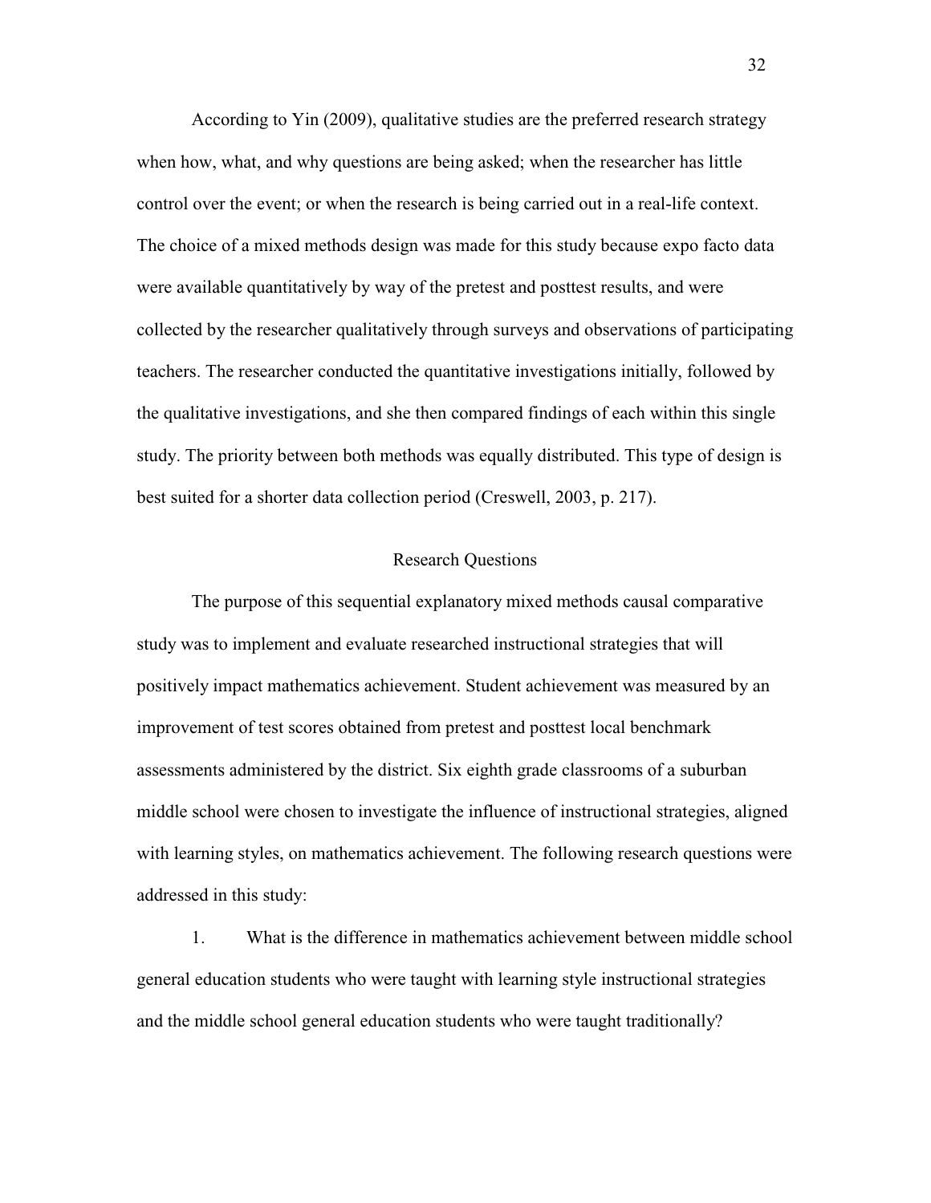According to Yin (2009), qualitative studies are the preferred research strategy when how, what, and why questions are being asked; when the researcher has little control over the event; or when the research is being carried out in a real-life context. The choice of a mixed methods design was made for this study because expo facto data were available quantitatively by way of the pretest and posttest results, and were collected by the researcher qualitatively through surveys and observations of participating teachers. The researcher conducted the quantitative investigations initially, followed by the qualitative investigations, and she then compared findings of each within this single study. The priority between both methods was equally distributed. This type of design is best suited for a shorter data collection period (Creswell, 2003, p. 217).

## Research Questions

The purpose of this sequential explanatory mixed methods causal comparative study was to implement and evaluate researched instructional strategies that will positively impact mathematics achievement. Student achievement was measured by an improvement of test scores obtained from pretest and posttest local benchmark assessments administered by the district. Six eighth grade classrooms of a suburban middle school were chosen to investigate the influence of instructional strategies, aligned with learning styles, on mathematics achievement. The following research questions were addressed in this study:

1. What is the difference in mathematics achievement between middle school general education students who were taught with learning style instructional strategies and the middle school general education students who were taught traditionally?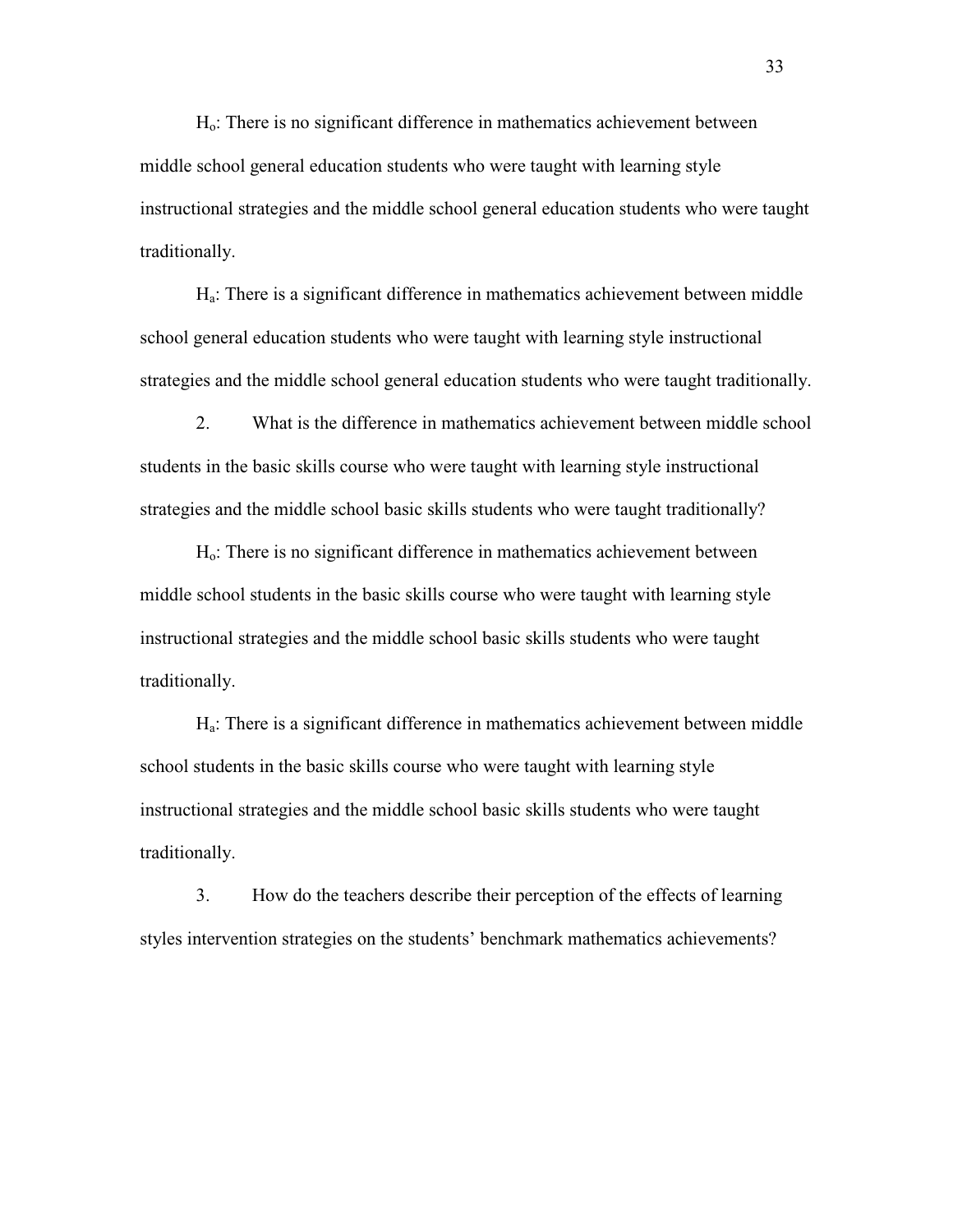$H_o$: There is no significant difference in mathematics achievement between middle school general education students who were taught with learning style instructional strategies and the middle school general education students who were taught traditionally.

$H_a$: There is a significant difference in mathematics achievement between middle school general education students who were taught with learning style instructional strategies and the middle school general education students who were taught traditionally.

2. What is the difference in mathematics achievement between middle school students in the basic skills course who were taught with learning style instructional strategies and the middle school basic skills students who were taught traditionally?

$H_o$: There is no significant difference in mathematics achievement between middle school students in the basic skills course who were taught with learning style instructional strategies and the middle school basic skills students who were taught traditionally.

$H_a$: There is a significant difference in mathematics achievement between middle school students in the basic skills course who were taught with learning style instructional strategies and the middle school basic skills students who were taught traditionally.

3. How do the teachers describe their perception of the effects of learning styles intervention strategies on the students' benchmark mathematics achievements?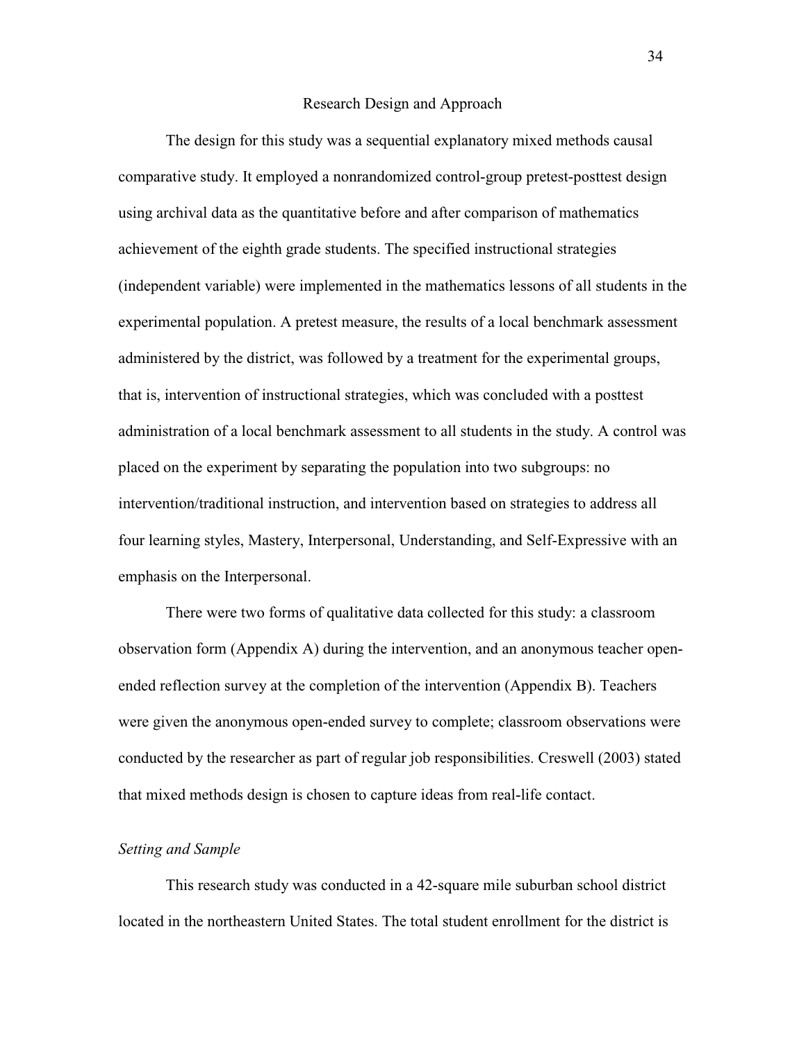## Research Design and Approach

The design for this study was a sequential explanatory mixed methods causal comparative study. It employed a nonrandomized control-group pretest-posttest design using archival data as the quantitative before and after comparison of mathematics achievement of the eighth grade students. The specified instructional strategies (independent variable) were implemented in the mathematics lessons of all students in the experimental population. A pretest measure, the results of a local benchmark assessment administered by the district, was followed by a treatment for the experimental groups, that is, intervention of instructional strategies, which was concluded with a posttest administration of a local benchmark assessment to all students in the study. A control was placed on the experiment by separating the population into two subgroups: no intervention/traditional instruction, and intervention based on strategies to address all four learning styles, Mastery, Interpersonal, Understanding, and Self-Expressive with an emphasis on the Interpersonal.

There were two forms of qualitative data collected for this study: a classroom observation form (Appendix A) during the intervention, and an anonymous teacher open-ended reflection survey at the completion of the intervention (Appendix B). Teachers were given the anonymous open-ended survey to complete; classroom observations were conducted by the researcher as part of regular job responsibilities. Creswell (2003) stated that mixed methods design is chosen to capture ideas from real-life contact.

### *Setting and Sample*

This research study was conducted in a 42-square mile suburban school district located in the northeastern United States. The total student enrollment for the district is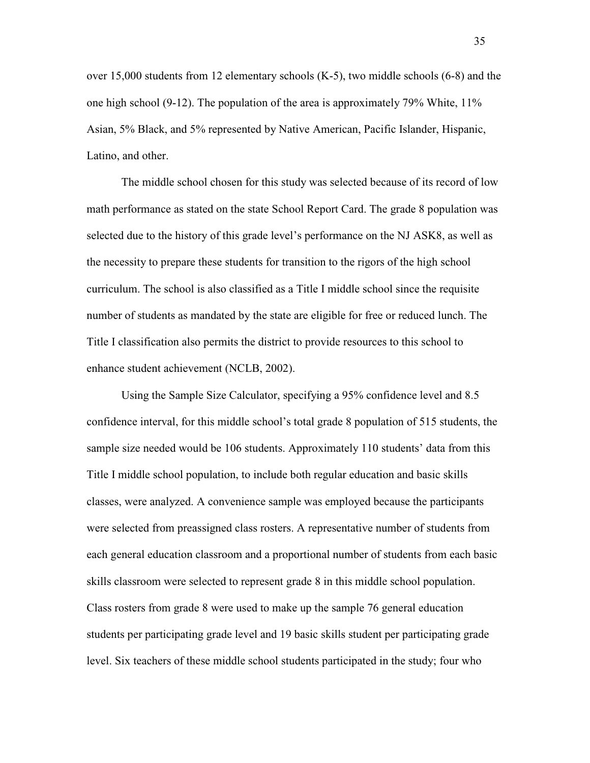over 15,000 students from 12 elementary schools (K-5), two middle schools (6-8) and the one high school (9-12). The population of the area is approximately 79% White, 11% Asian, 5% Black, and 5% represented by Native American, Pacific Islander, Hispanic, Latino, and other.

The middle school chosen for this study was selected because of its record of low math performance as stated on the state School Report Card. The grade 8 population was selected due to the history of this grade level's performance on the NJ ASK8, as well as the necessity to prepare these students for transition to the rigors of the high school curriculum. The school is also classified as a Title I middle school since the requisite number of students as mandated by the state are eligible for free or reduced lunch. The Title I classification also permits the district to provide resources to this school to enhance student achievement (NCLB, 2002).

Using the Sample Size Calculator, specifying a 95% confidence level and 8.5 confidence interval, for this middle school's total grade 8 population of 515 students, the sample size needed would be 106 students. Approximately 110 students' data from this Title I middle school population, to include both regular education and basic skills classes, were analyzed. A convenience sample was employed because the participants were selected from preassigned class rosters. A representative number of students from each general education classroom and a proportional number of students from each basic skills classroom were selected to represent grade 8 in this middle school population. Class rosters from grade 8 were used to make up the sample 76 general education students per participating grade level and 19 basic skills student per participating grade level. Six teachers of these middle school students participated in the study; four who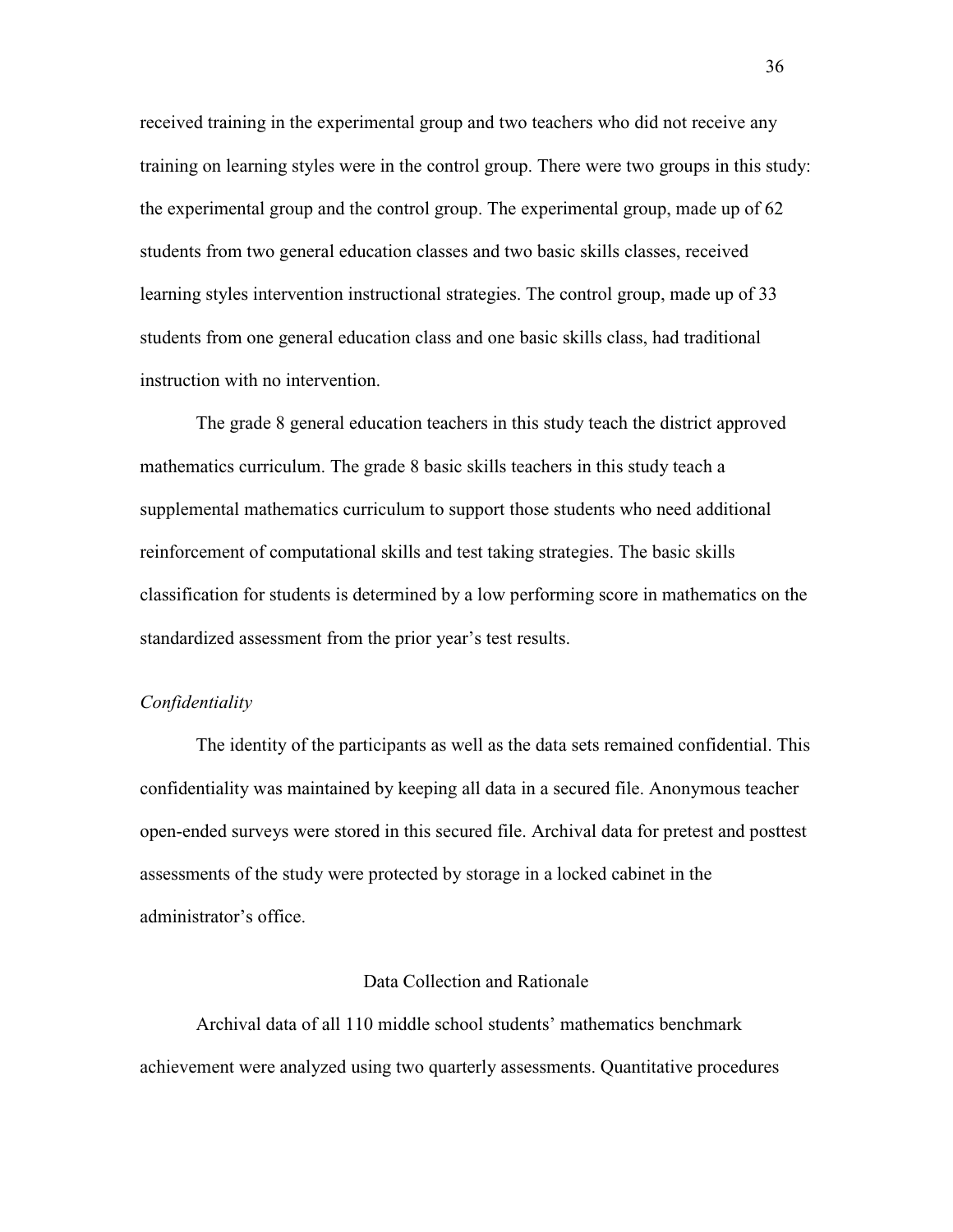received training in the experimental group and two teachers who did not receive any training on learning styles were in the control group. There were two groups in this study: the experimental group and the control group. The experimental group, made up of 62 students from two general education classes and two basic skills classes, received learning styles intervention instructional strategies. The control group, made up of 33 students from one general education class and one basic skills class, had traditional instruction with no intervention.

The grade 8 general education teachers in this study teach the district approved mathematics curriculum. The grade 8 basic skills teachers in this study teach a supplemental mathematics curriculum to support those students who need additional reinforcement of computational skills and test taking strategies. The basic skills classification for students is determined by a low performing score in mathematics on the standardized assessment from the prior year's test results.

### *Confidentiality*

The identity of the participants as well as the data sets remained confidential. This confidentiality was maintained by keeping all data in a secured file. Anonymous teacher open-ended surveys were stored in this secured file. Archival data for pretest and posttest assessments of the study were protected by storage in a locked cabinet in the administrator's office.

## Data Collection and Rationale

Archival data of all 110 middle school students' mathematics benchmark achievement were analyzed using two quarterly assessments. Quantitative procedures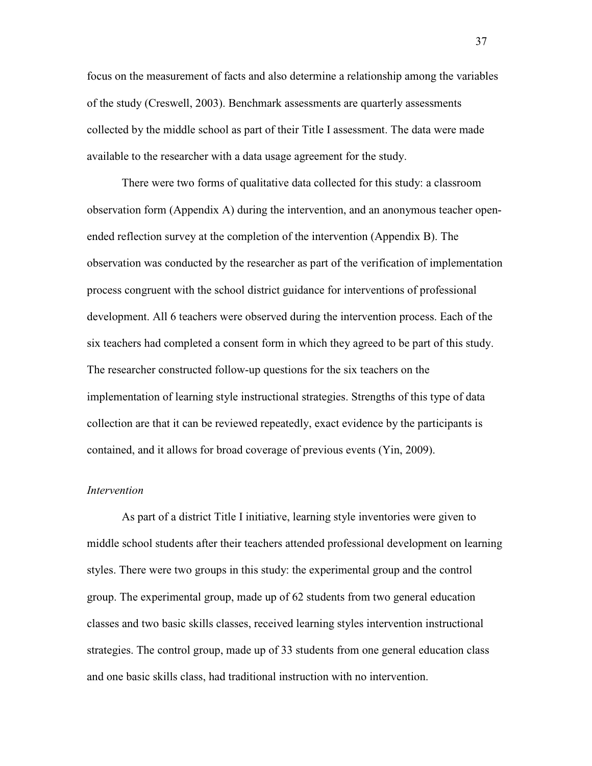focus on the measurement of facts and also determine a relationship among the variables of the study (Creswell, 2003). Benchmark assessments are quarterly assessments collected by the middle school as part of their Title I assessment. The data were made available to the researcher with a data usage agreement for the study.

There were two forms of qualitative data collected for this study: a classroom observation form (Appendix A) during the intervention, and an anonymous teacher open-ended reflection survey at the completion of the intervention (Appendix B). The observation was conducted by the researcher as part of the verification of implementation process congruent with the school district guidance for interventions of professional development. All 6 teachers were observed during the intervention process. Each of the six teachers had completed a consent form in which they agreed to be part of this study. The researcher constructed follow-up questions for the six teachers on the implementation of learning style instructional strategies. Strengths of this type of data collection are that it can be reviewed repeatedly, exact evidence by the participants is contained, and it allows for broad coverage of previous events (Yin, 2009).

### *Intervention*

As part of a district Title I initiative, learning style inventories were given to middle school students after their teachers attended professional development on learning styles. There were two groups in this study: the experimental group and the control group. The experimental group, made up of 62 students from two general education classes and two basic skills classes, received learning styles intervention instructional strategies. The control group, made up of 33 students from one general education class and one basic skills class, had traditional instruction with no intervention.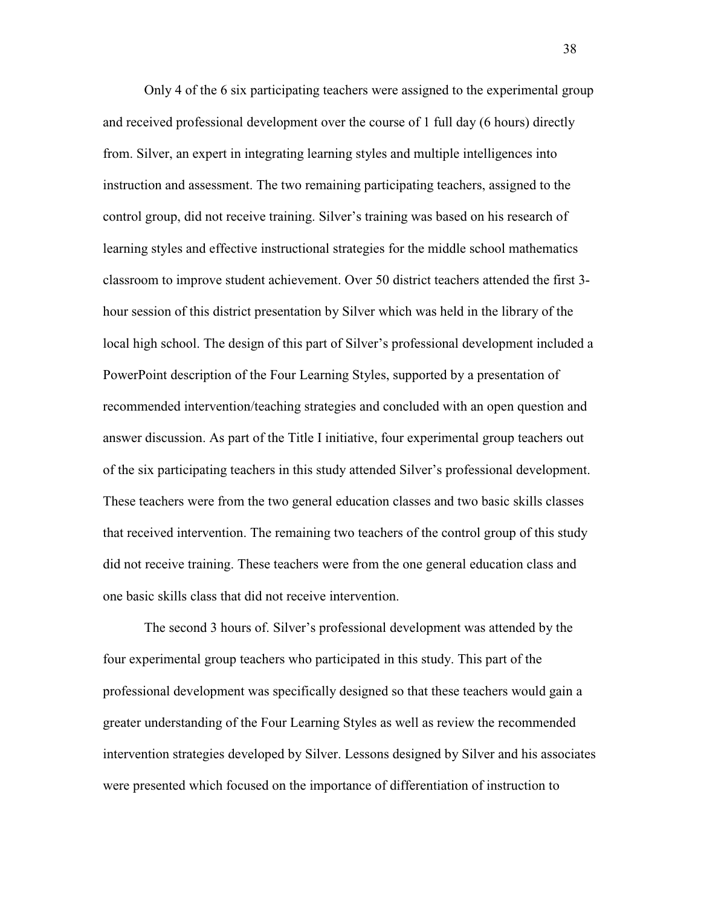Only 4 of the 6 six participating teachers were assigned to the experimental group and received professional development over the course of 1 full day (6 hours) directly from. Silver, an expert in integrating learning styles and multiple intelligences into instruction and assessment. The two remaining participating teachers, assigned to the control group, did not receive training. Silver's training was based on his research of learning styles and effective instructional strategies for the middle school mathematics classroom to improve student achievement. Over 50 district teachers attended the first 3-hour session of this district presentation by Silver which was held in the library of the local high school. The design of this part of Silver's professional development included a PowerPoint description of the Four Learning Styles, supported by a presentation of recommended intervention/teaching strategies and concluded with an open question and answer discussion. As part of the Title I initiative, four experimental group teachers out of the six participating teachers in this study attended Silver's professional development. These teachers were from the two general education classes and two basic skills classes that received intervention. The remaining two teachers of the control group of this study did not receive training. These teachers were from the one general education class and one basic skills class that did not receive intervention.

The second 3 hours of. Silver's professional development was attended by the four experimental group teachers who participated in this study. This part of the professional development was specifically designed so that these teachers would gain a greater understanding of the Four Learning Styles as well as review the recommended intervention strategies developed by Silver. Lessons designed by Silver and his associates were presented which focused on the importance of differentiation of instruction to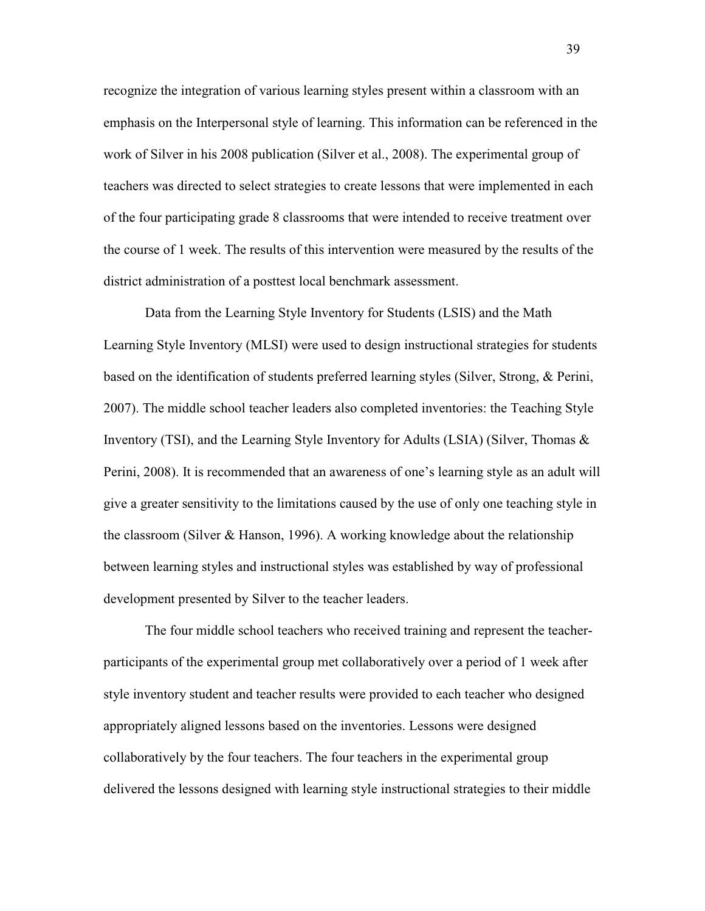recognize the integration of various learning styles present within a classroom with an emphasis on the Interpersonal style of learning. This information can be referenced in the work of Silver in his 2008 publication (Silver et al., 2008). The experimental group of teachers was directed to select strategies to create lessons that were implemented in each of the four participating grade 8 classrooms that were intended to receive treatment over the course of 1 week. The results of this intervention were measured by the results of the district administration of a posttest local benchmark assessment.

Data from the Learning Style Inventory for Students (LSIS) and the Math Learning Style Inventory (MLSI) were used to design instructional strategies for students based on the identification of students preferred learning styles (Silver, Strong, & Perini, 2007). The middle school teacher leaders also completed inventories: the Teaching Style Inventory (TSI), and the Learning Style Inventory for Adults (LSIA) (Silver, Thomas & Perini, 2008). It is recommended that an awareness of one's learning style as an adult will give a greater sensitivity to the limitations caused by the use of only one teaching style in the classroom (Silver & Hanson, 1996). A working knowledge about the relationship between learning styles and instructional styles was established by way of professional development presented by Silver to the teacher leaders.

The four middle school teachers who received training and represent the teacher-participants of the experimental group met collaboratively over a period of 1 week after style inventory student and teacher results were provided to each teacher who designed appropriately aligned lessons based on the inventories. Lessons were designed collaboratively by the four teachers. The four teachers in the experimental group delivered the lessons designed with learning style instructional strategies to their middle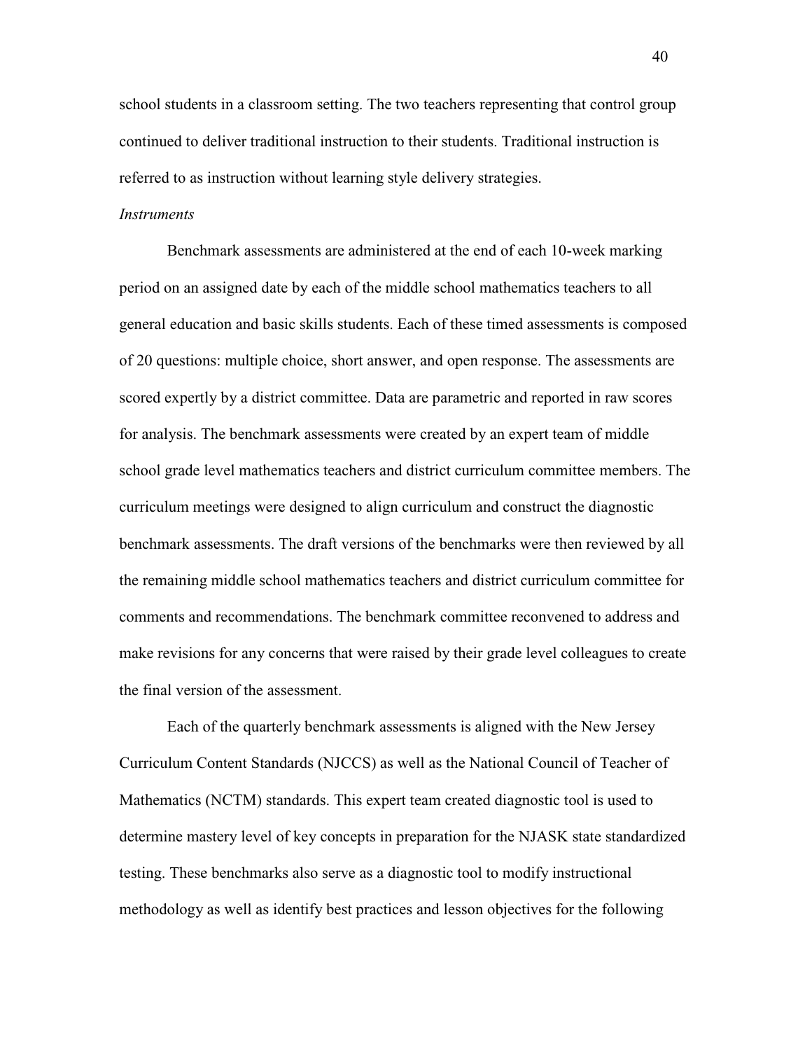school students in a classroom setting. The two teachers representing that control group continued to deliver traditional instruction to their students. Traditional instruction is referred to as instruction without learning style delivery strategies.

*Instruments*

Benchmark assessments are administered at the end of each 10-week marking period on an assigned date by each of the middle school mathematics teachers to all general education and basic skills students. Each of these timed assessments is composed of 20 questions: multiple choice, short answer, and open response. The assessments are scored expertly by a district committee. Data are parametric and reported in raw scores for analysis. The benchmark assessments were created by an expert team of middle school grade level mathematics teachers and district curriculum committee members. The curriculum meetings were designed to align curriculum and construct the diagnostic benchmark assessments. The draft versions of the benchmarks were then reviewed by all the remaining middle school mathematics teachers and district curriculum committee for comments and recommendations. The benchmark committee reconvened to address and make revisions for any concerns that were raised by their grade level colleagues to create the final version of the assessment.

Each of the quarterly benchmark assessments is aligned with the New Jersey Curriculum Content Standards (NJCCS) as well as the National Council of Teacher of Mathematics (NCTM) standards. This expert team created diagnostic tool is used to determine mastery level of key concepts in preparation for the NJASK state standardized testing. These benchmarks also serve as a diagnostic tool to modify instructional methodology as well as identify best practices and lesson objectives for the following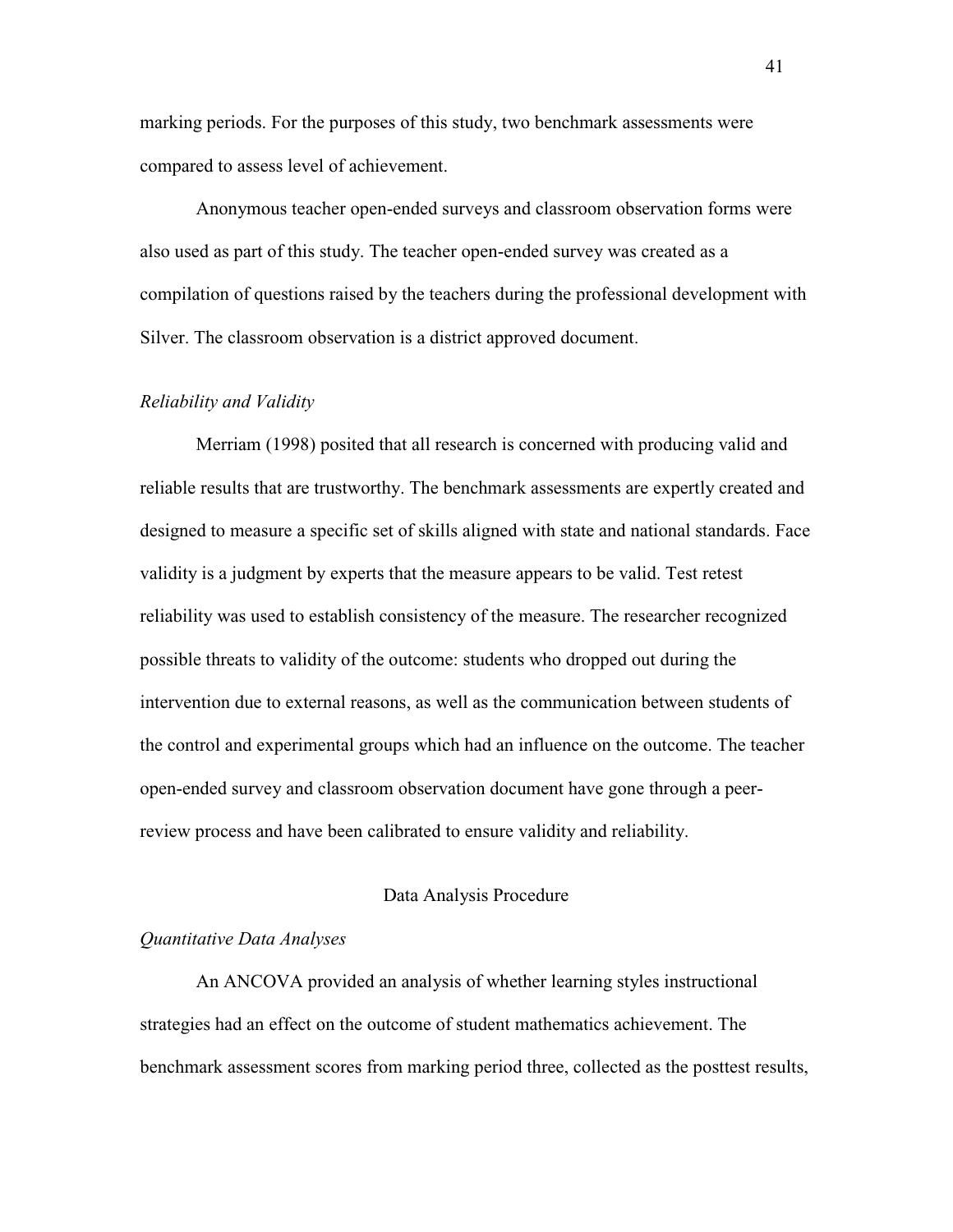marking periods. For the purposes of this study, two benchmark assessments were compared to assess level of achievement.

Anonymous teacher open-ended surveys and classroom observation forms were also used as part of this study. The teacher open-ended survey was created as a compilation of questions raised by the teachers during the professional development with Silver. The classroom observation is a district approved document.

*Reliability and Validity*

Merriam (1998) posited that all research is concerned with producing valid and reliable results that are trustworthy. The benchmark assessments are expertly created and designed to measure a specific set of skills aligned with state and national standards. Face validity is a judgment by experts that the measure appears to be valid. Test retest reliability was used to establish consistency of the measure. The researcher recognized possible threats to validity of the outcome: students who dropped out during the intervention due to external reasons, as well as the communication between students of the control and experimental groups which had an influence on the outcome. The teacher open-ended survey and classroom observation document have gone through a peer-review process and have been calibrated to ensure validity and reliability.

## Data Analysis Procedure

*Quantitative Data Analyses*

An ANCOVA provided an analysis of whether learning styles instructional strategies had an effect on the outcome of student mathematics achievement. The benchmark assessment scores from marking period three, collected as the posttest results,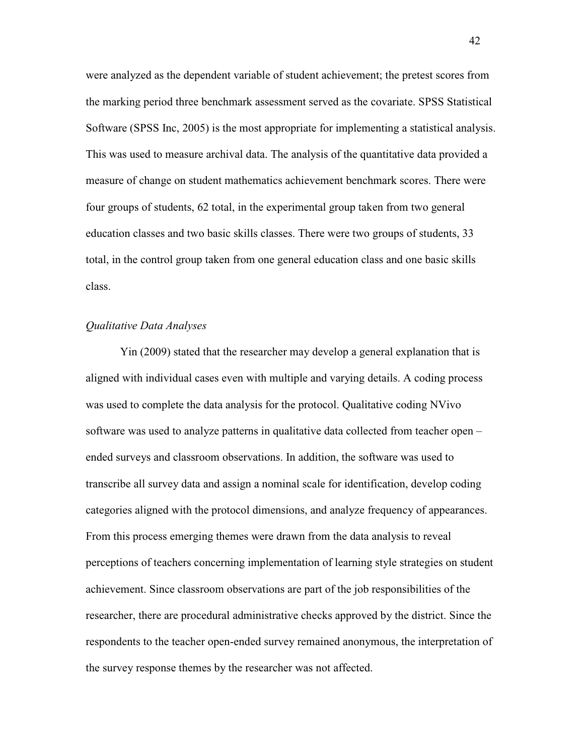were analyzed as the dependent variable of student achievement; the pretest scores from the marking period three benchmark assessment served as the covariate. SPSS Statistical Software (SPSS Inc, 2005) is the most appropriate for implementing a statistical analysis. This was used to measure archival data. The analysis of the quantitative data provided a measure of change on student mathematics achievement benchmark scores. There were four groups of students, 62 total, in the experimental group taken from two general education classes and two basic skills classes. There were two groups of students, 33 total, in the control group taken from one general education class and one basic skills class.

*Qualitative Data Analyses*

Yin (2009) stated that the researcher may develop a general explanation that is aligned with individual cases even with multiple and varying details. A coding process was used to complete the data analysis for the protocol. Qualitative coding NVivo software was used to analyze patterns in qualitative data collected from teacher open – ended surveys and classroom observations. In addition, the software was used to transcribe all survey data and assign a nominal scale for identification, develop coding categories aligned with the protocol dimensions, and analyze frequency of appearances. From this process emerging themes were drawn from the data analysis to reveal perceptions of teachers concerning implementation of learning style strategies on student achievement. Since classroom observations are part of the job responsibilities of the researcher, there are procedural administrative checks approved by the district. Since the respondents to the teacher open-ended survey remained anonymous, the interpretation of the survey response themes by the researcher was not affected.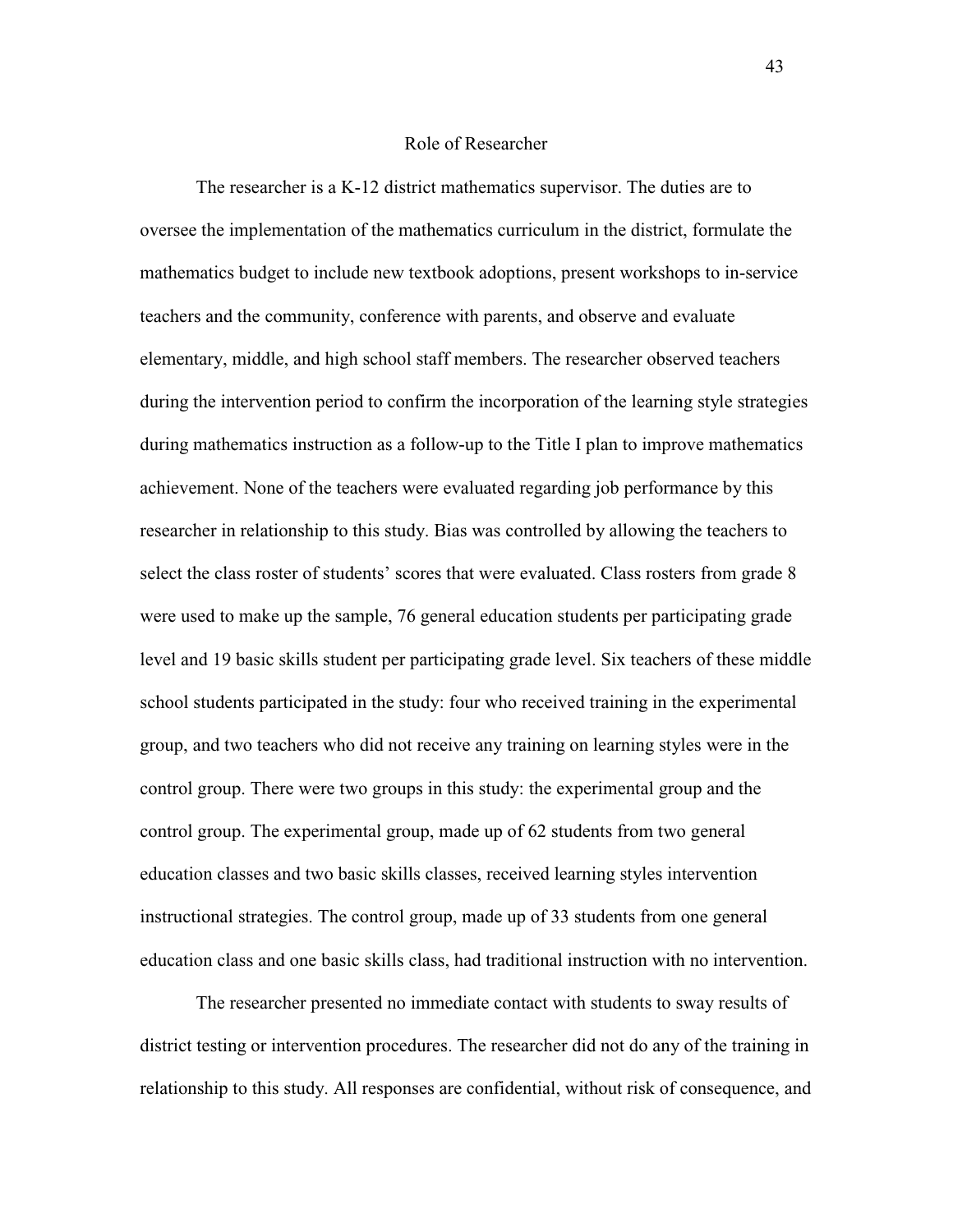## Role of Researcher

The researcher is a K-12 district mathematics supervisor. The duties are to oversee the implementation of the mathematics curriculum in the district, formulate the mathematics budget to include new textbook adoptions, present workshops to in-service teachers and the community, conference with parents, and observe and evaluate elementary, middle, and high school staff members. The researcher observed teachers during the intervention period to confirm the incorporation of the learning style strategies during mathematics instruction as a follow-up to the Title I plan to improve mathematics achievement. None of the teachers were evaluated regarding job performance by this researcher in relationship to this study. Bias was controlled by allowing the teachers to select the class roster of students' scores that were evaluated. Class rosters from grade 8 were used to make up the sample, 76 general education students per participating grade level and 19 basic skills student per participating grade level. Six teachers of these middle school students participated in the study: four who received training in the experimental group, and two teachers who did not receive any training on learning styles were in the control group. There were two groups in this study: the experimental group and the control group. The experimental group, made up of 62 students from two general education classes and two basic skills classes, received learning styles intervention instructional strategies. The control group, made up of 33 students from one general education class and one basic skills class, had traditional instruction with no intervention.

The researcher presented no immediate contact with students to sway results of district testing or intervention procedures. The researcher did not do any of the training in relationship to this study. All responses are confidential, without risk of consequence, and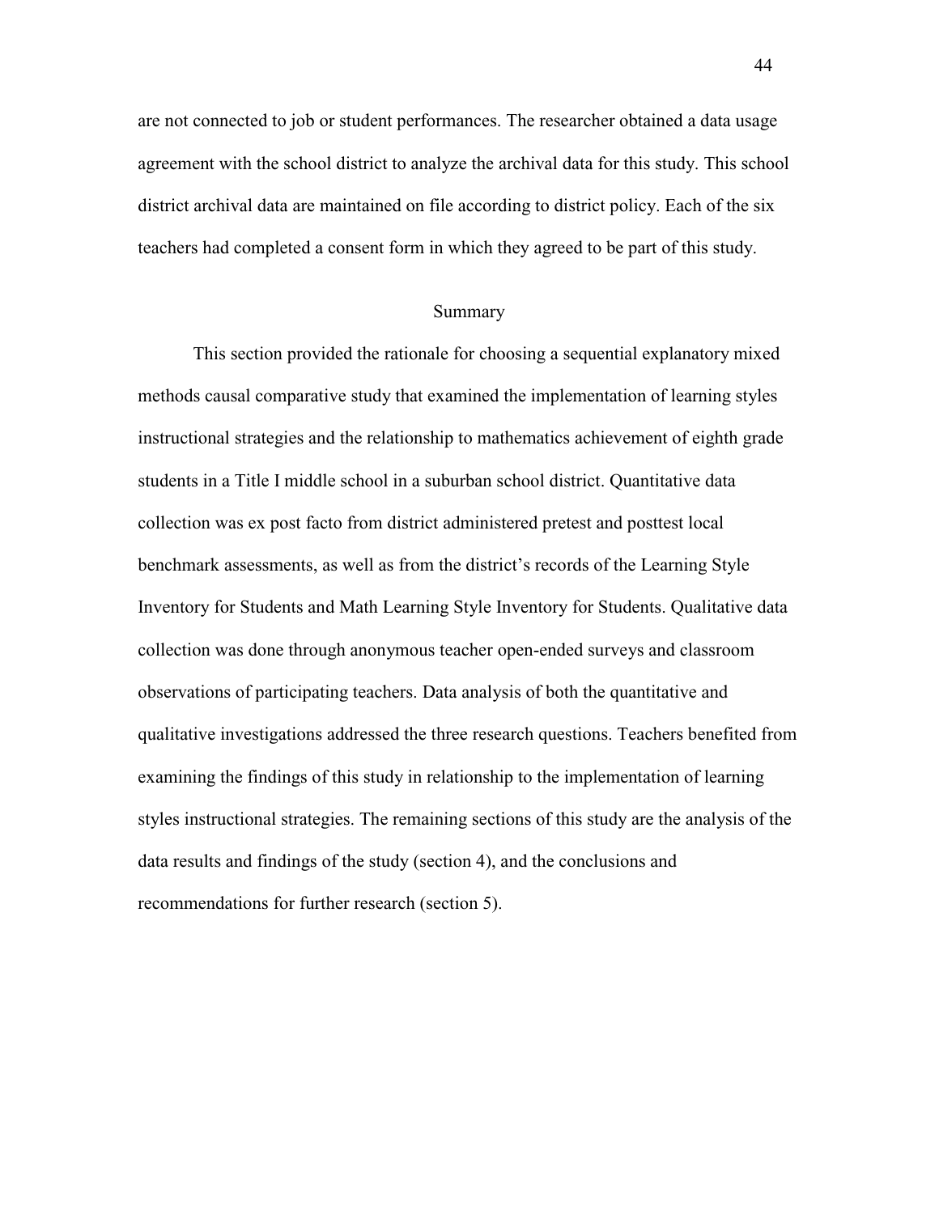are not connected to job or student performances. The researcher obtained a data usage agreement with the school district to analyze the archival data for this study. This school district archival data are maintained on file according to district policy. Each of the six teachers had completed a consent form in which they agreed to be part of this study.

## Summary

This section provided the rationale for choosing a sequential explanatory mixed methods causal comparative study that examined the implementation of learning styles instructional strategies and the relationship to mathematics achievement of eighth grade students in a Title I middle school in a suburban school district. Quantitative data collection was ex post facto from district administered pretest and posttest local benchmark assessments, as well as from the district's records of the Learning Style Inventory for Students and Math Learning Style Inventory for Students. Qualitative data collection was done through anonymous teacher open-ended surveys and classroom observations of participating teachers. Data analysis of both the quantitative and qualitative investigations addressed the three research questions. Teachers benefited from examining the findings of this study in relationship to the implementation of learning styles instructional strategies. The remaining sections of this study are the analysis of the data results and findings of the study (section 4), and the conclusions and recommendations for further research (section 5).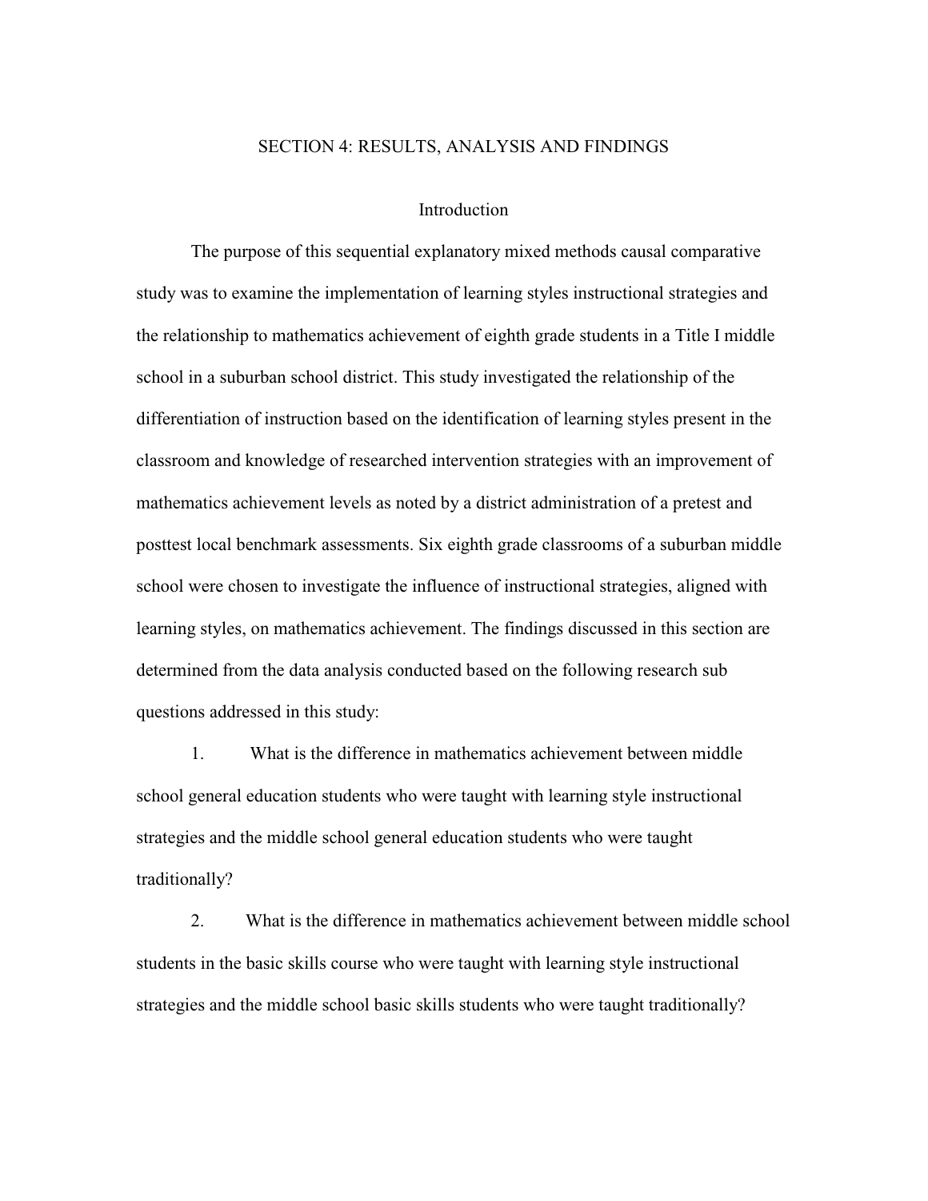# SECTION 4: RESULTS, ANALYSIS AND FINDINGS

## Introduction

The purpose of this sequential explanatory mixed methods causal comparative study was to examine the implementation of learning styles instructional strategies and the relationship to mathematics achievement of eighth grade students in a Title I middle school in a suburban school district. This study investigated the relationship of the differentiation of instruction based on the identification of learning styles present in the classroom and knowledge of researched intervention strategies with an improvement of mathematics achievement levels as noted by a district administration of a pretest and posttest local benchmark assessments. Six eighth grade classrooms of a suburban middle school were chosen to investigate the influence of instructional strategies, aligned with learning styles, on mathematics achievement. The findings discussed in this section are determined from the data analysis conducted based on the following research sub questions addressed in this study:

1. What is the difference in mathematics achievement between middle school general education students who were taught with learning style instructional strategies and the middle school general education students who were taught traditionally?

2. What is the difference in mathematics achievement between middle school students in the basic skills course who were taught with learning style instructional strategies and the middle school basic skills students who were taught traditionally?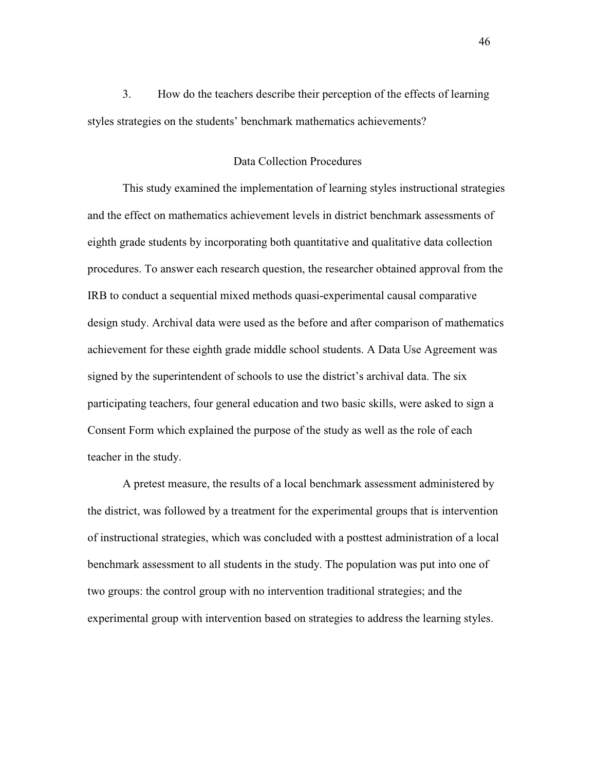3. How do the teachers describe their perception of the effects of learning styles strategies on the students' benchmark mathematics achievements?

## Data Collection Procedures

This study examined the implementation of learning styles instructional strategies and the effect on mathematics achievement levels in district benchmark assessments of eighth grade students by incorporating both quantitative and qualitative data collection procedures. To answer each research question, the researcher obtained approval from the IRB to conduct a sequential mixed methods quasi-experimental causal comparative design study. Archival data were used as the before and after comparison of mathematics achievement for these eighth grade middle school students. A Data Use Agreement was signed by the superintendent of schools to use the district's archival data. The six participating teachers, four general education and two basic skills, were asked to sign a Consent Form which explained the purpose of the study as well as the role of each teacher in the study.

A pretest measure, the results of a local benchmark assessment administered by the district, was followed by a treatment for the experimental groups that is intervention of instructional strategies, which was concluded with a posttest administration of a local benchmark assessment to all students in the study. The population was put into one of two groups: the control group with no intervention traditional strategies; and the experimental group with intervention based on strategies to address the learning styles.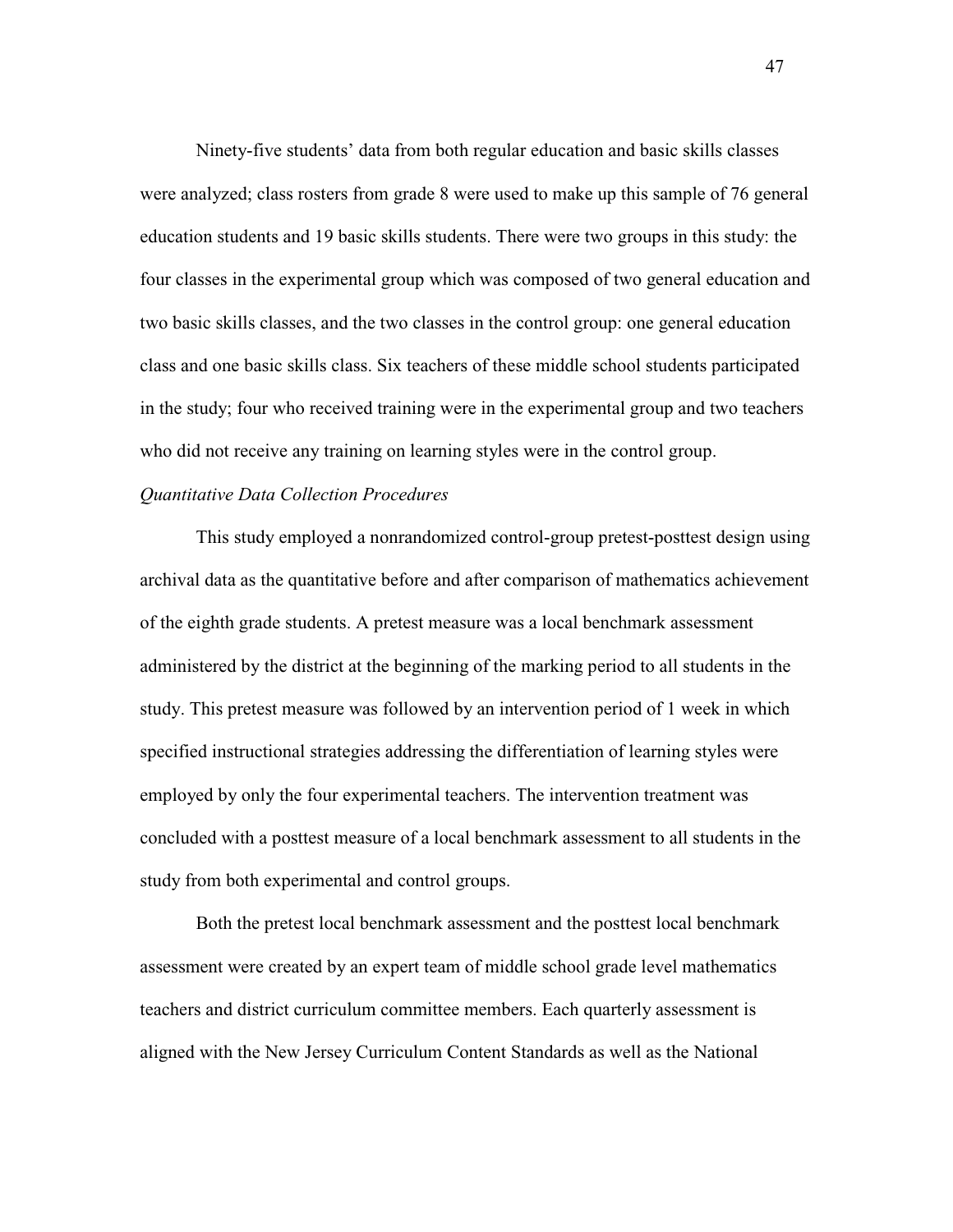Ninety-five students' data from both regular education and basic skills classes were analyzed; class rosters from grade 8 were used to make up this sample of 76 general education students and 19 basic skills students. There were two groups in this study: the four classes in the experimental group which was composed of two general education and two basic skills classes, and the two classes in the control group: one general education class and one basic skills class. Six teachers of these middle school students participated in the study; four who received training were in the experimental group and two teachers who did not receive any training on learning styles were in the control group.

*Quantitative Data Collection Procedures*

This study employed a nonrandomized control-group pretest-posttest design using archival data as the quantitative before and after comparison of mathematics achievement of the eighth grade students. A pretest measure was a local benchmark assessment administered by the district at the beginning of the marking period to all students in the study. This pretest measure was followed by an intervention period of 1 week in which specified instructional strategies addressing the differentiation of learning styles were employed by only the four experimental teachers. The intervention treatment was concluded with a posttest measure of a local benchmark assessment to all students in the study from both experimental and control groups.

Both the pretest local benchmark assessment and the posttest local benchmark assessment were created by an expert team of middle school grade level mathematics teachers and district curriculum committee members. Each quarterly assessment is aligned with the New Jersey Curriculum Content Standards as well as the National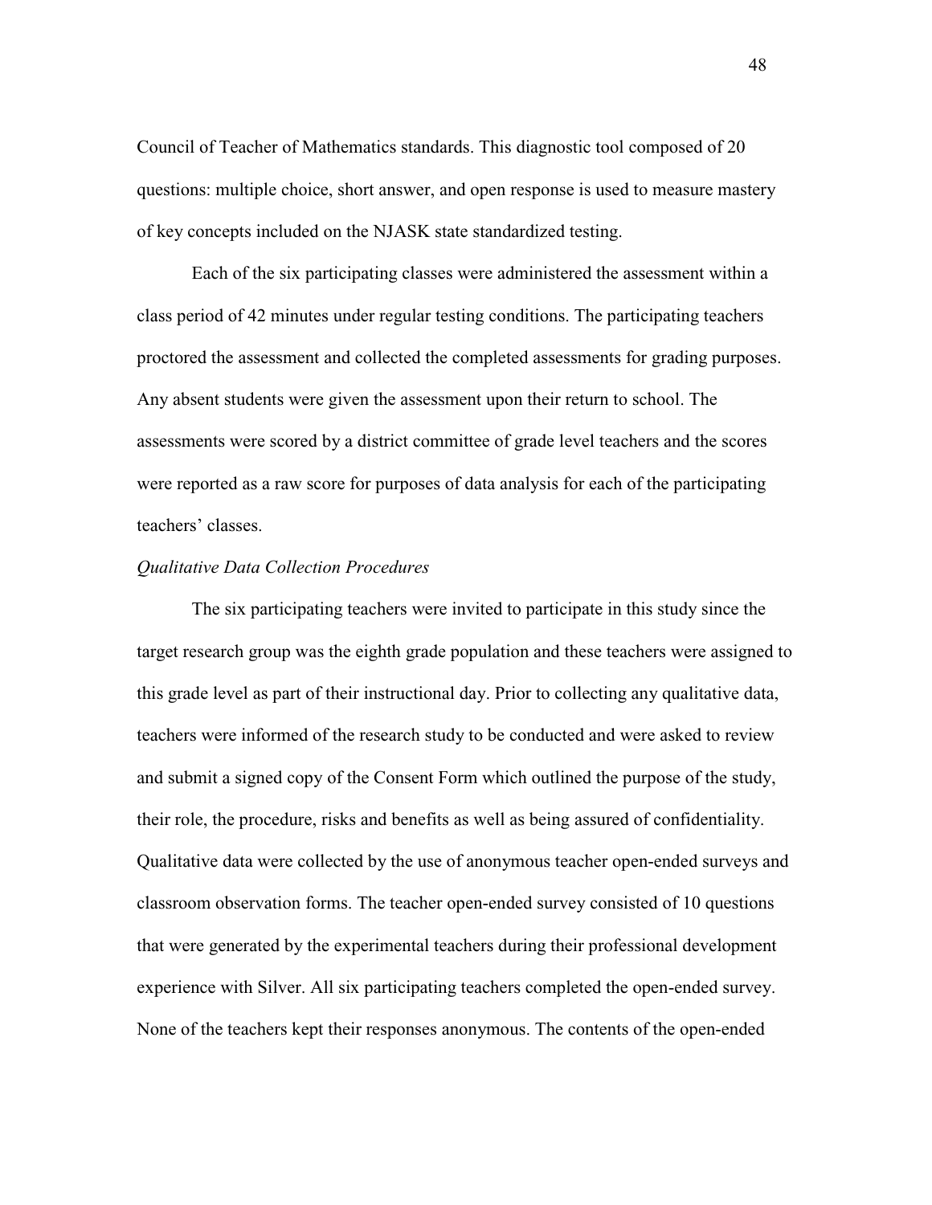Council of Teacher of Mathematics standards. This diagnostic tool composed of 20 questions: multiple choice, short answer, and open response is used to measure mastery of key concepts included on the NJASK state standardized testing.

Each of the six participating classes were administered the assessment within a class period of 42 minutes under regular testing conditions. The participating teachers proctored the assessment and collected the completed assessments for grading purposes. Any absent students were given the assessment upon their return to school. The assessments were scored by a district committee of grade level teachers and the scores were reported as a raw score for purposes of data analysis for each of the participating teachers' classes.

*Qualitative Data Collection Procedures*

The six participating teachers were invited to participate in this study since the target research group was the eighth grade population and these teachers were assigned to this grade level as part of their instructional day. Prior to collecting any qualitative data, teachers were informed of the research study to be conducted and were asked to review and submit a signed copy of the Consent Form which outlined the purpose of the study, their role, the procedure, risks and benefits as well as being assured of confidentiality. Qualitative data were collected by the use of anonymous teacher open-ended surveys and classroom observation forms. The teacher open-ended survey consisted of 10 questions that were generated by the experimental teachers during their professional development experience with Silver. All six participating teachers completed the open-ended survey. None of the teachers kept their responses anonymous. The contents of the open-ended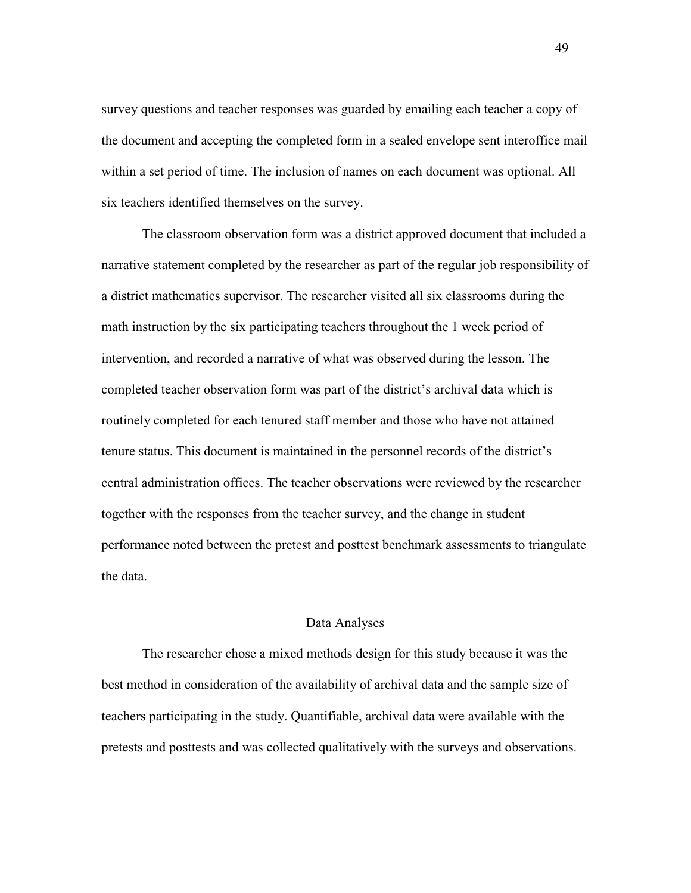survey questions and teacher responses was guarded by emailing each teacher a copy of the document and accepting the completed form in a sealed envelope sent interoffice mail within a set period of time. The inclusion of names on each document was optional. All six teachers identified themselves on the survey.

The classroom observation form was a district approved document that included a narrative statement completed by the researcher as part of the regular job responsibility of a district mathematics supervisor. The researcher visited all six classrooms during the math instruction by the six participating teachers throughout the 1 week period of intervention, and recorded a narrative of what was observed during the lesson. The completed teacher observation form was part of the district's archival data which is routinely completed for each tenured staff member and those who have not attained tenure status. This document is maintained in the personnel records of the district's central administration offices. The teacher observations were reviewed by the researcher together with the responses from the teacher survey, and the change in student performance noted between the pretest and posttest benchmark assessments to triangulate the data.

## Data Analyses

The researcher chose a mixed methods design for this study because it was the best method in consideration of the availability of archival data and the sample size of teachers participating in the study. Quantifiable, archival data were available with the pretests and posttests and was collected qualitatively with the surveys and observations.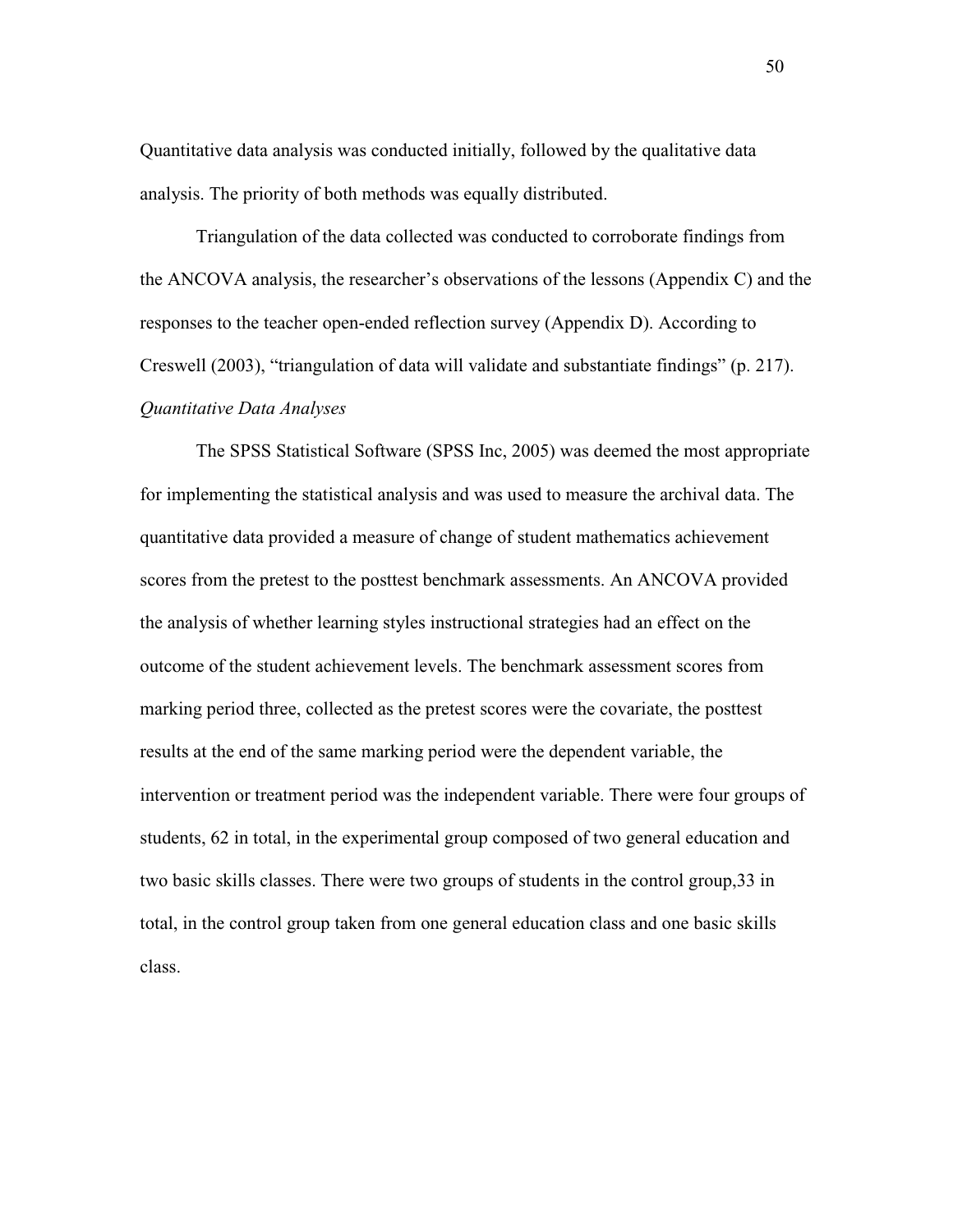Quantitative data analysis was conducted initially, followed by the qualitative data analysis. The priority of both methods was equally distributed.

Triangulation of the data collected was conducted to corroborate findings from the ANCOVA analysis, the researcher's observations of the lessons (Appendix C) and the responses to the teacher open-ended reflection survey (Appendix D). According to Creswell (2003), "triangulation of data will validate and substantiate findings" (p. 217).

*Quantitative Data Analyses*

The SPSS Statistical Software (SPSS Inc, 2005) was deemed the most appropriate for implementing the statistical analysis and was used to measure the archival data. The quantitative data provided a measure of change of student mathematics achievement scores from the pretest to the posttest benchmark assessments. An ANCOVA provided the analysis of whether learning styles instructional strategies had an effect on the outcome of the student achievement levels. The benchmark assessment scores from marking period three, collected as the pretest scores were the covariate, the posttest results at the end of the same marking period were the dependent variable, the intervention or treatment period was the independent variable. There were four groups of students, 62 in total, in the experimental group composed of two general education and two basic skills classes. There were two groups of students in the control group,33 in total, in the control group taken from one general education class and one basic skills class.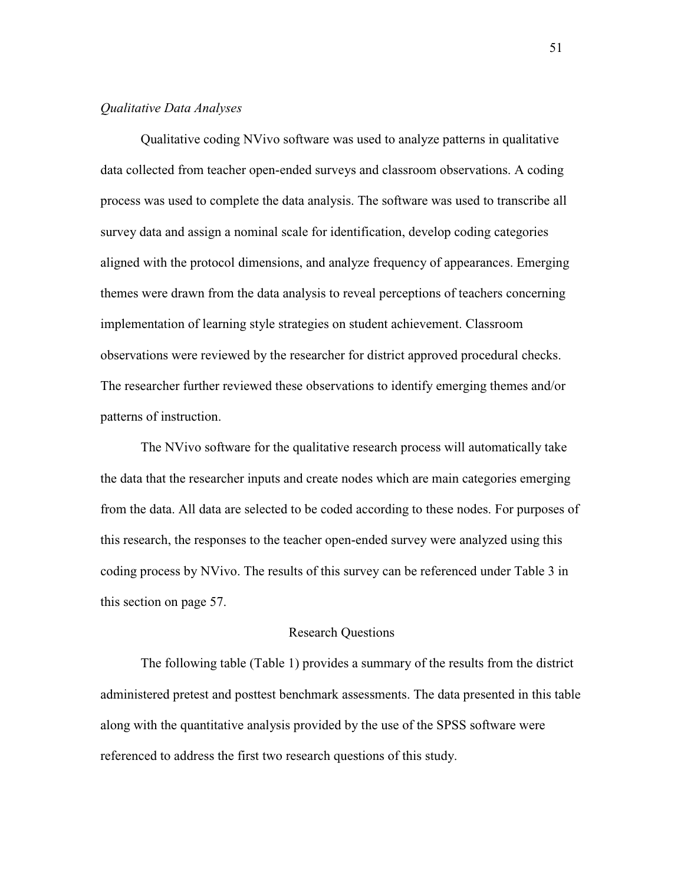### *Qualitative Data Analyses*

Qualitative coding NVivo software was used to analyze patterns in qualitative data collected from teacher open-ended surveys and classroom observations. A coding process was used to complete the data analysis. The software was used to transcribe all survey data and assign a nominal scale for identification, develop coding categories aligned with the protocol dimensions, and analyze frequency of appearances. Emerging themes were drawn from the data analysis to reveal perceptions of teachers concerning implementation of learning style strategies on student achievement. Classroom observations were reviewed by the researcher for district approved procedural checks. The researcher further reviewed these observations to identify emerging themes and/or patterns of instruction.

The NVivo software for the qualitative research process will automatically take the data that the researcher inputs and create nodes which are main categories emerging from the data. All data are selected to be coded according to these nodes. For purposes of this research, the responses to the teacher open-ended survey were analyzed using this coding process by NVivo. The results of this survey can be referenced under Table 3 in this section on page 57.

## Research Questions

The following table (Table 1) provides a summary of the results from the district administered pretest and posttest benchmark assessments. The data presented in this table along with the quantitative analysis provided by the use of the SPSS software were referenced to address the first two research questions of this study.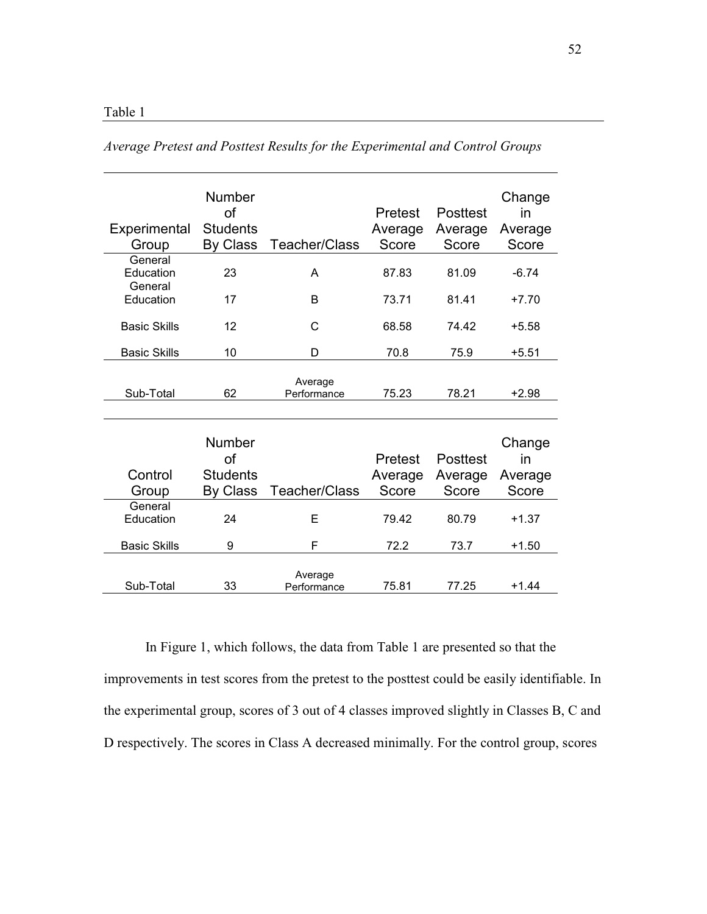Table 1

*Average Pretest and Posttest Results for the Experimental and Control Groups*

| Experimental Group | Number of Students By Class | Teacher/Class | Pretest Average Score | Posttest Average Score | Change in Average Score |
|---|---|---|---|---|---|
| General Education | 23 | A | 87.83 | 81.09 | -6.74 |
| General Education | 17 | B | 73.71 | 81.41 | +7.70 |
| Basic Skills | 12 | C | 68.58 | 74.42 | +5.58 |
| Basic Skills | 10 | D | 70.8 | 75.9 | +5.51 |
| Sub-Total | 62 | Average Performance | 75.23 | 78.21 | +2.98 |

| Control Group | Number of Students By Class | Teacher/Class | Pretest Average Score | Posttest Average Score | Change in Average Score |
|---|---|---|---|---|---|
| General Education | 24 | E | 79.42 | 80.79 | +1.37 |
| Basic Skills | 9 | F | 72.2 | 73.7 | +1.50 |
| Sub-Total | 33 | Average Performance | 75.81 | 77.25 | +1.44 |

In Figure 1, which follows, the data from Table 1 are presented so that the improvements in test scores from the pretest to the posttest could be easily identifiable. In the experimental group, scores of 3 out of 4 classes improved slightly in Classes B, C and D respectively. The scores in Class A decreased minimally. For the control group, scores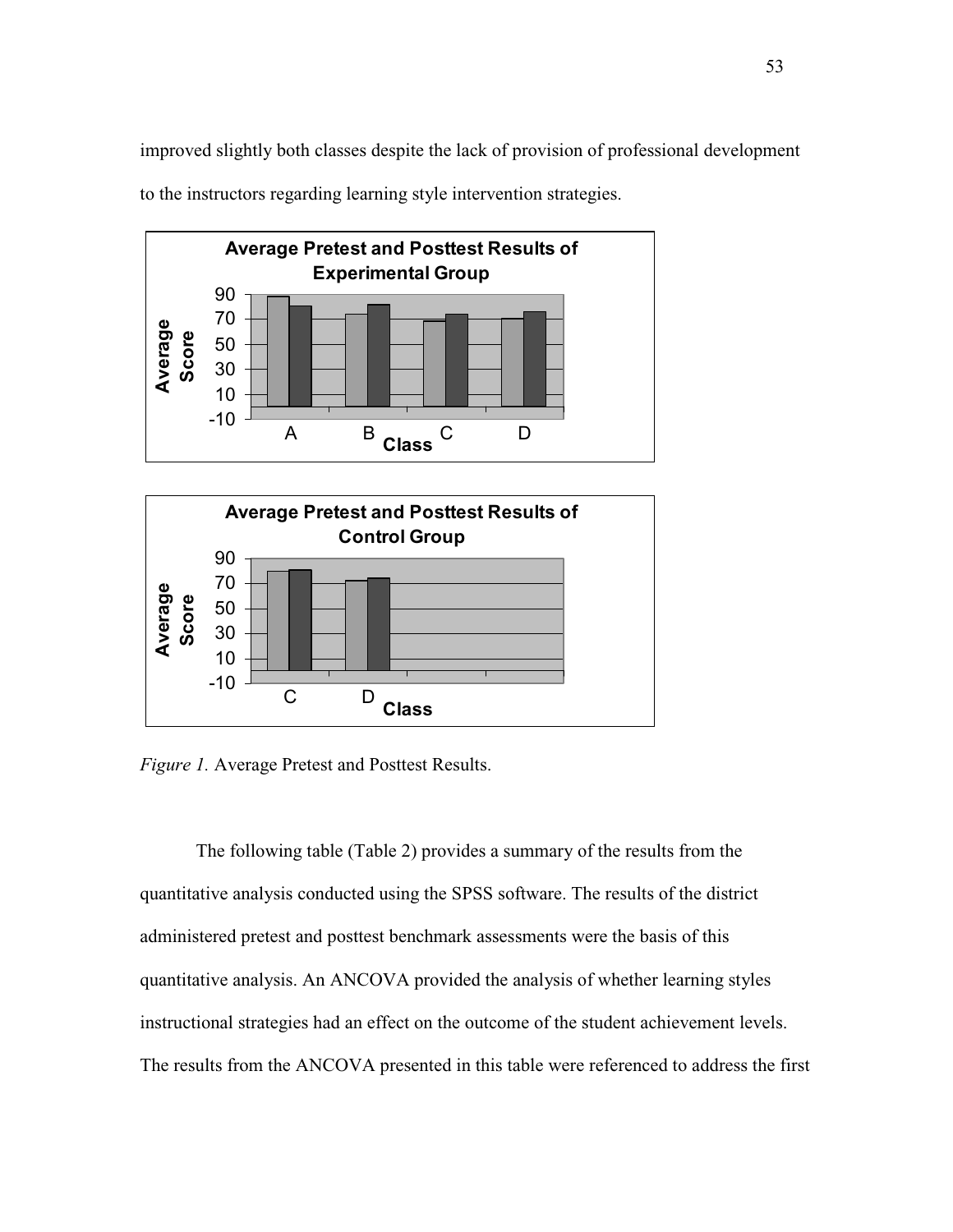improved slightly both classes despite the lack of provision of professional development to the instructors regarding learning style intervention strategies.

*Figure 1.* Average Pretest and Posttest Results.

The following table (Table 2) provides a summary of the results from the quantitative analysis conducted using the SPSS software. The results of the district administered pretest and posttest benchmark assessments were the basis of this quantitative analysis. An ANCOVA provided the analysis of whether learning styles instructional strategies had an effect on the outcome of the student achievement levels. The results from the ANCOVA presented in this table were referenced to address the first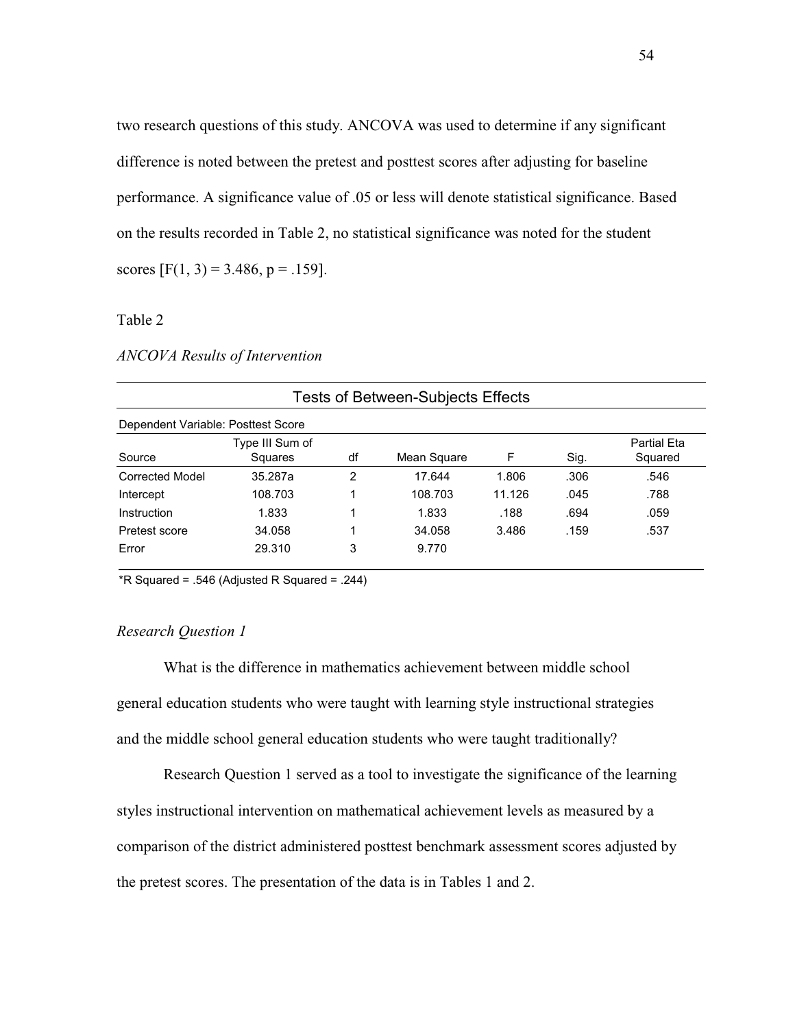two research questions of this study. ANCOVA was used to determine if any significant difference is noted between the pretest and posttest scores after adjusting for baseline performance. A significance value of .05 or less will denote statistical significance. Based on the results recorded in Table 2, no statistical significance was noted for the student scores [$F(1, 3) = 3.486$, $p = .159$].

Table 2

*ANCOVA Results of Intervention*

| Tests of Between-Subjects Effects | | | | | | |
|---|---|---|---|---|---|---|
| Dependent Variable: Posttest Score | | | | | | |
| Source | Type III Sum of Squares | df | Mean Square | F | Sig. | Partial Eta Squared |
| Corrected Model | 35.287a | 2 | 17.644 | 1.806 | .306 | .546 |
| Intercept | 108.703 | 1 | 108.703 | 11.126 | .045 | .788 |
| Instruction | 1.833 | 1 | 1.833 | .188 | .694 | .059 |
| Pretest score | 34.058 | 1 | 34.058 | 3.486 | .159 | .537 |
| Error | 29.310 | 3 | 9.770 | | | |

*R Squared = .546 (Adjusted R Squared = .244)

### *Research Question 1*

What is the difference in mathematics achievement between middle school general education students who were taught with learning style instructional strategies and the middle school general education students who were taught traditionally?

Research Question 1 served as a tool to investigate the significance of the learning styles instructional intervention on mathematical achievement levels as measured by a comparison of the district administered posttest benchmark assessment scores adjusted by the pretest scores. The presentation of the data is in Tables 1 and 2.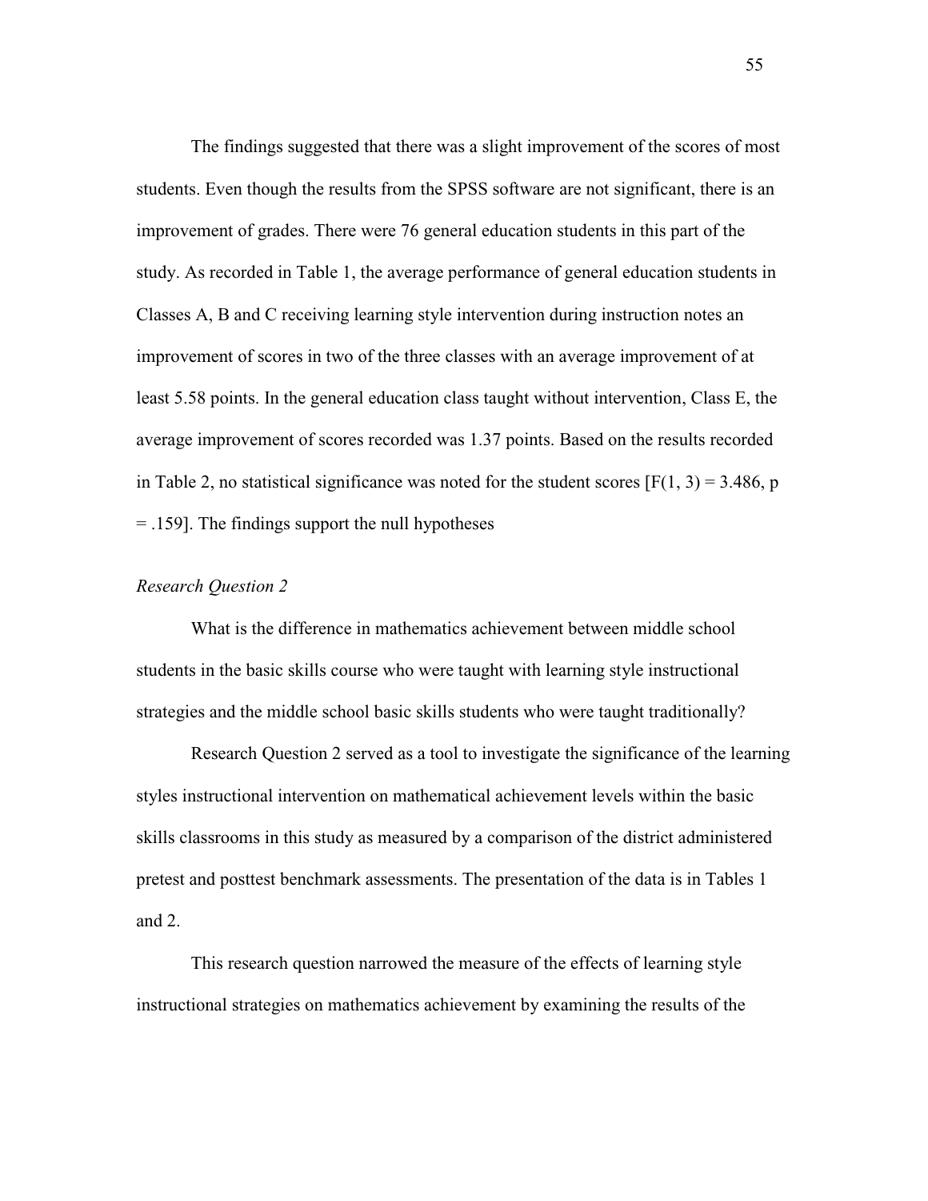The findings suggested that there was a slight improvement of the scores of most students. Even though the results from the SPSS software are not significant, there is an improvement of grades. There were 76 general education students in this part of the study. As recorded in Table 1, the average performance of general education students in Classes A, B and C receiving learning style intervention during instruction notes an improvement of scores in two of the three classes with an average improvement of at least 5.58 points. In the general education class taught without intervention, Class E, the average improvement of scores recorded was 1.37 points. Based on the results recorded in Table 2, no statistical significance was noted for the student scores [$F(1, 3) = 3.486$, $p = .159$]. The findings support the null hypotheses

*Research Question 2*

What is the difference in mathematics achievement between middle school students in the basic skills course who were taught with learning style instructional strategies and the middle school basic skills students who were taught traditionally?

Research Question 2 served as a tool to investigate the significance of the learning styles instructional intervention on mathematical achievement levels within the basic skills classrooms in this study as measured by a comparison of the district administered pretest and posttest benchmark assessments. The presentation of the data is in Tables 1 and 2.

This research question narrowed the measure of the effects of learning style instructional strategies on mathematics achievement by examining the results of the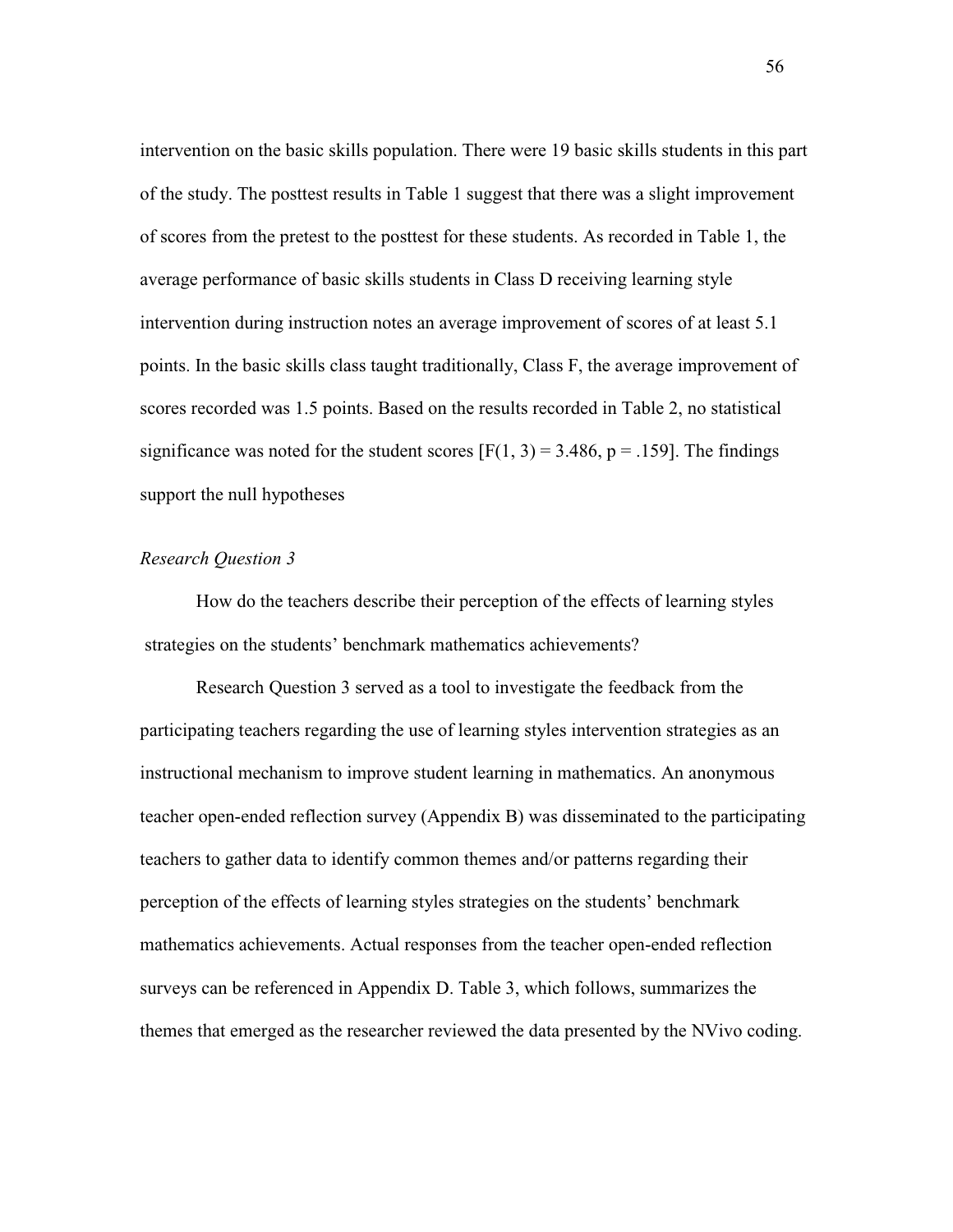intervention on the basic skills population. There were 19 basic skills students in this part of the study. The posttest results in Table 1 suggest that there was a slight improvement of scores from the pretest to the posttest for these students. As recorded in Table 1, the average performance of basic skills students in Class D receiving learning style intervention during instruction notes an average improvement of scores of at least 5.1 points. In the basic skills class taught traditionally, Class F, the average improvement of scores recorded was 1.5 points. Based on the results recorded in Table 2, no statistical significance was noted for the student scores [$F(1, 3) = 3.486$, $p = .159$]. The findings support the null hypotheses

*Research Question 3*

How do the teachers describe their perception of the effects of learning styles strategies on the students' benchmark mathematics achievements?

Research Question 3 served as a tool to investigate the feedback from the participating teachers regarding the use of learning styles intervention strategies as an instructional mechanism to improve student learning in mathematics. An anonymous teacher open-ended reflection survey (Appendix B) was disseminated to the participating teachers to gather data to identify common themes and/or patterns regarding their perception of the effects of learning styles strategies on the students' benchmark mathematics achievements. Actual responses from the teacher open-ended reflection surveys can be referenced in Appendix D. Table 3, which follows, summarizes the themes that emerged as the researcher reviewed the data presented by the NVivo coding.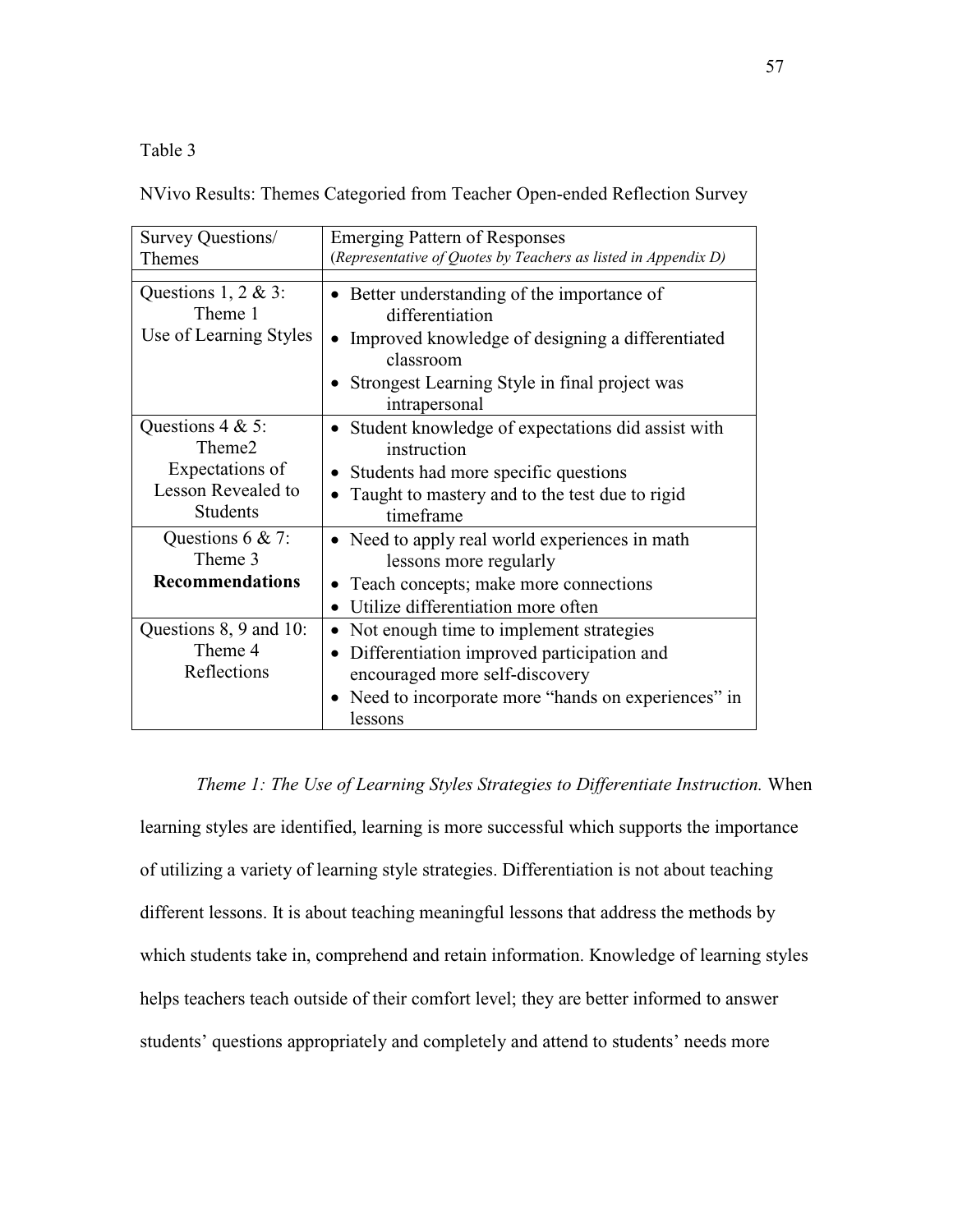Table 3

NVivo Results: Themes Categoried from Teacher Open-ended Reflection Survey

| Survey Questions/ Themes | Emerging Pattern of Responses (*Representative of Quotes by Teachers as listed in Appendix D)* |
|---|---|
| Questions 1, 2 & 3: Theme 1 Use of Learning Styles | • Better understanding of the importance of differentiation<br>• Improved knowledge of designing a differentiated classroom<br>• Strongest Learning Style in final project was intrapersonal |
| Questions 4 & 5: Theme2 Expectations of Lesson Revealed to Students | • Student knowledge of expectations did assist with instruction<br>• Students had more specific questions<br>• Taught to mastery and to the test due to rigid timeframe |
| Questions 6 & 7: Theme 3 **Recommendations** | • Need to apply real world experiences in math lessons more regularly<br>• Teach concepts; make more connections<br>• Utilize differentiation more often |
| Questions 8, 9 and 10: Theme 4 Reflections | • Not enough time to implement strategies<br>• Differentiation improved participation and encouraged more self-discovery<br>• Need to incorporate more "hands on experiences" in lessons |

*Theme 1: The Use of Learning Styles Strategies to Differentiate Instruction.* When learning styles are identified, learning is more successful which supports the importance of utilizing a variety of learning style strategies. Differentiation is not about teaching different lessons. It is about teaching meaningful lessons that address the methods by which students take in, comprehend and retain information. Knowledge of learning styles helps teachers teach outside of their comfort level; they are better informed to answer students' questions appropriately and completely and attend to students' needs more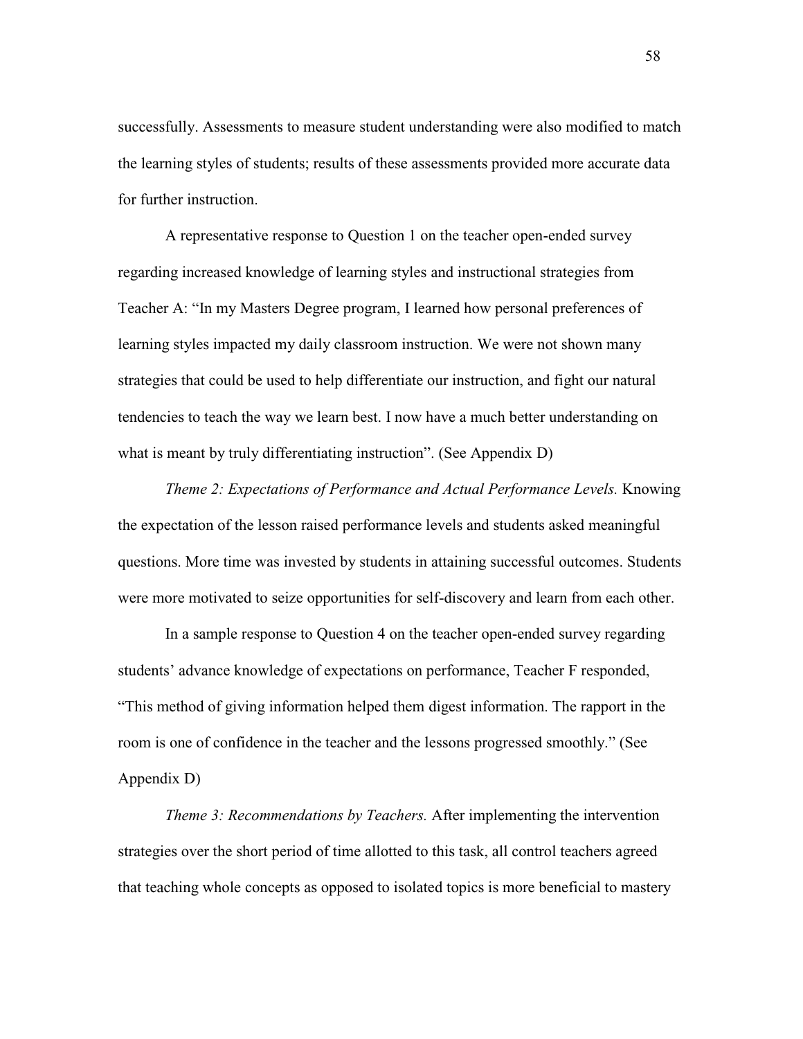successfully. Assessments to measure student understanding were also modified to match the learning styles of students; results of these assessments provided more accurate data for further instruction.

A representative response to Question 1 on the teacher open-ended survey regarding increased knowledge of learning styles and instructional strategies from Teacher A: "In my Masters Degree program, I learned how personal preferences of learning styles impacted my daily classroom instruction. We were not shown many strategies that could be used to help differentiate our instruction, and fight our natural tendencies to teach the way we learn best. I now have a much better understanding on what is meant by truly differentiating instruction". (See Appendix D)

*Theme 2: Expectations of Performance and Actual Performance Levels.* Knowing the expectation of the lesson raised performance levels and students asked meaningful questions. More time was invested by students in attaining successful outcomes. Students were more motivated to seize opportunities for self-discovery and learn from each other.

In a sample response to Question 4 on the teacher open-ended survey regarding students' advance knowledge of expectations on performance, Teacher F responded, "This method of giving information helped them digest information. The rapport in the room is one of confidence in the teacher and the lessons progressed smoothly." (See Appendix D)

*Theme 3: Recommendations by Teachers.* After implementing the intervention strategies over the short period of time allotted to this task, all control teachers agreed that teaching whole concepts as opposed to isolated topics is more beneficial to mastery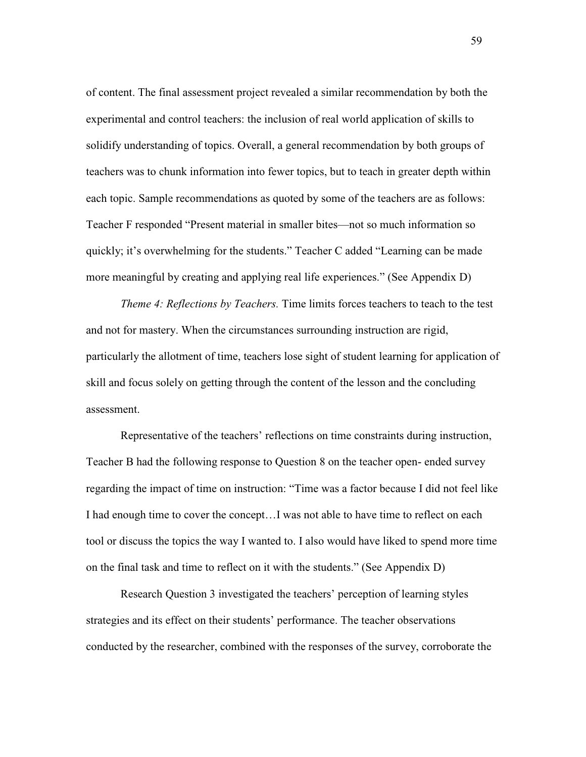of content. The final assessment project revealed a similar recommendation by both the experimental and control teachers: the inclusion of real world application of skills to solidify understanding of topics. Overall, a general recommendation by both groups of teachers was to chunk information into fewer topics, but to teach in greater depth within each topic. Sample recommendations as quoted by some of the teachers are as follows: Teacher F responded "Present material in smaller bites—not so much information so quickly; it's overwhelming for the students." Teacher C added "Learning can be made more meaningful by creating and applying real life experiences." (See Appendix D)

*Theme 4: Reflections by Teachers.* Time limits forces teachers to teach to the test and not for mastery. When the circumstances surrounding instruction are rigid, particularly the allotment of time, teachers lose sight of student learning for application of skill and focus solely on getting through the content of the lesson and the concluding assessment.

Representative of the teachers' reflections on time constraints during instruction, Teacher B had the following response to Question 8 on the teacher open- ended survey regarding the impact of time on instruction: "Time was a factor because I did not feel like I had enough time to cover the concept…I was not able to have time to reflect on each tool or discuss the topics the way I wanted to. I also would have liked to spend more time on the final task and time to reflect on it with the students." (See Appendix D)

Research Question 3 investigated the teachers' perception of learning styles strategies and its effect on their students' performance. The teacher observations conducted by the researcher, combined with the responses of the survey, corroborate the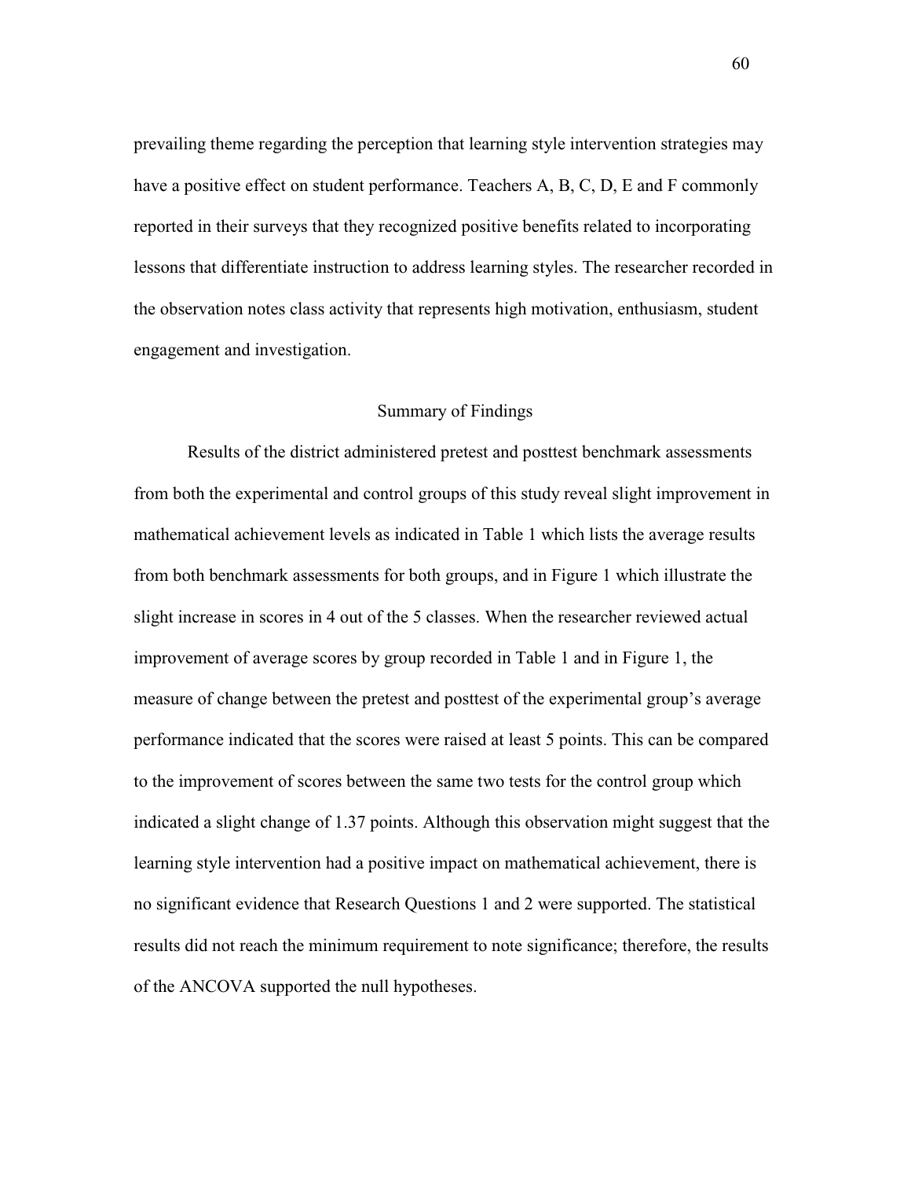prevailing theme regarding the perception that learning style intervention strategies may have a positive effect on student performance. Teachers A, B, C, D, E and F commonly reported in their surveys that they recognized positive benefits related to incorporating lessons that differentiate instruction to address learning styles. The researcher recorded in the observation notes class activity that represents high motivation, enthusiasm, student engagement and investigation.

## Summary of Findings

Results of the district administered pretest and posttest benchmark assessments from both the experimental and control groups of this study reveal slight improvement in mathematical achievement levels as indicated in Table 1 which lists the average results from both benchmark assessments for both groups, and in Figure 1 which illustrate the slight increase in scores in 4 out of the 5 classes. When the researcher reviewed actual improvement of average scores by group recorded in Table 1 and in Figure 1, the measure of change between the pretest and posttest of the experimental group's average performance indicated that the scores were raised at least 5 points. This can be compared to the improvement of scores between the same two tests for the control group which indicated a slight change of 1.37 points. Although this observation might suggest that the learning style intervention had a positive impact on mathematical achievement, there is no significant evidence that Research Questions 1 and 2 were supported. The statistical results did not reach the minimum requirement to note significance; therefore, the results of the ANCOVA supported the null hypotheses.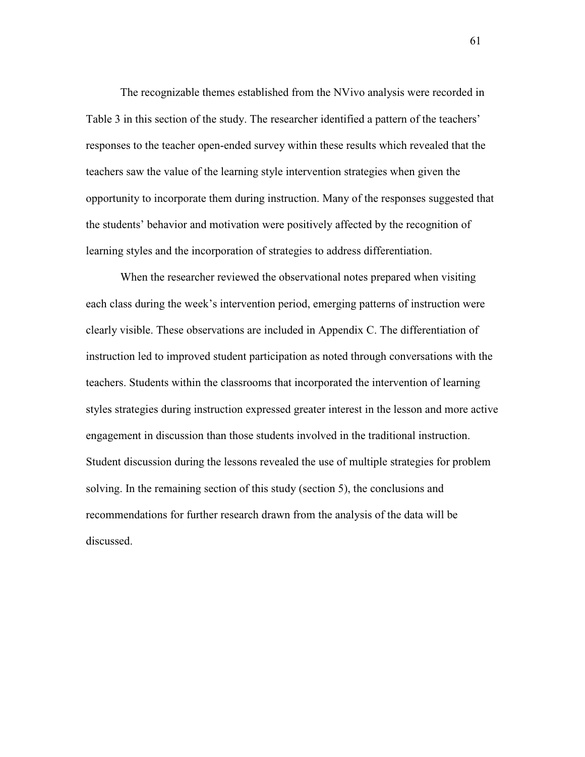The recognizable themes established from the NVivo analysis were recorded in Table 3 in this section of the study. The researcher identified a pattern of the teachers' responses to the teacher open-ended survey within these results which revealed that the teachers saw the value of the learning style intervention strategies when given the opportunity to incorporate them during instruction. Many of the responses suggested that the students' behavior and motivation were positively affected by the recognition of learning styles and the incorporation of strategies to address differentiation.

When the researcher reviewed the observational notes prepared when visiting each class during the week's intervention period, emerging patterns of instruction were clearly visible. These observations are included in Appendix C. The differentiation of instruction led to improved student participation as noted through conversations with the teachers. Students within the classrooms that incorporated the intervention of learning styles strategies during instruction expressed greater interest in the lesson and more active engagement in discussion than those students involved in the traditional instruction. Student discussion during the lessons revealed the use of multiple strategies for problem solving. In the remaining section of this study (section 5), the conclusions and recommendations for further research drawn from the analysis of the data will be discussed.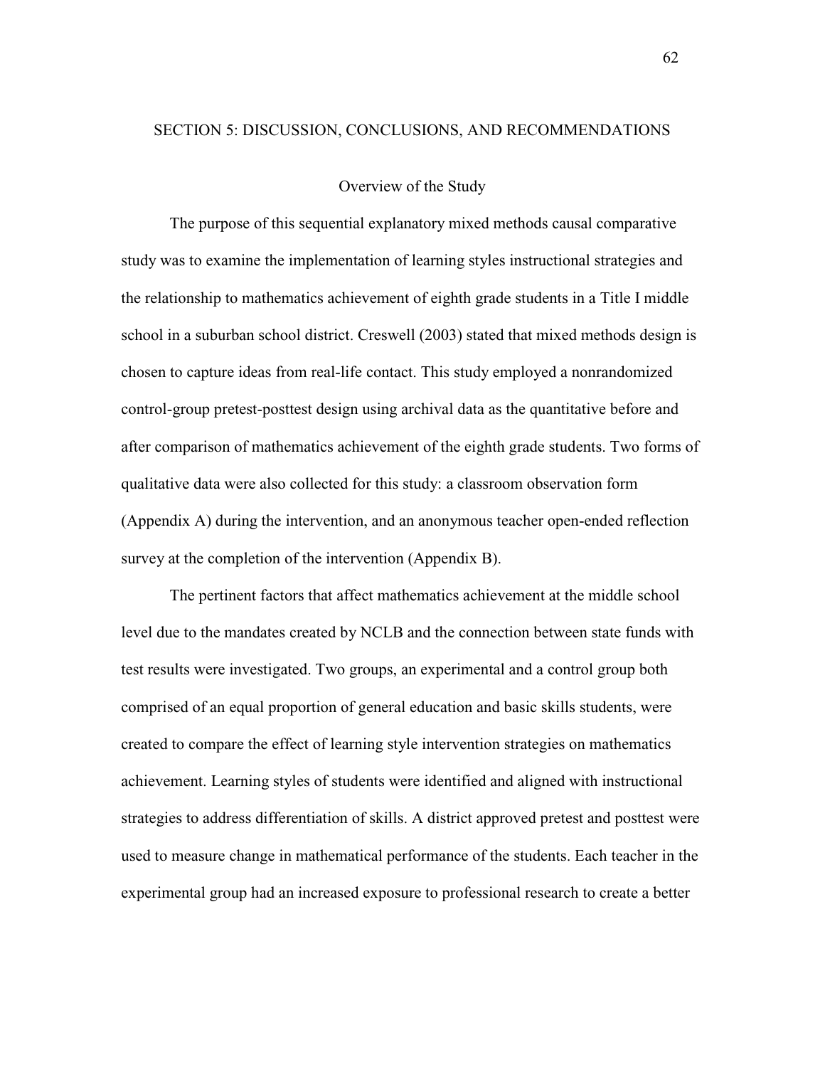# SECTION 5: DISCUSSION, CONCLUSIONS, AND RECOMMENDATIONS

## Overview of the Study

The purpose of this sequential explanatory mixed methods causal comparative study was to examine the implementation of learning styles instructional strategies and the relationship to mathematics achievement of eighth grade students in a Title I middle school in a suburban school district. Creswell (2003) stated that mixed methods design is chosen to capture ideas from real-life contact. This study employed a nonrandomized control-group pretest-posttest design using archival data as the quantitative before and after comparison of mathematics achievement of the eighth grade students. Two forms of qualitative data were also collected for this study: a classroom observation form (Appendix A) during the intervention, and an anonymous teacher open-ended reflection survey at the completion of the intervention (Appendix B).

The pertinent factors that affect mathematics achievement at the middle school level due to the mandates created by NCLB and the connection between state funds with test results were investigated. Two groups, an experimental and a control group both comprised of an equal proportion of general education and basic skills students, were created to compare the effect of learning style intervention strategies on mathematics achievement. Learning styles of students were identified and aligned with instructional strategies to address differentiation of skills. A district approved pretest and posttest were used to measure change in mathematical performance of the students. Each teacher in the experimental group had an increased exposure to professional research to create a better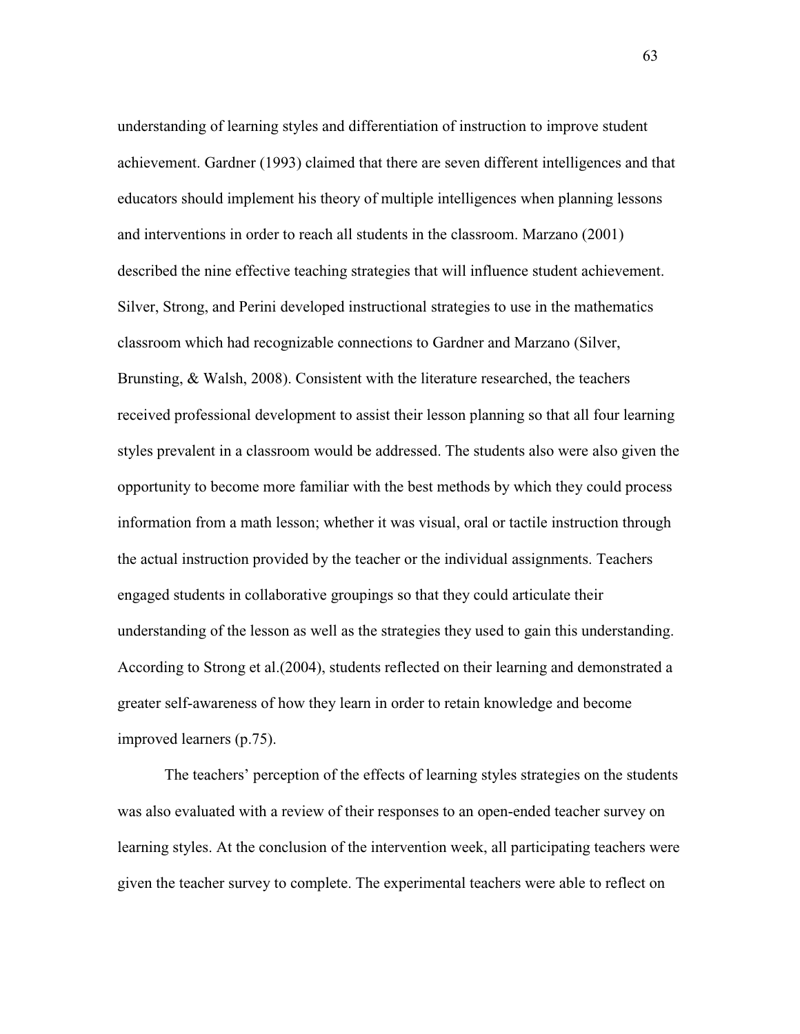understanding of learning styles and differentiation of instruction to improve student achievement. Gardner (1993) claimed that there are seven different intelligences and that educators should implement his theory of multiple intelligences when planning lessons and interventions in order to reach all students in the classroom. Marzano (2001) described the nine effective teaching strategies that will influence student achievement. Silver, Strong, and Perini developed instructional strategies to use in the mathematics classroom which had recognizable connections to Gardner and Marzano (Silver, Brunsting, & Walsh, 2008). Consistent with the literature researched, the teachers received professional development to assist their lesson planning so that all four learning styles prevalent in a classroom would be addressed. The students also were also given the opportunity to become more familiar with the best methods by which they could process information from a math lesson; whether it was visual, oral or tactile instruction through the actual instruction provided by the teacher or the individual assignments. Teachers engaged students in collaborative groupings so that they could articulate their understanding of the lesson as well as the strategies they used to gain this understanding. According to Strong et al.(2004), students reflected on their learning and demonstrated a greater self-awareness of how they learn in order to retain knowledge and become improved learners (p.75).

The teachers' perception of the effects of learning styles strategies on the students was also evaluated with a review of their responses to an open-ended teacher survey on learning styles. At the conclusion of the intervention week, all participating teachers were given the teacher survey to complete. The experimental teachers were able to reflect on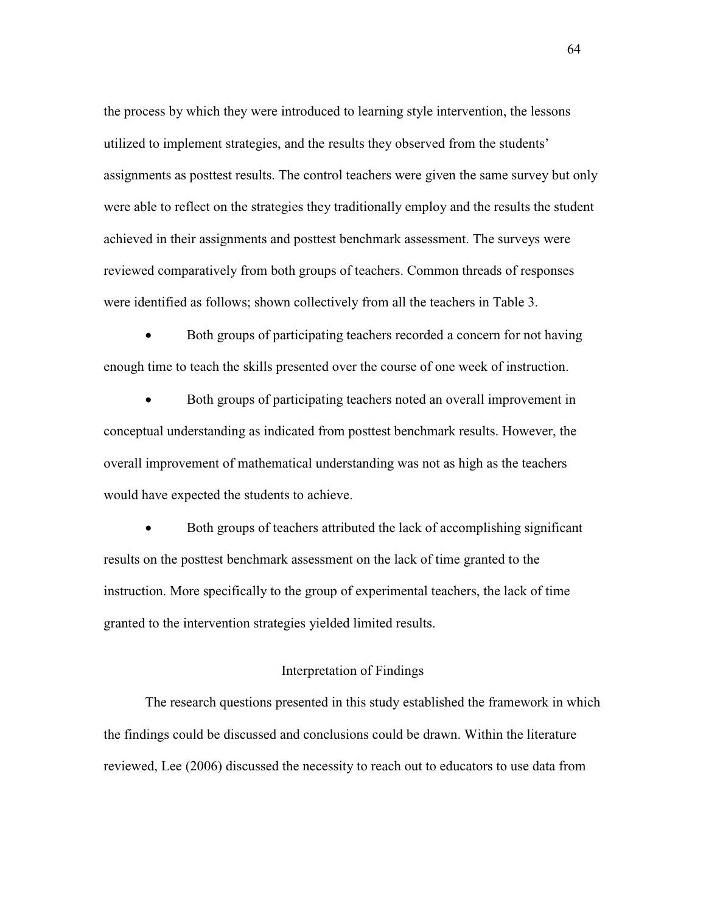the process by which they were introduced to learning style intervention, the lessons utilized to implement strategies, and the results they observed from the students' assignments as posttest results. The control teachers were given the same survey but only were able to reflect on the strategies they traditionally employ and the results the student achieved in their assignments and posttest benchmark assessment. The surveys were reviewed comparatively from both groups of teachers. Common threads of responses were identified as follows; shown collectively from all the teachers in Table 3.

- Both groups of participating teachers recorded a concern for not having enough time to teach the skills presented over the course of one week of instruction.
- Both groups of participating teachers noted an overall improvement in conceptual understanding as indicated from posttest benchmark results. However, the overall improvement of mathematical understanding was not as high as the teachers would have expected the students to achieve.
- Both groups of teachers attributed the lack of accomplishing significant results on the posttest benchmark assessment on the lack of time granted to the instruction. More specifically to the group of experimental teachers, the lack of time granted to the intervention strategies yielded limited results.

## Interpretation of Findings

The research questions presented in this study established the framework in which the findings could be discussed and conclusions could be drawn. Within the literature reviewed, Lee (2006) discussed the necessity to reach out to educators to use data from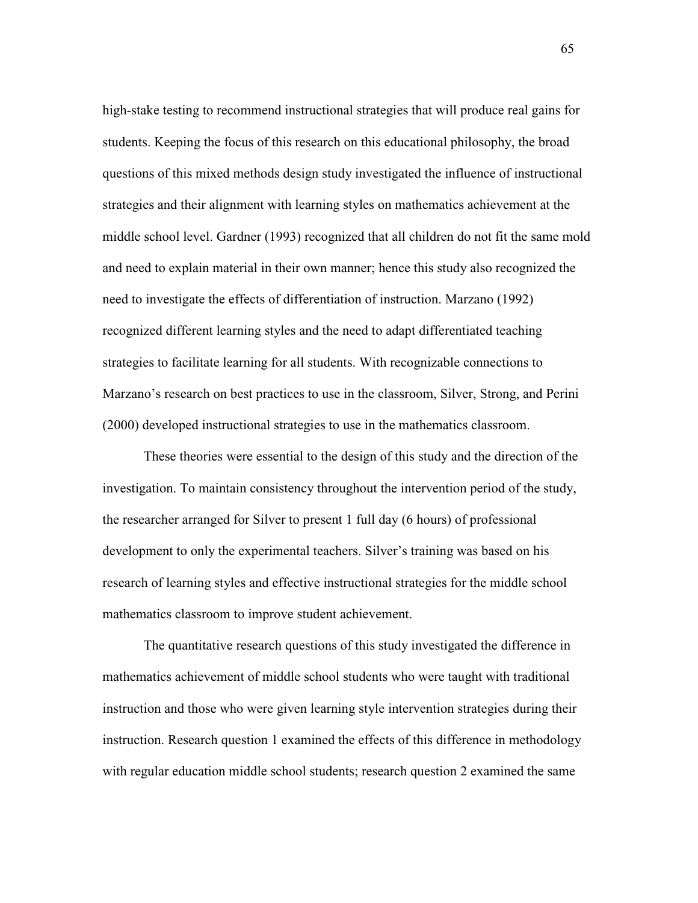high-stake testing to recommend instructional strategies that will produce real gains for students. Keeping the focus of this research on this educational philosophy, the broad questions of this mixed methods design study investigated the influence of instructional strategies and their alignment with learning styles on mathematics achievement at the middle school level. Gardner (1993) recognized that all children do not fit the same mold and need to explain material in their own manner; hence this study also recognized the need to investigate the effects of differentiation of instruction. Marzano (1992) recognized different learning styles and the need to adapt differentiated teaching strategies to facilitate learning for all students. With recognizable connections to Marzano's research on best practices to use in the classroom, Silver, Strong, and Perini (2000) developed instructional strategies to use in the mathematics classroom.

These theories were essential to the design of this study and the direction of the investigation. To maintain consistency throughout the intervention period of the study, the researcher arranged for Silver to present 1 full day (6 hours) of professional development to only the experimental teachers. Silver's training was based on his research of learning styles and effective instructional strategies for the middle school mathematics classroom to improve student achievement.

The quantitative research questions of this study investigated the difference in mathematics achievement of middle school students who were taught with traditional instruction and those who were given learning style intervention strategies during their instruction. Research question 1 examined the effects of this difference in methodology with regular education middle school students; research question 2 examined the same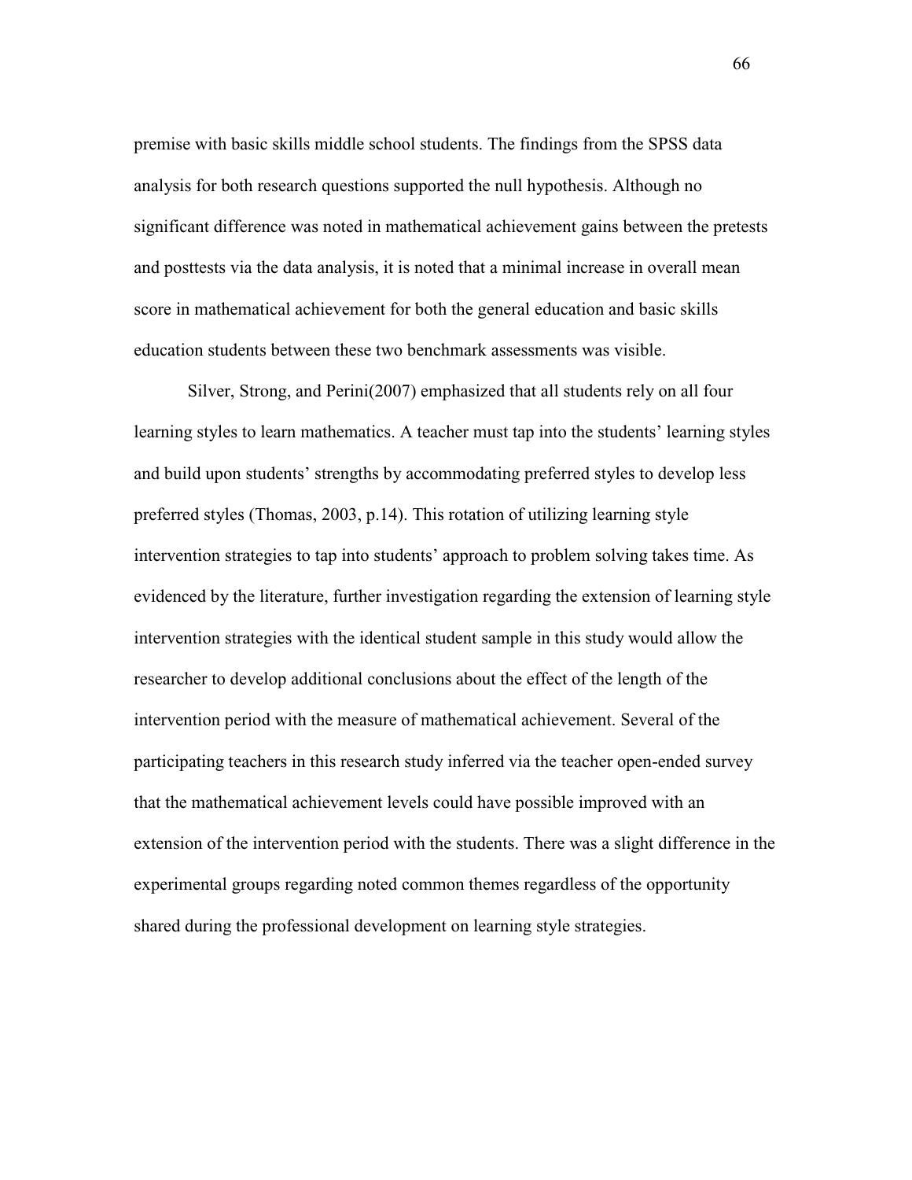premise with basic skills middle school students. The findings from the SPSS data analysis for both research questions supported the null hypothesis. Although no significant difference was noted in mathematical achievement gains between the pretests and posttests via the data analysis, it is noted that a minimal increase in overall mean score in mathematical achievement for both the general education and basic skills education students between these two benchmark assessments was visible.

Silver, Strong, and Perini(2007) emphasized that all students rely on all four learning styles to learn mathematics. A teacher must tap into the students' learning styles and build upon students' strengths by accommodating preferred styles to develop less preferred styles (Thomas, 2003, p.14). This rotation of utilizing learning style intervention strategies to tap into students' approach to problem solving takes time. As evidenced by the literature, further investigation regarding the extension of learning style intervention strategies with the identical student sample in this study would allow the researcher to develop additional conclusions about the effect of the length of the intervention period with the measure of mathematical achievement. Several of the participating teachers in this research study inferred via the teacher open-ended survey that the mathematical achievement levels could have possible improved with an extension of the intervention period with the students. There was a slight difference in the experimental groups regarding noted common themes regardless of the opportunity shared during the professional development on learning style strategies.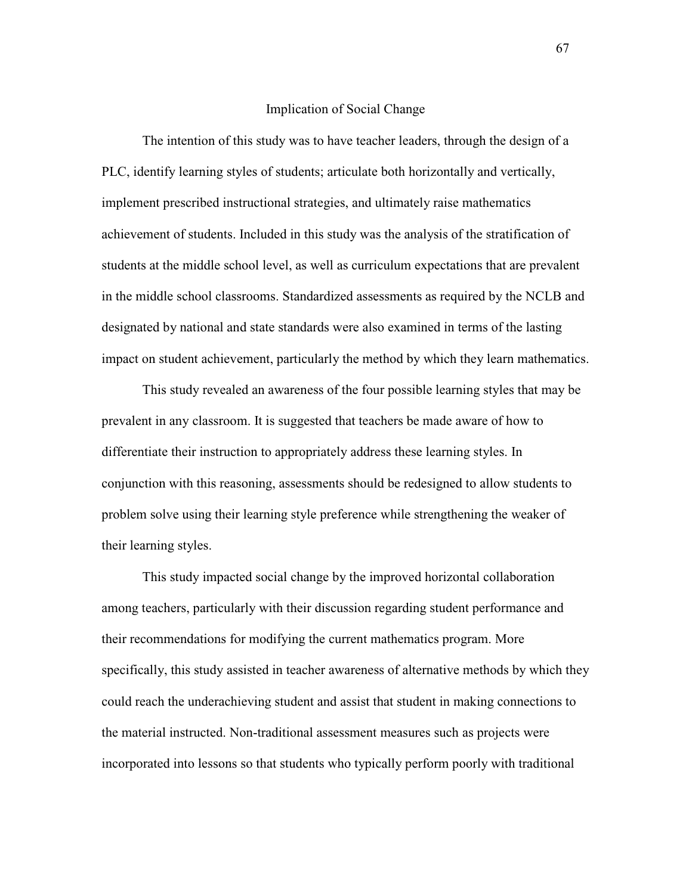## Implication of Social Change

The intention of this study was to have teacher leaders, through the design of a PLC, identify learning styles of students; articulate both horizontally and vertically, implement prescribed instructional strategies, and ultimately raise mathematics achievement of students. Included in this study was the analysis of the stratification of students at the middle school level, as well as curriculum expectations that are prevalent in the middle school classrooms. Standardized assessments as required by the NCLB and designated by national and state standards were also examined in terms of the lasting impact on student achievement, particularly the method by which they learn mathematics.

This study revealed an awareness of the four possible learning styles that may be prevalent in any classroom. It is suggested that teachers be made aware of how to differentiate their instruction to appropriately address these learning styles. In conjunction with this reasoning, assessments should be redesigned to allow students to problem solve using their learning style preference while strengthening the weaker of their learning styles.

This study impacted social change by the improved horizontal collaboration among teachers, particularly with their discussion regarding student performance and their recommendations for modifying the current mathematics program. More specifically, this study assisted in teacher awareness of alternative methods by which they could reach the underachieving student and assist that student in making connections to the material instructed. Non-traditional assessment measures such as projects were incorporated into lessons so that students who typically perform poorly with traditional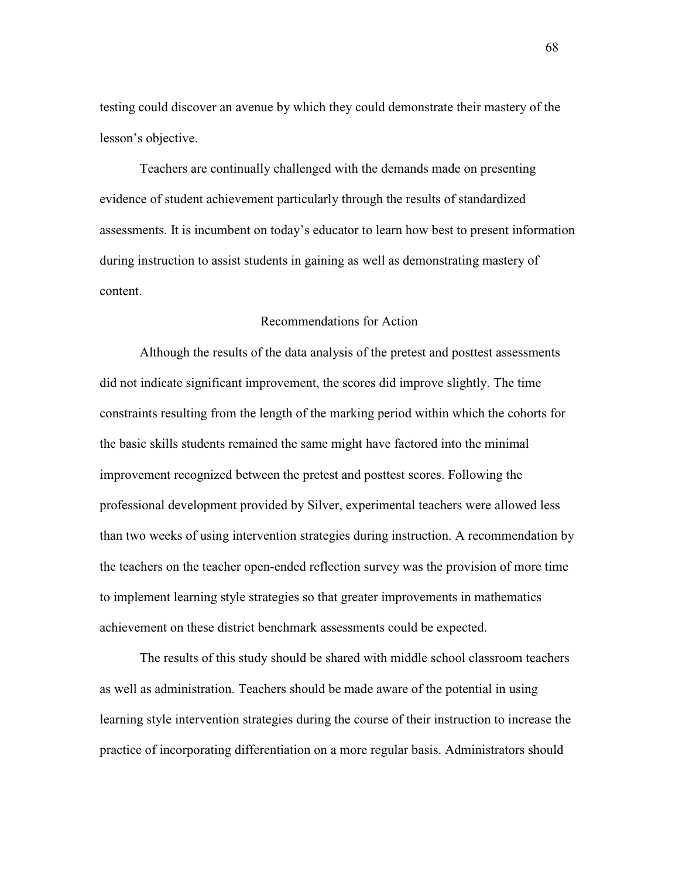testing could discover an avenue by which they could demonstrate their mastery of the lesson's objective.

Teachers are continually challenged with the demands made on presenting evidence of student achievement particularly through the results of standardized assessments. It is incumbent on today's educator to learn how best to present information during instruction to assist students in gaining as well as demonstrating mastery of content.

## Recommendations for Action

Although the results of the data analysis of the pretest and posttest assessments did not indicate significant improvement, the scores did improve slightly. The time constraints resulting from the length of the marking period within which the cohorts for the basic skills students remained the same might have factored into the minimal improvement recognized between the pretest and posttest scores. Following the professional development provided by Silver, experimental teachers were allowed less than two weeks of using intervention strategies during instruction. A recommendation by the teachers on the teacher open-ended reflection survey was the provision of more time to implement learning style strategies so that greater improvements in mathematics achievement on these district benchmark assessments could be expected.

The results of this study should be shared with middle school classroom teachers as well as administration. Teachers should be made aware of the potential in using learning style intervention strategies during the course of their instruction to increase the practice of incorporating differentiation on a more regular basis. Administrators should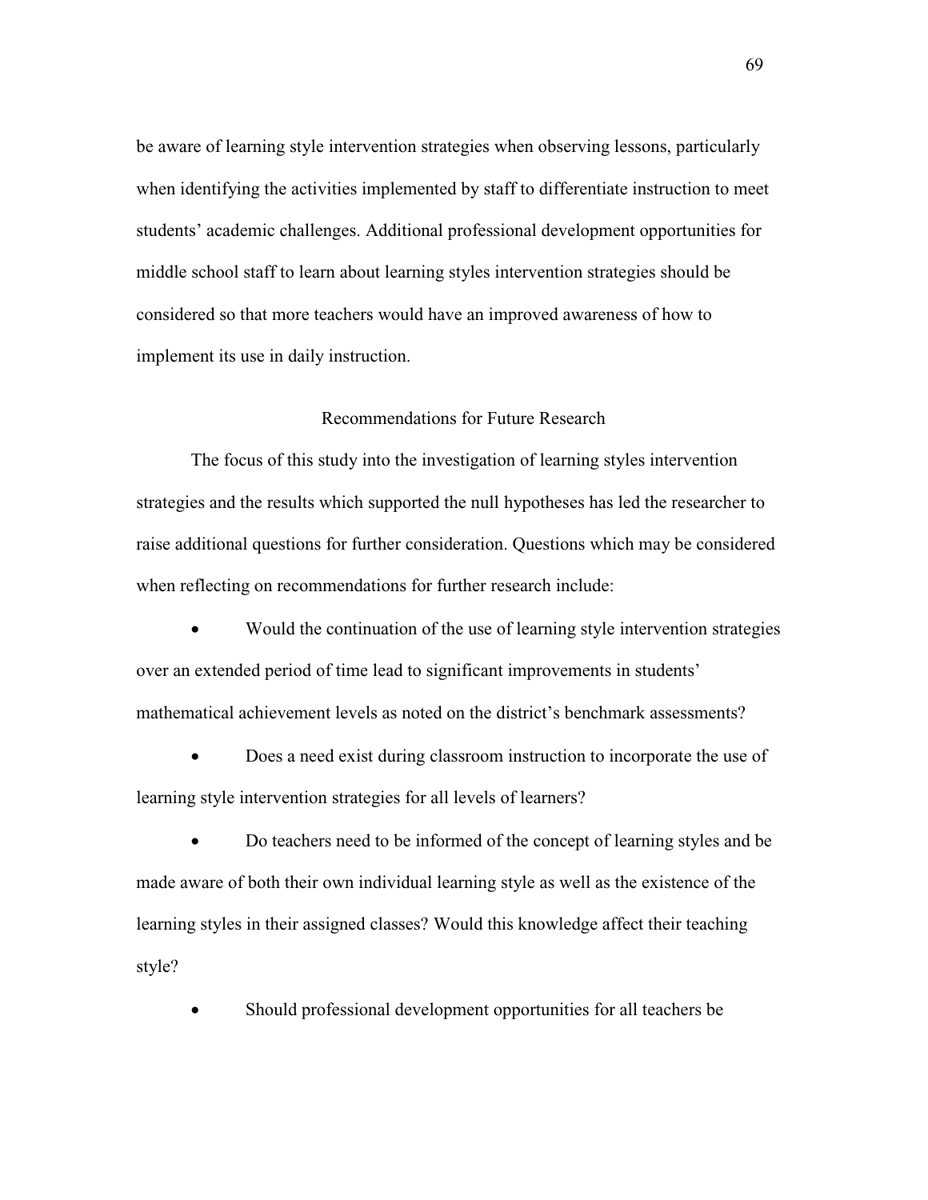be aware of learning style intervention strategies when observing lessons, particularly when identifying the activities implemented by staff to differentiate instruction to meet students' academic challenges. Additional professional development opportunities for middle school staff to learn about learning styles intervention strategies should be considered so that more teachers would have an improved awareness of how to implement its use in daily instruction.

## Recommendations for Future Research

The focus of this study into the investigation of learning styles intervention strategies and the results which supported the null hypotheses has led the researcher to raise additional questions for further consideration. Questions which may be considered when reflecting on recommendations for further research include:

- Would the continuation of the use of learning style intervention strategies over an extended period of time lead to significant improvements in students' mathematical achievement levels as noted on the district's benchmark assessments?
- Does a need exist during classroom instruction to incorporate the use of learning style intervention strategies for all levels of learners?
- Do teachers need to be informed of the concept of learning styles and be made aware of both their own individual learning style as well as the existence of the learning styles in their assigned classes? Would this knowledge affect their teaching style?
- Should professional development opportunities for all teachers be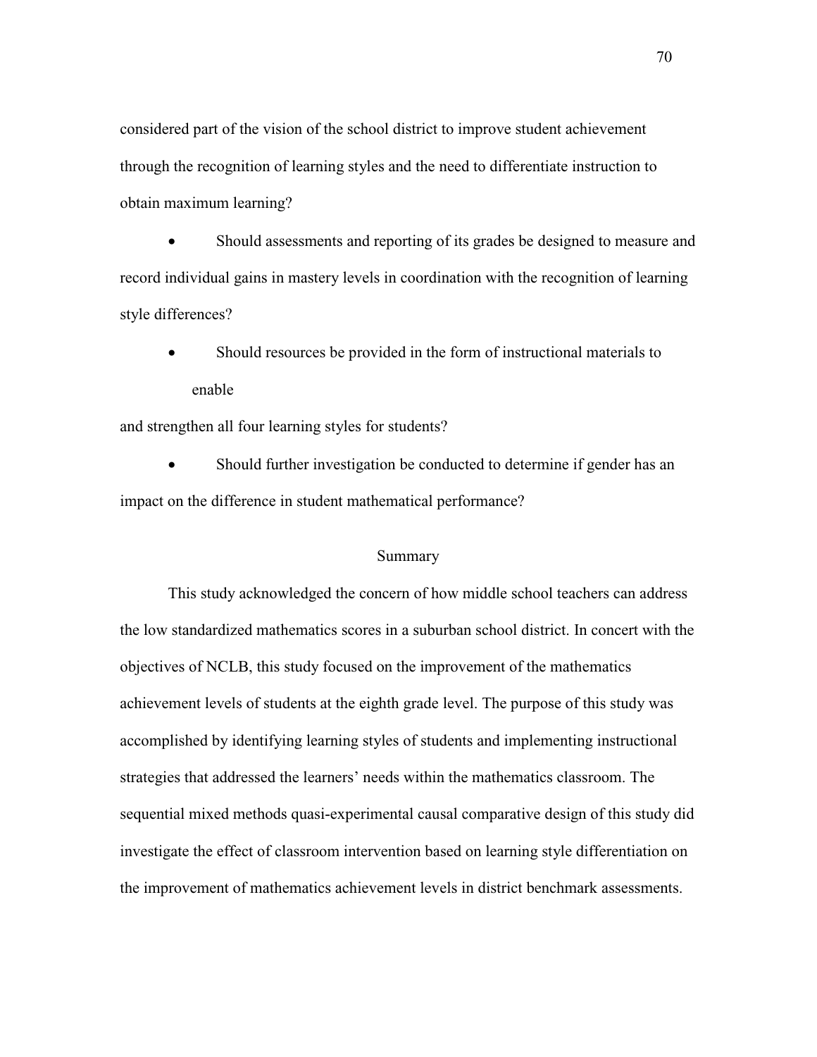considered part of the vision of the school district to improve student achievement through the recognition of learning styles and the need to differentiate instruction to obtain maximum learning?

- Should assessments and reporting of its grades be designed to measure and record individual gains in mastery levels in coordination with the recognition of learning style differences?
- Should resources be provided in the form of instructional materials to enable and strengthen all four learning styles for students?
- Should further investigation be conducted to determine if gender has an impact on the difference in student mathematical performance?

## Summary

This study acknowledged the concern of how middle school teachers can address the low standardized mathematics scores in a suburban school district. In concert with the objectives of NCLB, this study focused on the improvement of the mathematics achievement levels of students at the eighth grade level. The purpose of this study was accomplished by identifying learning styles of students and implementing instructional strategies that addressed the learners' needs within the mathematics classroom. The sequential mixed methods quasi-experimental causal comparative design of this study did investigate the effect of classroom intervention based on learning style differentiation on the improvement of mathematics achievement levels in district benchmark assessments.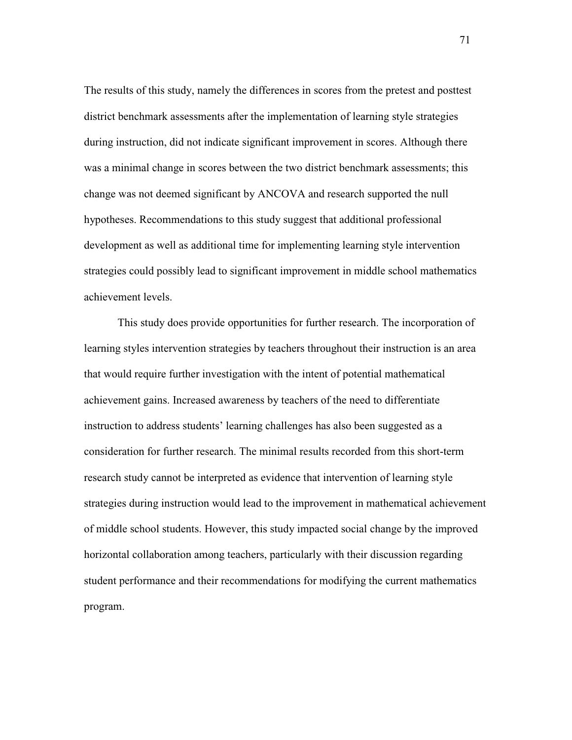The results of this study, namely the differences in scores from the pretest and posttest district benchmark assessments after the implementation of learning style strategies during instruction, did not indicate significant improvement in scores. Although there was a minimal change in scores between the two district benchmark assessments; this change was not deemed significant by ANCOVA and research supported the null hypotheses. Recommendations to this study suggest that additional professional development as well as additional time for implementing learning style intervention strategies could possibly lead to significant improvement in middle school mathematics achievement levels.

This study does provide opportunities for further research. The incorporation of learning styles intervention strategies by teachers throughout their instruction is an area that would require further investigation with the intent of potential mathematical achievement gains. Increased awareness by teachers of the need to differentiate instruction to address students' learning challenges has also been suggested as a consideration for further research. The minimal results recorded from this short-term research study cannot be interpreted as evidence that intervention of learning style strategies during instruction would lead to the improvement in mathematical achievement of middle school students. However, this study impacted social change by the improved horizontal collaboration among teachers, particularly with their discussion regarding student performance and their recommendations for modifying the current mathematics program.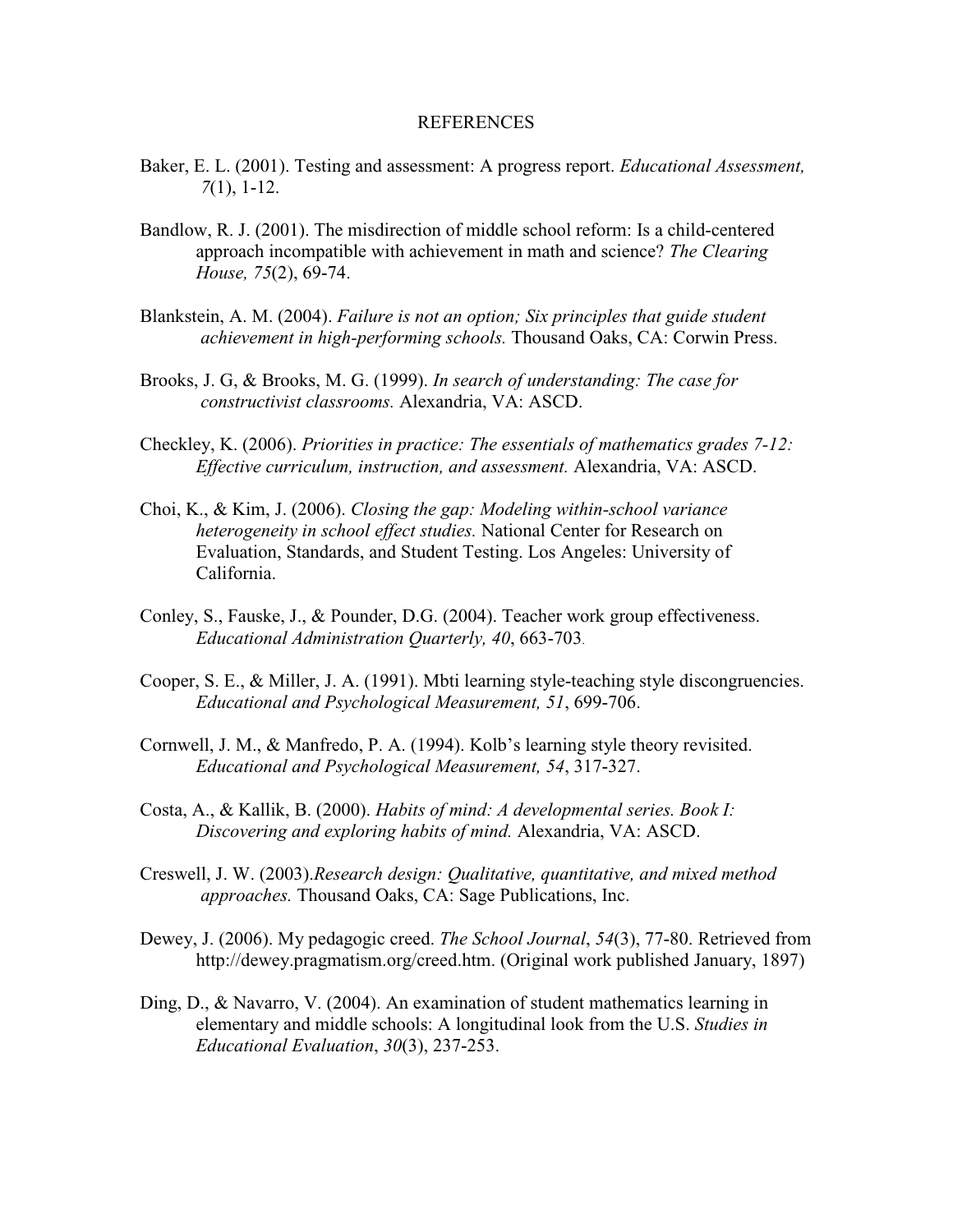# REFERENCES

Baker, E. L. (2001). Testing and assessment: A progress report. *Educational Assessment, 7*(1), 1-12.

Bandlow, R. J. (2001). The misdirection of middle school reform: Is a child-centered approach incompatible with achievement in math and science? *The Clearing House, 75*(2), 69-74.

Blankstein, A. M. (2004). *Failure is not an option; Six principles that guide student achievement in high-performing schools.* Thousand Oaks, CA: Corwin Press.

Brooks, J. G, & Brooks, M. G. (1999). *In search of understanding: The case for constructivist classrooms.* Alexandria, VA: ASCD.

Checkley, K. (2006). *Priorities in practice: The essentials of mathematics grades 7-12: Effective curriculum, instruction, and assessment.* Alexandria, VA: ASCD.

Choi, K., & Kim, J. (2006). *Closing the gap: Modeling within-school variance heterogeneity in school effect studies.* National Center for Research on Evaluation, Standards, and Student Testing. Los Angeles: University of California.

Conley, S., Fauske, J., & Pounder, D.G. (2004). Teacher work group effectiveness. *Educational Administration Quarterly, 40*, 663-703.

Cooper, S. E., & Miller, J. A. (1991). Mbti learning style-teaching style discongruencies. *Educational and Psychological Measurement, 51*, 699-706.

Cornwell, J. M., & Manfredo, P. A. (1994). Kolb's learning style theory revisited. *Educational and Psychological Measurement, 54*, 317-327.

Costa, A., & Kallik, B. (2000). *Habits of mind: A developmental series. Book I: Discovering and exploring habits of mind.* Alexandria, VA: ASCD.

Creswell, J. W. (2003).*Research design: Qualitative, quantitative, and mixed method approaches.* Thousand Oaks, CA: Sage Publications, Inc.

Dewey, J. (2006). My pedagogic creed. *The School Journal*, *54*(3), 77-80. Retrieved from http://dewey.pragmatism.org/creed.htm. (Original work published January, 1897)

Ding, D., & Navarro, V. (2004). An examination of student mathematics learning in elementary and middle schools: A longitudinal look from the U.S. *Studies in Educational Evaluation*, *30*(3), 237-253.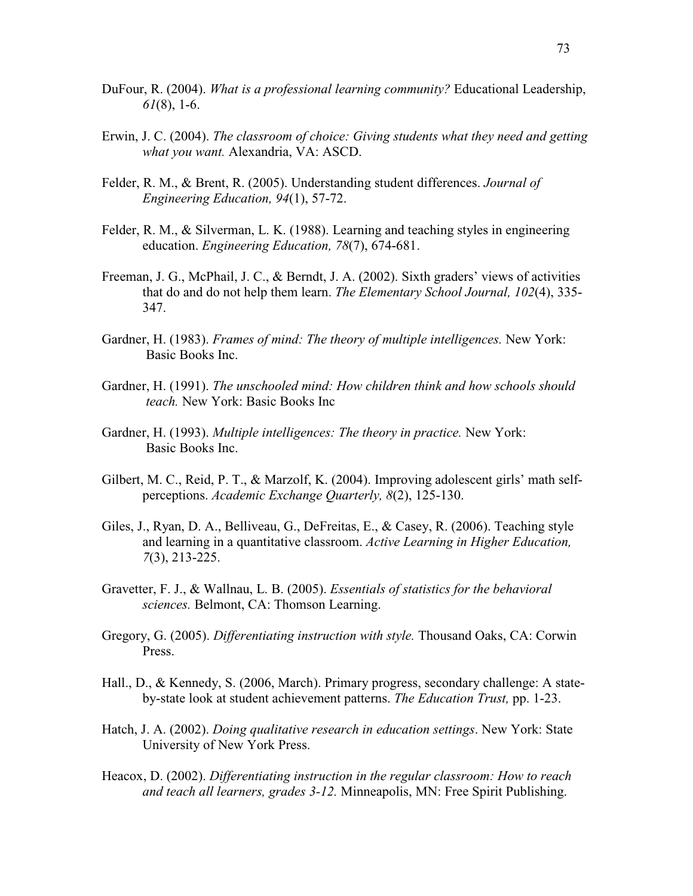DuFour, R. (2004). *What is a professional learning community?* Educational Leadership, *61*(8), 1-6.

Erwin, J. C. (2004). *The classroom of choice: Giving students what they need and getting what you want.* Alexandria, VA: ASCD.

Felder, R. M., & Brent, R. (2005). Understanding student differences. *Journal of Engineering Education, 94*(1), 57-72.

Felder, R. M., & Silverman, L. K. (1988). Learning and teaching styles in engineering education. *Engineering Education, 78*(7), 674-681.

Freeman, J. G., McPhail, J. C., & Berndt, J. A. (2002). Sixth graders' views of activities that do and do not help them learn. *The Elementary School Journal, 102*(4), 335-347.

Gardner, H. (1983). *Frames of mind: The theory of multiple intelligences.* New York: Basic Books Inc.

Gardner, H. (1991). *The unschooled mind: How children think and how schools should teach.* New York: Basic Books Inc

Gardner, H. (1993). *Multiple intelligences: The theory in practice.* New York: Basic Books Inc.

Gilbert, M. C., Reid, P. T., & Marzolf, K. (2004). Improving adolescent girls' math self-perceptions. *Academic Exchange Quarterly, 8*(2), 125-130.

Giles, J., Ryan, D. A., Belliveau, G., DeFreitas, E., & Casey, R. (2006). Teaching style and learning in a quantitative classroom. *Active Learning in Higher Education, 7*(3), 213-225.

Gravetter, F. J., & Wallnau, L. B. (2005). *Essentials of statistics for the behavioral sciences.* Belmont, CA: Thomson Learning.

Gregory, G. (2005). *Differentiating instruction with style.* Thousand Oaks, CA: Corwin Press.

Hall., D., & Kennedy, S. (2006, March). Primary progress, secondary challenge: A state-by-state look at student achievement patterns. *The Education Trust,* pp. 1-23.

Hatch, J. A. (2002). *Doing qualitative research in education settings*. New York: State University of New York Press.

Heacox, D. (2002). *Differentiating instruction in the regular classroom: How to reach and teach all learners, grades 3-12.* Minneapolis, MN: Free Spirit Publishing.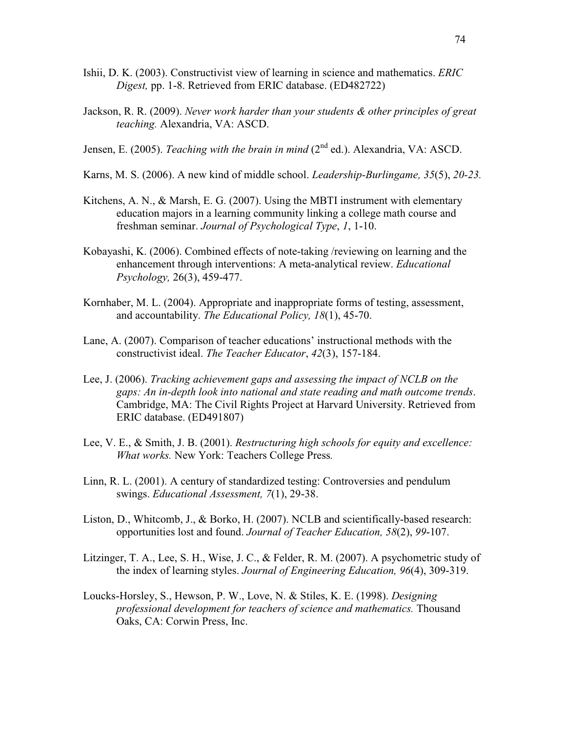Ishii, D. K. (2003). Constructivist view of learning in science and mathematics. *ERIC Digest,* pp. 1-8. Retrieved from ERIC database. (ED482722)

Jackson, R. R. (2009). *Never work harder than your students & other principles of great teaching.* Alexandria, VA: ASCD.

Jensen, E. (2005). *Teaching with the brain in mind* (2nd ed.). Alexandria, VA: ASCD.

Karns, M. S. (2006). A new kind of middle school. *Leadership-Burlingame, 35*(5), *20-23.*

Kitchens, A. N., & Marsh, E. G. (2007). Using the MBTI instrument with elementary education majors in a learning community linking a college math course and freshman seminar. *Journal of Psychological Type*, *1*, 1-10.

Kobayashi, K. (2006). Combined effects of note-taking /reviewing on learning and the enhancement through interventions: A meta-analytical review. *Educational Psychology,* 26(3), 459-477.

Kornhaber, M. L. (2004). Appropriate and inappropriate forms of testing, assessment, and accountability. *The Educational Policy, 18*(1), 45-70.

Lane, A. (2007). Comparison of teacher educations' instructional methods with the constructivist ideal. *The Teacher Educator*, *42*(3), 157-184.

Lee, J. (2006). *Tracking achievement gaps and assessing the impact of NCLB on the gaps: An in-depth look into national and state reading and math outcome trends*. Cambridge, MA: The Civil Rights Project at Harvard University. Retrieved from ERIC database. (ED491807)

Lee, V. E., & Smith, J. B. (2001). *Restructuring high schools for equity and excellence: What works.* New York: Teachers College Press*.*

Linn, R. L. (2001). A century of standardized testing: Controversies and pendulum swings. *Educational Assessment, 7*(1), 29-38.

Liston, D., Whitcomb, J., & Borko, H. (2007). NCLB and scientifically-based research: opportunities lost and found. *Journal of Teacher Education, 58*(2), *99*-107.

Litzinger, T. A., Lee, S. H., Wise, J. C., & Felder, R. M. (2007). A psychometric study of the index of learning styles. *Journal of Engineering Education, 96*(4), 309-319.

Loucks-Horsley, S., Hewson, P. W., Love, N. & Stiles, K. E. (1998). *Designing professional development for teachers of science and mathematics.* Thousand Oaks, CA: Corwin Press, Inc.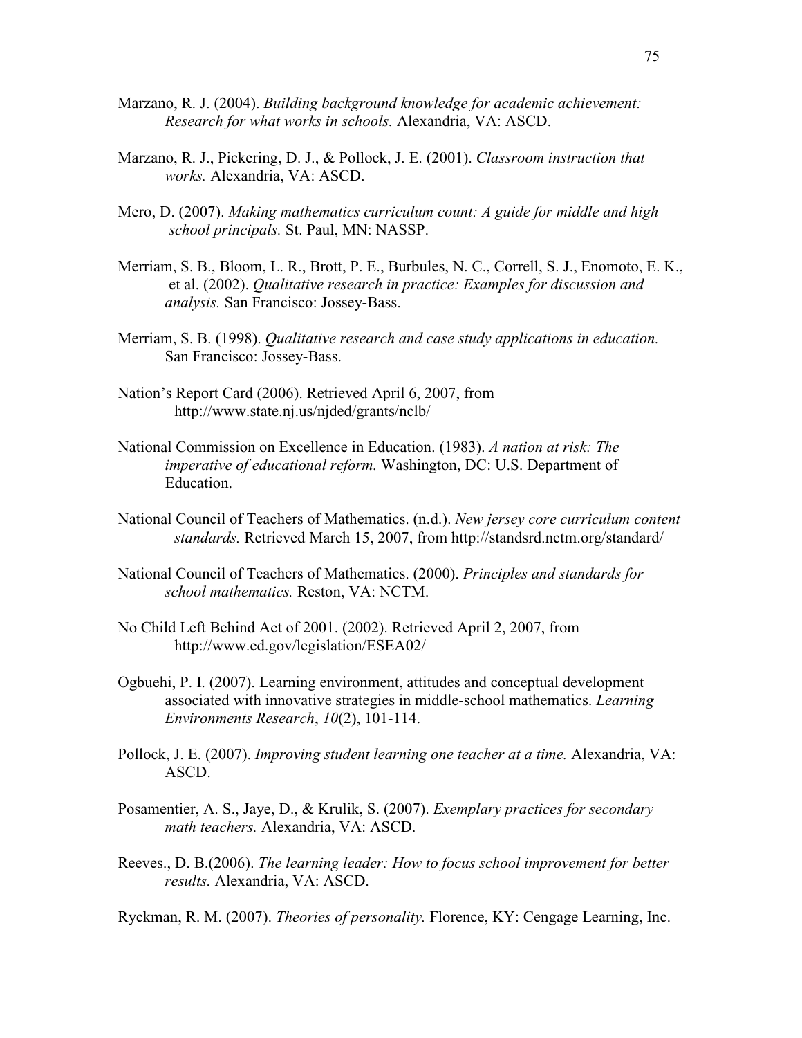Marzano, R. J. (2004). *Building background knowledge for academic achievement: Research for what works in schools.* Alexandria, VA: ASCD.

Marzano, R. J., Pickering, D. J., & Pollock, J. E. (2001). *Classroom instruction that works.* Alexandria, VA: ASCD.

Mero, D. (2007). *Making mathematics curriculum count: A guide for middle and high school principals.* St. Paul, MN: NASSP.

Merriam, S. B., Bloom, L. R., Brott, P. E., Burbules, N. C., Correll, S. J., Enomoto, E. K., et al. (2002). *Qualitative research in practice: Examples for discussion and analysis.* San Francisco: Jossey-Bass.

Merriam, S. B. (1998). *Qualitative research and case study applications in education.* San Francisco: Jossey-Bass.

Nation's Report Card (2006). Retrieved April 6, 2007, from http://www.state.nj.us/njded/grants/nclb/

National Commission on Excellence in Education. (1983). *A nation at risk: The imperative of educational reform.* Washington, DC: U.S. Department of Education.

National Council of Teachers of Mathematics. (n.d.). *New jersey core curriculum content standards.* Retrieved March 15, 2007, from http://standsrd.nctm.org/standard/

National Council of Teachers of Mathematics. (2000). *Principles and standards for school mathematics.* Reston, VA: NCTM.

No Child Left Behind Act of 2001. (2002). Retrieved April 2, 2007, from http://www.ed.gov/legislation/ESEA02/

Ogbuehi, P. I. (2007). Learning environment, attitudes and conceptual development associated with innovative strategies in middle-school mathematics. *Learning Environments Research*, *10*(2), 101-114.

Pollock, J. E. (2007). *Improving student learning one teacher at a time.* Alexandria, VA: ASCD.

Posamentier, A. S., Jaye, D., & Krulik, S. (2007). *Exemplary practices for secondary math teachers.* Alexandria, VA: ASCD.

Reeves., D. B.(2006). *The learning leader: How to focus school improvement for better results.* Alexandria, VA: ASCD.

Ryckman, R. M. (2007). *Theories of personality.* Florence, KY: Cengage Learning, Inc.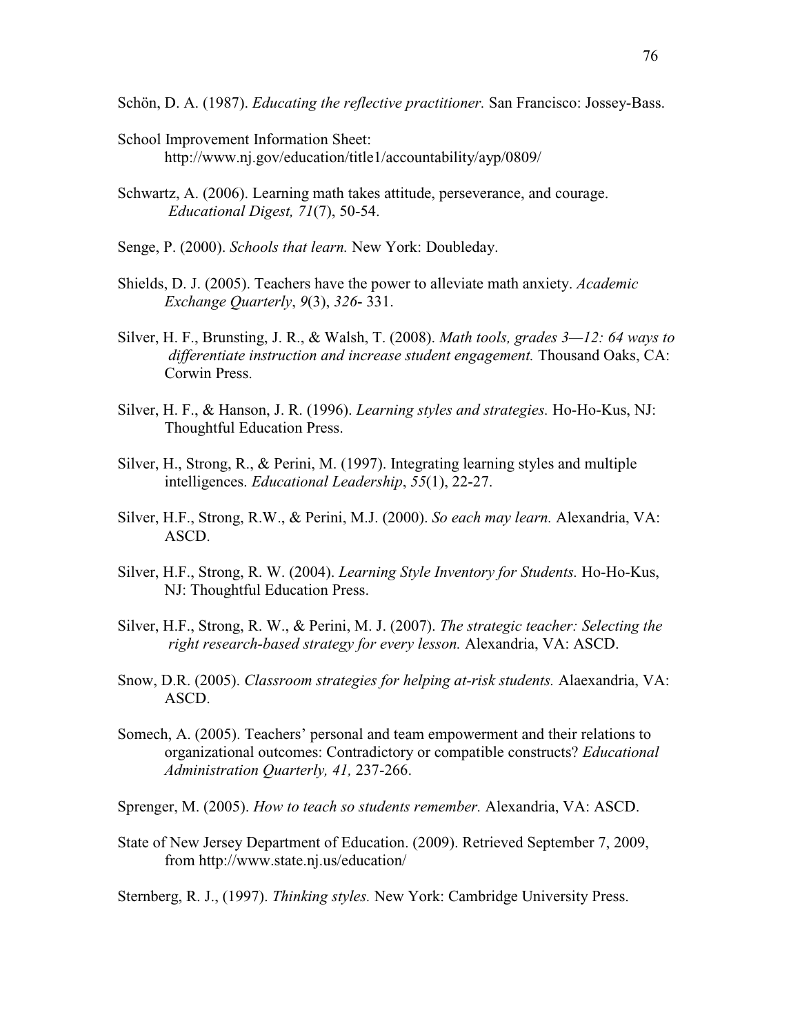Schön, D. A. (1987). *Educating the reflective practitioner.* San Francisco: Jossey-Bass.

School Improvement Information Sheet:
http://www.nj.gov/education/title1/accountability/ayp/0809/

Schwartz, A. (2006). Learning math takes attitude, perseverance, and courage. *Educational Digest, 71*(7), 50-54.

Senge, P. (2000). *Schools that learn.* New York: Doubleday.

Shields, D. J. (2005). Teachers have the power to alleviate math anxiety. *Academic Exchange Quarterly*, *9*(3), *326*- 331.

Silver, H. F., Brunsting, J. R., & Walsh, T. (2008). *Math tools, grades 3—12: 64 ways to differentiate instruction and increase student engagement.* Thousand Oaks, CA: Corwin Press.

Silver, H. F., & Hanson, J. R. (1996). *Learning styles and strategies.* Ho-Ho-Kus, NJ: Thoughtful Education Press.

Silver, H., Strong, R., & Perini, M. (1997). Integrating learning styles and multiple intelligences. *Educational Leadership*, *55*(1), 22-27.

Silver, H.F., Strong, R.W., & Perini, M.J. (2000). *So each may learn.* Alexandria, VA: ASCD.

Silver, H.F., Strong, R. W. (2004). *Learning Style Inventory for Students.* Ho-Ho-Kus, NJ: Thoughtful Education Press.

Silver, H.F., Strong, R. W., & Perini, M. J. (2007). *The strategic teacher: Selecting the right research-based strategy for every lesson.* Alexandria, VA: ASCD.

Snow, D.R. (2005). *Classroom strategies for helping at-risk students.* Alaexandria, VA: ASCD.

Somech, A. (2005). Teachers' personal and team empowerment and their relations to organizational outcomes: Contradictory or compatible constructs? *Educational Administration Quarterly, 41,* 237-266.

Sprenger, M. (2005). *How to teach so students remember.* Alexandria, VA: ASCD.

State of New Jersey Department of Education. (2009). Retrieved September 7, 2009, from http://www.state.nj.us/education/

Sternberg, R. J., (1997). *Thinking styles.* New York: Cambridge University Press.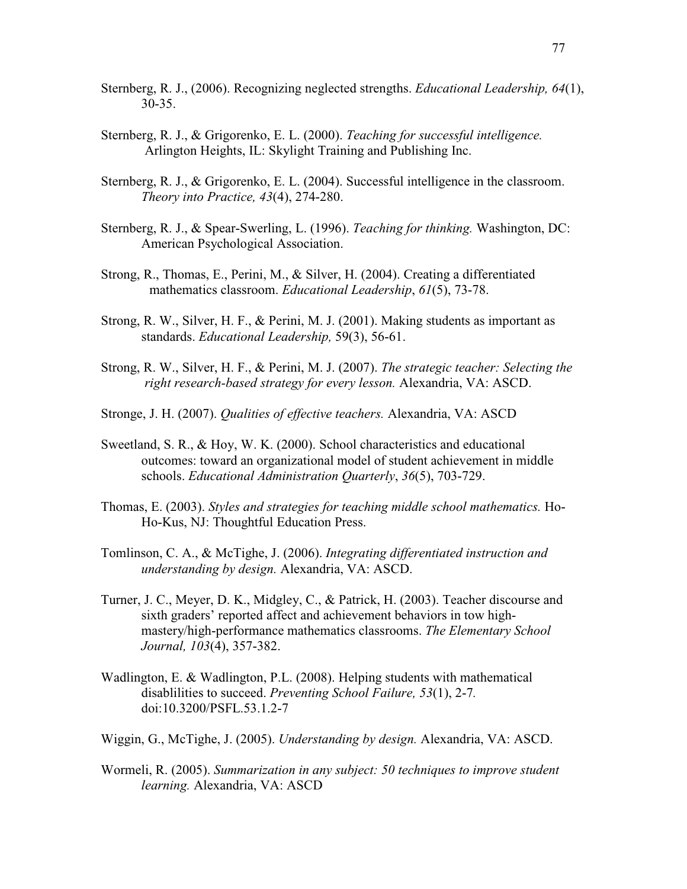Sternberg, R. J., (2006). Recognizing neglected strengths. *Educational Leadership, 64*(1), 30-35.

Sternberg, R. J., & Grigorenko, E. L. (2000). *Teaching for successful intelligence.* Arlington Heights, IL: Skylight Training and Publishing Inc.

Sternberg, R. J., & Grigorenko, E. L. (2004). Successful intelligence in the classroom. *Theory into Practice, 43*(4), 274-280.

Sternberg, R. J., & Spear-Swerling, L. (1996). *Teaching for thinking.* Washington, DC: American Psychological Association.

Strong, R., Thomas, E., Perini, M., & Silver, H. (2004). Creating a differentiated mathematics classroom. *Educational Leadership*, *61*(5), 73-78.

Strong, R. W., Silver, H. F., & Perini, M. J. (2001). Making students as important as standards. *Educational Leadership,* 59(3), 56-61.

Strong, R. W., Silver, H. F., & Perini, M. J. (2007). *The strategic teacher: Selecting the right research-based strategy for every lesson.* Alexandria, VA: ASCD.

Stronge, J. H. (2007). *Qualities of effective teachers.* Alexandria, VA: ASCD

Sweetland, S. R., & Hoy, W. K. (2000). School characteristics and educational outcomes: toward an organizational model of student achievement in middle schools. *Educational Administration Quarterly*, *36*(5), 703-729.

Thomas, E. (2003). *Styles and strategies for teaching middle school mathematics.* Ho-Ho-Kus, NJ: Thoughtful Education Press.

Tomlinson, C. A., & McTighe, J. (2006). *Integrating differentiated instruction and understanding by design.* Alexandria, VA: ASCD.

Turner, J. C., Meyer, D. K., Midgley, C., & Patrick, H. (2003). Teacher discourse and sixth graders' reported affect and achievement behaviors in tow high-mastery/high-performance mathematics classrooms. *The Elementary School Journal, 103*(4), 357-382.

Wadlington, E. & Wadlington, P.L. (2008). Helping students with mathematical disablilities to succeed. *Preventing School Failure, 53*(1), 2-7. doi:10.3200/PSFL.53.1.2-7

Wiggin, G., McTighe, J. (2005). *Understanding by design.* Alexandria, VA: ASCD.

Wormeli, R. (2005). *Summarization in any subject: 50 techniques to improve student learning.* Alexandria, VA: ASCD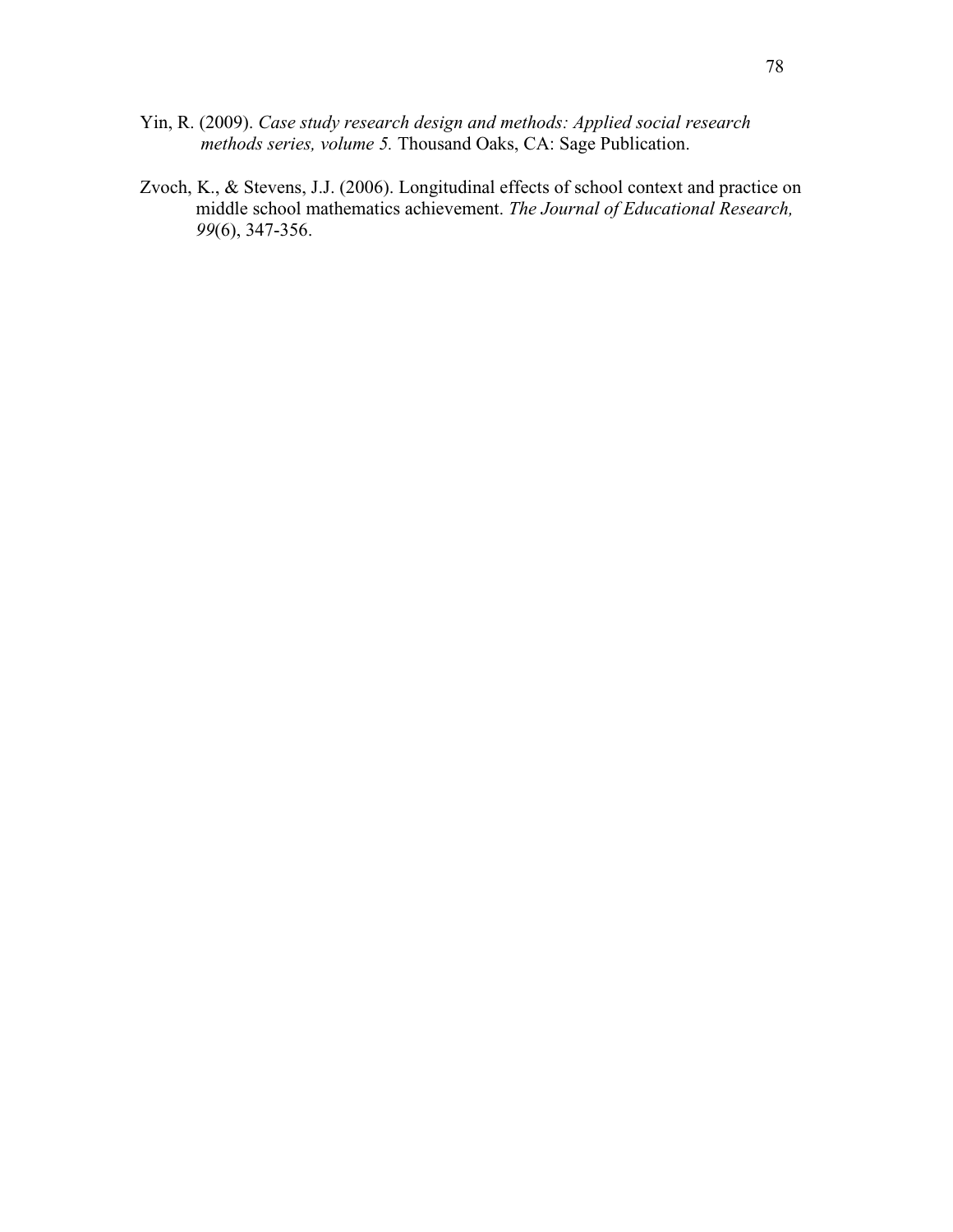Yin, R. (2009). *Case study research design and methods: Applied social research methods series, volume 5.* Thousand Oaks, CA: Sage Publication.

Zvoch, K., & Stevens, J.J. (2006). Longitudinal effects of school context and practice on middle school mathematics achievement. *The Journal of Educational Research, 99*(6), 347-356.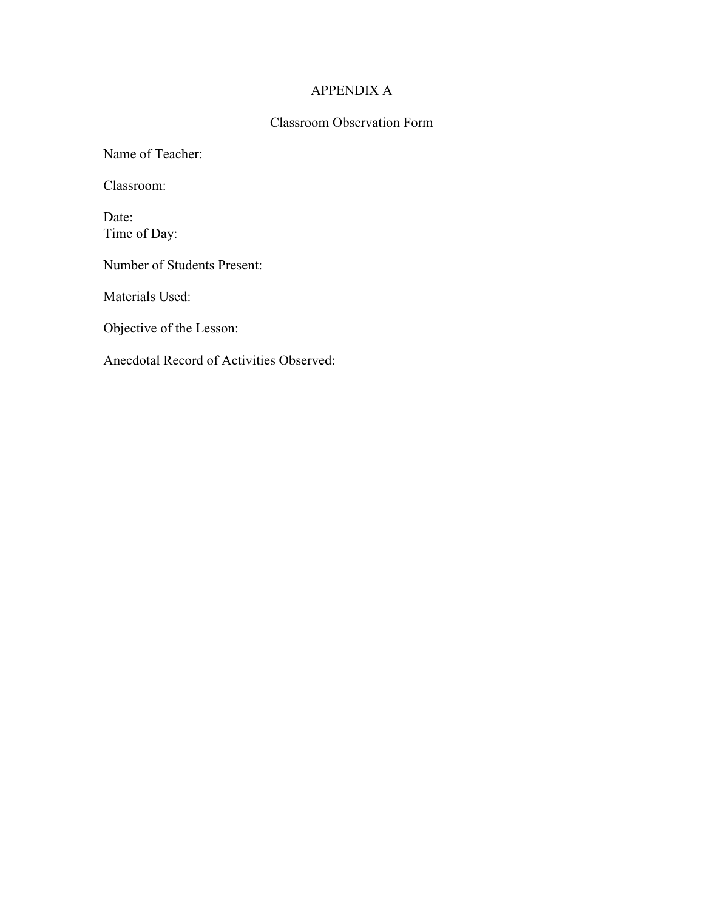# APPENDIX A

## Classroom Observation Form

Name of Teacher:

Classroom:

Date:
Time of Day:

Number of Students Present:

Materials Used:

Objective of the Lesson:

Anecdotal Record of Activities Observed: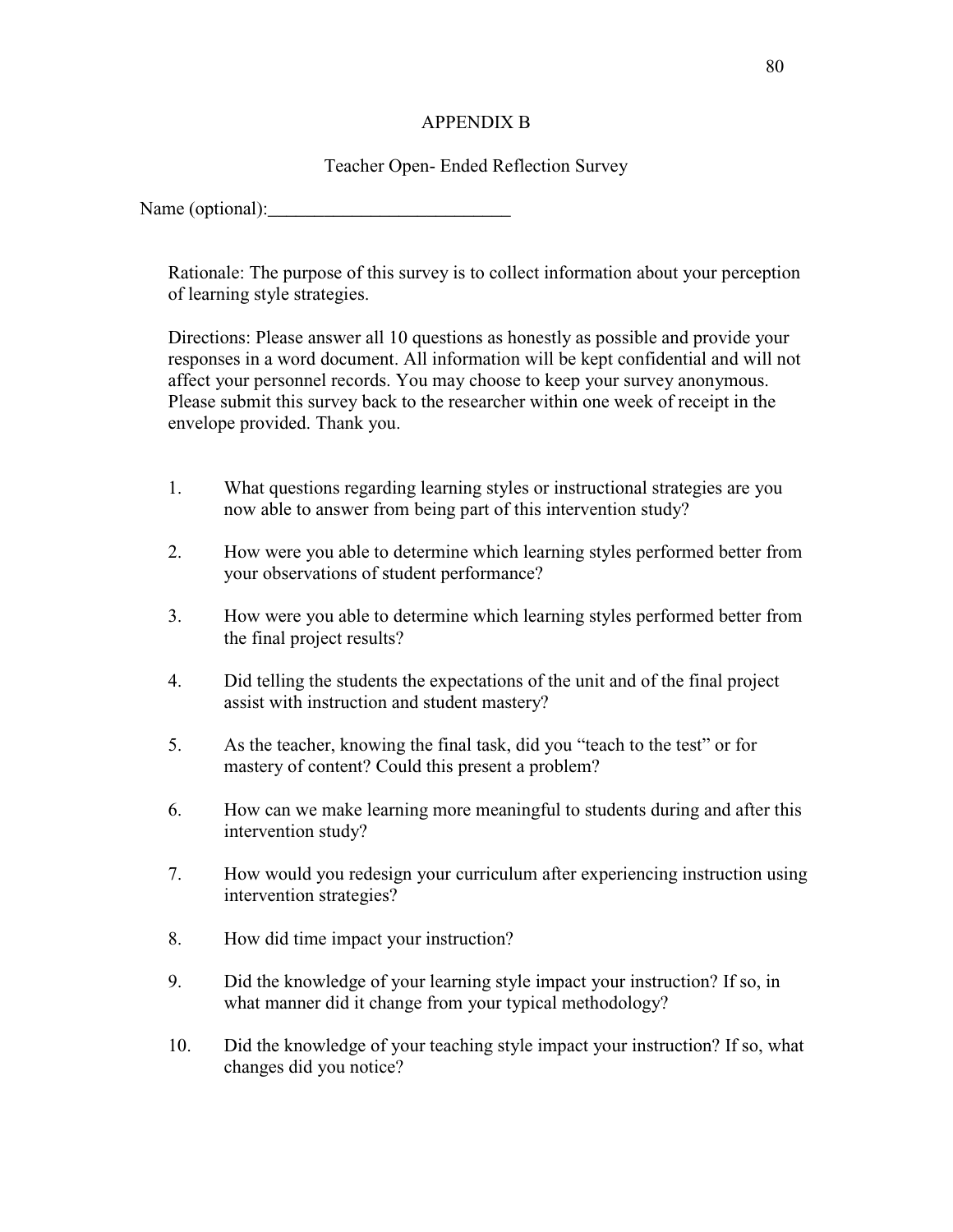# APPENDIX B

## Teacher Open- Ended Reflection Survey

Name (optional):__________________________

Rationale: The purpose of this survey is to collect information about your perception of learning style strategies.

Directions: Please answer all 10 questions as honestly as possible and provide your responses in a word document. All information will be kept confidential and will not affect your personnel records. You may choose to keep your survey anonymous. Please submit this survey back to the researcher within one week of receipt in the envelope provided. Thank you.

1. What questions regarding learning styles or instructional strategies are you now able to answer from being part of this intervention study?

2. How were you able to determine which learning styles performed better from your observations of student performance?

3. How were you able to determine which learning styles performed better from the final project results?

4. Did telling the students the expectations of the unit and of the final project assist with instruction and student mastery?

5. As the teacher, knowing the final task, did you "teach to the test" or for mastery of content? Could this present a problem?

6. How can we make learning more meaningful to students during and after this intervention study?

7. How would you redesign your curriculum after experiencing instruction using intervention strategies?

8. How did time impact your instruction?

9. Did the knowledge of your learning style impact your instruction? If so, in what manner did it change from your typical methodology?

10. Did the knowledge of your teaching style impact your instruction? If so, what changes did you notice?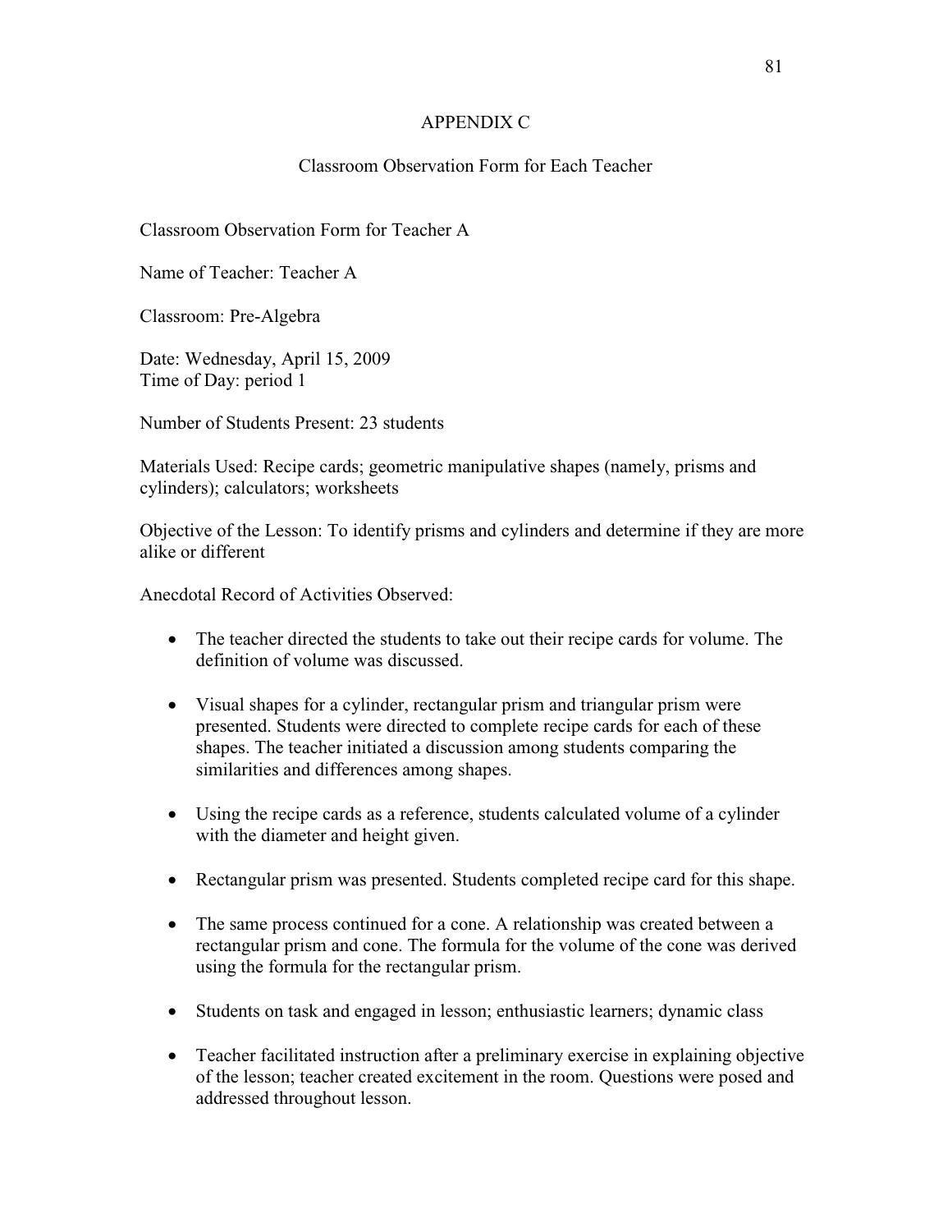# APPENDIX C

## Classroom Observation Form for Each Teacher

Classroom Observation Form for Teacher A

Name of Teacher: Teacher A

Classroom: Pre-Algebra

Date: Wednesday, April 15, 2009
Time of Day: period 1

Number of Students Present: 23 students

Materials Used: Recipe cards; geometric manipulative shapes (namely, prisms and cylinders); calculators; worksheets

Objective of the Lesson: To identify prisms and cylinders and determine if they are more alike or different

Anecdotal Record of Activities Observed:

- The teacher directed the students to take out their recipe cards for volume. The definition of volume was discussed.
- Visual shapes for a cylinder, rectangular prism and triangular prism were presented. Students were directed to complete recipe cards for each of these shapes. The teacher initiated a discussion among students comparing the similarities and differences among shapes.
- Using the recipe cards as a reference, students calculated volume of a cylinder with the diameter and height given.
- Rectangular prism was presented. Students completed recipe card for this shape.
- The same process continued for a cone. A relationship was created between a rectangular prism and cone. The formula for the volume of the cone was derived using the formula for the rectangular prism.
- Students on task and engaged in lesson; enthusiastic learners; dynamic class
- Teacher facilitated instruction after a preliminary exercise in explaining objective of the lesson; teacher created excitement in the room. Questions were posed and addressed throughout lesson.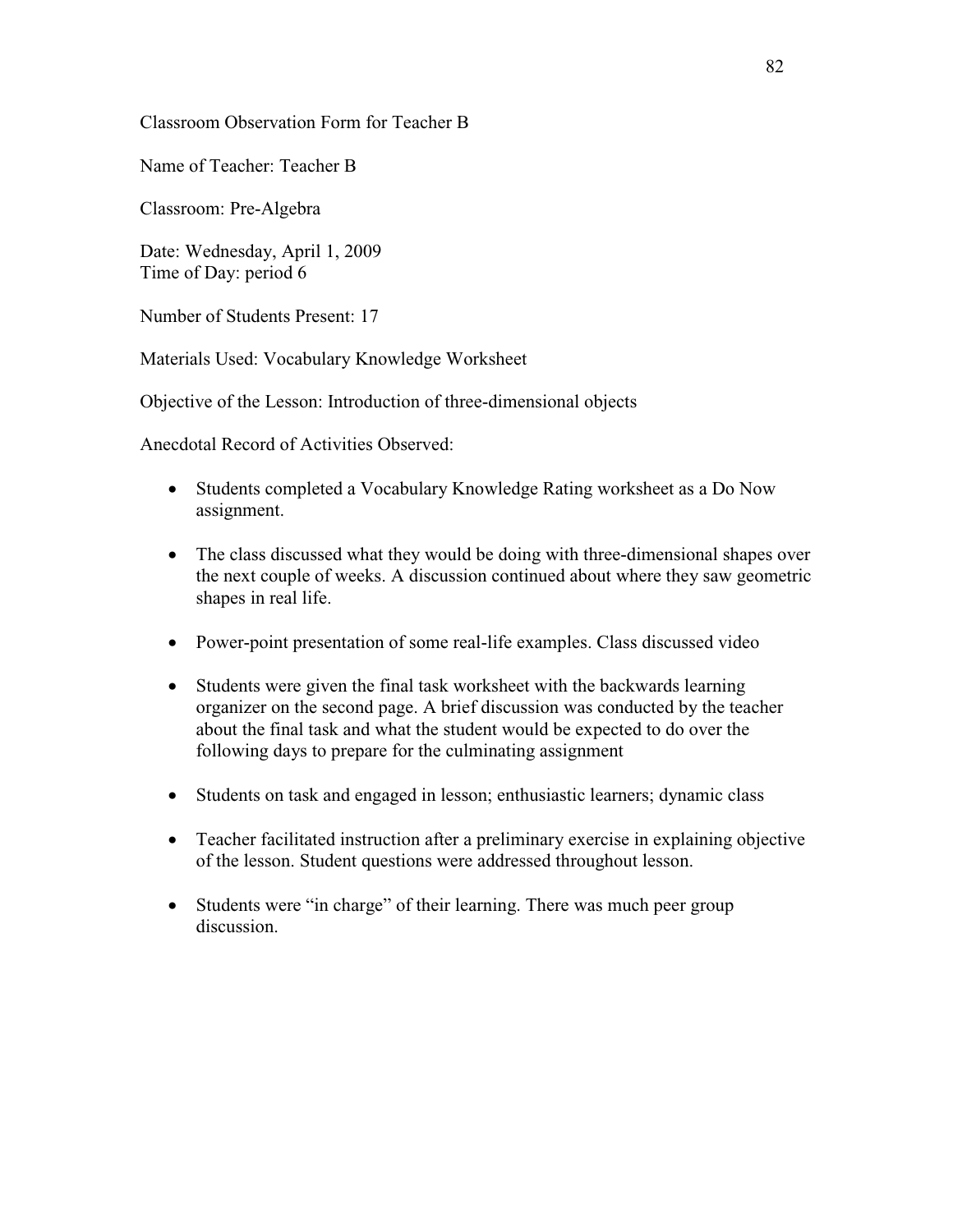Classroom Observation Form for Teacher B

Name of Teacher: Teacher B

Classroom: Pre-Algebra

Date: Wednesday, April 1, 2009
Time of Day: period 6

Number of Students Present: 17

Materials Used: Vocabulary Knowledge Worksheet

Objective of the Lesson: Introduction of three-dimensional objects

Anecdotal Record of Activities Observed:

- Students completed a Vocabulary Knowledge Rating worksheet as a Do Now assignment.
- The class discussed what they would be doing with three-dimensional shapes over the next couple of weeks. A discussion continued about where they saw geometric shapes in real life.
- Power-point presentation of some real-life examples. Class discussed video
- Students were given the final task worksheet with the backwards learning organizer on the second page. A brief discussion was conducted by the teacher about the final task and what the student would be expected to do over the following days to prepare for the culminating assignment
- Students on task and engaged in lesson; enthusiastic learners; dynamic class
- Teacher facilitated instruction after a preliminary exercise in explaining objective of the lesson. Student questions were addressed throughout lesson.
- Students were "in charge" of their learning. There was much peer group discussion.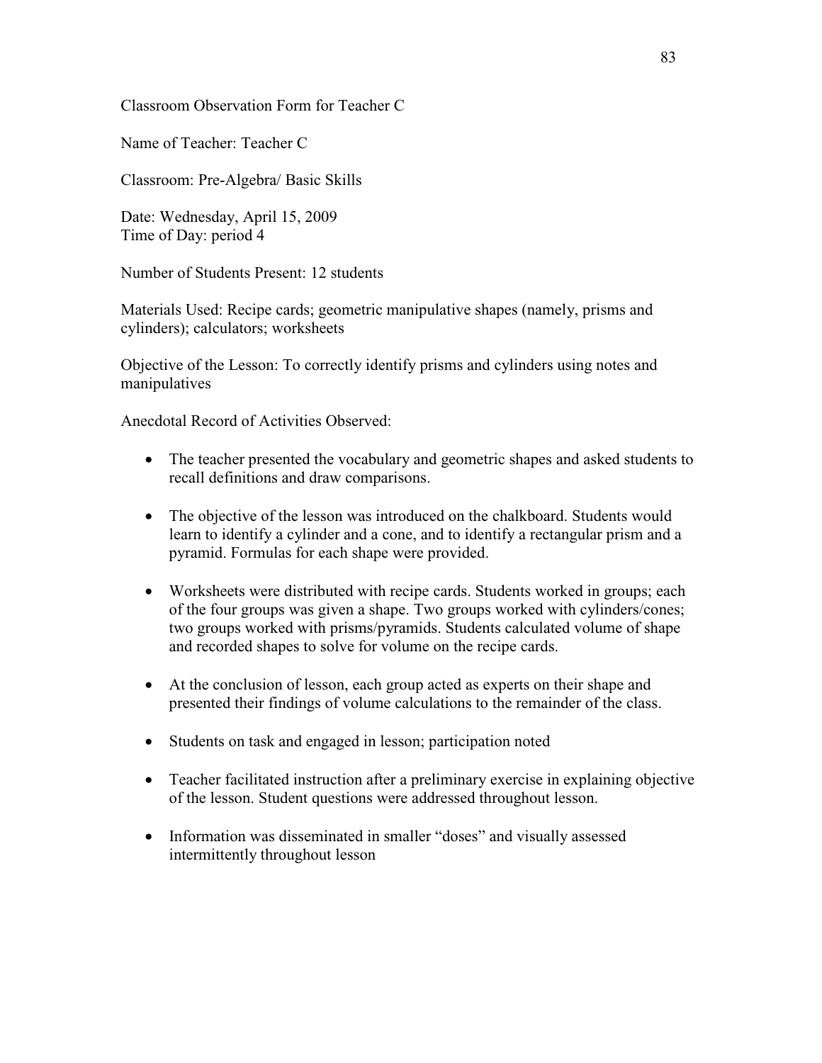Classroom Observation Form for Teacher C

Name of Teacher: Teacher C

Classroom: Pre-Algebra/ Basic Skills

Date: Wednesday, April 15, 2009
Time of Day: period 4

Number of Students Present: 12 students

Materials Used: Recipe cards; geometric manipulative shapes (namely, prisms and cylinders); calculators; worksheets

Objective of the Lesson: To correctly identify prisms and cylinders using notes and manipulatives

Anecdotal Record of Activities Observed:

- The teacher presented the vocabulary and geometric shapes and asked students to recall definitions and draw comparisons.
- The objective of the lesson was introduced on the chalkboard. Students would learn to identify a cylinder and a cone, and to identify a rectangular prism and a pyramid. Formulas for each shape were provided.
- Worksheets were distributed with recipe cards. Students worked in groups; each of the four groups was given a shape. Two groups worked with cylinders/cones; two groups worked with prisms/pyramids. Students calculated volume of shape and recorded shapes to solve for volume on the recipe cards.
- At the conclusion of lesson, each group acted as experts on their shape and presented their findings of volume calculations to the remainder of the class.
- Students on task and engaged in lesson; participation noted
- Teacher facilitated instruction after a preliminary exercise in explaining objective of the lesson. Student questions were addressed throughout lesson.
- Information was disseminated in smaller "doses" and visually assessed intermittently throughout lesson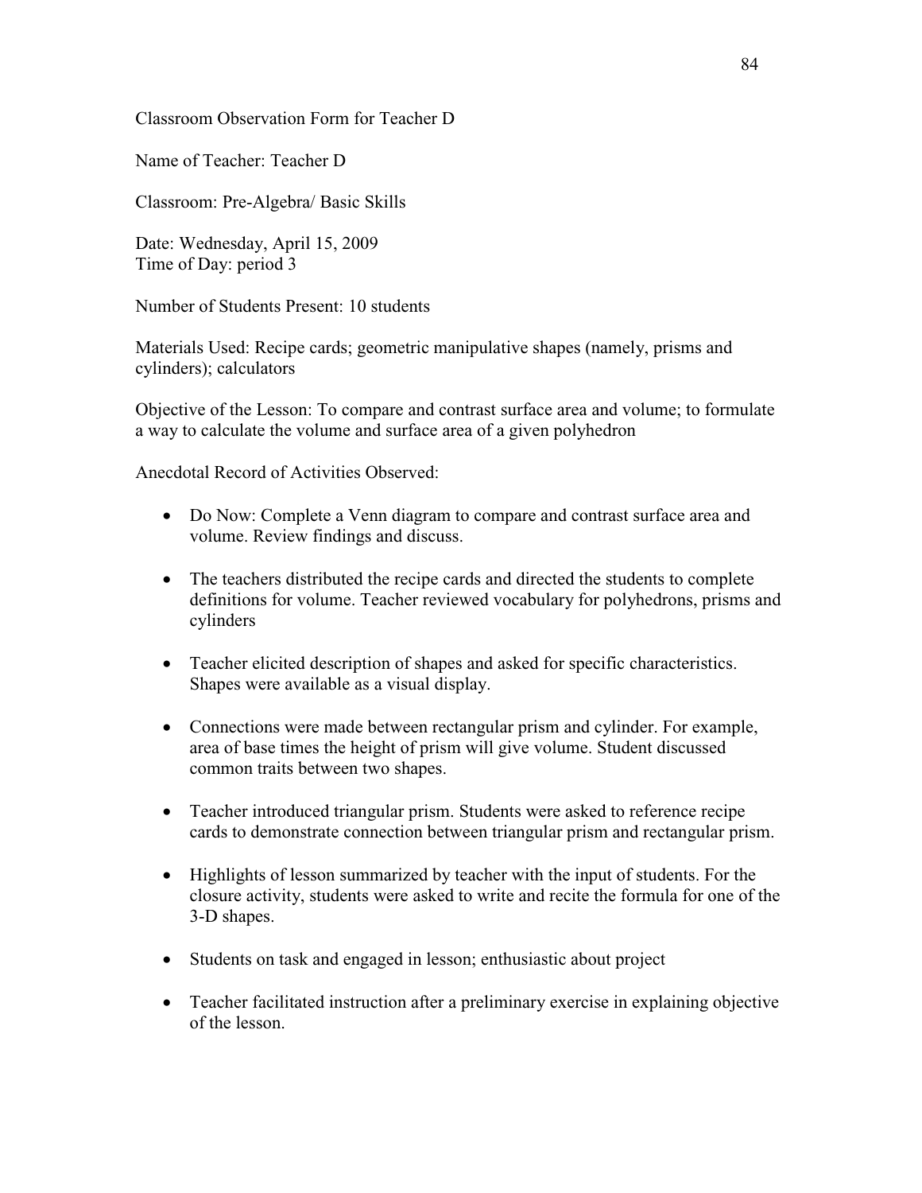Classroom Observation Form for Teacher D

Name of Teacher: Teacher D

Classroom: Pre-Algebra/ Basic Skills

Date: Wednesday, April 15, 2009
Time of Day: period 3

Number of Students Present: 10 students

Materials Used: Recipe cards; geometric manipulative shapes (namely, prisms and cylinders); calculators

Objective of the Lesson: To compare and contrast surface area and volume; to formulate a way to calculate the volume and surface area of a given polyhedron

Anecdotal Record of Activities Observed:

- Do Now: Complete a Venn diagram to compare and contrast surface area and volume. Review findings and discuss.
- The teachers distributed the recipe cards and directed the students to complete definitions for volume. Teacher reviewed vocabulary for polyhedrons, prisms and cylinders
- Teacher elicited description of shapes and asked for specific characteristics. Shapes were available as a visual display.
- Connections were made between rectangular prism and cylinder. For example, area of base times the height of prism will give volume. Student discussed common traits between two shapes.
- Teacher introduced triangular prism. Students were asked to reference recipe cards to demonstrate connection between triangular prism and rectangular prism.
- Highlights of lesson summarized by teacher with the input of students. For the closure activity, students were asked to write and recite the formula for one of the 3-D shapes.
- Students on task and engaged in lesson; enthusiastic about project
- Teacher facilitated instruction after a preliminary exercise in explaining objective of the lesson.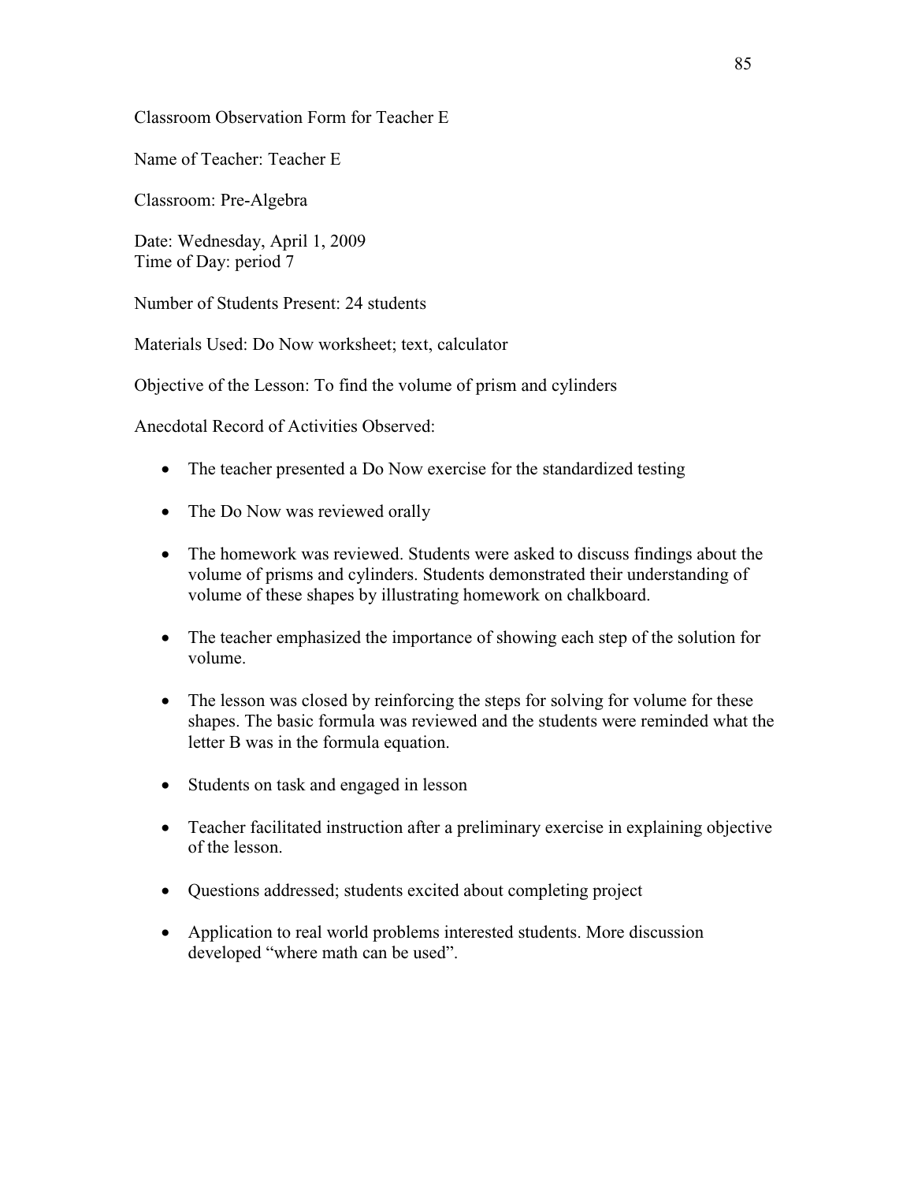Classroom Observation Form for Teacher E

Name of Teacher: Teacher E

Classroom: Pre-Algebra

Date: Wednesday, April 1, 2009
Time of Day: period 7

Number of Students Present: 24 students

Materials Used: Do Now worksheet; text, calculator

Objective of the Lesson: To find the volume of prism and cylinders

Anecdotal Record of Activities Observed:

- The teacher presented a Do Now exercise for the standardized testing
- The Do Now was reviewed orally
- The homework was reviewed. Students were asked to discuss findings about the volume of prisms and cylinders. Students demonstrated their understanding of volume of these shapes by illustrating homework on chalkboard.
- The teacher emphasized the importance of showing each step of the solution for volume.
- The lesson was closed by reinforcing the steps for solving for volume for these shapes. The basic formula was reviewed and the students were reminded what the letter B was in the formula equation.
- Students on task and engaged in lesson
- Teacher facilitated instruction after a preliminary exercise in explaining objective of the lesson.
- Questions addressed; students excited about completing project
- Application to real world problems interested students. More discussion developed "where math can be used".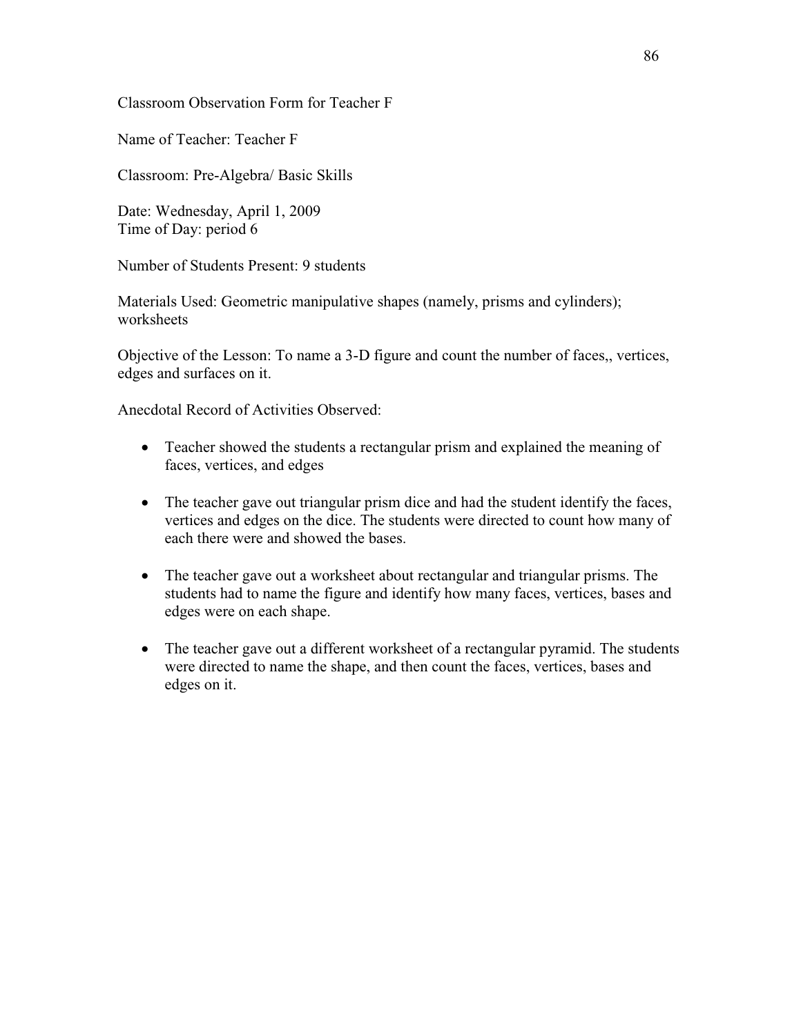Classroom Observation Form for Teacher F

Name of Teacher: Teacher F

Classroom: Pre-Algebra/ Basic Skills

Date: Wednesday, April 1, 2009
Time of Day: period 6

Number of Students Present: 9 students

Materials Used: Geometric manipulative shapes (namely, prisms and cylinders); worksheets

Objective of the Lesson: To name a 3-D figure and count the number of faces,, vertices, edges and surfaces on it.

Anecdotal Record of Activities Observed:

- Teacher showed the students a rectangular prism and explained the meaning of faces, vertices, and edges

- The teacher gave out triangular prism dice and had the student identify the faces, vertices and edges on the dice. The students were directed to count how many of each there were and showed the bases.

- The teacher gave out a worksheet about rectangular and triangular prisms. The students had to name the figure and identify how many faces, vertices, bases and edges were on each shape.

- The teacher gave out a different worksheet of a rectangular pyramid. The students were directed to name the shape, and then count the faces, vertices, bases and edges on it.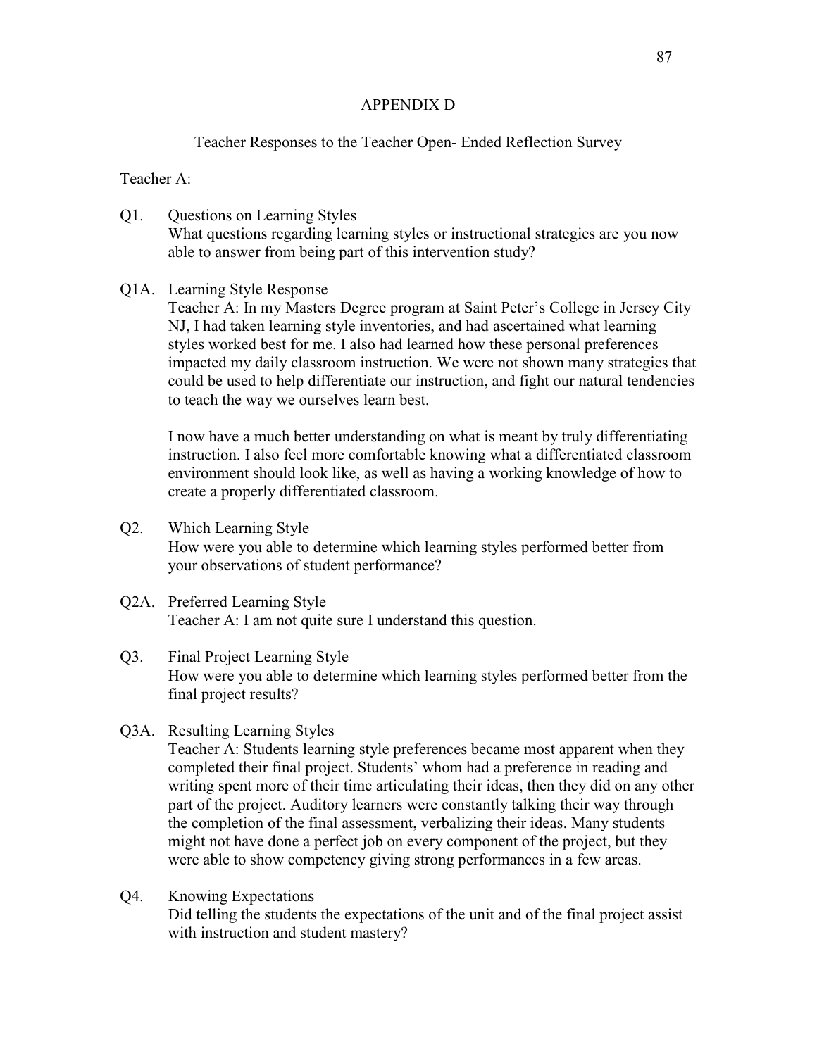# APPENDIX D

## Teacher Responses to the Teacher Open- Ended Reflection Survey

Teacher A:

Q1. Questions on Learning Styles
What questions regarding learning styles or instructional strategies are you now able to answer from being part of this intervention study?

Q1A. Learning Style Response
Teacher A: In my Masters Degree program at Saint Peter's College in Jersey City NJ, I had taken learning style inventories, and had ascertained what learning styles worked best for me. I also had learned how these personal preferences impacted my daily classroom instruction. We were not shown many strategies that could be used to help differentiate our instruction, and fight our natural tendencies to teach the way we ourselves learn best.

I now have a much better understanding on what is meant by truly differentiating instruction. I also feel more comfortable knowing what a differentiated classroom environment should look like, as well as having a working knowledge of how to create a properly differentiated classroom.

Q2. Which Learning Style
How were you able to determine which learning styles performed better from your observations of student performance?

Q2A. Preferred Learning Style
Teacher A: I am not quite sure I understand this question.

Q3. Final Project Learning Style
How were you able to determine which learning styles performed better from the final project results?

Q3A. Resulting Learning Styles
Teacher A: Students learning style preferences became most apparent when they completed their final project. Students' whom had a preference in reading and writing spent more of their time articulating their ideas, then they did on any other part of the project. Auditory learners were constantly talking their way through the completion of the final assessment, verbalizing their ideas. Many students might not have done a perfect job on every component of the project, but they were able to show competency giving strong performances in a few areas.

Q4. Knowing Expectations
Did telling the students the expectations of the unit and of the final project assist with instruction and student mastery?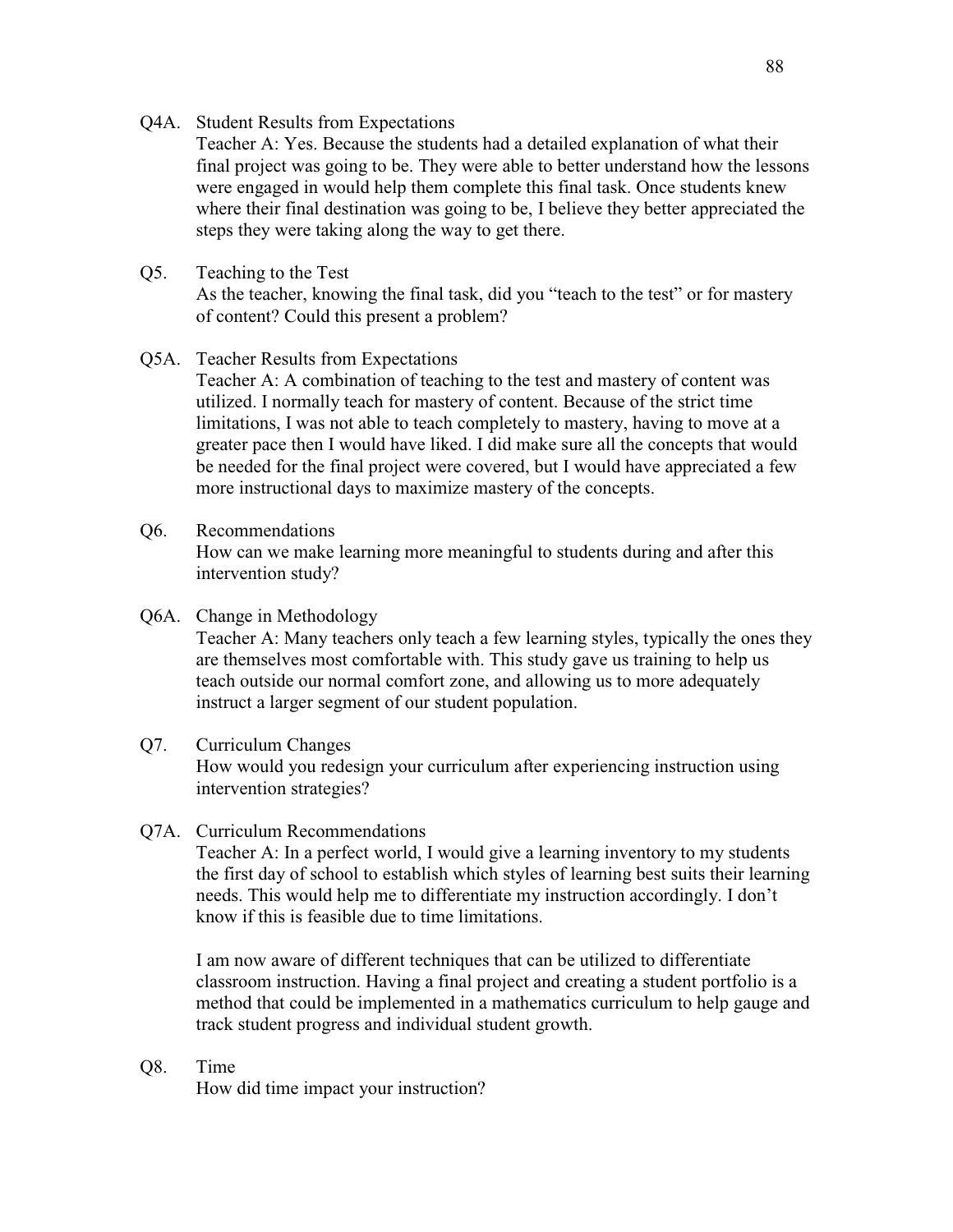Q4A. Student Results from Expectations

Teacher A: Yes. Because the students had a detailed explanation of what their final project was going to be. They were able to better understand how the lessons were engaged in would help them complete this final task. Once students knew where their final destination was going to be, I believe they better appreciated the steps they were taking along the way to get there.

Q5. Teaching to the Test

As the teacher, knowing the final task, did you "teach to the test" or for mastery of content? Could this present a problem?

Q5A. Teacher Results from Expectations

Teacher A: A combination of teaching to the test and mastery of content was utilized. I normally teach for mastery of content. Because of the strict time limitations, I was not able to teach completely to mastery, having to move at a greater pace then I would have liked. I did make sure all the concepts that would be needed for the final project were covered, but I would have appreciated a few more instructional days to maximize mastery of the concepts.

Q6. Recommendations

How can we make learning more meaningful to students during and after this intervention study?

Q6A. Change in Methodology

Teacher A: Many teachers only teach a few learning styles, typically the ones they are themselves most comfortable with. This study gave us training to help us teach outside our normal comfort zone, and allowing us to more adequately instruct a larger segment of our student population.

Q7. Curriculum Changes

How would you redesign your curriculum after experiencing instruction using intervention strategies?

Q7A. Curriculum Recommendations

Teacher A: In a perfect world, I would give a learning inventory to my students the first day of school to establish which styles of learning best suits their learning needs. This would help me to differentiate my instruction accordingly. I don't know if this is feasible due to time limitations.

I am now aware of different techniques that can be utilized to differentiate classroom instruction. Having a final project and creating a student portfolio is a method that could be implemented in a mathematics curriculum to help gauge and track student progress and individual student growth.

Q8. Time

How did time impact your instruction?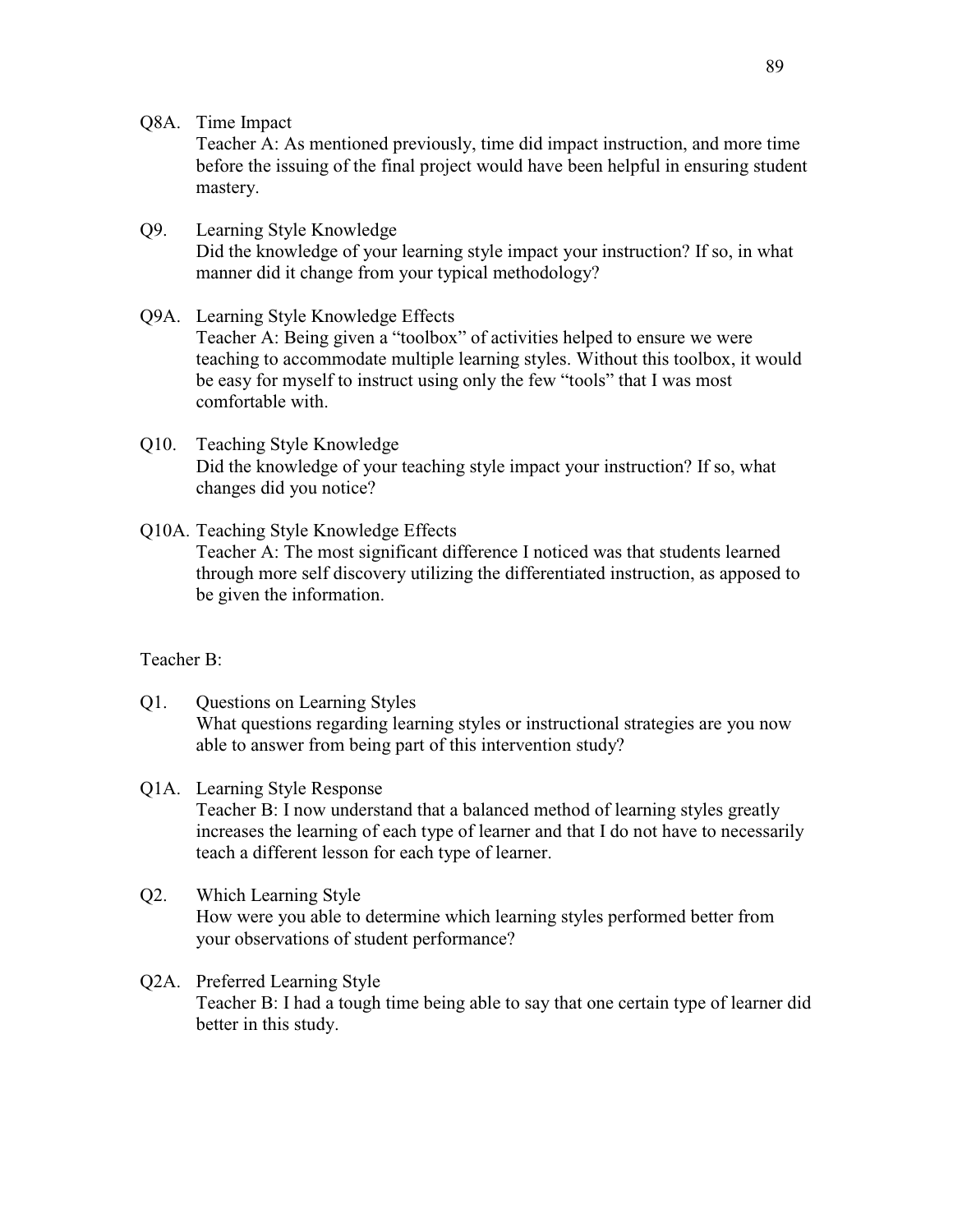Q8A. Time Impact

Teacher A: As mentioned previously, time did impact instruction, and more time before the issuing of the final project would have been helpful in ensuring student mastery.

Q9. Learning Style Knowledge

Did the knowledge of your learning style impact your instruction? If so, in what manner did it change from your typical methodology?

Q9A. Learning Style Knowledge Effects

Teacher A: Being given a "toolbox" of activities helped to ensure we were teaching to accommodate multiple learning styles. Without this toolbox, it would be easy for myself to instruct using only the few "tools" that I was most comfortable with.

Q10. Teaching Style Knowledge

Did the knowledge of your teaching style impact your instruction? If so, what changes did you notice?

Q10A. Teaching Style Knowledge Effects

Teacher A: The most significant difference I noticed was that students learned through more self discovery utilizing the differentiated instruction, as apposed to be given the information.

Teacher B:

Q1. Questions on Learning Styles

What questions regarding learning styles or instructional strategies are you now able to answer from being part of this intervention study?

Q1A. Learning Style Response

Teacher B: I now understand that a balanced method of learning styles greatly increases the learning of each type of learner and that I do not have to necessarily teach a different lesson for each type of learner.

Q2. Which Learning Style

How were you able to determine which learning styles performed better from your observations of student performance?

Q2A. Preferred Learning Style

Teacher B: I had a tough time being able to say that one certain type of learner did better in this study.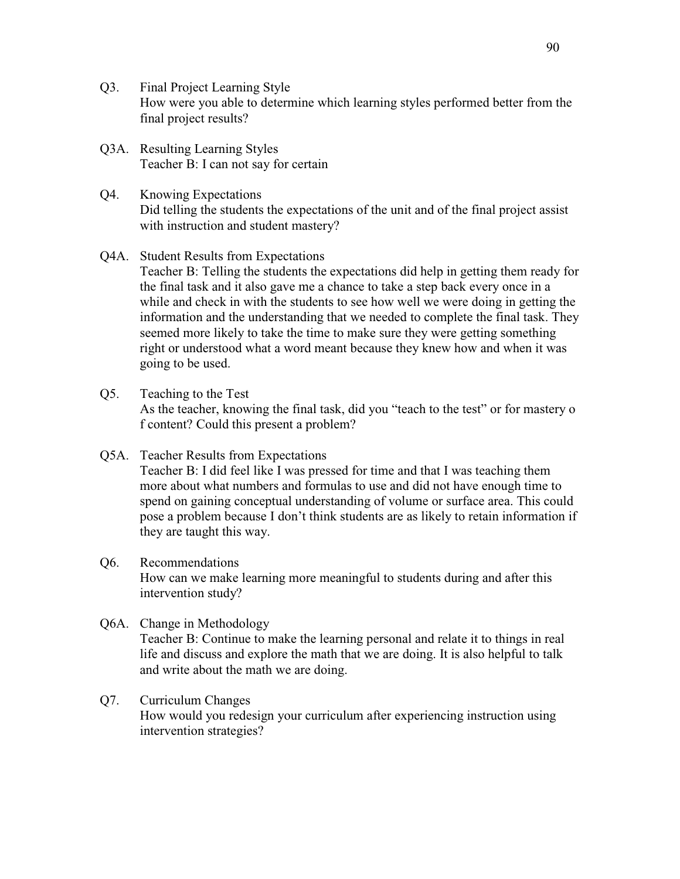Q3. Final Project Learning Style
How were you able to determine which learning styles performed better from the final project results?

Q3A. Resulting Learning Styles
Teacher B: I can not say for certain

Q4. Knowing Expectations
Did telling the students the expectations of the unit and of the final project assist with instruction and student mastery?

Q4A. Student Results from Expectations
Teacher B: Telling the students the expectations did help in getting them ready for the final task and it also gave me a chance to take a step back every once in a while and check in with the students to see how well we were doing in getting the information and the understanding that we needed to complete the final task. They seemed more likely to take the time to make sure they were getting something right or understood what a word meant because they knew how and when it was going to be used.

Q5. Teaching to the Test
As the teacher, knowing the final task, did you "teach to the test" or for mastery o f content? Could this present a problem?

Q5A. Teacher Results from Expectations
Teacher B: I did feel like I was pressed for time and that I was teaching them more about what numbers and formulas to use and did not have enough time to spend on gaining conceptual understanding of volume or surface area. This could pose a problem because I don't think students are as likely to retain information if they are taught this way.

Q6. Recommendations
How can we make learning more meaningful to students during and after this intervention study?

Q6A. Change in Methodology
Teacher B: Continue to make the learning personal and relate it to things in real life and discuss and explore the math that we are doing. It is also helpful to talk and write about the math we are doing.

Q7. Curriculum Changes
How would you redesign your curriculum after experiencing instruction using intervention strategies?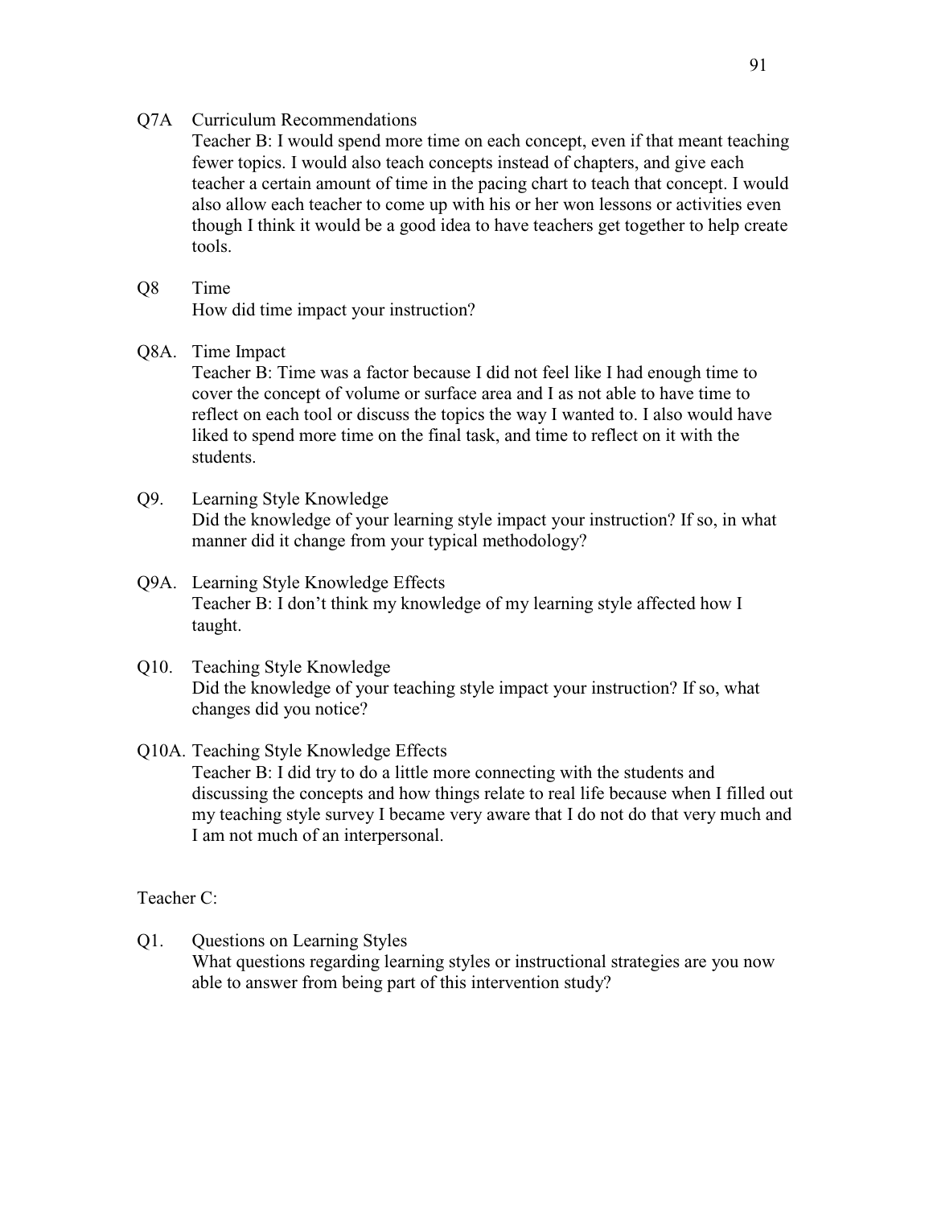Q7A Curriculum Recommendations

Teacher B: I would spend more time on each concept, even if that meant teaching fewer topics. I would also teach concepts instead of chapters, and give each teacher a certain amount of time in the pacing chart to teach that concept. I would also allow each teacher to come up with his or her won lessons or activities even though I think it would be a good idea to have teachers get together to help create tools.

Q8 Time

How did time impact your instruction?

Q8A. Time Impact

Teacher B: Time was a factor because I did not feel like I had enough time to cover the concept of volume or surface area and I as not able to have time to reflect on each tool or discuss the topics the way I wanted to. I also would have liked to spend more time on the final task, and time to reflect on it with the students.

Q9. Learning Style Knowledge

Did the knowledge of your learning style impact your instruction? If so, in what manner did it change from your typical methodology?

Q9A. Learning Style Knowledge Effects

Teacher B: I don't think my knowledge of my learning style affected how I taught.

Q10. Teaching Style Knowledge

Did the knowledge of your teaching style impact your instruction? If so, what changes did you notice?

Q10A. Teaching Style Knowledge Effects

Teacher B: I did try to do a little more connecting with the students and discussing the concepts and how things relate to real life because when I filled out my teaching style survey I became very aware that I do not do that very much and I am not much of an interpersonal.

Teacher C:

Q1. Questions on Learning Styles

What questions regarding learning styles or instructional strategies are you now able to answer from being part of this intervention study?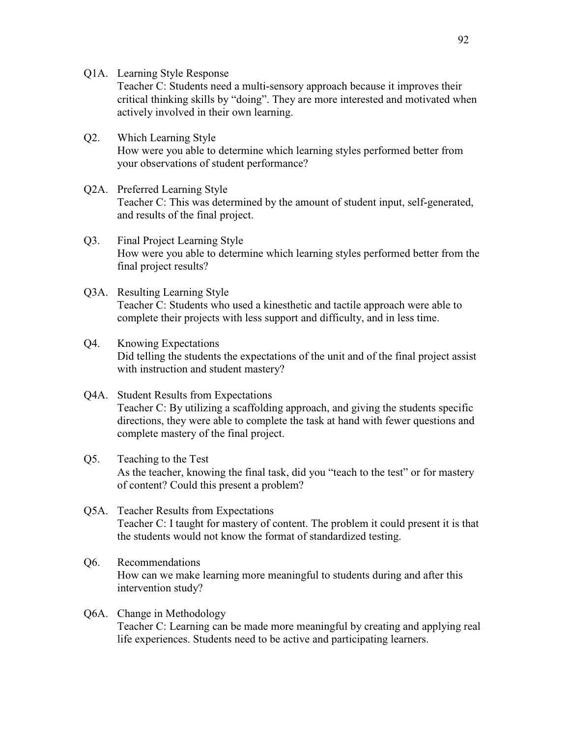Q1A. Learning Style Response
Teacher C: Students need a multi-sensory approach because it improves their critical thinking skills by “doing”. They are more interested and motivated when actively involved in their own learning.

Q2. Which Learning Style
How were you able to determine which learning styles performed better from your observations of student performance?

Q2A. Preferred Learning Style
Teacher C: This was determined by the amount of student input, self-generated, and results of the final project.

Q3. Final Project Learning Style
How were you able to determine which learning styles performed better from the final project results?

Q3A. Resulting Learning Style
Teacher C: Students who used a kinesthetic and tactile approach were able to complete their projects with less support and difficulty, and in less time.

Q4. Knowing Expectations
Did telling the students the expectations of the unit and of the final project assist with instruction and student mastery?

Q4A. Student Results from Expectations
Teacher C: By utilizing a scaffolding approach, and giving the students specific directions, they were able to complete the task at hand with fewer questions and complete mastery of the final project.

Q5. Teaching to the Test
As the teacher, knowing the final task, did you “teach to the test” or for mastery of content? Could this present a problem?

Q5A. Teacher Results from Expectations
Teacher C: I taught for mastery of content. The problem it could present it is that the students would not know the format of standardized testing.

Q6. Recommendations
How can we make learning more meaningful to students during and after this intervention study?

Q6A. Change in Methodology
Teacher C: Learning can be made more meaningful by creating and applying real life experiences. Students need to be active and participating learners.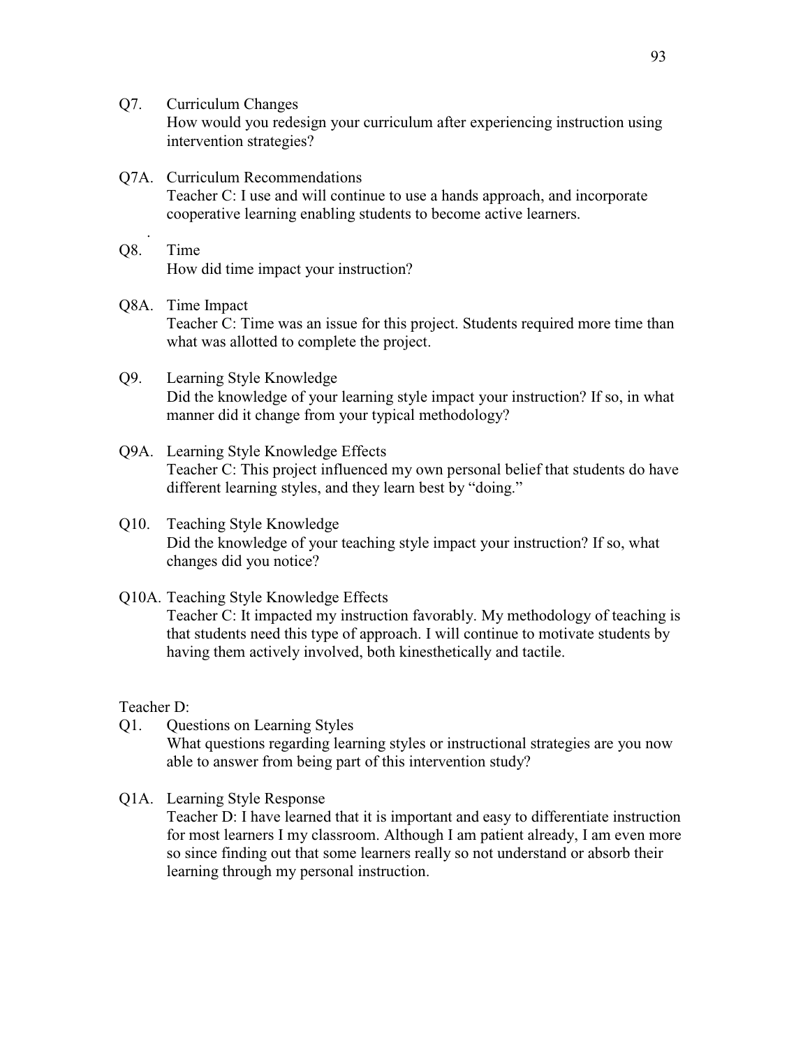Q7. Curriculum Changes
How would you redesign your curriculum after experiencing instruction using intervention strategies?

Q7A. Curriculum Recommendations
Teacher C: I use and will continue to use a hands approach, and incorporate cooperative learning enabling students to become active learners.

Q8. Time
How did time impact your instruction?

Q8A. Time Impact
Teacher C: Time was an issue for this project. Students required more time than what was allotted to complete the project.

Q9. Learning Style Knowledge
Did the knowledge of your learning style impact your instruction? If so, in what manner did it change from your typical methodology?

Q9A. Learning Style Knowledge Effects
Teacher C: This project influenced my own personal belief that students do have different learning styles, and they learn best by "doing."

Q10. Teaching Style Knowledge
Did the knowledge of your teaching style impact your instruction? If so, what changes did you notice?

Q10A. Teaching Style Knowledge Effects
Teacher C: It impacted my instruction favorably. My methodology of teaching is that students need this type of approach. I will continue to motivate students by having them actively involved, both kinesthetically and tactile.

Teacher D:

Q1. Questions on Learning Styles
What questions regarding learning styles or instructional strategies are you now able to answer from being part of this intervention study?

Q1A. Learning Style Response
Teacher D: I have learned that it is important and easy to differentiate instruction for most learners I my classroom. Although I am patient already, I am even more so since finding out that some learners really so not understand or absorb their learning through my personal instruction.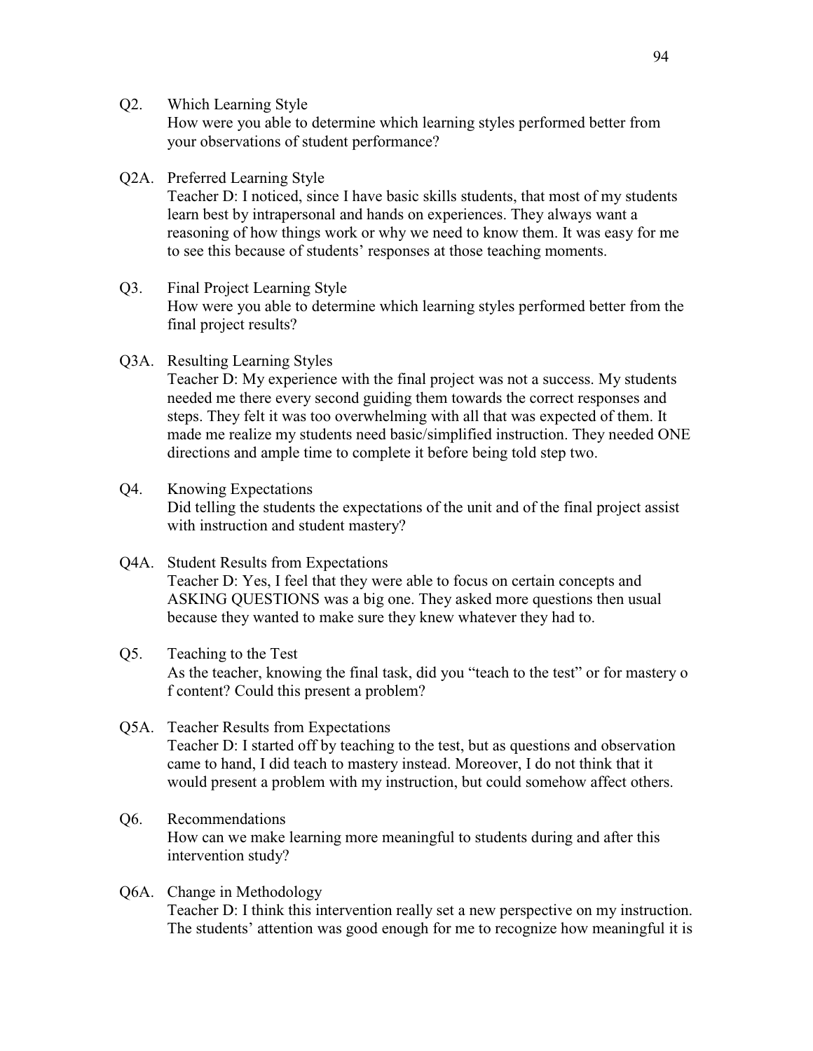Q2. Which Learning Style
How were you able to determine which learning styles performed better from your observations of student performance?

Q2A. Preferred Learning Style
Teacher D: I noticed, since I have basic skills students, that most of my students learn best by intrapersonal and hands on experiences. They always want a reasoning of how things work or why we need to know them. It was easy for me to see this because of students' responses at those teaching moments.

Q3. Final Project Learning Style
How were you able to determine which learning styles performed better from the final project results?

Q3A. Resulting Learning Styles
Teacher D: My experience with the final project was not a success. My students needed me there every second guiding them towards the correct responses and steps. They felt it was too overwhelming with all that was expected of them. It made me realize my students need basic/simplified instruction. They needed ONE directions and ample time to complete it before being told step two.

Q4. Knowing Expectations
Did telling the students the expectations of the unit and of the final project assist with instruction and student mastery?

Q4A. Student Results from Expectations
Teacher D: Yes, I feel that they were able to focus on certain concepts and ASKING QUESTIONS was a big one. They asked more questions then usual because they wanted to make sure they knew whatever they had to.

Q5. Teaching to the Test
As the teacher, knowing the final task, did you "teach to the test" or for mastery o f content? Could this present a problem?

Q5A. Teacher Results from Expectations
Teacher D: I started off by teaching to the test, but as questions and observation came to hand, I did teach to mastery instead. Moreover, I do not think that it would present a problem with my instruction, but could somehow affect others.

Q6. Recommendations
How can we make learning more meaningful to students during and after this intervention study?

Q6A. Change in Methodology
Teacher D: I think this intervention really set a new perspective on my instruction. The students' attention was good enough for me to recognize how meaningful it is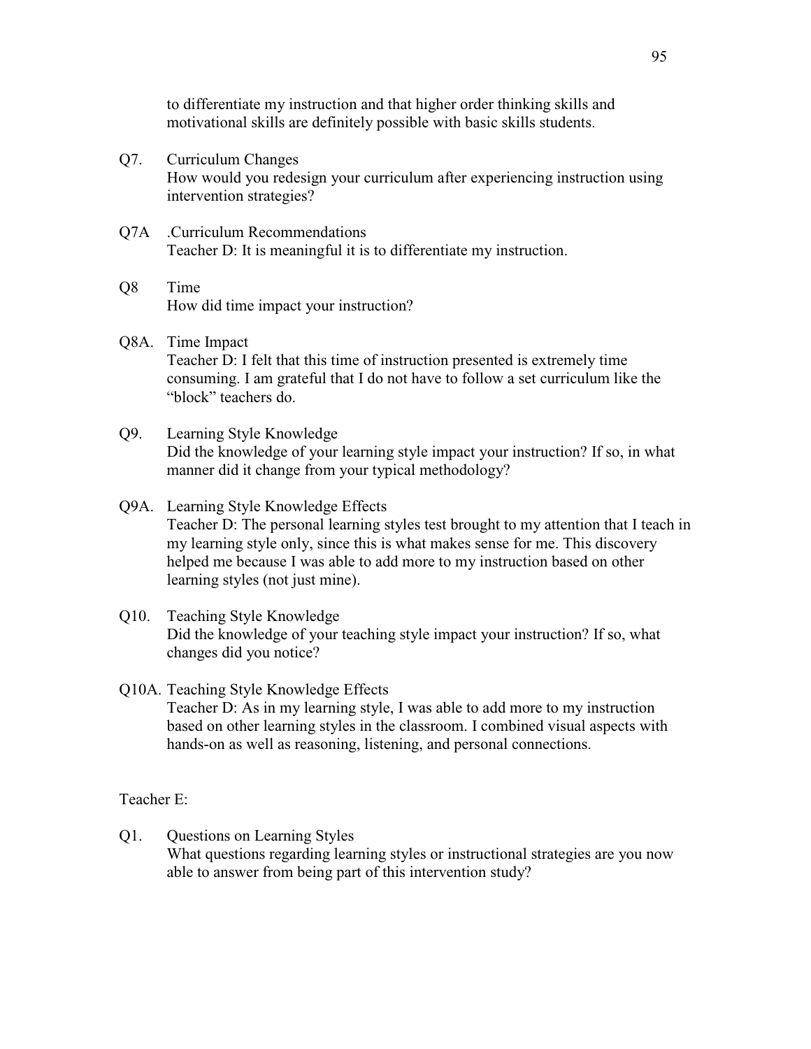to differentiate my instruction and that higher order thinking skills and motivational skills are definitely possible with basic skills students.

Q7. Curriculum Changes
How would you redesign your curriculum after experiencing instruction using intervention strategies?

Q7A .Curriculum Recommendations
Teacher D: It is meaningful it is to differentiate my instruction.

Q8 Time
How did time impact your instruction?

Q8A. Time Impact
Teacher D: I felt that this time of instruction presented is extremely time consuming. I am grateful that I do not have to follow a set curriculum like the "block" teachers do.

Q9. Learning Style Knowledge
Did the knowledge of your learning style impact your instruction? If so, in what manner did it change from your typical methodology?

Q9A. Learning Style Knowledge Effects
Teacher D: The personal learning styles test brought to my attention that I teach in my learning style only, since this is what makes sense for me. This discovery helped me because I was able to add more to my instruction based on other learning styles (not just mine).

Q10. Teaching Style Knowledge
Did the knowledge of your teaching style impact your instruction? If so, what changes did you notice?

Q10A. Teaching Style Knowledge Effects
Teacher D: As in my learning style, I was able to add more to my instruction based on other learning styles in the classroom. I combined visual aspects with hands-on as well as reasoning, listening, and personal connections.

Teacher E:

Q1. Questions on Learning Styles
What questions regarding learning styles or instructional strategies are you now able to answer from being part of this intervention study?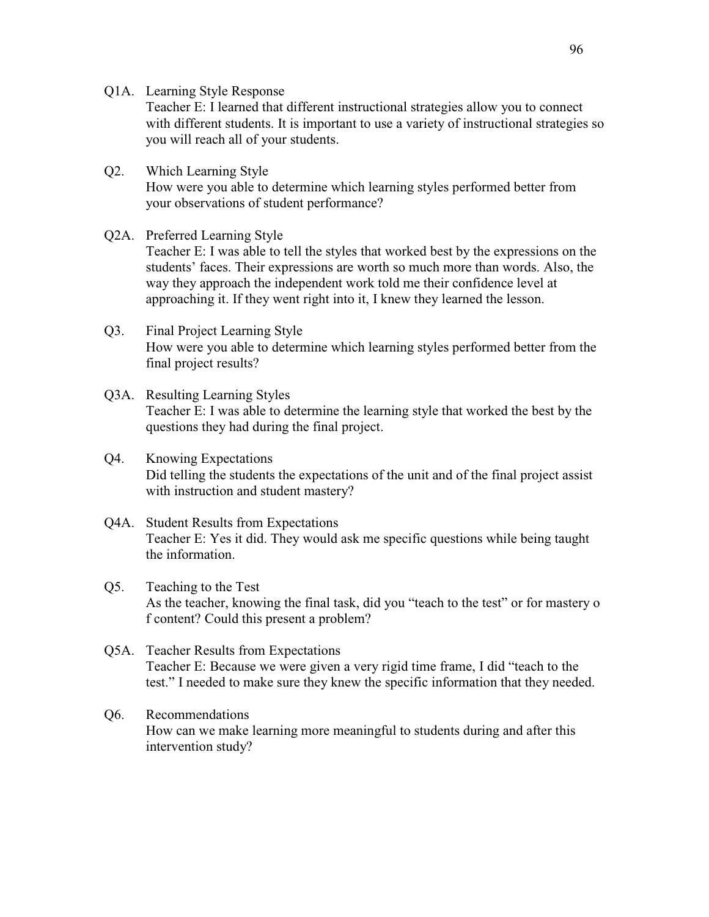Q1A. Learning Style Response
Teacher E: I learned that different instructional strategies allow you to connect with different students. It is important to use a variety of instructional strategies so you will reach all of your students.

Q2. Which Learning Style
How were you able to determine which learning styles performed better from your observations of student performance?

Q2A. Preferred Learning Style
Teacher E: I was able to tell the styles that worked best by the expressions on the students' faces. Their expressions are worth so much more than words. Also, the way they approach the independent work told me their confidence level at approaching it. If they went right into it, I knew they learned the lesson.

Q3. Final Project Learning Style
How were you able to determine which learning styles performed better from the final project results?

Q3A. Resulting Learning Styles
Teacher E: I was able to determine the learning style that worked the best by the questions they had during the final project.

Q4. Knowing Expectations
Did telling the students the expectations of the unit and of the final project assist with instruction and student mastery?

Q4A. Student Results from Expectations
Teacher E: Yes it did. They would ask me specific questions while being taught the information.

Q5. Teaching to the Test
As the teacher, knowing the final task, did you "teach to the test" or for mastery o f content? Could this present a problem?

Q5A. Teacher Results from Expectations
Teacher E: Because we were given a very rigid time frame, I did "teach to the test." I needed to make sure they knew the specific information that they needed.

Q6. Recommendations
How can we make learning more meaningful to students during and after this intervention study?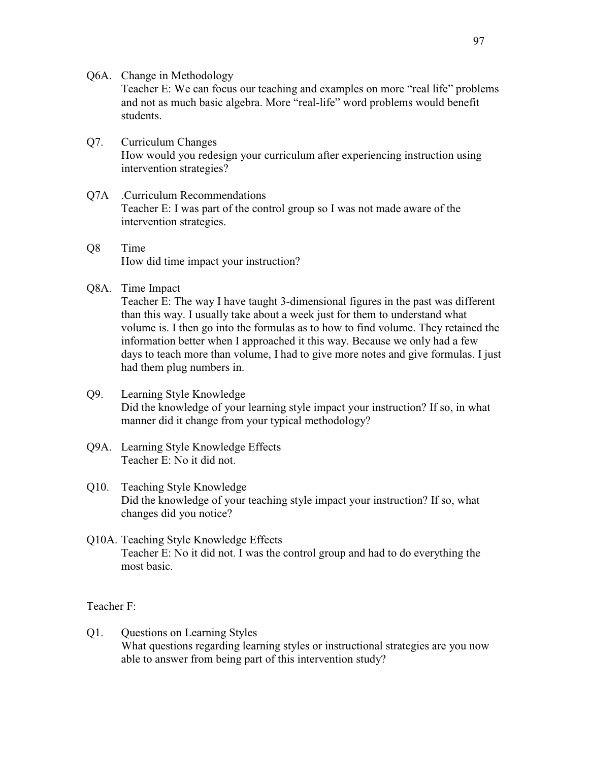Q6A. Change in Methodology
Teacher E: We can focus our teaching and examples on more “real life” problems and not as much basic algebra. More “real-life” word problems would benefit students.

Q7. Curriculum Changes
How would you redesign your curriculum after experiencing instruction using intervention strategies?

Q7A .Curriculum Recommendations
Teacher E: I was part of the control group so I was not made aware of the intervention strategies.

Q8 Time
How did time impact your instruction?

Q8A. Time Impact
Teacher E: The way I have taught 3-dimensional figures in the past was different than this way. I usually take about a week just for them to understand what volume is. I then go into the formulas as to how to find volume. They retained the information better when I approached it this way. Because we only had a few days to teach more than volume, I had to give more notes and give formulas. I just had them plug numbers in.

Q9. Learning Style Knowledge
Did the knowledge of your learning style impact your instruction? If so, in what manner did it change from your typical methodology?

Q9A. Learning Style Knowledge Effects
Teacher E: No it did not.

Q10. Teaching Style Knowledge
Did the knowledge of your teaching style impact your instruction? If so, what changes did you notice?

Q10A. Teaching Style Knowledge Effects
Teacher E: No it did not. I was the control group and had to do everything the most basic.

Teacher F:

Q1. Questions on Learning Styles
What questions regarding learning styles or instructional strategies are you now able to answer from being part of this intervention study?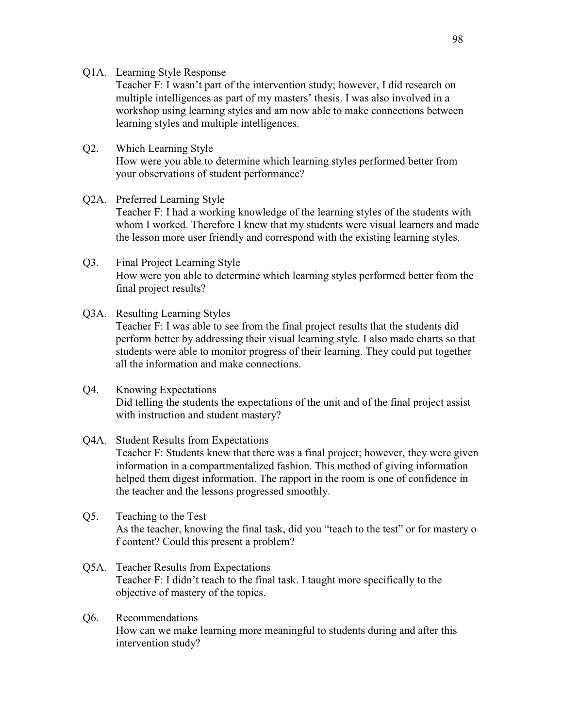Q1A. Learning Style Response

Teacher F: I wasn't part of the intervention study; however, I did research on multiple intelligences as part of my masters' thesis. I was also involved in a workshop using learning styles and am now able to make connections between learning styles and multiple intelligences.

Q2. Which Learning Style

How were you able to determine which learning styles performed better from your observations of student performance?

Q2A. Preferred Learning Style

Teacher F: I had a working knowledge of the learning styles of the students with whom I worked. Therefore I knew that my students were visual learners and made the lesson more user friendly and correspond with the existing learning styles.

Q3. Final Project Learning Style

How were you able to determine which learning styles performed better from the final project results?

Q3A. Resulting Learning Styles

Teacher F: I was able to see from the final project results that the students did perform better by addressing their visual learning style. I also made charts so that students were able to monitor progress of their learning. They could put together all the information and make connections.

Q4. Knowing Expectations

Did telling the students the expectations of the unit and of the final project assist with instruction and student mastery?

Q4A. Student Results from Expectations

Teacher F: Students knew that there was a final project; however, they were given information in a compartmentalized fashion. This method of giving information helped them digest information. The rapport in the room is one of confidence in the teacher and the lessons progressed smoothly.

Q5. Teaching to the Test

As the teacher, knowing the final task, did you "teach to the test" or for mastery o f content? Could this present a problem?

Q5A. Teacher Results from Expectations

Teacher F: I didn't teach to the final task. I taught more specifically to the objective of mastery of the topics.

Q6. Recommendations

How can we make learning more meaningful to students during and after this intervention study?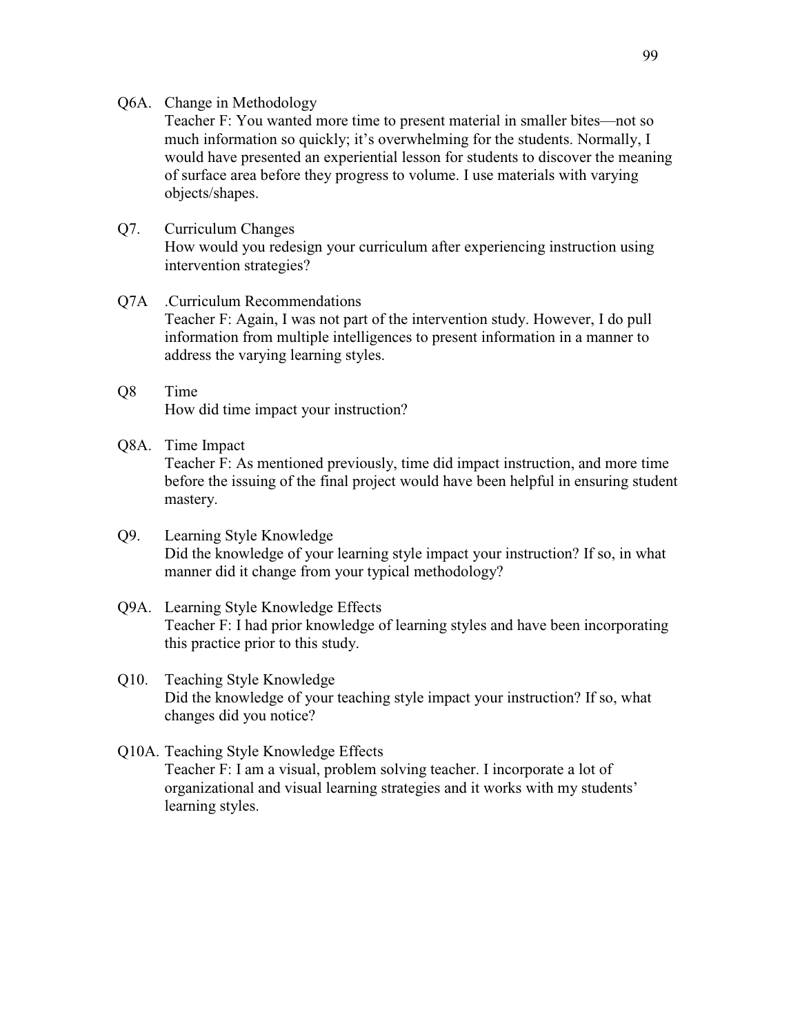Q6A. Change in Methodology

Teacher F: You wanted more time to present material in smaller bites—not so much information so quickly; it's overwhelming for the students. Normally, I would have presented an experiential lesson for students to discover the meaning of surface area before they progress to volume. I use materials with varying objects/shapes.

Q7. Curriculum Changes

How would you redesign your curriculum after experiencing instruction using intervention strategies?

Q7A .Curriculum Recommendations

Teacher F: Again, I was not part of the intervention study. However, I do pull information from multiple intelligences to present information in a manner to address the varying learning styles.

Q8 Time

How did time impact your instruction?

Q8A. Time Impact

Teacher F: As mentioned previously, time did impact instruction, and more time before the issuing of the final project would have been helpful in ensuring student mastery.

Q9. Learning Style Knowledge

Did the knowledge of your learning style impact your instruction? If so, in what manner did it change from your typical methodology?

Q9A. Learning Style Knowledge Effects

Teacher F: I had prior knowledge of learning styles and have been incorporating this practice prior to this study.

Q10. Teaching Style Knowledge

Did the knowledge of your teaching style impact your instruction? If so, what changes did you notice?

Q10A. Teaching Style Knowledge Effects

Teacher F: I am a visual, problem solving teacher. I incorporate a lot of organizational and visual learning strategies and it works with my students' learning styles.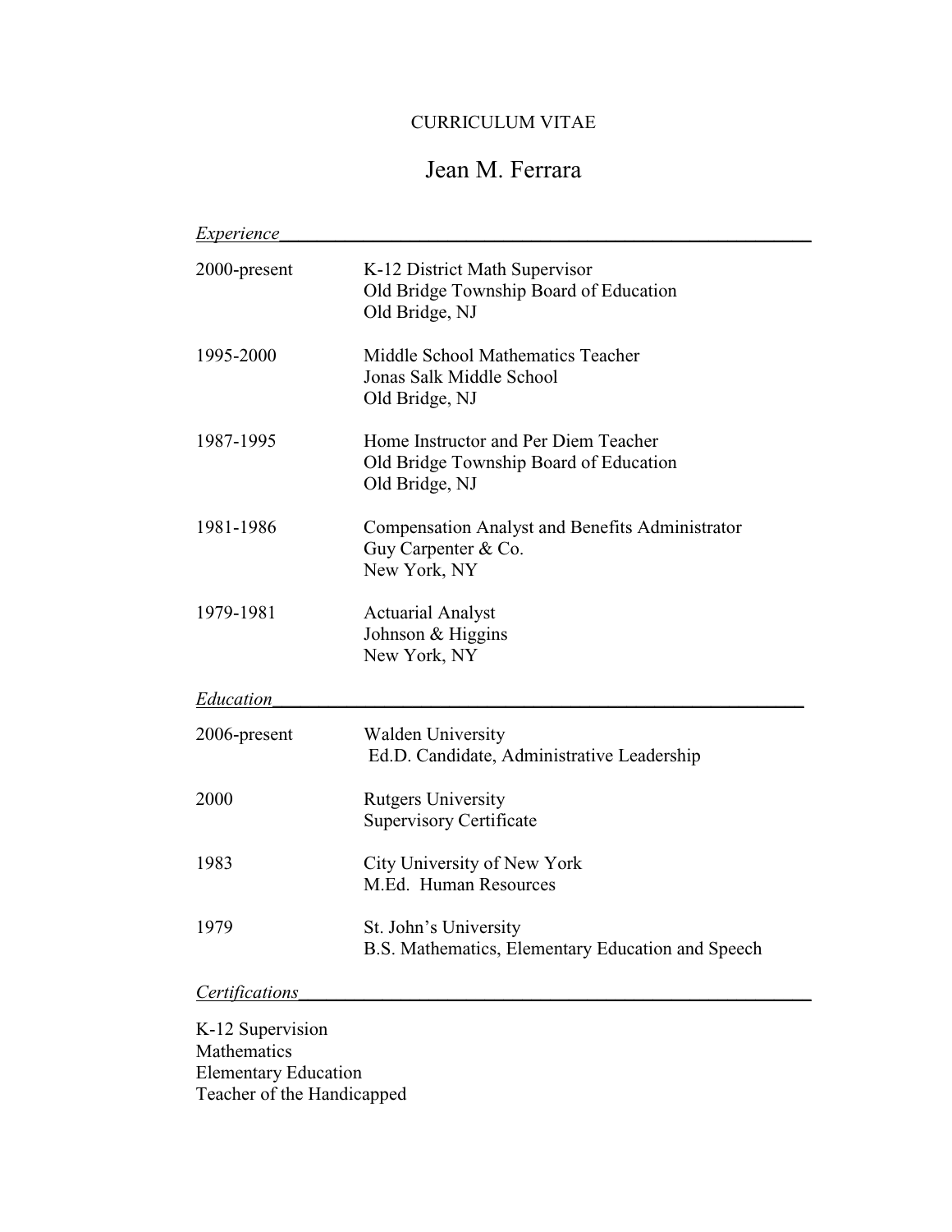# CURRICULUM VITAE

## Jean M. Ferrara

### *Experience*

| | |
|---|---|
| 2000-present | K-12 District Math Supervisor<br>Old Bridge Township Board of Education<br>Old Bridge, NJ |
| 1995-2000 | Middle School Mathematics Teacher<br>Jonas Salk Middle School<br>Old Bridge, NJ |
| 1987-1995 | Home Instructor and Per Diem Teacher<br>Old Bridge Township Board of Education<br>Old Bridge, NJ |
| 1981-1986 | Compensation Analyst and Benefits Administrator<br>Guy Carpenter & Co.<br>New York, NY |
| 1979-1981 | Actuarial Analyst<br>Johnson & Higgins<br>New York, NY |

### *Education*

| | |
|---|---|
| 2006-present | Walden University<br>Ed.D. Candidate, Administrative Leadership |
| 2000 | Rutgers University<br>Supervisory Certificate |
| 1983 | City University of New York<br>M.Ed. Human Resources |
| 1979 | St. John's University<br>B.S. Mathematics, Elementary Education and Speech |

### *Certifications*

K-12 Supervision
Mathematics
Elementary Education
Teacher of the Handicapped